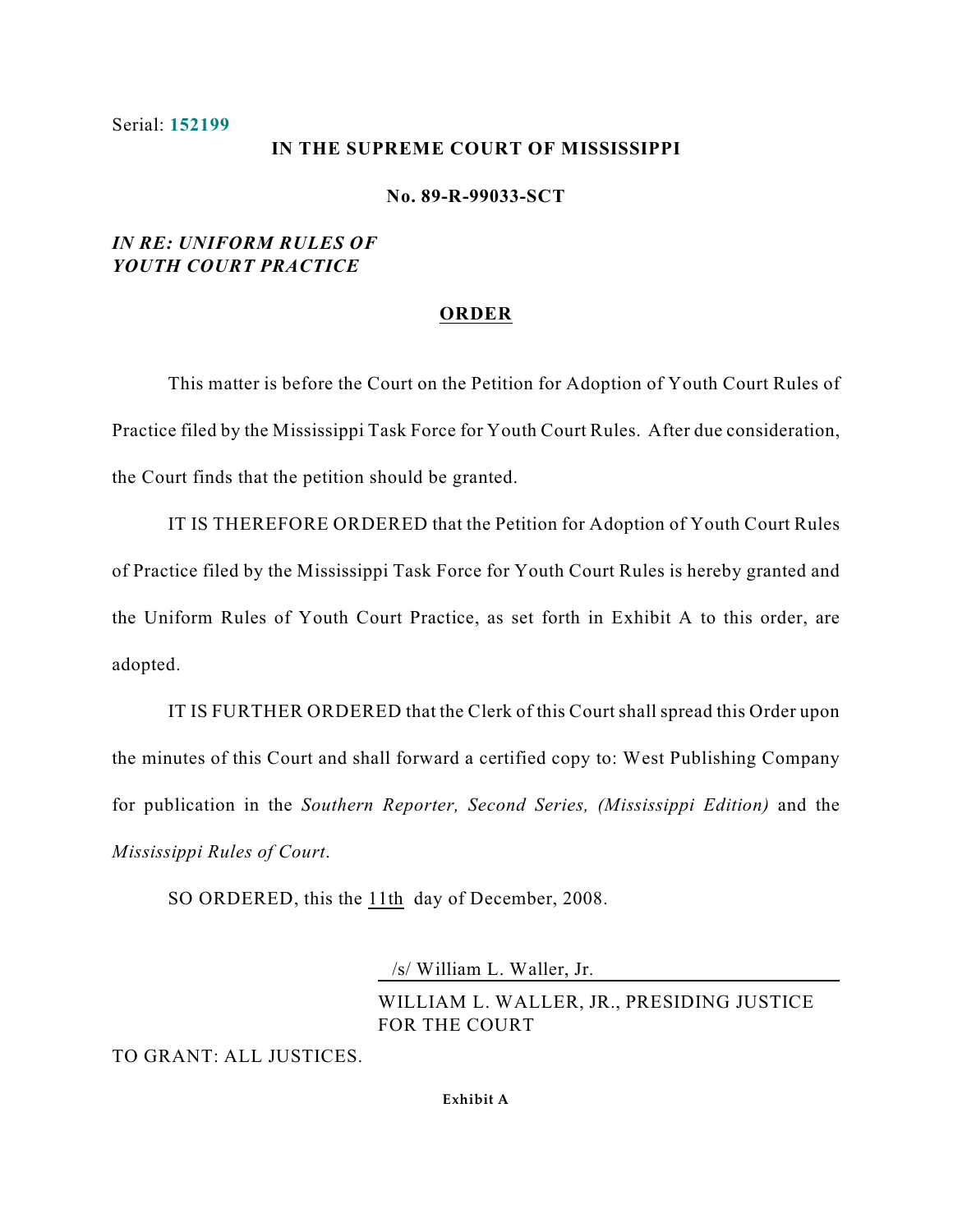Serial: **152199**

**IN THE SUPREME COURT OF MISSISSIPPI**

**No. 89-R-99033-SCT**

***IN RE: UNIFORM RULES OF YOUTH COURT PRACTICE***

## ORDER

This matter is before the Court on the Petition for Adoption of Youth Court Rules of Practice filed by the Mississippi Task Force for Youth Court Rules. After due consideration, the Court finds that the petition should be granted.

IT IS THEREFORE ORDERED that the Petition for Adoption of Youth Court Rules of Practice filed by the Mississippi Task Force for Youth Court Rules is hereby granted and the Uniform Rules of Youth Court Practice, as set forth in Exhibit A to this order, are adopted.

IT IS FURTHER ORDERED that the Clerk of this Court shall spread this Order upon the minutes of this Court and shall forward a certified copy to: West Publishing Company for publication in the *Southern Reporter, Second Series, (Mississippi Edition)* and the *Mississippi Rules of Court*.

SO ORDERED, this the 11th day of December, 2008.

/s/ William L. Waller, Jr.

WILLIAM L. WALLER, JR., PRESIDING JUSTICE FOR THE COURT

TO GRANT: ALL JUSTICES.

**Exhibit A**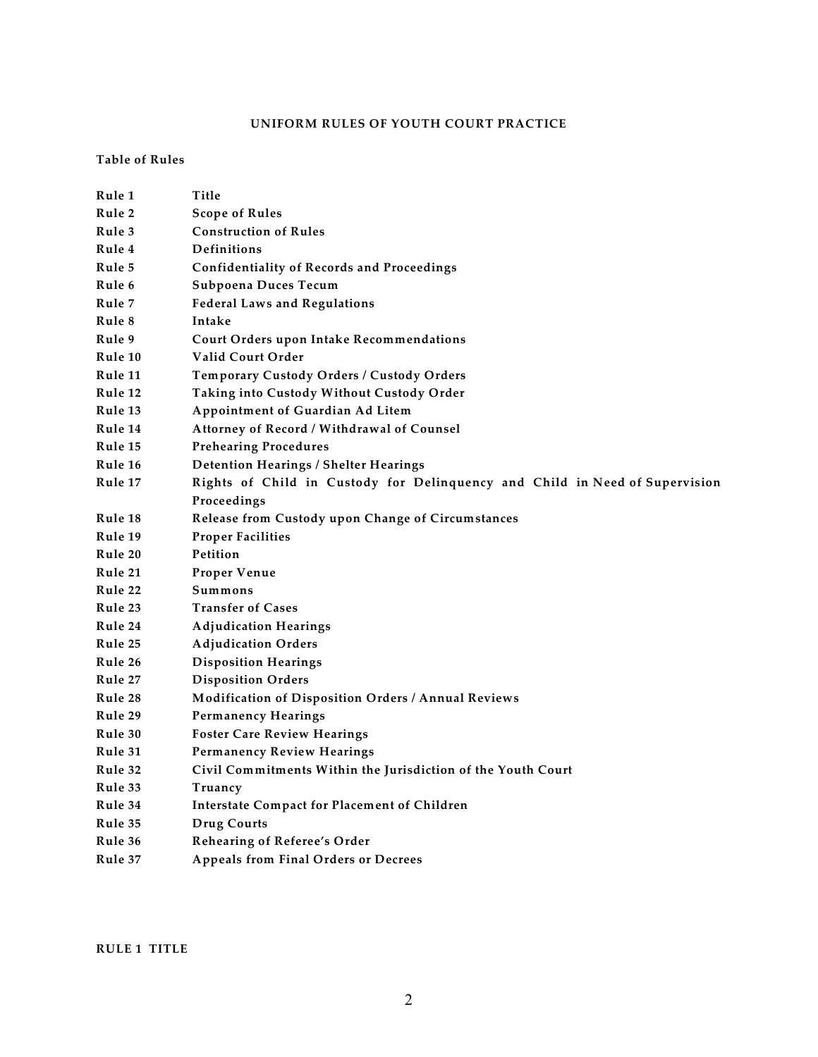**UNIFORM RULES OF YOUTH COURT PRACTICE**

**Table of Rules**

| | |
|---|---|
| **Rule 1** | **Title** |
| **Rule 2** | **Scope of Rules** |
| **Rule 3** | **Construction of Rules** |
| **Rule 4** | **Definitions** |
| **Rule 5** | **Confidentiality of Records and Proceedings** |
| **Rule 6** | **Subpoena Duces Tecum** |
| **Rule 7** | **Federal Laws and Regulations** |
| **Rule 8** | **Intake** |
| **Rule 9** | **Court Orders upon Intake Recommendations** |
| **Rule 10** | **Valid Court Order** |
| **Rule 11** | **Temporary Custody Orders / Custody Orders** |
| **Rule 12** | **Taking into Custody Without Custody Order** |
| **Rule 13** | **Appointment of Guardian Ad Litem** |
| **Rule 14** | **Attorney of Record / Withdrawal of Counsel** |
| **Rule 15** | **Prehearing Procedures** |
| **Rule 16** | **Detention Hearings / Shelter Hearings** |
| **Rule 17** | **Rights of Child in Custody for Delinquency and Child in Need of Supervision Proceedings** |
| **Rule 18** | **Release from Custody upon Change of Circumstances** |
| **Rule 19** | **Proper Facilities** |
| **Rule 20** | **Petition** |
| **Rule 21** | **Proper Venue** |
| **Rule 22** | **Summons** |
| **Rule 23** | **Transfer of Cases** |
| **Rule 24** | **Adjudication Hearings** |
| **Rule 25** | **Adjudication Orders** |
| **Rule 26** | **Disposition Hearings** |
| **Rule 27** | **Disposition Orders** |
| **Rule 28** | **Modification of Disposition Orders / Annual Reviews** |
| **Rule 29** | **Permanency Hearings** |
| **Rule 30** | **Foster Care Review Hearings** |
| **Rule 31** | **Permanency Review Hearings** |
| **Rule 32** | **Civil Commitments Within the Jurisdiction of the Youth Court** |
| **Rule 33** | **Truancy** |
| **Rule 34** | **Interstate Compact for Placement of Children** |
| **Rule 35** | **Drug Courts** |
| **Rule 36** | **Rehearing of Referee's Order** |
| **Rule 37** | **Appeals from Final Orders or Decrees** |

## RULE 1 TITLE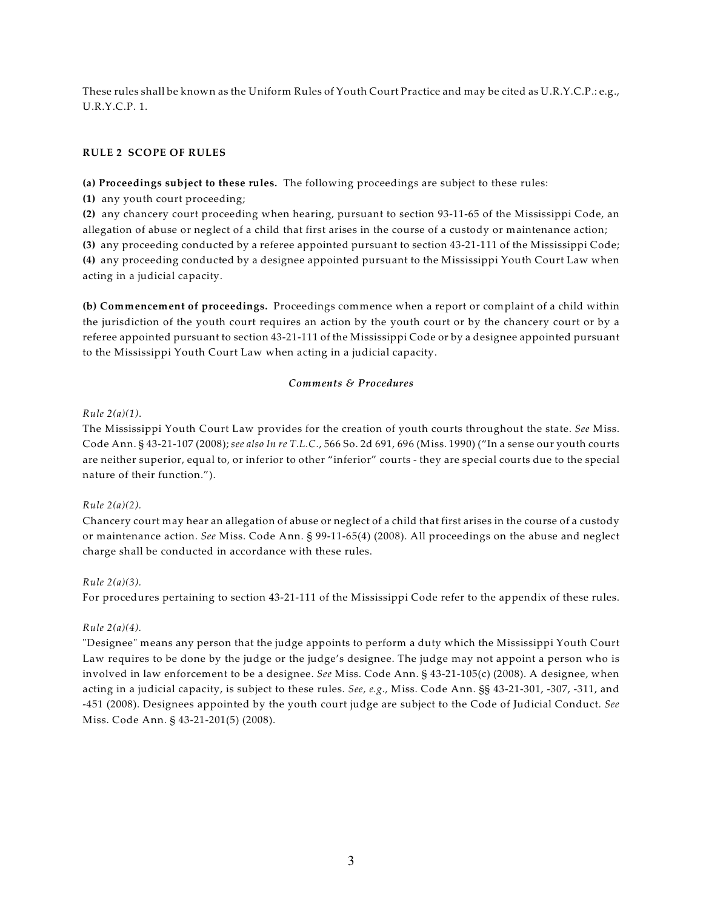These rules shall be known as the Uniform Rules of Youth Court Practice and may be cited as U.R.Y.C.P.: e.g., U.R.Y.C.P. 1.

## RULE 2 SCOPE OF RULES

**(a) Proceedings subject to these rules.** The following proceedings are subject to these rules:

**(1)** any youth court proceeding;

**(2)** any chancery court proceeding when hearing, pursuant to section 93-11-65 of the Mississippi Code, an allegation of abuse or neglect of a child that first arises in the course of a custody or maintenance action;

**(3)** any proceeding conducted by a referee appointed pursuant to section 43-21-111 of the Mississippi Code;

**(4)** any proceeding conducted by a designee appointed pursuant to the Mississippi Youth Court Law when acting in a judicial capacity.

**(b) Commencement of proceedings.** Proceedings commence when a report or complaint of a child within the jurisdiction of the youth court requires an action by the youth court or by the chancery court or by a referee appointed pursuant to section 43-21-111 of the Mississippi Code or by a designee appointed pursuant to the Mississippi Youth Court Law when acting in a judicial capacity.

### *Comments & Procedures*

*Rule 2(a)(1).*

The Mississippi Youth Court Law provides for the creation of youth courts throughout the state. *See* Miss. Code Ann. § 43-21-107 (2008); *see also In re T.L.C.*, 566 So. 2d 691, 696 (Miss. 1990) ("In a sense our youth courts are neither superior, equal to, or inferior to other "inferior" courts - they are special courts due to the special nature of their function.").

*Rule 2(a)(2).*

Chancery court may hear an allegation of abuse or neglect of a child that first arises in the course of a custody or maintenance action. *See* Miss. Code Ann. § 99-11-65(4) (2008). All proceedings on the abuse and neglect charge shall be conducted in accordance with these rules.

*Rule 2(a)(3).*

For procedures pertaining to section 43-21-111 of the Mississippi Code refer to the appendix of these rules.

*Rule 2(a)(4).*

"Designee" means any person that the judge appoints to perform a duty which the Mississippi Youth Court Law requires to be done by the judge or the judge's designee. The judge may not appoint a person who is involved in law enforcement to be a designee. *See* Miss. Code Ann. § 43-21-105(c) (2008). A designee, when acting in a judicial capacity, is subject to these rules. *See, e.g.,* Miss. Code Ann. §§ 43-21-301, -307, -311, and -451 (2008). Designees appointed by the youth court judge are subject to the Code of Judicial Conduct. *See* Miss. Code Ann. § 43-21-201(5) (2008).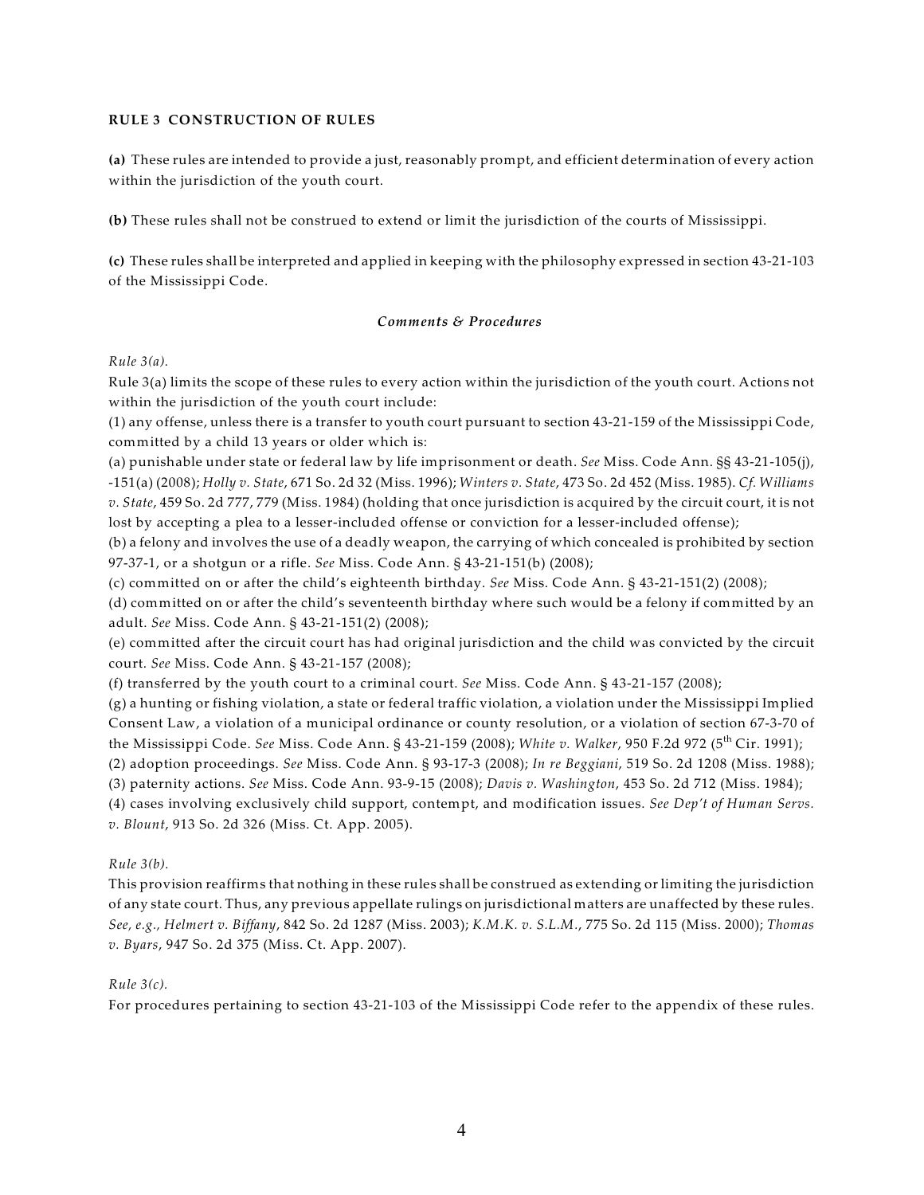**RULE 3 CONSTRUCTION OF RULES**

**(a)** These rules are intended to provide a just, reasonably prompt, and efficient determination of every action within the jurisdiction of the youth court.

**(b)** These rules shall not be construed to extend or limit the jurisdiction of the courts of Mississippi.

**(c)** These rules shall be interpreted and applied in keeping with the philosophy expressed in section 43-21-103 of the Mississippi Code.

***Comments & Procedures***

*Rule 3(a).*

Rule 3(a) limits the scope of these rules to every action within the jurisdiction of the youth court. Actions not within the jurisdiction of the youth court include:

(1) any offense, unless there is a transfer to youth court pursuant to section 43-21-159 of the Mississippi Code, committed by a child 13 years or older which is:

(a) punishable under state or federal law by life imprisonment or death. *See* Miss. Code Ann. §§ 43-21-105(j), -151(a) (2008); *Holly v. State*, 671 So. 2d 32 (Miss. 1996); *Winters v. State*, 473 So. 2d 452 (Miss. 1985). *Cf. Williams v. State*, 459 So. 2d 777, 779 (Miss. 1984) (holding that once jurisdiction is acquired by the circuit court, it is not lost by accepting a plea to a lesser-included offense or conviction for a lesser-included offense);

(b) a felony and involves the use of a deadly weapon, the carrying of which concealed is prohibited by section 97-37-1, or a shotgun or a rifle. *See* Miss. Code Ann. § 43-21-151(b) (2008);

(c) committed on or after the child's eighteenth birthday. *See* Miss. Code Ann. § 43-21-151(2) (2008);

(d) committed on or after the child's seventeenth birthday where such would be a felony if committed by an adult. *See* Miss. Code Ann. § 43-21-151(2) (2008);

(e) committed after the circuit court has had original jurisdiction and the child was convicted by the circuit court. *See* Miss. Code Ann. § 43-21-157 (2008);

(f) transferred by the youth court to a criminal court. *See* Miss. Code Ann. § 43-21-157 (2008);

(g) a hunting or fishing violation, a state or federal traffic violation, a violation under the Mississippi Implied Consent Law, a violation of a municipal ordinance or county resolution, or a violation of section 67-3-70 of the Mississippi Code. *See* Miss. Code Ann. § 43-21-159 (2008); *White v. Walker*, 950 F.2d 972 (5th Cir. 1991);

(2) adoption proceedings. *See* Miss. Code Ann. § 93-17-3 (2008); *In re Beggiani*, 519 So. 2d 1208 (Miss. 1988);

(3) paternity actions. *See* Miss. Code Ann. 93-9-15 (2008); *Davis v. Washington*, 453 So. 2d 712 (Miss. 1984);

(4) cases involving exclusively child support, contempt, and modification issues. *See Dep't of Human Servs. v. Blount*, 913 So. 2d 326 (Miss. Ct. App. 2005).

*Rule 3(b).*

This provision reaffirms that nothing in these rules shall be construed as extending or limiting the jurisdiction of any state court. Thus, any previous appellate rulings on jurisdictional matters are unaffected by these rules. *See, e.g., Helmert v. Biffany*, 842 So. 2d 1287 (Miss. 2003); *K.M.K. v. S.L.M.*, 775 So. 2d 115 (Miss. 2000); *Thomas v. Byars*, 947 So. 2d 375 (Miss. Ct. App. 2007).

*Rule 3(c).*

For procedures pertaining to section 43-21-103 of the Mississippi Code refer to the appendix of these rules.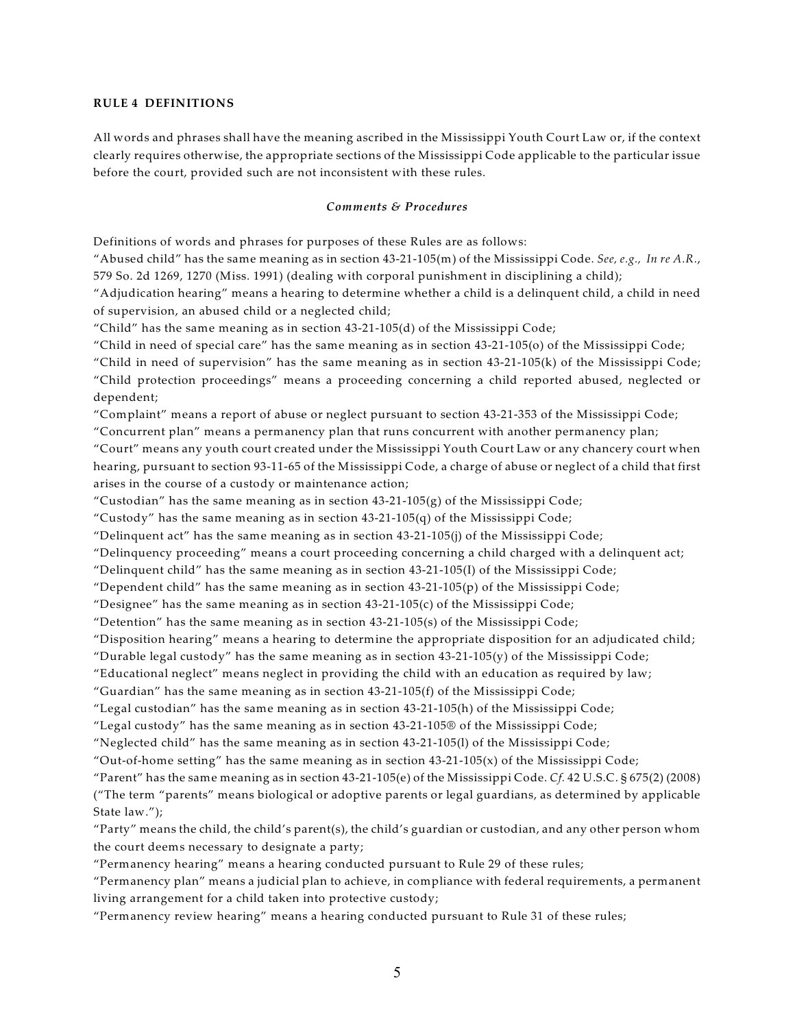**RULE 4 DEFINITIONS**

All words and phrases shall have the meaning ascribed in the Mississippi Youth Court Law or, if the context clearly requires otherwise, the appropriate sections of the Mississippi Code applicable to the particular issue before the court, provided such are not inconsistent with these rules.

***Comments & Procedures***

Definitions of words and phrases for purposes of these Rules are as follows:

"Abused child" has the same meaning as in section 43-21-105(m) of the Mississippi Code. *See, e.g., In re A.R.*, 579 So. 2d 1269, 1270 (Miss. 1991) (dealing with corporal punishment in disciplining a child);

"Adjudication hearing" means a hearing to determine whether a child is a delinquent child, a child in need of supervision, an abused child or a neglected child;

"Child" has the same meaning as in section 43-21-105(d) of the Mississippi Code;

"Child in need of special care" has the same meaning as in section 43-21-105(o) of the Mississippi Code;

"Child in need of supervision" has the same meaning as in section 43-21-105(k) of the Mississippi Code;

"Child protection proceedings" means a proceeding concerning a child reported abused, neglected or dependent;

"Complaint" means a report of abuse or neglect pursuant to section 43-21-353 of the Mississippi Code;

"Concurrent plan" means a permanency plan that runs concurrent with another permanency plan;

"Court" means any youth court created under the Mississippi Youth Court Law or any chancery court when hearing, pursuant to section 93-11-65 of the Mississippi Code, a charge of abuse or neglect of a child that first arises in the course of a custody or maintenance action;

"Custodian" has the same meaning as in section 43-21-105(g) of the Mississippi Code;

"Custody" has the same meaning as in section 43-21-105(q) of the Mississippi Code;

"Delinquent act" has the same meaning as in section 43-21-105(j) of the Mississippi Code;

"Delinquency proceeding" means a court proceeding concerning a child charged with a delinquent act;

"Delinquent child" has the same meaning as in section 43-21-105(I) of the Mississippi Code;

"Dependent child" has the same meaning as in section 43-21-105(p) of the Mississippi Code;

"Designee" has the same meaning as in section 43-21-105(c) of the Mississippi Code;

"Detention" has the same meaning as in section 43-21-105(s) of the Mississippi Code;

"Disposition hearing" means a hearing to determine the appropriate disposition for an adjudicated child;

"Durable legal custody" has the same meaning as in section 43-21-105(y) of the Mississippi Code;

"Educational neglect" means neglect in providing the child with an education as required by law;

"Guardian" has the same meaning as in section 43-21-105(f) of the Mississippi Code;

"Legal custodian" has the same meaning as in section 43-21-105(h) of the Mississippi Code;

"Legal custody" has the same meaning as in section 43-21-105® of the Mississippi Code;

"Neglected child" has the same meaning as in section 43-21-105(l) of the Mississippi Code;

"Out-of-home setting" has the same meaning as in section 43-21-105(x) of the Mississippi Code;

"Parent" has the same meaning as in section 43-21-105(e) of the Mississippi Code. *Cf.* 42 U.S.C. § 675(2) (2008) ("The term "parents" means biological or adoptive parents or legal guardians, as determined by applicable State law.");

"Party" means the child, the child's parent(s), the child's guardian or custodian, and any other person whom the court deems necessary to designate a party;

"Permanency hearing" means a hearing conducted pursuant to Rule 29 of these rules;

"Permanency plan" means a judicial plan to achieve, in compliance with federal requirements, a permanent living arrangement for a child taken into protective custody;

"Permanency review hearing" means a hearing conducted pursuant to Rule 31 of these rules;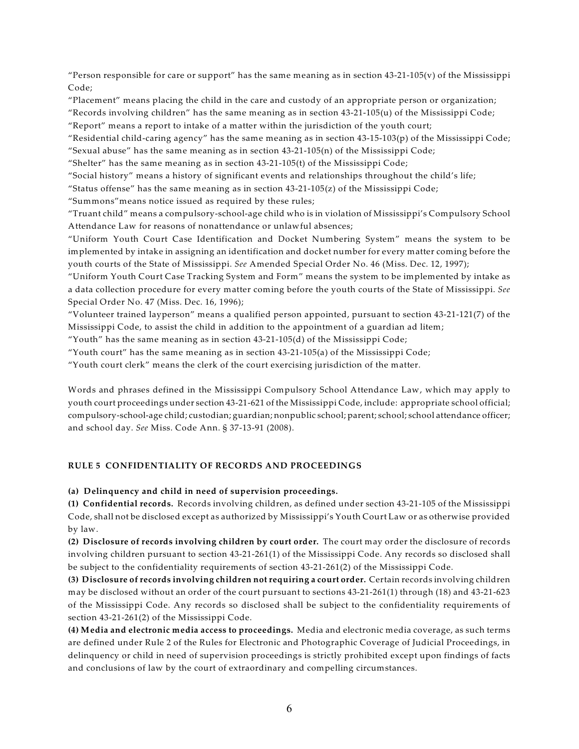"Person responsible for care or support" has the same meaning as in section 43-21-105(v) of the Mississippi Code;

"Placement" means placing the child in the care and custody of an appropriate person or organization;

"Records involving children" has the same meaning as in section 43-21-105(u) of the Mississippi Code;

"Report" means a report to intake of a matter within the jurisdiction of the youth court;

"Residential child-caring agency" has the same meaning as in section 43-15-103(p) of the Mississippi Code;

"Sexual abuse" has the same meaning as in section 43-21-105(n) of the Mississippi Code;

"Shelter" has the same meaning as in section 43-21-105(t) of the Mississippi Code;

"Social history" means a history of significant events and relationships throughout the child's life;

"Status offense" has the same meaning as in section 43-21-105(z) of the Mississippi Code;

"Summons" means notice issued as required by these rules;

"Truant child" means a compulsory-school-age child who is in violation of Mississippi's Compulsory School Attendance Law for reasons of nonattendance or unlawful absences;

"Uniform Youth Court Case Identification and Docket Numbering System" means the system to be implemented by intake in assigning an identification and docket number for every matter coming before the youth courts of the State of Mississippi. *See* Amended Special Order No. 46 (Miss. Dec. 12, 1997);

"Uniform Youth Court Case Tracking System and Form" means the system to be implemented by intake as a data collection procedure for every matter coming before the youth courts of the State of Mississippi. *See* Special Order No. 47 (Miss. Dec. 16, 1996);

"Volunteer trained layperson" means a qualified person appointed, pursuant to section 43-21-121(7) of the Mississippi Code, to assist the child in addition to the appointment of a guardian ad litem;

"Youth" has the same meaning as in section 43-21-105(d) of the Mississippi Code;

"Youth court" has the same meaning as in section 43-21-105(a) of the Mississippi Code;

"Youth court clerk" means the clerk of the court exercising jurisdiction of the matter.

Words and phrases defined in the Mississippi Compulsory School Attendance Law, which may apply to youth court proceedings under section 43-21-621 of the Mississippi Code, include: appropriate school official; compulsory-school-age child; custodian; guardian; nonpublic school; parent; school; school attendance officer; and school day. *See* Miss. Code Ann. § 37-13-91 (2008).

### RULE 5 CONFIDENTIALITY OF RECORDS AND PROCEEDINGS

**(a) Delinquency and child in need of supervision proceedings.**

**(1) Confidential records.** Records involving children, as defined under section 43-21-105 of the Mississippi Code, shall not be disclosed except as authorized by Mississippi's Youth Court Law or as otherwise provided by law.

**(2) Disclosure of records involving children by court order.** The court may order the disclosure of records involving children pursuant to section 43-21-261(1) of the Mississippi Code. Any records so disclosed shall be subject to the confidentiality requirements of section 43-21-261(2) of the Mississippi Code.

**(3) Disclosure of records involving children not requiring a court order.** Certain records involving children may be disclosed without an order of the court pursuant to sections 43-21-261(1) through (18) and 43-21-623 of the Mississippi Code. Any records so disclosed shall be subject to the confidentiality requirements of section 43-21-261(2) of the Mississippi Code.

**(4) Media and electronic media access to proceedings.** Media and electronic media coverage, as such terms are defined under Rule 2 of the Rules for Electronic and Photographic Coverage of Judicial Proceedings, in delinquency or child in need of supervision proceedings is strictly prohibited except upon findings of facts and conclusions of law by the court of extraordinary and compelling circumstances.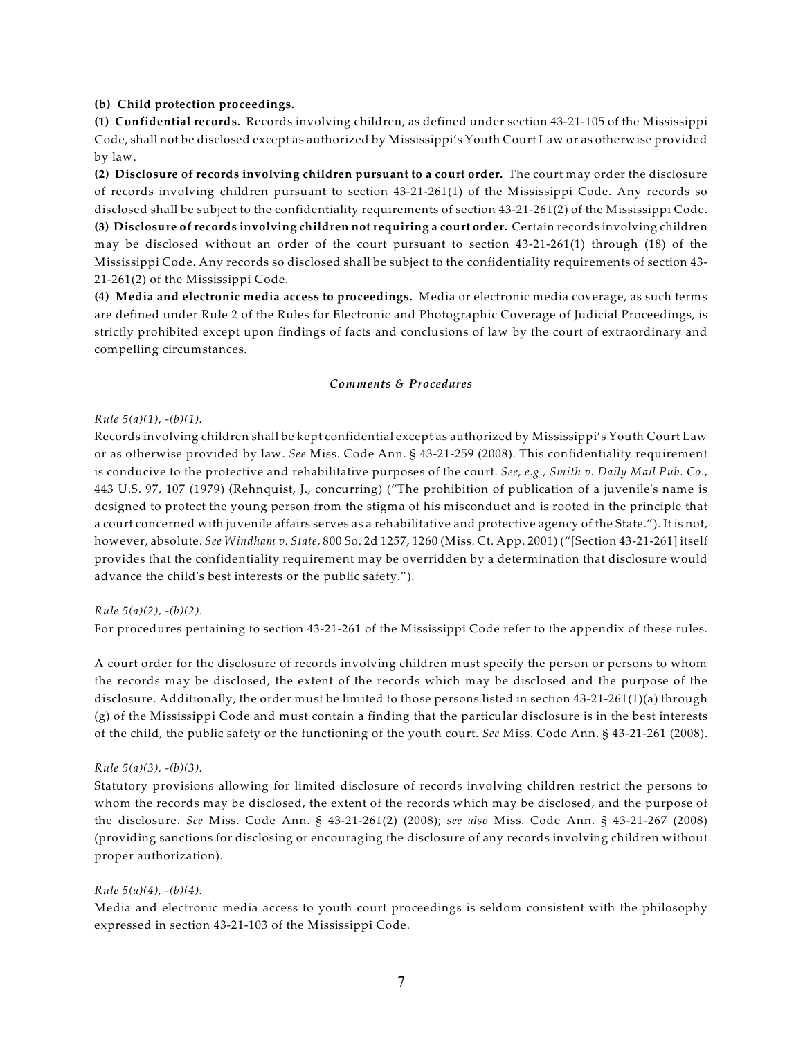**(b) Child protection proceedings.**

**(1) Confidential records.** Records involving children, as defined under section 43-21-105 of the Mississippi Code, shall not be disclosed except as authorized by Mississippi's Youth Court Law or as otherwise provided by law.

**(2) Disclosure of records involving children pursuant to a court order.** The court may order the disclosure of records involving children pursuant to section 43-21-261(1) of the Mississippi Code. Any records so disclosed shall be subject to the confidentiality requirements of section 43-21-261(2) of the Mississippi Code.

**(3) Disclosure of records involving children not requiring a court order.** Certain records involving children may be disclosed without an order of the court pursuant to section 43-21-261(1) through (18) of the Mississippi Code. Any records so disclosed shall be subject to the confidentiality requirements of section 43-21-261(2) of the Mississippi Code.

**(4) Media and electronic media access to proceedings.** Media or electronic media coverage, as such terms are defined under Rule 2 of the Rules for Electronic and Photographic Coverage of Judicial Proceedings, is strictly prohibited except upon findings of facts and conclusions of law by the court of extraordinary and compelling circumstances.

### *Comments & Procedures*

*Rule 5(a)(1), -(b)(1).*

Records involving children shall be kept confidential except as authorized by Mississippi's Youth Court Law or as otherwise provided by law. *See* Miss. Code Ann. § 43-21-259 (2008). This confidentiality requirement is conducive to the protective and rehabilitative purposes of the court. *See, e.g., Smith v. Daily Mail Pub. Co.*, 443 U.S. 97, 107 (1979) (Rehnquist, J., concurring) ("The prohibition of publication of a juvenile's name is designed to protect the young person from the stigma of his misconduct and is rooted in the principle that a court concerned with juvenile affairs serves as a rehabilitative and protective agency of the State."). It is not, however, absolute. *See Windham v. State*, 800 So. 2d 1257, 1260 (Miss. Ct. App. 2001) ("[Section 43-21-261] itself provides that the confidentiality requirement may be overridden by a determination that disclosure would advance the child's best interests or the public safety.").

*Rule 5(a)(2), -(b)(2).*

For procedures pertaining to section 43-21-261 of the Mississippi Code refer to the appendix of these rules.

A court order for the disclosure of records involving children must specify the person or persons to whom the records may be disclosed, the extent of the records which may be disclosed and the purpose of the disclosure. Additionally, the order must be limited to those persons listed in section 43-21-261(1)(a) through (g) of the Mississippi Code and must contain a finding that the particular disclosure is in the best interests of the child, the public safety or the functioning of the youth court. *See* Miss. Code Ann. § 43-21-261 (2008).

*Rule 5(a)(3), -(b)(3).*

Statutory provisions allowing for limited disclosure of records involving children restrict the persons to whom the records may be disclosed, the extent of the records which may be disclosed, and the purpose of the disclosure. *See* Miss. Code Ann. § 43-21-261(2) (2008); *see also* Miss. Code Ann. § 43-21-267 (2008) (providing sanctions for disclosing or encouraging the disclosure of any records involving children without proper authorization).

*Rule 5(a)(4), -(b)(4).*

Media and electronic media access to youth court proceedings is seldom consistent with the philosophy expressed in section 43-21-103 of the Mississippi Code.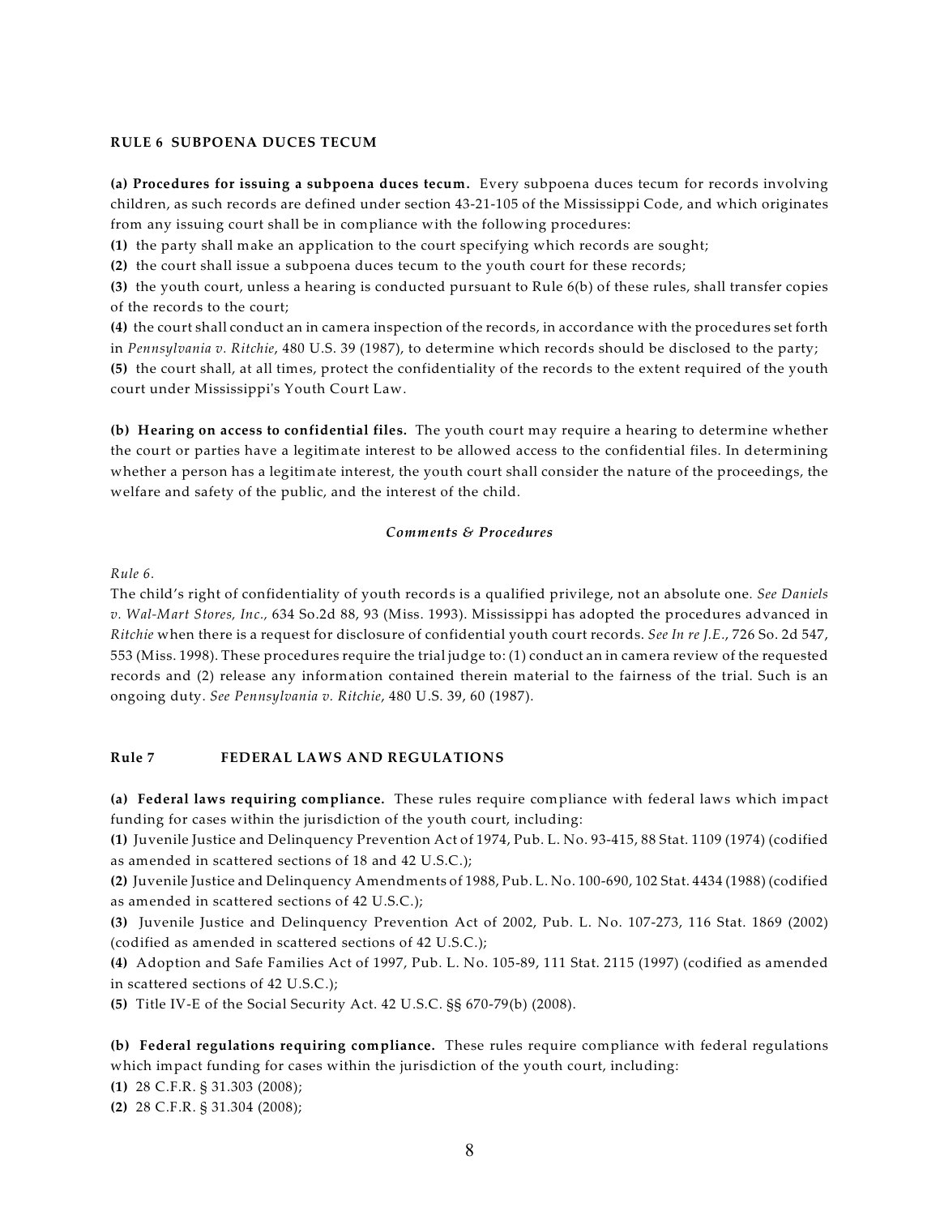#### RULE 6 SUBPOENA DUCES TECUM

**(a) Procedures for issuing a subpoena duces tecum.** Every subpoena duces tecum for records involving children, as such records are defined under section 43-21-105 of the Mississippi Code, and which originates from any issuing court shall be in compliance with the following procedures:

**(1)** the party shall make an application to the court specifying which records are sought;

**(2)** the court shall issue a subpoena duces tecum to the youth court for these records;

**(3)** the youth court, unless a hearing is conducted pursuant to Rule 6(b) of these rules, shall transfer copies of the records to the court;

**(4)** the court shall conduct an in camera inspection of the records, in accordance with the procedures set forth in *Pennsylvania v. Ritchie*, 480 U.S. 39 (1987), to determine which records should be disclosed to the party;

**(5)** the court shall, at all times, protect the confidentiality of the records to the extent required of the youth court under Mississippi's Youth Court Law.

**(b) Hearing on access to confidential files.** The youth court may require a hearing to determine whether the court or parties have a legitimate interest to be allowed access to the confidential files. In determining whether a person has a legitimate interest, the youth court shall consider the nature of the proceedings, the welfare and safety of the public, and the interest of the child.

***Comments & Procedures***

*Rule 6.*

The child's right of confidentiality of youth records is a qualified privilege, not an absolute one. *See Daniels v. Wal-Mart Stores, Inc.*, 634 So.2d 88, 93 (Miss. 1993). Mississippi has adopted the procedures advanced in *Ritchie* when there is a request for disclosure of confidential youth court records. *See In re J.E.*, 726 So. 2d 547, 553 (Miss. 1998). These procedures require the trial judge to: (1) conduct an in camera review of the requested records and (2) release any information contained therein material to the fairness of the trial. Such is an ongoing duty. *See Pennsylvania v. Ritchie*, 480 U.S. 39, 60 (1987).

#### Rule 7 FEDERAL LAWS AND REGULATIONS

**(a) Federal laws requiring compliance.** These rules require compliance with federal laws which impact funding for cases within the jurisdiction of the youth court, including:

**(1)** Juvenile Justice and Delinquency Prevention Act of 1974, Pub. L. No. 93-415, 88 Stat. 1109 (1974) (codified as amended in scattered sections of 18 and 42 U.S.C.);

**(2)** Juvenile Justice and Delinquency Amendments of 1988, Pub. L. No. 100-690, 102 Stat. 4434 (1988) (codified as amended in scattered sections of 42 U.S.C.);

**(3)** Juvenile Justice and Delinquency Prevention Act of 2002, Pub. L. No. 107-273, 116 Stat. 1869 (2002) (codified as amended in scattered sections of 42 U.S.C.);

**(4)** Adoption and Safe Families Act of 1997, Pub. L. No. 105-89, 111 Stat. 2115 (1997) (codified as amended in scattered sections of 42 U.S.C.);

**(5)** Title IV-E of the Social Security Act. 42 U.S.C. §§ 670-79(b) (2008).

**(b) Federal regulations requiring compliance.** These rules require compliance with federal regulations which impact funding for cases within the jurisdiction of the youth court, including:

**(1)** 28 C.F.R. § 31.303 (2008);

**(2)** 28 C.F.R. § 31.304 (2008);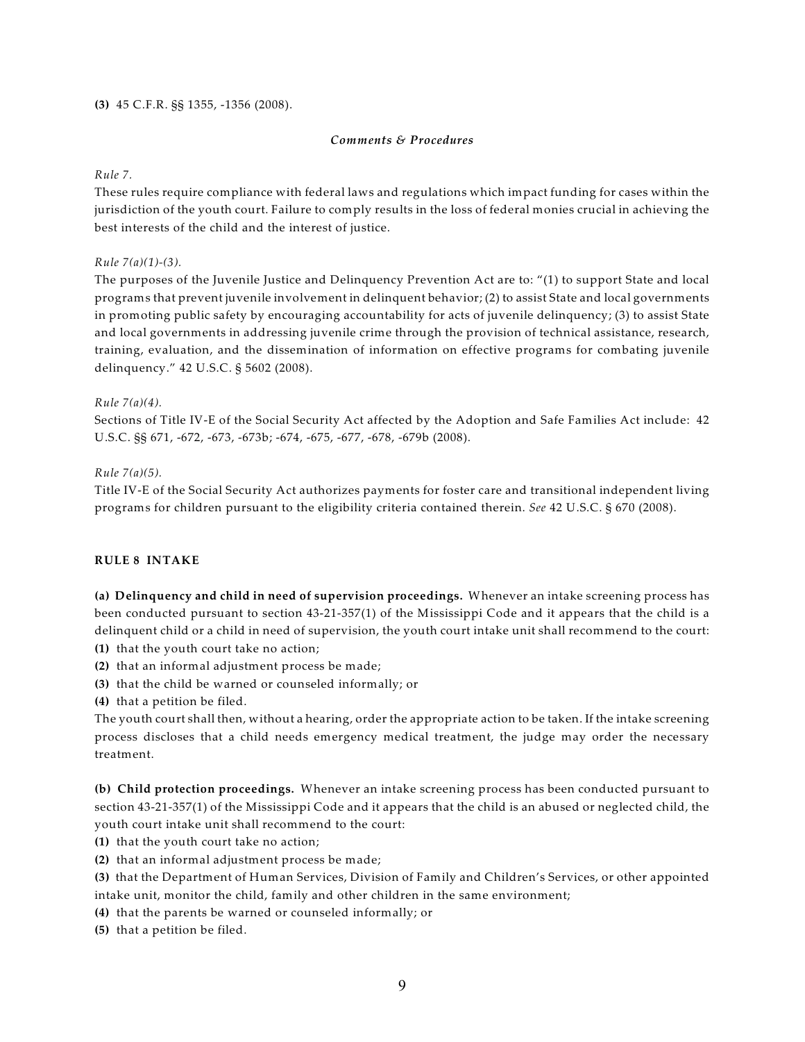**(3)** 45 C.F.R. §§ 1355, -1356 (2008).

### *Comments & Procedures*

*Rule 7.*

These rules require compliance with federal laws and regulations which impact funding for cases within the jurisdiction of the youth court. Failure to comply results in the loss of federal monies crucial in achieving the best interests of the child and the interest of justice.

*Rule 7(a)(1)-(3).*

The purposes of the Juvenile Justice and Delinquency Prevention Act are to: "(1) to support State and local programs that prevent juvenile involvement in delinquent behavior; (2) to assist State and local governments in promoting public safety by encouraging accountability for acts of juvenile delinquency; (3) to assist State and local governments in addressing juvenile crime through the provision of technical assistance, research, training, evaluation, and the dissemination of information on effective programs for combating juvenile delinquency." 42 U.S.C. § 5602 (2008).

*Rule 7(a)(4).*

Sections of Title IV-E of the Social Security Act affected by the Adoption and Safe Families Act include: 42 U.S.C. §§ 671, -672, -673, -673b; -674, -675, -677, -678, -679b (2008).

*Rule 7(a)(5).*

Title IV-E of the Social Security Act authorizes payments for foster care and transitional independent living programs for children pursuant to the eligibility criteria contained therein. *See* 42 U.S.C. § 670 (2008).

## RULE 8 INTAKE

**(a) Delinquency and child in need of supervision proceedings.** Whenever an intake screening process has been conducted pursuant to section 43-21-357(1) of the Mississippi Code and it appears that the child is a delinquent child or a child in need of supervision, the youth court intake unit shall recommend to the court:

**(1)** that the youth court take no action;
**(2)** that an informal adjustment process be made;
**(3)** that the child be warned or counseled informally; or
**(4)** that a petition be filed.

The youth court shall then, without a hearing, order the appropriate action to be taken. If the intake screening process discloses that a child needs emergency medical treatment, the judge may order the necessary treatment.

**(b) Child protection proceedings.** Whenever an intake screening process has been conducted pursuant to section 43-21-357(1) of the Mississippi Code and it appears that the child is an abused or neglected child, the youth court intake unit shall recommend to the court:

**(1)** that the youth court take no action;
**(2)** that an informal adjustment process be made;
**(3)** that the Department of Human Services, Division of Family and Children's Services, or other appointed intake unit, monitor the child, family and other children in the same environment;
**(4)** that the parents be warned or counseled informally; or
**(5)** that a petition be filed.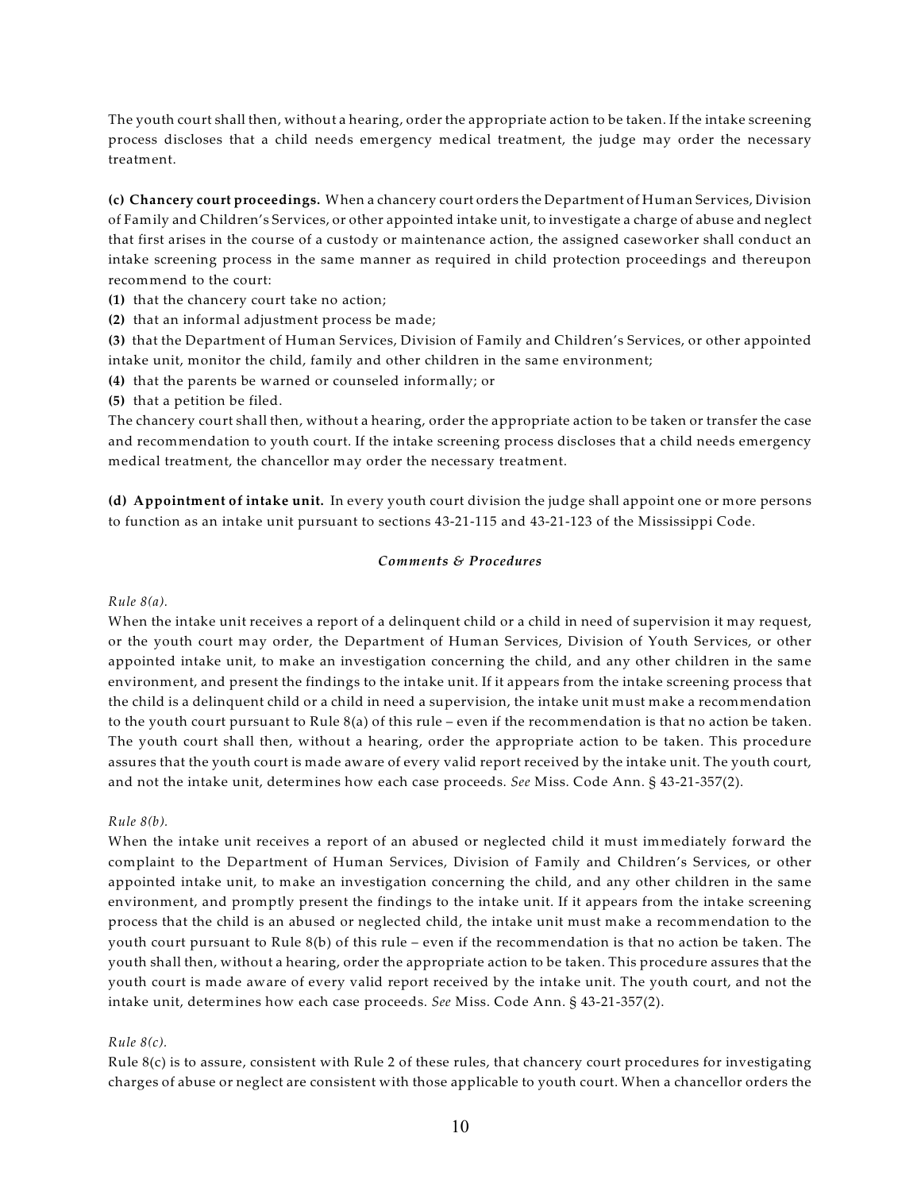The youth court shall then, without a hearing, order the appropriate action to be taken. If the intake screening process discloses that a child needs emergency medical treatment, the judge may order the necessary treatment.

**(c) Chancery court proceedings.** When a chancery court orders the Department of Human Services, Division of Family and Children's Services, or other appointed intake unit, to investigate a charge of abuse and neglect that first arises in the course of a custody or maintenance action, the assigned caseworker shall conduct an intake screening process in the same manner as required in child protection proceedings and thereupon recommend to the court:

**(1)** that the chancery court take no action;

**(2)** that an informal adjustment process be made;

**(3)** that the Department of Human Services, Division of Family and Children's Services, or other appointed intake unit, monitor the child, family and other children in the same environment;

**(4)** that the parents be warned or counseled informally; or

**(5)** that a petition be filed.

The chancery court shall then, without a hearing, order the appropriate action to be taken or transfer the case and recommendation to youth court. If the intake screening process discloses that a child needs emergency medical treatment, the chancellor may order the necessary treatment.

**(d) Appointment of intake unit.** In every youth court division the judge shall appoint one or more persons to function as an intake unit pursuant to sections 43-21-115 and 43-21-123 of the Mississippi Code.

***Comments & Procedures***

*Rule 8(a).*

When the intake unit receives a report of a delinquent child or a child in need of supervision it may request, or the youth court may order, the Department of Human Services, Division of Youth Services, or other appointed intake unit, to make an investigation concerning the child, and any other children in the same environment, and present the findings to the intake unit. If it appears from the intake screening process that the child is a delinquent child or a child in need a supervision, the intake unit must make a recommendation to the youth court pursuant to Rule 8(a) of this rule – even if the recommendation is that no action be taken. The youth court shall then, without a hearing, order the appropriate action to be taken. This procedure assures that the youth court is made aware of every valid report received by the intake unit. The youth court, and not the intake unit, determines how each case proceeds. *See* Miss. Code Ann. § 43-21-357(2).

*Rule 8(b).*

When the intake unit receives a report of an abused or neglected child it must immediately forward the complaint to the Department of Human Services, Division of Family and Children's Services, or other appointed intake unit, to make an investigation concerning the child, and any other children in the same environment, and promptly present the findings to the intake unit. If it appears from the intake screening process that the child is an abused or neglected child, the intake unit must make a recommendation to the youth court pursuant to Rule 8(b) of this rule – even if the recommendation is that no action be taken. The youth shall then, without a hearing, order the appropriate action to be taken. This procedure assures that the youth court is made aware of every valid report received by the intake unit. The youth court, and not the intake unit, determines how each case proceeds. *See* Miss. Code Ann. § 43-21-357(2).

*Rule 8(c).*

Rule 8(c) is to assure, consistent with Rule 2 of these rules, that chancery court procedures for investigating charges of abuse or neglect are consistent with those applicable to youth court. When a chancellor orders the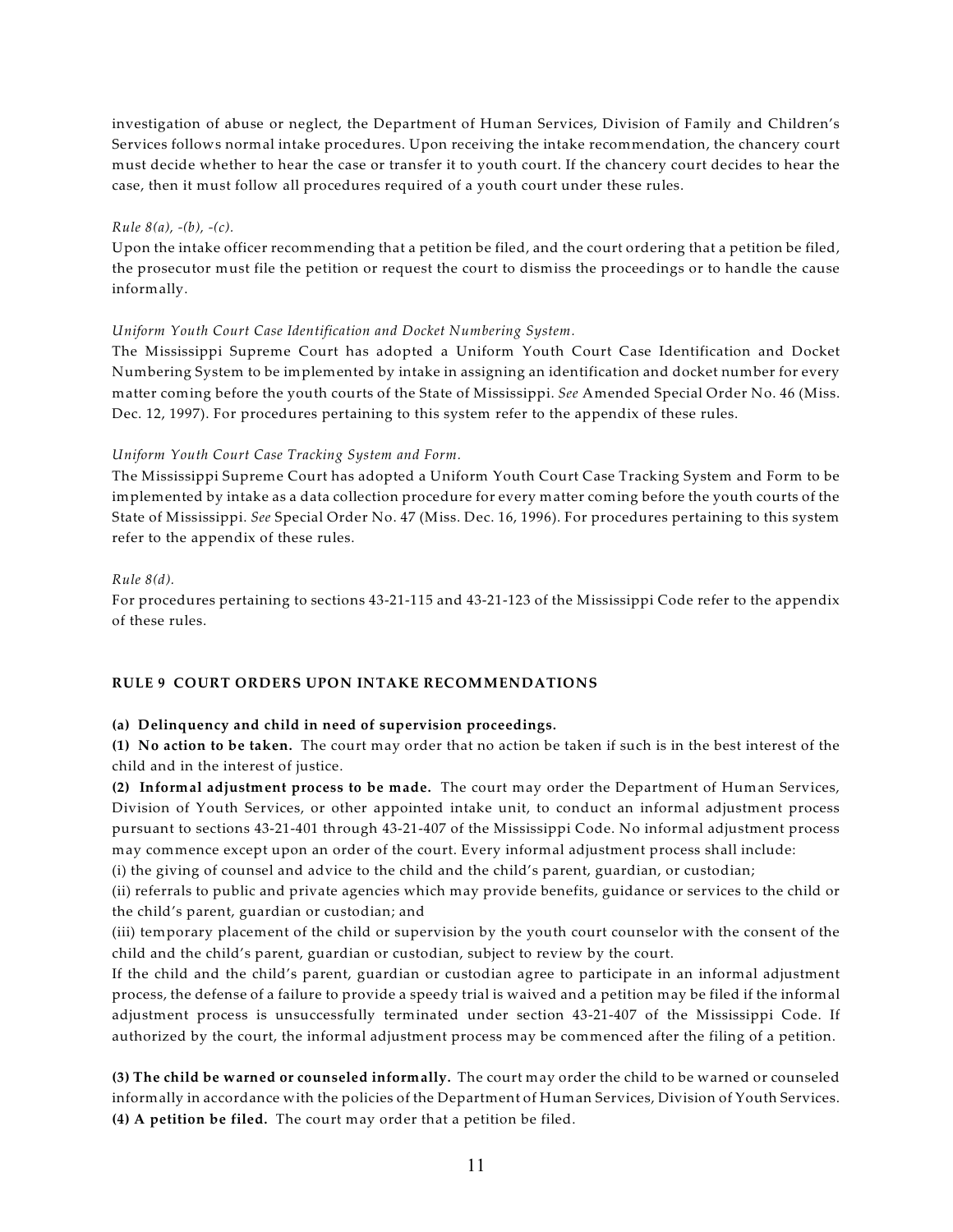investigation of abuse or neglect, the Department of Human Services, Division of Family and Children's Services follows normal intake procedures. Upon receiving the intake recommendation, the chancery court must decide whether to hear the case or transfer it to youth court. If the chancery court decides to hear the case, then it must follow all procedures required of a youth court under these rules.

*Rule 8(a), -(b), -(c).*
Upon the intake officer recommending that a petition be filed, and the court ordering that a petition be filed, the prosecutor must file the petition or request the court to dismiss the proceedings or to handle the cause informally.

*Uniform Youth Court Case Identification and Docket Numbering System.*
The Mississippi Supreme Court has adopted a Uniform Youth Court Case Identification and Docket Numbering System to be implemented by intake in assigning an identification and docket number for every matter coming before the youth courts of the State of Mississippi. *See* Amended Special Order No. 46 (Miss. Dec. 12, 1997). For procedures pertaining to this system refer to the appendix of these rules.

*Uniform Youth Court Case Tracking System and Form.*
The Mississippi Supreme Court has adopted a Uniform Youth Court Case Tracking System and Form to be implemented by intake as a data collection procedure for every matter coming before the youth courts of the State of Mississippi. *See* Special Order No. 47 (Miss. Dec. 16, 1996). For procedures pertaining to this system refer to the appendix of these rules.

*Rule 8(d).*
For procedures pertaining to sections 43-21-115 and 43-21-123 of the Mississippi Code refer to the appendix of these rules.

## RULE 9 COURT ORDERS UPON INTAKE RECOMMENDATIONS

**(a) Delinquency and child in need of supervision proceedings.**

**(1) No action to be taken.** The court may order that no action be taken if such is in the best interest of the child and in the interest of justice.

**(2) Informal adjustment process to be made.** The court may order the Department of Human Services, Division of Youth Services, or other appointed intake unit, to conduct an informal adjustment process pursuant to sections 43-21-401 through 43-21-407 of the Mississippi Code. No informal adjustment process may commence except upon an order of the court. Every informal adjustment process shall include:

(i) the giving of counsel and advice to the child and the child's parent, guardian, or custodian;

(ii) referrals to public and private agencies which may provide benefits, guidance or services to the child or the child's parent, guardian or custodian; and

(iii) temporary placement of the child or supervision by the youth court counselor with the consent of the child and the child's parent, guardian or custodian, subject to review by the court.

If the child and the child's parent, guardian or custodian agree to participate in an informal adjustment process, the defense of a failure to provide a speedy trial is waived and a petition may be filed if the informal adjustment process is unsuccessfully terminated under section 43-21-407 of the Mississippi Code. If authorized by the court, the informal adjustment process may be commenced after the filing of a petition.

**(3) The child be warned or counseled informally.** The court may order the child to be warned or counseled informally in accordance with the policies of the Department of Human Services, Division of Youth Services.

**(4) A petition be filed.** The court may order that a petition be filed.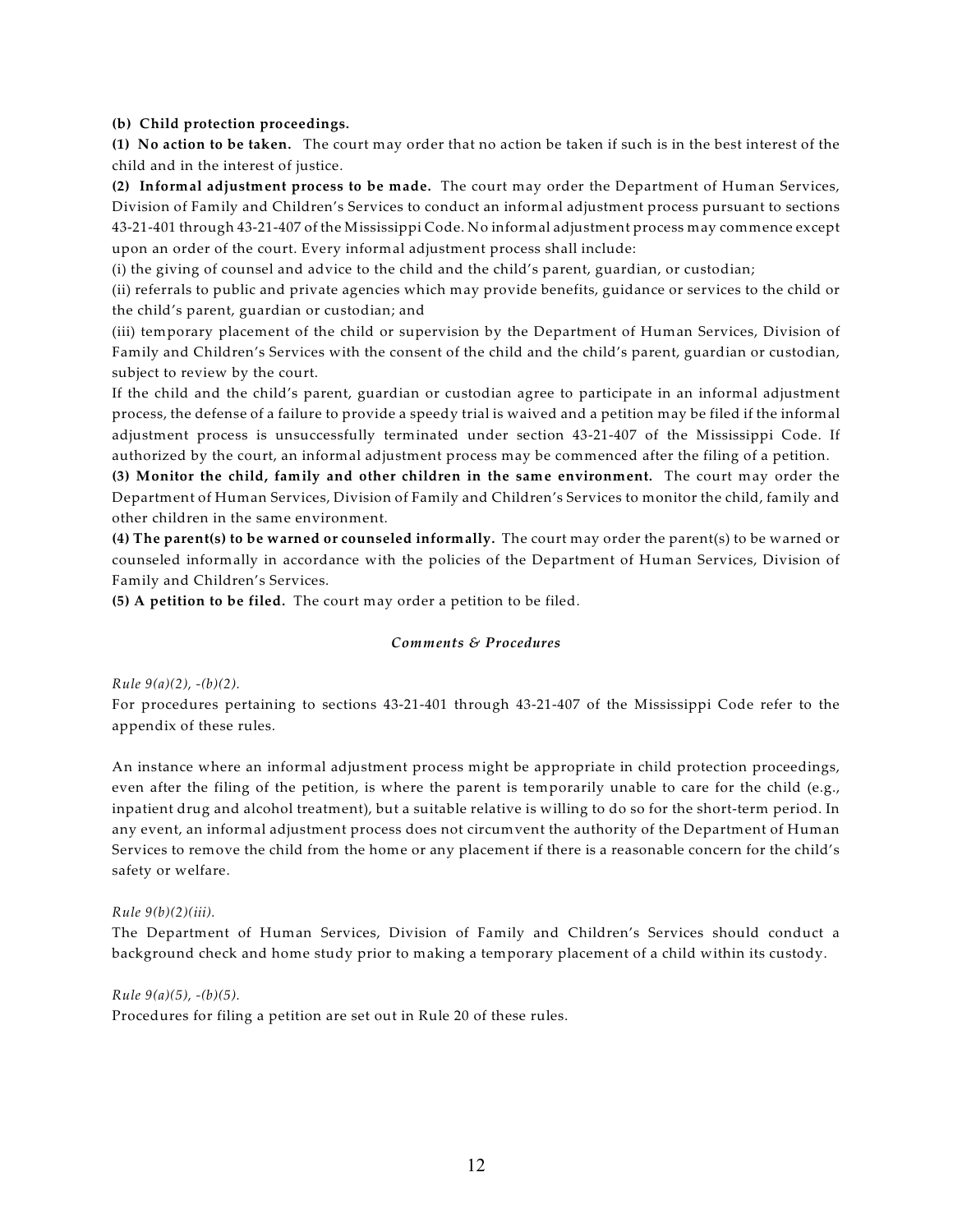**(b) Child protection proceedings.**

**(1) No action to be taken.** The court may order that no action be taken if such is in the best interest of the child and in the interest of justice.

**(2) Informal adjustment process to be made.** The court may order the Department of Human Services, Division of Family and Children's Services to conduct an informal adjustment process pursuant to sections 43-21-401 through 43-21-407 of the Mississippi Code. No informal adjustment process may commence except upon an order of the court. Every informal adjustment process shall include:

(i) the giving of counsel and advice to the child and the child's parent, guardian, or custodian;

(ii) referrals to public and private agencies which may provide benefits, guidance or services to the child or the child's parent, guardian or custodian; and

(iii) temporary placement of the child or supervision by the Department of Human Services, Division of Family and Children's Services with the consent of the child and the child's parent, guardian or custodian, subject to review by the court.

If the child and the child's parent, guardian or custodian agree to participate in an informal adjustment process, the defense of a failure to provide a speedy trial is waived and a petition may be filed if the informal adjustment process is unsuccessfully terminated under section 43-21-407 of the Mississippi Code. If authorized by the court, an informal adjustment process may be commenced after the filing of a petition.

**(3) Monitor the child, family and other children in the same environment.** The court may order the Department of Human Services, Division of Family and Children's Services to monitor the child, family and other children in the same environment.

**(4) The parent(s) to be warned or counseled informally.** The court may order the parent(s) to be warned or counseled informally in accordance with the policies of the Department of Human Services, Division of Family and Children's Services.

**(5) A petition to be filed.** The court may order a petition to be filed.

### *Comments & Procedures*

*Rule 9(a)(2), -(b)(2).*

For procedures pertaining to sections 43-21-401 through 43-21-407 of the Mississippi Code refer to the appendix of these rules.

An instance where an informal adjustment process might be appropriate in child protection proceedings, even after the filing of the petition, is where the parent is temporarily unable to care for the child (e.g., inpatient drug and alcohol treatment), but a suitable relative is willing to do so for the short-term period. In any event, an informal adjustment process does not circumvent the authority of the Department of Human Services to remove the child from the home or any placement if there is a reasonable concern for the child's safety or welfare.

*Rule 9(b)(2)(iii).*

The Department of Human Services, Division of Family and Children's Services should conduct a background check and home study prior to making a temporary placement of a child within its custody.

*Rule 9(a)(5), -(b)(5).*

Procedures for filing a petition are set out in Rule 20 of these rules.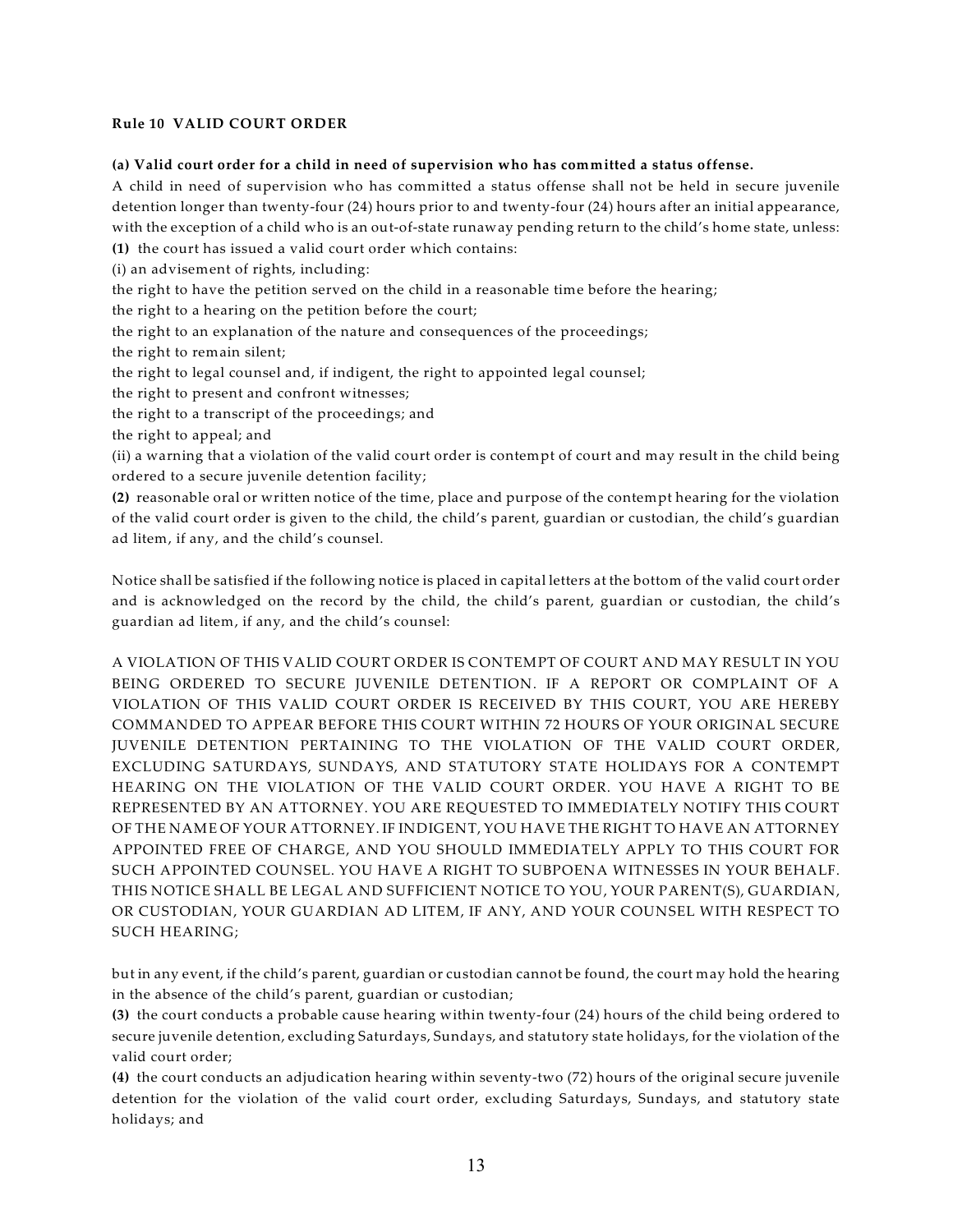**Rule 10 VALID COURT ORDER**

**(a) Valid court order for a child in need of supervision who has committed a status offense.**

A child in need of supervision who has committed a status offense shall not be held in secure juvenile detention longer than twenty-four (24) hours prior to and twenty-four (24) hours after an initial appearance, with the exception of a child who is an out-of-state runaway pending return to the child's home state, unless:

**(1)** the court has issued a valid court order which contains:

(i) an advisement of rights, including:

the right to have the petition served on the child in a reasonable time before the hearing;

the right to a hearing on the petition before the court;

the right to an explanation of the nature and consequences of the proceedings;

the right to remain silent;

the right to legal counsel and, if indigent, the right to appointed legal counsel;

the right to present and confront witnesses;

the right to a transcript of the proceedings; and

the right to appeal; and

(ii) a warning that a violation of the valid court order is contempt of court and may result in the child being ordered to a secure juvenile detention facility;

**(2)** reasonable oral or written notice of the time, place and purpose of the contempt hearing for the violation of the valid court order is given to the child, the child's parent, guardian or custodian, the child's guardian ad litem, if any, and the child's counsel.

Notice shall be satisfied if the following notice is placed in capital letters at the bottom of the valid court order and is acknowledged on the record by the child, the child's parent, guardian or custodian, the child's guardian ad litem, if any, and the child's counsel:

A VIOLATION OF THIS VALID COURT ORDER IS CONTEMPT OF COURT AND MAY RESULT IN YOU BEING ORDERED TO SECURE JUVENILE DETENTION. IF A REPORT OR COMPLAINT OF A VIOLATION OF THIS VALID COURT ORDER IS RECEIVED BY THIS COURT, YOU ARE HEREBY COMMANDED TO APPEAR BEFORE THIS COURT WITHIN 72 HOURS OF YOUR ORIGINAL SECURE JUVENILE DETENTION PERTAINING TO THE VIOLATION OF THE VALID COURT ORDER, EXCLUDING SATURDAYS, SUNDAYS, AND STATUTORY STATE HOLIDAYS FOR A CONTEMPT HEARING ON THE VIOLATION OF THE VALID COURT ORDER. YOU HAVE A RIGHT TO BE REPRESENTED BY AN ATTORNEY. YOU ARE REQUESTED TO IMMEDIATELY NOTIFY THIS COURT OF THE NAME OF YOUR ATTORNEY. IF INDIGENT, YOU HAVE THE RIGHT TO HAVE AN ATTORNEY APPOINTED FREE OF CHARGE, AND YOU SHOULD IMMEDIATELY APPLY TO THIS COURT FOR SUCH APPOINTED COUNSEL. YOU HAVE A RIGHT TO SUBPOENA WITNESSES IN YOUR BEHALF. THIS NOTICE SHALL BE LEGAL AND SUFFICIENT NOTICE TO YOU, YOUR PARENT(S), GUARDIAN, OR CUSTODIAN, YOUR GUARDIAN AD LITEM, IF ANY, AND YOUR COUNSEL WITH RESPECT TO SUCH HEARING;

but in any event, if the child's parent, guardian or custodian cannot be found, the court may hold the hearing in the absence of the child's parent, guardian or custodian;

**(3)** the court conducts a probable cause hearing within twenty-four (24) hours of the child being ordered to secure juvenile detention, excluding Saturdays, Sundays, and statutory state holidays, for the violation of the valid court order;

**(4)** the court conducts an adjudication hearing within seventy-two (72) hours of the original secure juvenile detention for the violation of the valid court order, excluding Saturdays, Sundays, and statutory state holidays; and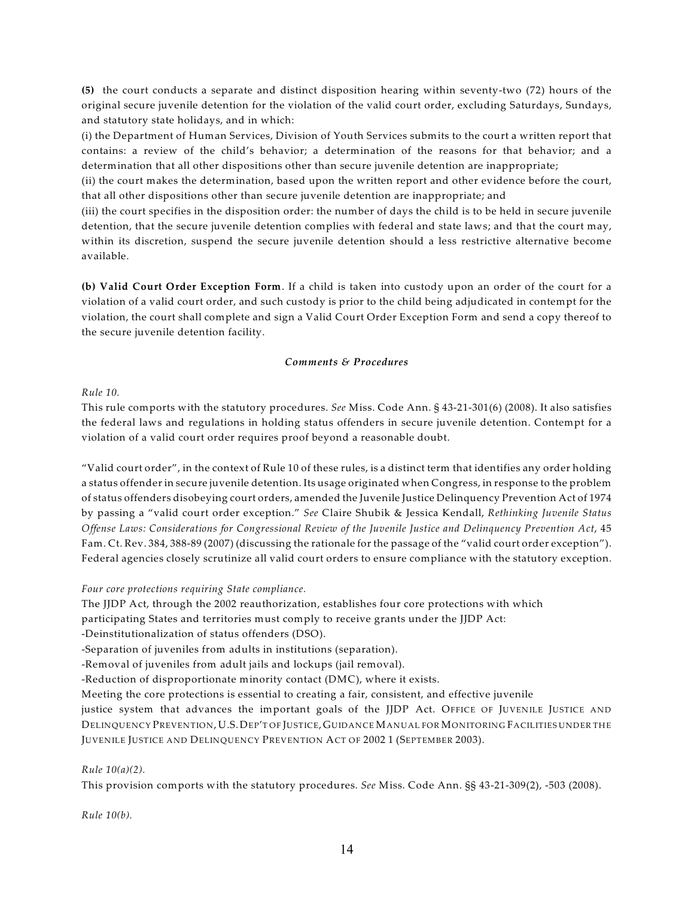**(5)** the court conducts a separate and distinct disposition hearing within seventy-two (72) hours of the original secure juvenile detention for the violation of the valid court order, excluding Saturdays, Sundays, and statutory state holidays, and in which:
(i) the Department of Human Services, Division of Youth Services submits to the court a written report that contains: a review of the child's behavior; a determination of the reasons for that behavior; and a determination that all other dispositions other than secure juvenile detention are inappropriate;
(ii) the court makes the determination, based upon the written report and other evidence before the court, that all other dispositions other than secure juvenile detention are inappropriate; and
(iii) the court specifies in the disposition order: the number of days the child is to be held in secure juvenile detention, that the secure juvenile detention complies with federal and state laws; and that the court may, within its discretion, suspend the secure juvenile detention should a less restrictive alternative become available.

**(b) Valid Court Order Exception Form**. If a child is taken into custody upon an order of the court for a violation of a valid court order, and such custody is prior to the child being adjudicated in contempt for the violation, the court shall complete and sign a Valid Court Order Exception Form and send a copy thereof to the secure juvenile detention facility.

***Comments & Procedures***

*Rule 10.*
This rule comports with the statutory procedures. *See* Miss. Code Ann. § 43-21-301(6) (2008). It also satisfies the federal laws and regulations in holding status offenders in secure juvenile detention. Contempt for a violation of a valid court order requires proof beyond a reasonable doubt.

"Valid court order", in the context of Rule 10 of these rules, is a distinct term that identifies any order holding a status offender in secure juvenile detention. Its usage originated when Congress, in response to the problem of status offenders disobeying court orders, amended the Juvenile Justice Delinquency Prevention Act of 1974 by passing a "valid court order exception." *See* Claire Shubik & Jessica Kendall, *Rethinking Juvenile Status Offense Laws: Considerations for Congressional Review of the Juvenile Justice and Delinquency Prevention Act*, 45 Fam. Ct. Rev. 384, 388-89 (2007) (discussing the rationale for the passage of the "valid court order exception"). Federal agencies closely scrutinize all valid court orders to ensure compliance with the statutory exception.

*Four core protections requiring State compliance.*
The JJDP Act, through the 2002 reauthorization, establishes four core protections with which participating States and territories must comply to receive grants under the JJDP Act:
-Deinstitutionalization of status offenders (DSO).
-Separation of juveniles from adults in institutions (separation).
-Removal of juveniles from adult jails and lockups (jail removal).
-Reduction of disproportionate minority contact (DMC), where it exists.
Meeting the core protections is essential to creating a fair, consistent, and effective juvenile justice system that advances the important goals of the JJDP Act. OFFICE OF JUVENILE JUSTICE AND DELINQUENCY PREVENTION, U.S. DEP'T OF JUSTICE, GUIDANCE MANUAL FOR MONITORING FACILITIES UNDER THE JUVENILE JUSTICE AND DELINQUENCY PREVENTION ACT OF 2002 1 (SEPTEMBER 2003).

*Rule 10(a)(2).*
This provision comports with the statutory procedures. *See* Miss. Code Ann. §§ 43-21-309(2), -503 (2008).

*Rule 10(b).*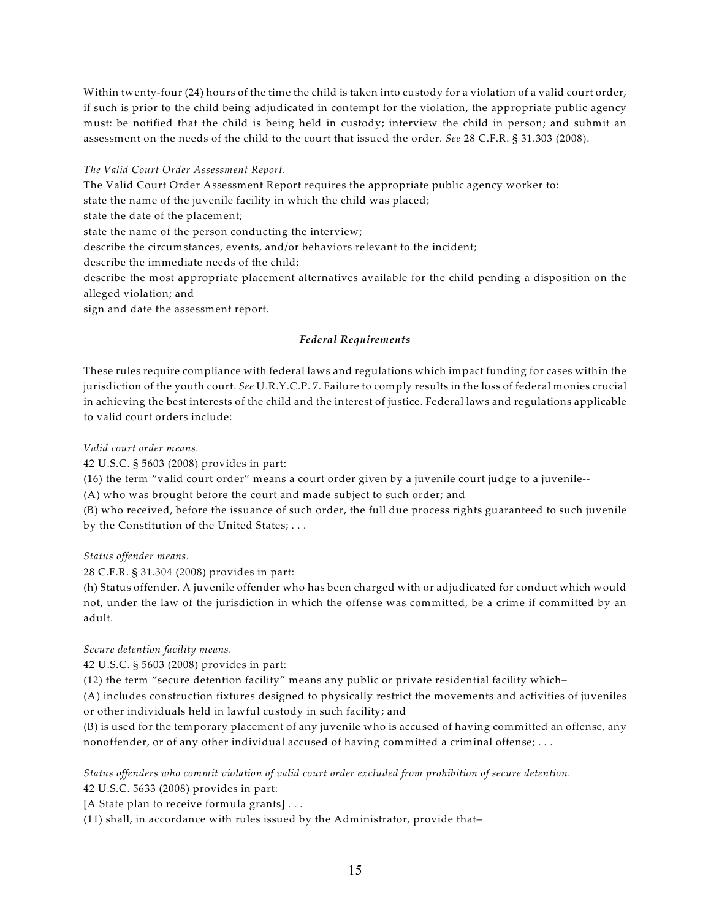Within twenty-four (24) hours of the time the child is taken into custody for a violation of a valid court order, if such is prior to the child being adjudicated in contempt for the violation, the appropriate public agency must: be notified that the child is being held in custody; interview the child in person; and submit an assessment on the needs of the child to the court that issued the order. *See* 28 C.F.R. § 31.303 (2008).

*The Valid Court Order Assessment Report.*

The Valid Court Order Assessment Report requires the appropriate public agency worker to:

state the name of the juvenile facility in which the child was placed;

state the date of the placement;

state the name of the person conducting the interview;

describe the circumstances, events, and/or behaviors relevant to the incident;

describe the immediate needs of the child;

describe the most appropriate placement alternatives available for the child pending a disposition on the alleged violation; and

sign and date the assessment report.

### *Federal Requirements*

These rules require compliance with federal laws and regulations which impact funding for cases within the jurisdiction of the youth court. *See* U.R.Y.C.P. 7. Failure to comply results in the loss of federal monies crucial in achieving the best interests of the child and the interest of justice. Federal laws and regulations applicable to valid court orders include:

*Valid court order means.*

42 U.S.C. § 5603 (2008) provides in part:

(16) the term "valid court order" means a court order given by a juvenile court judge to a juvenile--

(A) who was brought before the court and made subject to such order; and

(B) who received, before the issuance of such order, the full due process rights guaranteed to such juvenile by the Constitution of the United States; . . .

*Status offender means.*

28 C.F.R. § 31.304 (2008) provides in part:

(h) Status offender. A juvenile offender who has been charged with or adjudicated for conduct which would not, under the law of the jurisdiction in which the offense was committed, be a crime if committed by an adult.

*Secure detention facility means.*

42 U.S.C. § 5603 (2008) provides in part:

(12) the term "secure detention facility" means any public or private residential facility which–

(A) includes construction fixtures designed to physically restrict the movements and activities of juveniles or other individuals held in lawful custody in such facility; and

(B) is used for the temporary placement of any juvenile who is accused of having committed an offense, any nonoffender, or of any other individual accused of having committed a criminal offense; . . .

*Status offenders who commit violation of valid court order excluded from prohibition of secure detention.*

42 U.S.C. 5633 (2008) provides in part:

[A State plan to receive formula grants] . . .

(11) shall, in accordance with rules issued by the Administrator, provide that–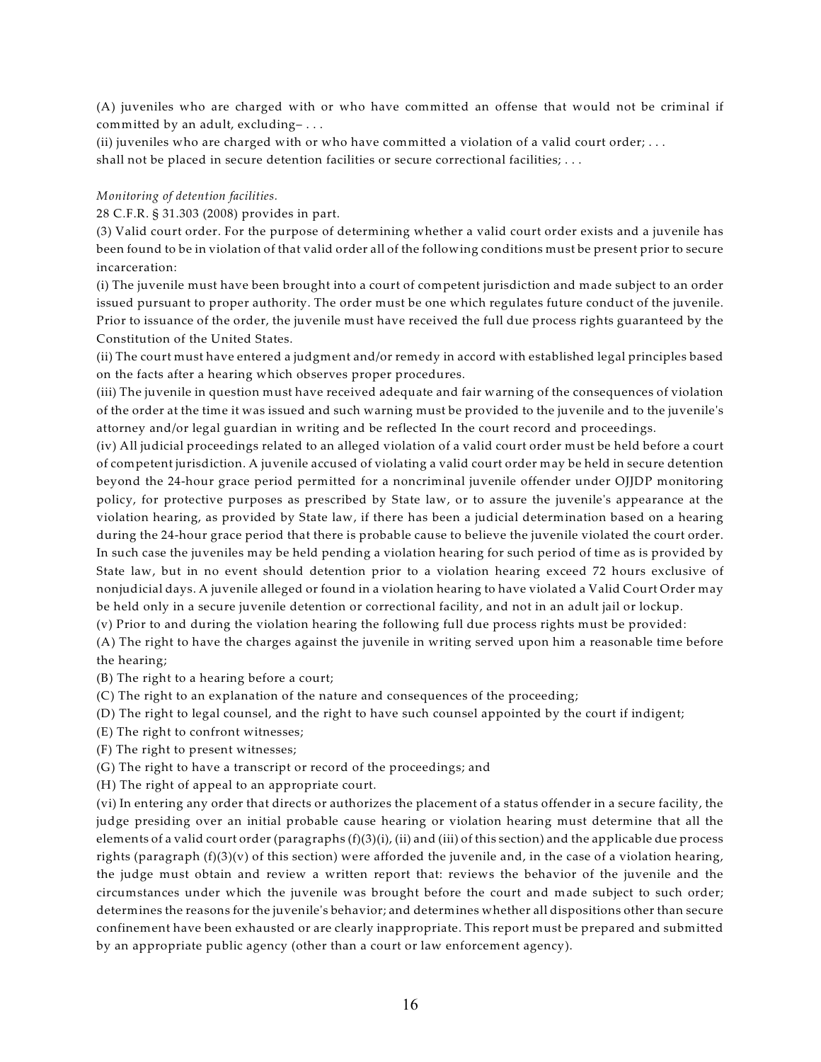(A) juveniles who are charged with or who have committed an offense that would not be criminal if committed by an adult, excluding– . . .

(ii) juveniles who are charged with or who have committed a violation of a valid court order; . . .

shall not be placed in secure detention facilities or secure correctional facilities; . . .

*Monitoring of detention facilities.*

28 C.F.R. § 31.303 (2008) provides in part.

(3) Valid court order. For the purpose of determining whether a valid court order exists and a juvenile has been found to be in violation of that valid order all of the following conditions must be present prior to secure incarceration:

(i) The juvenile must have been brought into a court of competent jurisdiction and made subject to an order issued pursuant to proper authority. The order must be one which regulates future conduct of the juvenile. Prior to issuance of the order, the juvenile must have received the full due process rights guaranteed by the Constitution of the United States.

(ii) The court must have entered a judgment and/or remedy in accord with established legal principles based on the facts after a hearing which observes proper procedures.

(iii) The juvenile in question must have received adequate and fair warning of the consequences of violation of the order at the time it was issued and such warning must be provided to the juvenile and to the juvenile's attorney and/or legal guardian in writing and be reflected In the court record and proceedings.

(iv) All judicial proceedings related to an alleged violation of a valid court order must be held before a court of competent jurisdiction. A juvenile accused of violating a valid court order may be held in secure detention beyond the 24-hour grace period permitted for a noncriminal juvenile offender under OJJDP monitoring policy, for protective purposes as prescribed by State law, or to assure the juvenile's appearance at the violation hearing, as provided by State law, if there has been a judicial determination based on a hearing during the 24-hour grace period that there is probable cause to believe the juvenile violated the court order. In such case the juveniles may be held pending a violation hearing for such period of time as is provided by State law, but in no event should detention prior to a violation hearing exceed 72 hours exclusive of nonjudicial days. A juvenile alleged or found in a violation hearing to have violated a Valid Court Order may be held only in a secure juvenile detention or correctional facility, and not in an adult jail or lockup.

(v) Prior to and during the violation hearing the following full due process rights must be provided:

(A) The right to have the charges against the juvenile in writing served upon him a reasonable time before the hearing;

(B) The right to a hearing before a court;

(C) The right to an explanation of the nature and consequences of the proceeding;

(D) The right to legal counsel, and the right to have such counsel appointed by the court if indigent;

(E) The right to confront witnesses;

(F) The right to present witnesses;

(G) The right to have a transcript or record of the proceedings; and

(H) The right of appeal to an appropriate court.

(vi) In entering any order that directs or authorizes the placement of a status offender in a secure facility, the judge presiding over an initial probable cause hearing or violation hearing must determine that all the elements of a valid court order (paragraphs (f)(3)(i), (ii) and (iii) of this section) and the applicable due process rights (paragraph (f)(3)(v) of this section) were afforded the juvenile and, in the case of a violation hearing, the judge must obtain and review a written report that: reviews the behavior of the juvenile and the circumstances under which the juvenile was brought before the court and made subject to such order; determines the reasons for the juvenile's behavior; and determines whether all dispositions other than secure confinement have been exhausted or are clearly inappropriate. This report must be prepared and submitted by an appropriate public agency (other than a court or law enforcement agency).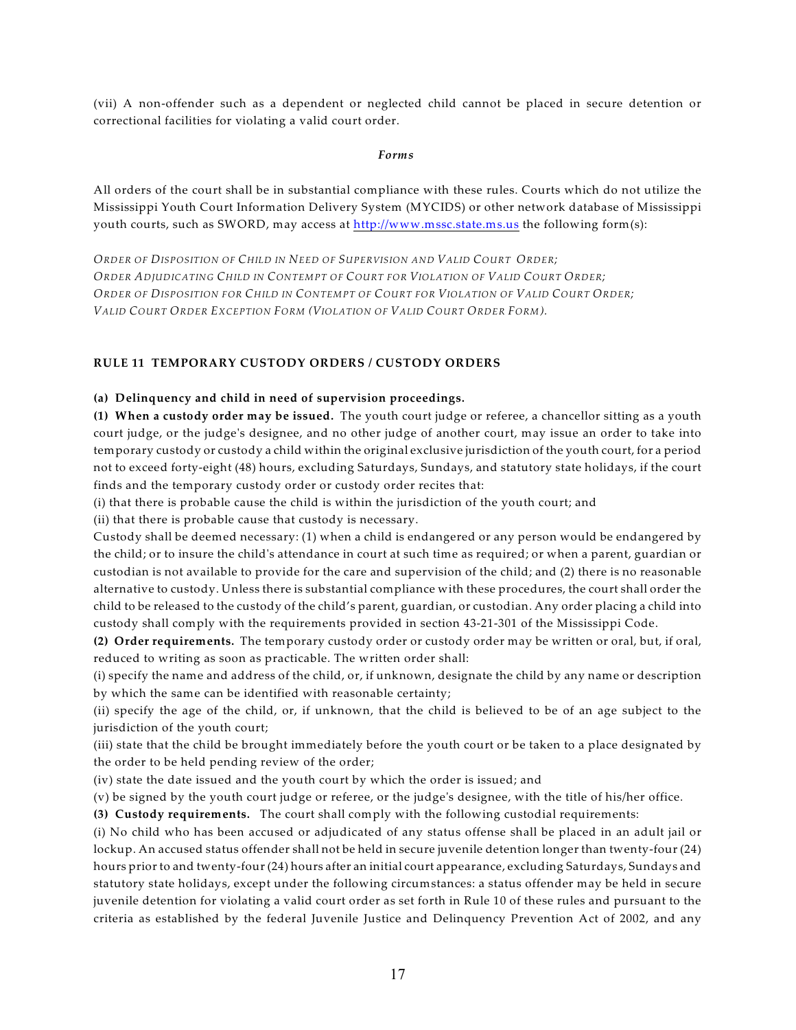(vii) A non-offender such as a dependent or neglected child cannot be placed in secure detention or correctional facilities for violating a valid court order.

***Forms***

All orders of the court shall be in substantial compliance with these rules. Courts which do not utilize the Mississippi Youth Court Information Delivery System (MYCIDS) or other network database of Mississippi youth courts, such as SWORD, may access at http://www.mssc.state.ms.us the following form(s):

*ORDER OF DISPOSITION OF CHILD IN NEED OF SUPERVISION AND VALID COURT ORDER;*
*ORDER ADJUDICATING CHILD IN CONTEMPT OF COURT FOR VIOLATION OF VALID COURT ORDER;*
*ORDER OF DISPOSITION FOR CHILD IN CONTEMPT OF COURT FOR VIOLATION OF VALID COURT ORDER;*
*VALID COURT ORDER EXCEPTION FORM (VIOLATION OF VALID COURT ORDER FORM).*

## RULE 11 TEMPORARY CUSTODY ORDERS / CUSTODY ORDERS

**(a) Delinquency and child in need of supervision proceedings.**

**(1) When a custody order may be issued.** The youth court judge or referee, a chancellor sitting as a youth court judge, or the judge's designee, and no other judge of another court, may issue an order to take into temporary custody or custody a child within the original exclusive jurisdiction of the youth court, for a period not to exceed forty-eight (48) hours, excluding Saturdays, Sundays, and statutory state holidays, if the court finds and the temporary custody order or custody order recites that:

(i) that there is probable cause the child is within the jurisdiction of the youth court; and

(ii) that there is probable cause that custody is necessary.

Custody shall be deemed necessary: (1) when a child is endangered or any person would be endangered by the child; or to insure the child's attendance in court at such time as required; or when a parent, guardian or custodian is not available to provide for the care and supervision of the child; and (2) there is no reasonable alternative to custody. Unless there is substantial compliance with these procedures, the court shall order the child to be released to the custody of the child's parent, guardian, or custodian. Any order placing a child into custody shall comply with the requirements provided in section 43-21-301 of the Mississippi Code.

**(2) Order requirements.** The temporary custody order or custody order may be written or oral, but, if oral, reduced to writing as soon as practicable. The written order shall:

(i) specify the name and address of the child, or, if unknown, designate the child by any name or description by which the same can be identified with reasonable certainty;

(ii) specify the age of the child, or, if unknown, that the child is believed to be of an age subject to the jurisdiction of the youth court;

(iii) state that the child be brought immediately before the youth court or be taken to a place designated by the order to be held pending review of the order;

(iv) state the date issued and the youth court by which the order is issued; and

(v) be signed by the youth court judge or referee, or the judge's designee, with the title of his/her office.

**(3) Custody requirements.** The court shall comply with the following custodial requirements:

(i) No child who has been accused or adjudicated of any status offense shall be placed in an adult jail or lockup. An accused status offender shall not be held in secure juvenile detention longer than twenty-four (24) hours prior to and twenty-four (24) hours after an initial court appearance, excluding Saturdays, Sundays and statutory state holidays, except under the following circumstances: a status offender may be held in secure juvenile detention for violating a valid court order as set forth in Rule 10 of these rules and pursuant to the criteria as established by the federal Juvenile Justice and Delinquency Prevention Act of 2002, and any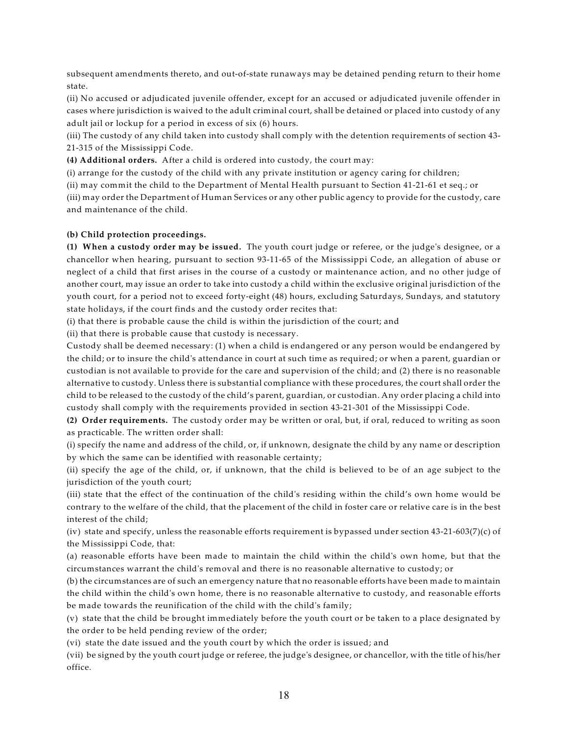subsequent amendments thereto, and out-of-state runaways may be detained pending return to their home state.

(ii) No accused or adjudicated juvenile offender, except for an accused or adjudicated juvenile offender in cases where jurisdiction is waived to the adult criminal court, shall be detained or placed into custody of any adult jail or lockup for a period in excess of six (6) hours.

(iii) The custody of any child taken into custody shall comply with the detention requirements of section 43-21-315 of the Mississippi Code.

**(4) Additional orders.** After a child is ordered into custody, the court may:

(i) arrange for the custody of the child with any private institution or agency caring for children;

(ii) may commit the child to the Department of Mental Health pursuant to Section 41-21-61 et seq.; or

(iii) may order the Department of Human Services or any other public agency to provide for the custody, care and maintenance of the child.

**(b) Child protection proceedings.**

**(1) When a custody order may be issued.** The youth court judge or referee, or the judge's designee, or a chancellor when hearing, pursuant to section 93-11-65 of the Mississippi Code, an allegation of abuse or neglect of a child that first arises in the course of a custody or maintenance action, and no other judge of another court, may issue an order to take into custody a child within the exclusive original jurisdiction of the youth court, for a period not to exceed forty-eight (48) hours, excluding Saturdays, Sundays, and statutory state holidays, if the court finds and the custody order recites that:

(i) that there is probable cause the child is within the jurisdiction of the court; and

(ii) that there is probable cause that custody is necessary.

Custody shall be deemed necessary: (1) when a child is endangered or any person would be endangered by the child; or to insure the child's attendance in court at such time as required; or when a parent, guardian or custodian is not available to provide for the care and supervision of the child; and (2) there is no reasonable alternative to custody. Unless there is substantial compliance with these procedures, the court shall order the child to be released to the custody of the child's parent, guardian, or custodian. Any order placing a child into custody shall comply with the requirements provided in section 43-21-301 of the Mississippi Code.

**(2) Order requirements.** The custody order may be written or oral, but, if oral, reduced to writing as soon as practicable. The written order shall:

(i) specify the name and address of the child, or, if unknown, designate the child by any name or description by which the same can be identified with reasonable certainty;

(ii) specify the age of the child, or, if unknown, that the child is believed to be of an age subject to the jurisdiction of the youth court;

(iii) state that the effect of the continuation of the child's residing within the child's own home would be contrary to the welfare of the child, that the placement of the child in foster care or relative care is in the best interest of the child;

(iv) state and specify, unless the reasonable efforts requirement is bypassed under section 43-21-603(7)(c) of the Mississippi Code, that:

(a) reasonable efforts have been made to maintain the child within the child's own home, but that the circumstances warrant the child's removal and there is no reasonable alternative to custody; or

(b) the circumstances are of such an emergency nature that no reasonable efforts have been made to maintain the child within the child's own home, there is no reasonable alternative to custody, and reasonable efforts be made towards the reunification of the child with the child's family;

(v) state that the child be brought immediately before the youth court or be taken to a place designated by the order to be held pending review of the order;

(vi) state the date issued and the youth court by which the order is issued; and

(vii) be signed by the youth court judge or referee, the judge's designee, or chancellor, with the title of his/her office.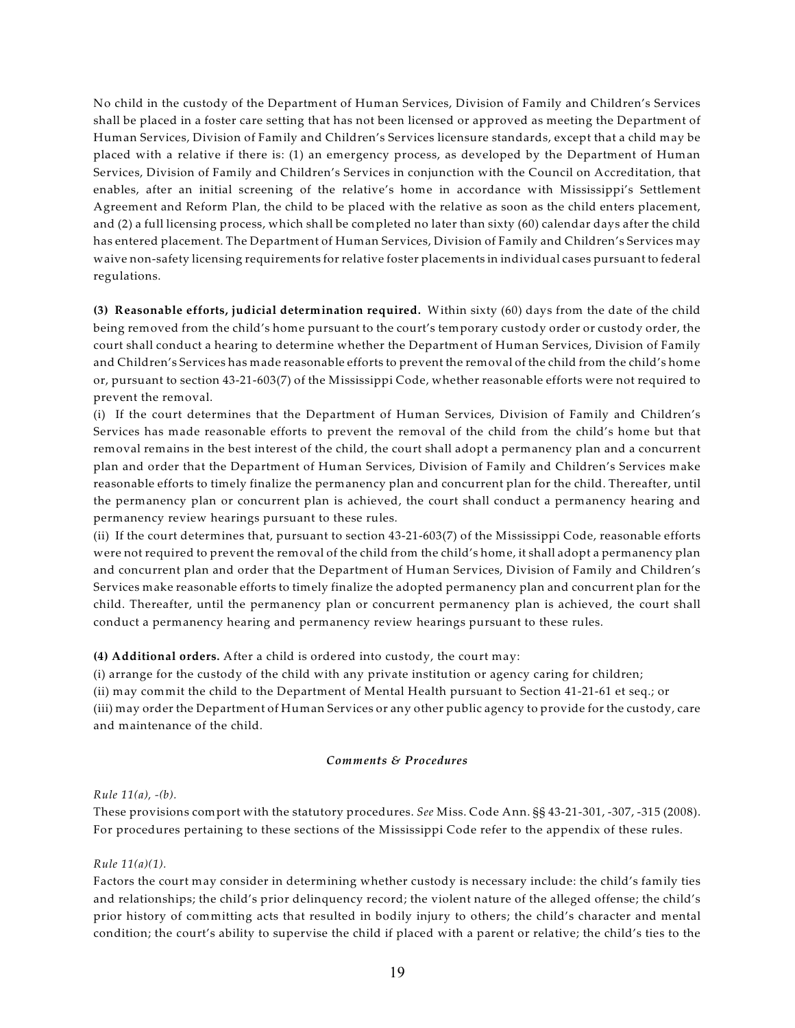No child in the custody of the Department of Human Services, Division of Family and Children's Services shall be placed in a foster care setting that has not been licensed or approved as meeting the Department of Human Services, Division of Family and Children's Services licensure standards, except that a child may be placed with a relative if there is: (1) an emergency process, as developed by the Department of Human Services, Division of Family and Children's Services in conjunction with the Council on Accreditation, that enables, after an initial screening of the relative's home in accordance with Mississippi's Settlement Agreement and Reform Plan, the child to be placed with the relative as soon as the child enters placement, and (2) a full licensing process, which shall be completed no later than sixty (60) calendar days after the child has entered placement. The Department of Human Services, Division of Family and Children's Services may waive non-safety licensing requirements for relative foster placements in individual cases pursuant to federal regulations.

**(3) Reasonable efforts, judicial determination required.** Within sixty (60) days from the date of the child being removed from the child's home pursuant to the court's temporary custody order or custody order, the court shall conduct a hearing to determine whether the Department of Human Services, Division of Family and Children's Services has made reasonable efforts to prevent the removal of the child from the child's home or, pursuant to section 43-21-603(7) of the Mississippi Code, whether reasonable efforts were not required to prevent the removal.

(i) If the court determines that the Department of Human Services, Division of Family and Children's Services has made reasonable efforts to prevent the removal of the child from the child's home but that removal remains in the best interest of the child, the court shall adopt a permanency plan and a concurrent plan and order that the Department of Human Services, Division of Family and Children's Services make reasonable efforts to timely finalize the permanency plan and concurrent plan for the child. Thereafter, until the permanency plan or concurrent plan is achieved, the court shall conduct a permanency hearing and permanency review hearings pursuant to these rules.

(ii) If the court determines that, pursuant to section 43-21-603(7) of the Mississippi Code, reasonable efforts were not required to prevent the removal of the child from the child's home, it shall adopt a permanency plan and concurrent plan and order that the Department of Human Services, Division of Family and Children's Services make reasonable efforts to timely finalize the adopted permanency plan and concurrent plan for the child. Thereafter, until the permanency plan or concurrent permanency plan is achieved, the court shall conduct a permanency hearing and permanency review hearings pursuant to these rules.

**(4) Additional orders.** After a child is ordered into custody, the court may:

(i) arrange for the custody of the child with any private institution or agency caring for children;

(ii) may commit the child to the Department of Mental Health pursuant to Section 41-21-61 et seq.; or

(iii) may order the Department of Human Services or any other public agency to provide for the custody, care and maintenance of the child.

***Comments & Procedures***

*Rule 11(a), -(b).*

These provisions comport with the statutory procedures. *See* Miss. Code Ann. §§ 43-21-301, -307, -315 (2008). For procedures pertaining to these sections of the Mississippi Code refer to the appendix of these rules.

*Rule 11(a)(1).*

Factors the court may consider in determining whether custody is necessary include: the child's family ties and relationships; the child's prior delinquency record; the violent nature of the alleged offense; the child's prior history of committing acts that resulted in bodily injury to others; the child's character and mental condition; the court's ability to supervise the child if placed with a parent or relative; the child's ties to the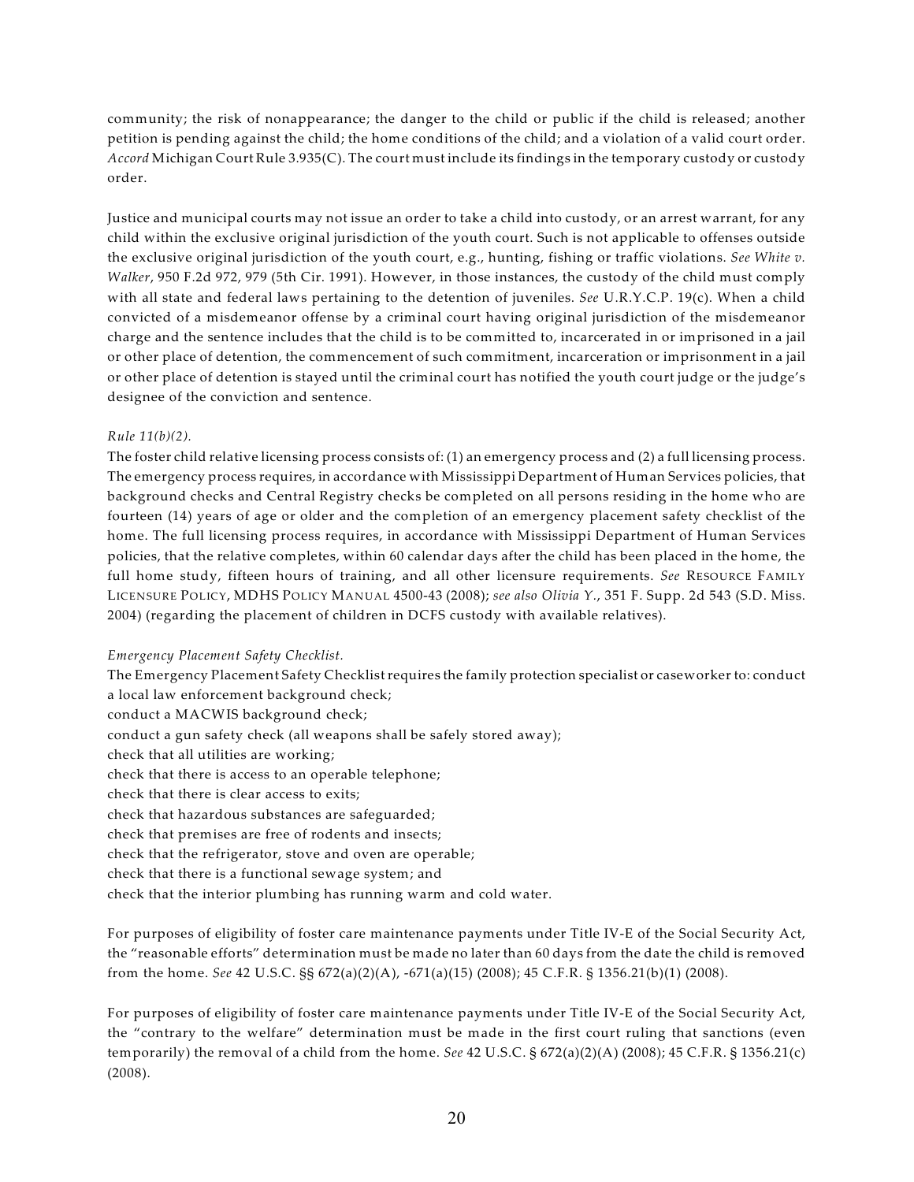community; the risk of nonappearance; the danger to the child or public if the child is released; another petition is pending against the child; the home conditions of the child; and a violation of a valid court order. *Accord* Michigan Court Rule 3.935(C). The court must include its findings in the temporary custody or custody order.

Justice and municipal courts may not issue an order to take a child into custody, or an arrest warrant, for any child within the exclusive original jurisdiction of the youth court. Such is not applicable to offenses outside the exclusive original jurisdiction of the youth court, e.g., hunting, fishing or traffic violations. *See White v. Walker*, 950 F.2d 972, 979 (5th Cir. 1991). However, in those instances, the custody of the child must comply with all state and federal laws pertaining to the detention of juveniles. *See* U.R.Y.C.P. 19(c). When a child convicted of a misdemeanor offense by a criminal court having original jurisdiction of the misdemeanor charge and the sentence includes that the child is to be committed to, incarcerated in or imprisoned in a jail or other place of detention, the commencement of such commitment, incarceration or imprisonment in a jail or other place of detention is stayed until the criminal court has notified the youth court judge or the judge's designee of the conviction and sentence.

*Rule 11(b)(2).*

The foster child relative licensing process consists of: (1) an emergency process and (2) a full licensing process. The emergency process requires, in accordance with Mississippi Department of Human Services policies, that background checks and Central Registry checks be completed on all persons residing in the home who are fourteen (14) years of age or older and the completion of an emergency placement safety checklist of the home. The full licensing process requires, in accordance with Mississippi Department of Human Services policies, that the relative completes, within 60 calendar days after the child has been placed in the home, the full home study, fifteen hours of training, and all other licensure requirements. *See* Resource Family Licensure Policy, MDHS Policy Manual 4500-43 (2008); *see also Olivia Y.*, 351 F. Supp. 2d 543 (S.D. Miss. 2004) (regarding the placement of children in DCFS custody with available relatives).

*Emergency Placement Safety Checklist.*

The Emergency Placement Safety Checklist requires the family protection specialist or caseworker to: conduct a local law enforcement background check;
conduct a MACWIS background check;
conduct a gun safety check (all weapons shall be safely stored away);
check that all utilities are working;
check that there is access to an operable telephone;
check that there is clear access to exits;
check that hazardous substances are safeguarded;
check that premises are free of rodents and insects;
check that the refrigerator, stove and oven are operable;
check that there is a functional sewage system; and
check that the interior plumbing has running warm and cold water.

For purposes of eligibility of foster care maintenance payments under Title IV-E of the Social Security Act, the "reasonable efforts" determination must be made no later than 60 days from the date the child is removed from the home. *See* 42 U.S.C. §§ 672(a)(2)(A), -671(a)(15) (2008); 45 C.F.R. § 1356.21(b)(1) (2008).

For purposes of eligibility of foster care maintenance payments under Title IV-E of the Social Security Act, the "contrary to the welfare" determination must be made in the first court ruling that sanctions (even temporarily) the removal of a child from the home. *See* 42 U.S.C. § 672(a)(2)(A) (2008); 45 C.F.R. § 1356.21(c) (2008).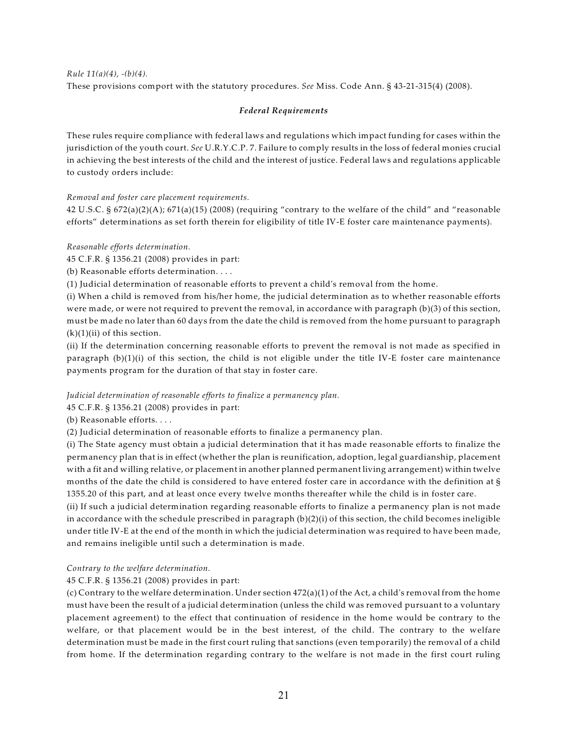*Rule 11(a)(4), -(b)(4).*

These provisions comport with the statutory procedures. *See* Miss. Code Ann. § 43-21-315(4) (2008).

### *Federal Requirements*

These rules require compliance with federal laws and regulations which impact funding for cases within the jurisdiction of the youth court. *See* U.R.Y.C.P. 7. Failure to comply results in the loss of federal monies crucial in achieving the best interests of the child and the interest of justice. Federal laws and regulations applicable to custody orders include:

*Removal and foster care placement requirements.*

42 U.S.C. § 672(a)(2)(A); 671(a)(15) (2008) (requiring "contrary to the welfare of the child" and "reasonable efforts" determinations as set forth therein for eligibility of title IV-E foster care maintenance payments).

*Reasonable efforts determination.*

45 C.F.R. § 1356.21 (2008) provides in part:

(b) Reasonable efforts determination. . . .

(1) Judicial determination of reasonable efforts to prevent a child's removal from the home.

(i) When a child is removed from his/her home, the judicial determination as to whether reasonable efforts were made, or were not required to prevent the removal, in accordance with paragraph (b)(3) of this section, must be made no later than 60 days from the date the child is removed from the home pursuant to paragraph (k)(1)(ii) of this section.

(ii) If the determination concerning reasonable efforts to prevent the removal is not made as specified in paragraph (b)(1)(i) of this section, the child is not eligible under the title IV-E foster care maintenance payments program for the duration of that stay in foster care.

*Judicial determination of reasonable efforts to finalize a permanency plan.*

45 C.F.R. § 1356.21 (2008) provides in part:

(b) Reasonable efforts. . . .

(2) Judicial determination of reasonable efforts to finalize a permanency plan.

(i) The State agency must obtain a judicial determination that it has made reasonable efforts to finalize the permanency plan that is in effect (whether the plan is reunification, adoption, legal guardianship, placement with a fit and willing relative, or placement in another planned permanent living arrangement) within twelve months of the date the child is considered to have entered foster care in accordance with the definition at § 1355.20 of this part, and at least once every twelve months thereafter while the child is in foster care.

(ii) If such a judicial determination regarding reasonable efforts to finalize a permanency plan is not made in accordance with the schedule prescribed in paragraph (b)(2)(i) of this section, the child becomes ineligible under title IV-E at the end of the month in which the judicial determination was required to have been made, and remains ineligible until such a determination is made.

*Contrary to the welfare determination.*

45 C.F.R. § 1356.21 (2008) provides in part:

(c) Contrary to the welfare determination. Under section 472(a)(1) of the Act, a child's removal from the home must have been the result of a judicial determination (unless the child was removed pursuant to a voluntary placement agreement) to the effect that continuation of residence in the home would be contrary to the welfare, or that placement would be in the best interest, of the child. The contrary to the welfare determination must be made in the first court ruling that sanctions (even temporarily) the removal of a child from home. If the determination regarding contrary to the welfare is not made in the first court ruling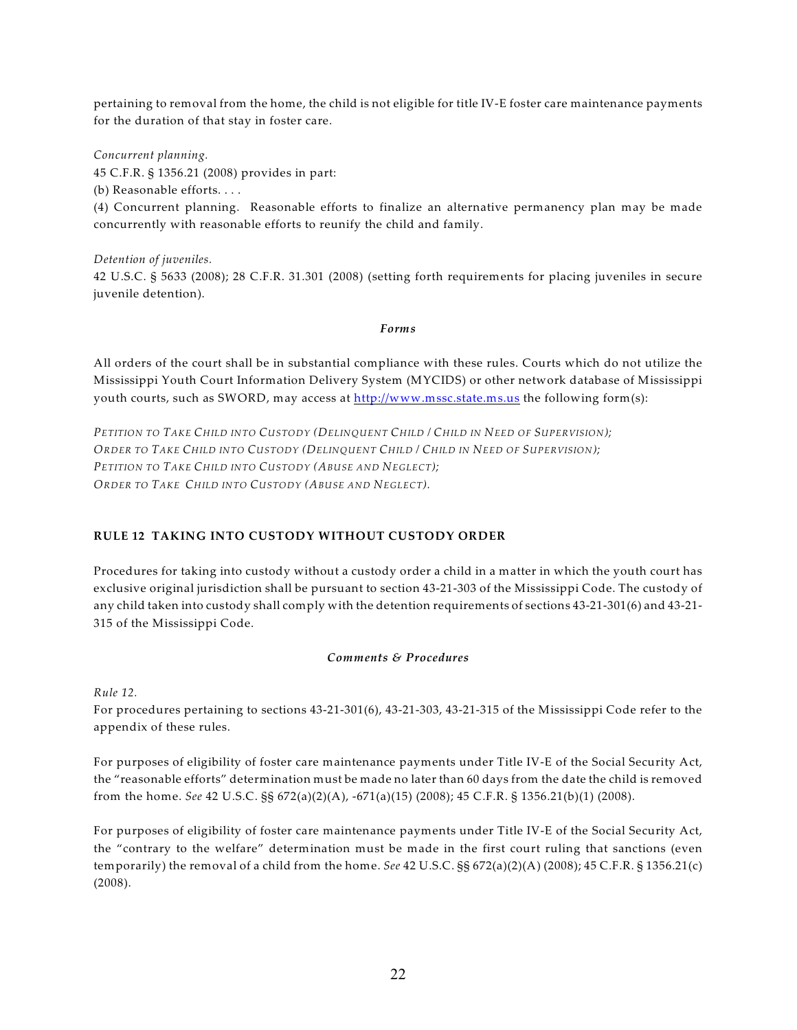pertaining to removal from the home, the child is not eligible for title IV-E foster care maintenance payments for the duration of that stay in foster care.

*Concurrent planning.*
45 C.F.R. § 1356.21 (2008) provides in part:
(b) Reasonable efforts. . . .
(4) Concurrent planning. Reasonable efforts to finalize an alternative permanency plan may be made concurrently with reasonable efforts to reunify the child and family.

*Detention of juveniles.*
42 U.S.C. § 5633 (2008); 28 C.F.R. 31.301 (2008) (setting forth requirements for placing juveniles in secure juvenile detention).

***Forms***

All orders of the court shall be in substantial compliance with these rules. Courts which do not utilize the Mississippi Youth Court Information Delivery System (MYCIDS) or other network database of Mississippi youth courts, such as SWORD, may access at http://www.mssc.state.ms.us the following form(s):

*PETITION TO TAKE CHILD INTO CUSTODY (DELINQUENT CHILD / CHILD IN NEED OF SUPERVISION);*
*ORDER TO TAKE CHILD INTO CUSTODY (DELINQUENT CHILD / CHILD IN NEED OF SUPERVISION);*
*PETITION TO TAKE CHILD INTO CUSTODY (ABUSE AND NEGLECT);*
*ORDER TO TAKE CHILD INTO CUSTODY (ABUSE AND NEGLECT).*

## RULE 12 TAKING INTO CUSTODY WITHOUT CUSTODY ORDER

Procedures for taking into custody without a custody order a child in a matter in which the youth court has exclusive original jurisdiction shall be pursuant to section 43-21-303 of the Mississippi Code. The custody of any child taken into custody shall comply with the detention requirements of sections 43-21-301(6) and 43-21-315 of the Mississippi Code.

***Comments & Procedures***

*Rule 12.*
For procedures pertaining to sections 43-21-301(6), 43-21-303, 43-21-315 of the Mississippi Code refer to the appendix of these rules.

For purposes of eligibility of foster care maintenance payments under Title IV-E of the Social Security Act, the "reasonable efforts" determination must be made no later than 60 days from the date the child is removed from the home. *See* 42 U.S.C. §§ 672(a)(2)(A), -671(a)(15) (2008); 45 C.F.R. § 1356.21(b)(1) (2008).

For purposes of eligibility of foster care maintenance payments under Title IV-E of the Social Security Act, the "contrary to the welfare" determination must be made in the first court ruling that sanctions (even temporarily) the removal of a child from the home. *See* 42 U.S.C. §§ 672(a)(2)(A) (2008); 45 C.F.R. § 1356.21(c) (2008).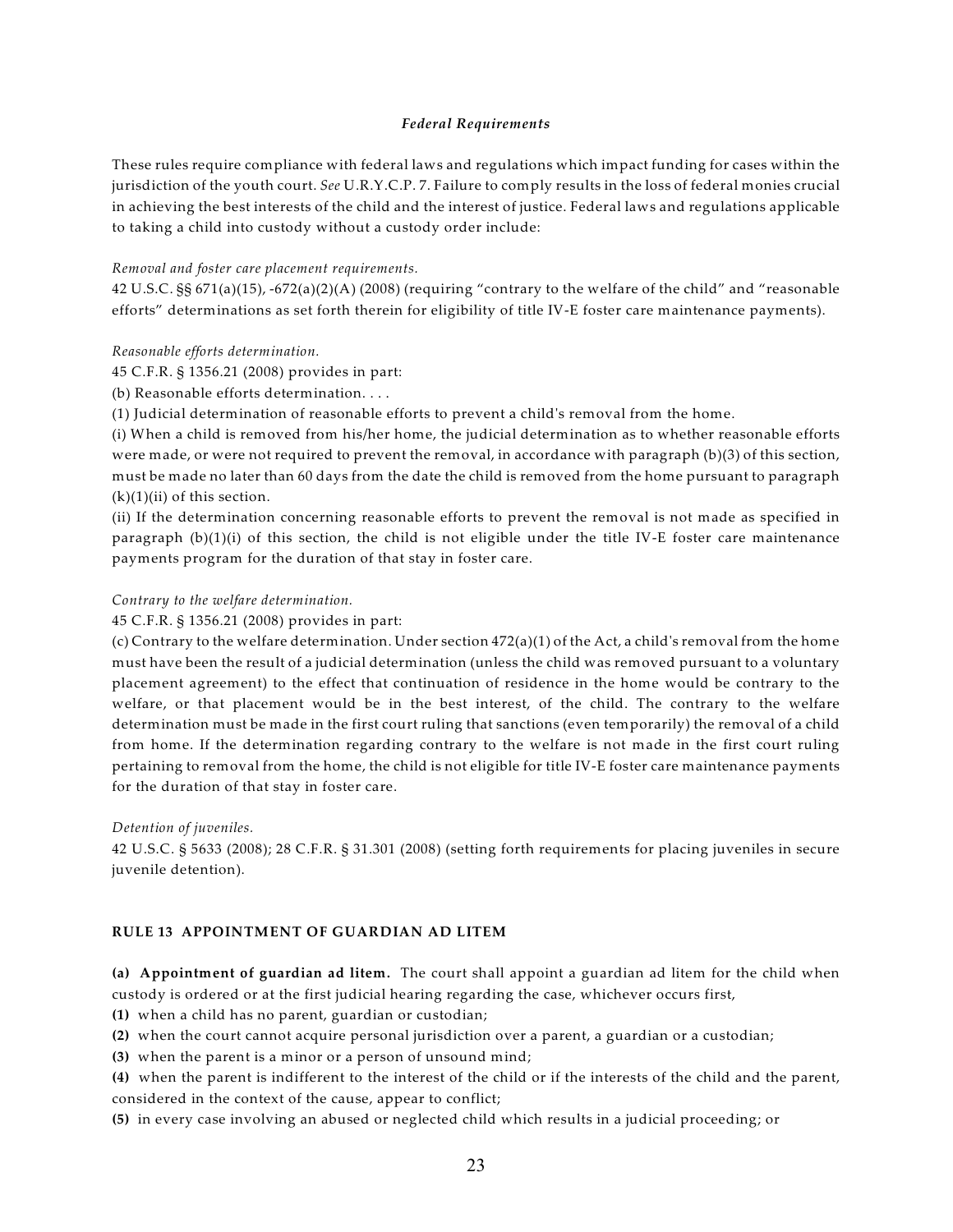### *Federal Requirements*

These rules require compliance with federal laws and regulations which impact funding for cases within the jurisdiction of the youth court. *See* U.R.Y.C.P. 7. Failure to comply results in the loss of federal monies crucial in achieving the best interests of the child and the interest of justice. Federal laws and regulations applicable to taking a child into custody without a custody order include:

*Removal and foster care placement requirements.*
42 U.S.C. §§ 671(a)(15), -672(a)(2)(A) (2008) (requiring "contrary to the welfare of the child" and "reasonable efforts" determinations as set forth therein for eligibility of title IV-E foster care maintenance payments).

*Reasonable efforts determination.*
45 C.F.R. § 1356.21 (2008) provides in part:
(b) Reasonable efforts determination. . . .
(1) Judicial determination of reasonable efforts to prevent a child's removal from the home.
(i) When a child is removed from his/her home, the judicial determination as to whether reasonable efforts were made, or were not required to prevent the removal, in accordance with paragraph (b)(3) of this section, must be made no later than 60 days from the date the child is removed from the home pursuant to paragraph (k)(1)(ii) of this section.
(ii) If the determination concerning reasonable efforts to prevent the removal is not made as specified in paragraph (b)(1)(i) of this section, the child is not eligible under the title IV-E foster care maintenance payments program for the duration of that stay in foster care.

*Contrary to the welfare determination.*
45 C.F.R. § 1356.21 (2008) provides in part:
(c) Contrary to the welfare determination. Under section 472(a)(1) of the Act, a child's removal from the home must have been the result of a judicial determination (unless the child was removed pursuant to a voluntary placement agreement) to the effect that continuation of residence in the home would be contrary to the welfare, or that placement would be in the best interest, of the child. The contrary to the welfare determination must be made in the first court ruling that sanctions (even temporarily) the removal of a child from home. If the determination regarding contrary to the welfare is not made in the first court ruling pertaining to removal from the home, the child is not eligible for title IV-E foster care maintenance payments for the duration of that stay in foster care.

*Detention of juveniles.*
42 U.S.C. § 5633 (2008); 28 C.F.R. § 31.301 (2008) (setting forth requirements for placing juveniles in secure juvenile detention).

## RULE 13 APPOINTMENT OF GUARDIAN AD LITEM

**(a) Appointment of guardian ad litem.** The court shall appoint a guardian ad litem for the child when custody is ordered or at the first judicial hearing regarding the case, whichever occurs first,
**(1)** when a child has no parent, guardian or custodian;
**(2)** when the court cannot acquire personal jurisdiction over a parent, a guardian or a custodian;
**(3)** when the parent is a minor or a person of unsound mind;
**(4)** when the parent is indifferent to the interest of the child or if the interests of the child and the parent, considered in the context of the cause, appear to conflict;
**(5)** in every case involving an abused or neglected child which results in a judicial proceeding; or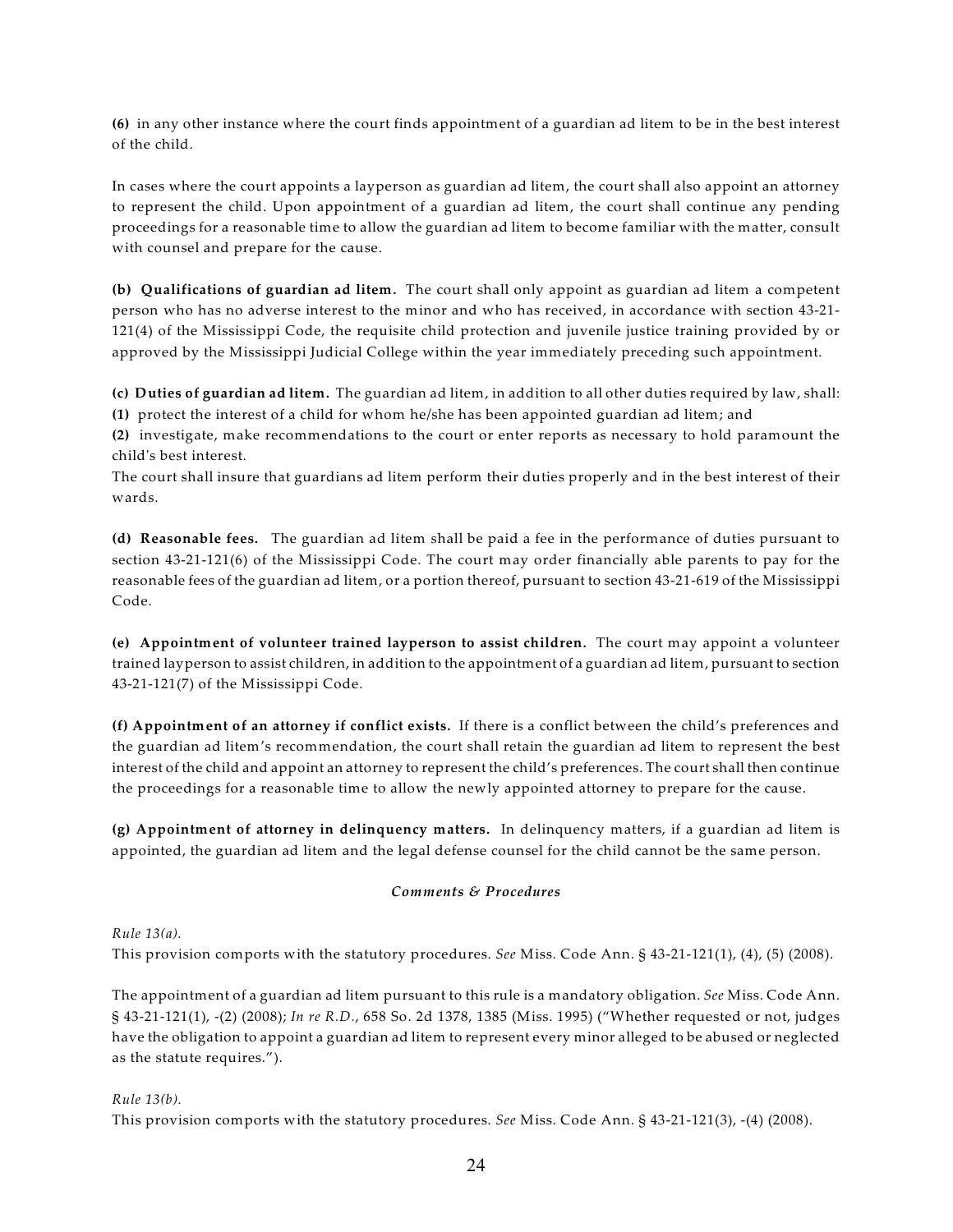**(6)** in any other instance where the court finds appointment of a guardian ad litem to be in the best interest of the child.

In cases where the court appoints a layperson as guardian ad litem, the court shall also appoint an attorney to represent the child. Upon appointment of a guardian ad litem, the court shall continue any pending proceedings for a reasonable time to allow the guardian ad litem to become familiar with the matter, consult with counsel and prepare for the cause.

**(b) Qualifications of guardian ad litem.** The court shall only appoint as guardian ad litem a competent person who has no adverse interest to the minor and who has received, in accordance with section 43-21-121(4) of the Mississippi Code, the requisite child protection and juvenile justice training provided by or approved by the Mississippi Judicial College within the year immediately preceding such appointment.

**(c) Duties of guardian ad litem.** The guardian ad litem, in addition to all other duties required by law, shall:
**(1)** protect the interest of a child for whom he/she has been appointed guardian ad litem; and
**(2)** investigate, make recommendations to the court or enter reports as necessary to hold paramount the child's best interest.
The court shall insure that guardians ad litem perform their duties properly and in the best interest of their wards.

**(d) Reasonable fees.** The guardian ad litem shall be paid a fee in the performance of duties pursuant to section 43-21-121(6) of the Mississippi Code. The court may order financially able parents to pay for the reasonable fees of the guardian ad litem, or a portion thereof, pursuant to section 43-21-619 of the Mississippi Code.

**(e) Appointment of volunteer trained layperson to assist children.** The court may appoint a volunteer trained layperson to assist children, in addition to the appointment of a guardian ad litem, pursuant to section 43-21-121(7) of the Mississippi Code.

**(f) Appointment of an attorney if conflict exists.** If there is a conflict between the child's preferences and the guardian ad litem's recommendation, the court shall retain the guardian ad litem to represent the best interest of the child and appoint an attorney to represent the child's preferences. The court shall then continue the proceedings for a reasonable time to allow the newly appointed attorney to prepare for the cause.

**(g) Appointment of attorney in delinquency matters.** In delinquency matters, if a guardian ad litem is appointed, the guardian ad litem and the legal defense counsel for the child cannot be the same person.

***Comments & Procedures***

*Rule 13(a).*
This provision comports with the statutory procedures. *See* Miss. Code Ann. § 43-21-121(1), (4), (5) (2008).

The appointment of a guardian ad litem pursuant to this rule is a mandatory obligation. *See* Miss. Code Ann. § 43-21-121(1), -(2) (2008); *In re R.D.*, 658 So. 2d 1378, 1385 (Miss. 1995) ("Whether requested or not, judges have the obligation to appoint a guardian ad litem to represent every minor alleged to be abused or neglected as the statute requires.").

*Rule 13(b).*
This provision comports with the statutory procedures. *See* Miss. Code Ann. § 43-21-121(3), -(4) (2008).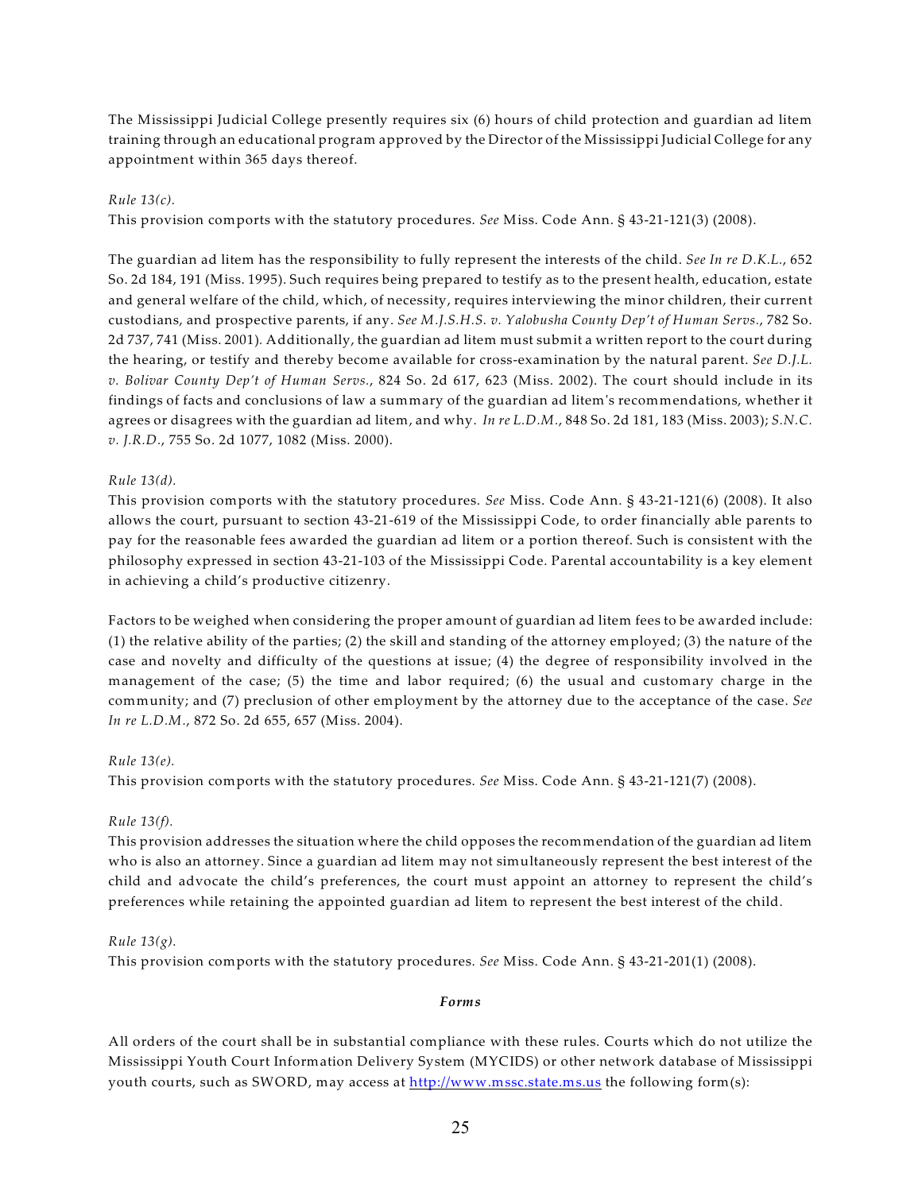The Mississippi Judicial College presently requires six (6) hours of child protection and guardian ad litem training through an educational program approved by the Director of the Mississippi Judicial College for any appointment within 365 days thereof.

*Rule 13(c).*
This provision comports with the statutory procedures. *See* Miss. Code Ann. § 43-21-121(3) (2008).

The guardian ad litem has the responsibility to fully represent the interests of the child. *See In re D.K.L.*, 652 So. 2d 184, 191 (Miss. 1995). Such requires being prepared to testify as to the present health, education, estate and general welfare of the child, which, of necessity, requires interviewing the minor children, their current custodians, and prospective parents, if any. *See M.J.S.H.S. v. Yalobusha County Dep't of Human Servs.*, 782 So. 2d 737, 741 (Miss. 2001). Additionally, the guardian ad litem must submit a written report to the court during the hearing, or testify and thereby become available for cross-examination by the natural parent. *See D.J.L. v. Bolivar County Dep't of Human Servs.*, 824 So. 2d 617, 623 (Miss. 2002). The court should include in its findings of facts and conclusions of law a summary of the guardian ad litem's recommendations, whether it agrees or disagrees with the guardian ad litem, and why. *In re L.D.M.*, 848 So. 2d 181, 183 (Miss. 2003); *S.N.C. v. J.R.D.*, 755 So. 2d 1077, 1082 (Miss. 2000).

*Rule 13(d).*
This provision comports with the statutory procedures. *See* Miss. Code Ann. § 43-21-121(6) (2008). It also allows the court, pursuant to section 43-21-619 of the Mississippi Code, to order financially able parents to pay for the reasonable fees awarded the guardian ad litem or a portion thereof. Such is consistent with the philosophy expressed in section 43-21-103 of the Mississippi Code. Parental accountability is a key element in achieving a child's productive citizenry.

Factors to be weighed when considering the proper amount of guardian ad litem fees to be awarded include: (1) the relative ability of the parties; (2) the skill and standing of the attorney employed; (3) the nature of the case and novelty and difficulty of the questions at issue; (4) the degree of responsibility involved in the management of the case; (5) the time and labor required; (6) the usual and customary charge in the community; and (7) preclusion of other employment by the attorney due to the acceptance of the case. *See In re L.D.M.*, 872 So. 2d 655, 657 (Miss. 2004).

*Rule 13(e).*
This provision comports with the statutory procedures. *See* Miss. Code Ann. § 43-21-121(7) (2008).

*Rule 13(f).*
This provision addresses the situation where the child opposes the recommendation of the guardian ad litem who is also an attorney. Since a guardian ad litem may not simultaneously represent the best interest of the child and advocate the child's preferences, the court must appoint an attorney to represent the child's preferences while retaining the appointed guardian ad litem to represent the best interest of the child.

*Rule 13(g).*
This provision comports with the statutory procedures. *See* Miss. Code Ann. § 43-21-201(1) (2008).

***Forms***

All orders of the court shall be in substantial compliance with these rules. Courts which do not utilize the Mississippi Youth Court Information Delivery System (MYCIDS) or other network database of Mississippi youth courts, such as SWORD, may access at http://www.mssc.state.ms.us the following form(s):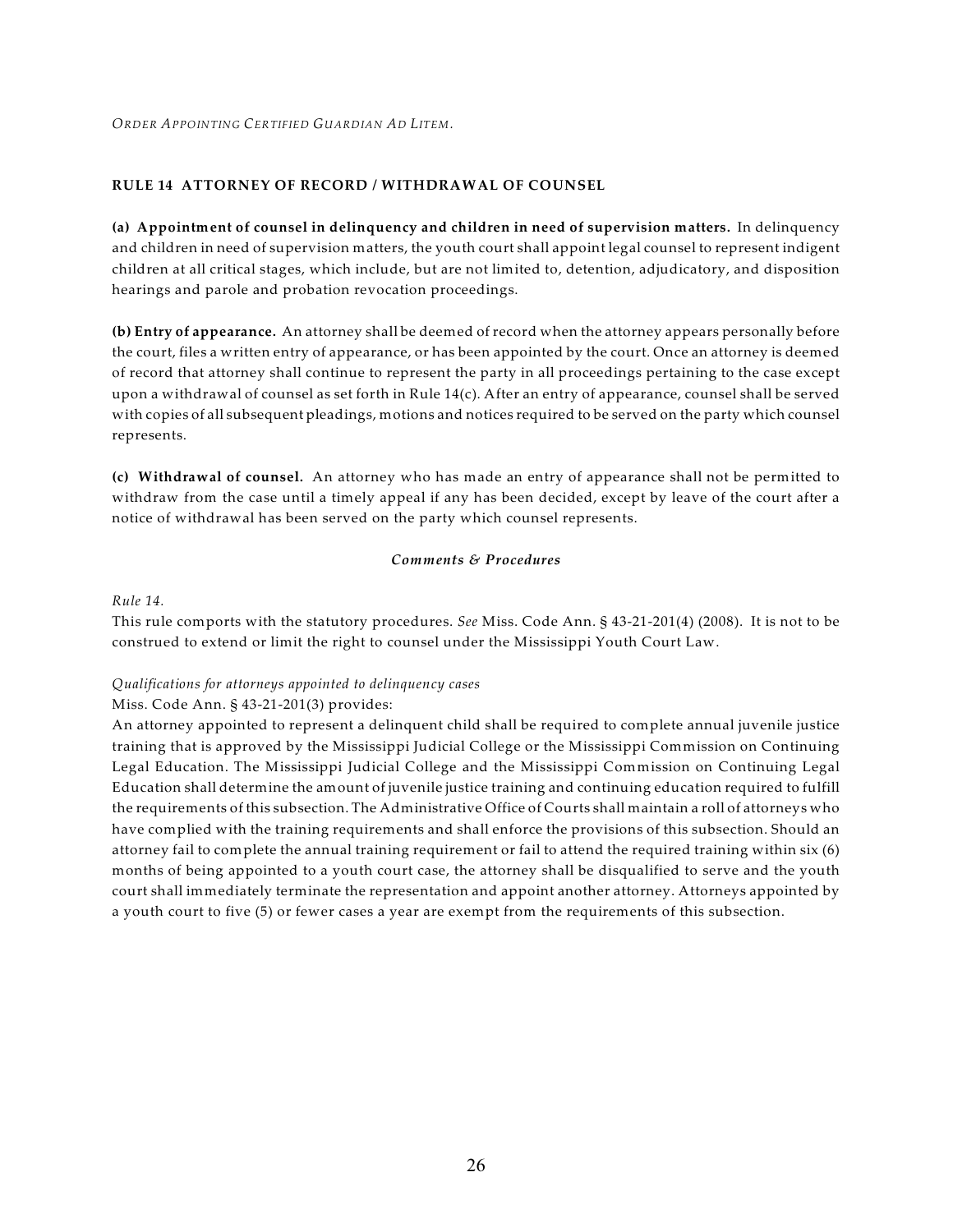*ORDER APPOINTING CERTIFIED GUARDIAN AD LITEM*.

## RULE 14 ATTORNEY OF RECORD / WITHDRAWAL OF COUNSEL

**(a) Appointment of counsel in delinquency and children in need of supervision matters.** In delinquency and children in need of supervision matters, the youth court shall appoint legal counsel to represent indigent children at all critical stages, which include, but are not limited to, detention, adjudicatory, and disposition hearings and parole and probation revocation proceedings.

**(b) Entry of appearance.** An attorney shall be deemed of record when the attorney appears personally before the court, files a written entry of appearance, or has been appointed by the court. Once an attorney is deemed of record that attorney shall continue to represent the party in all proceedings pertaining to the case except upon a withdrawal of counsel as set forth in Rule 14(c). After an entry of appearance, counsel shall be served with copies of all subsequent pleadings, motions and notices required to be served on the party which counsel represents.

**(c) Withdrawal of counsel.** An attorney who has made an entry of appearance shall not be permitted to withdraw from the case until a timely appeal if any has been decided, except by leave of the court after a notice of withdrawal has been served on the party which counsel represents.

### *Comments & Procedures*

*Rule 14.*

This rule comports with the statutory procedures. *See* Miss. Code Ann. § 43-21-201(4) (2008). It is not to be construed to extend or limit the right to counsel under the Mississippi Youth Court Law.

*Qualifications for attorneys appointed to delinquency cases*

Miss. Code Ann. § 43-21-201(3) provides:

An attorney appointed to represent a delinquent child shall be required to complete annual juvenile justice training that is approved by the Mississippi Judicial College or the Mississippi Commission on Continuing Legal Education. The Mississippi Judicial College and the Mississippi Commission on Continuing Legal Education shall determine the amount of juvenile justice training and continuing education required to fulfill the requirements of this subsection. The Administrative Office of Courts shall maintain a roll of attorneys who have complied with the training requirements and shall enforce the provisions of this subsection. Should an attorney fail to complete the annual training requirement or fail to attend the required training within six (6) months of being appointed to a youth court case, the attorney shall be disqualified to serve and the youth court shall immediately terminate the representation and appoint another attorney. Attorneys appointed by a youth court to five (5) or fewer cases a year are exempt from the requirements of this subsection.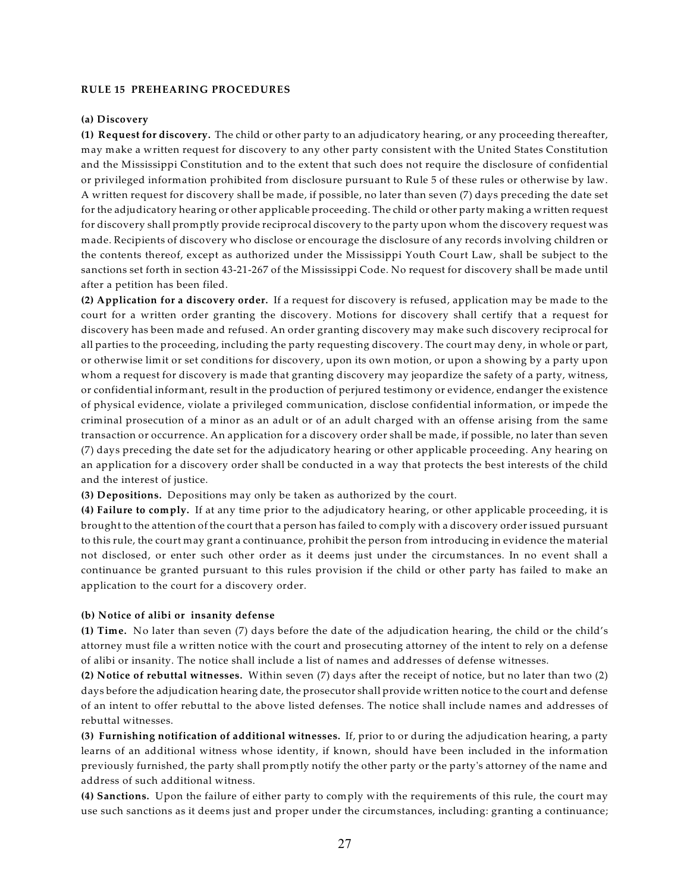## RULE 15 PREHEARING PROCEDURES

### (a) Discovery

**(1) Request for discovery.** The child or other party to an adjudicatory hearing, or any proceeding thereafter, may make a written request for discovery to any other party consistent with the United States Constitution and the Mississippi Constitution and to the extent that such does not require the disclosure of confidential or privileged information prohibited from disclosure pursuant to Rule 5 of these rules or otherwise by law. A written request for discovery shall be made, if possible, no later than seven (7) days preceding the date set for the adjudicatory hearing or other applicable proceeding. The child or other party making a written request for discovery shall promptly provide reciprocal discovery to the party upon whom the discovery request was made. Recipients of discovery who disclose or encourage the disclosure of any records involving children or the contents thereof, except as authorized under the Mississippi Youth Court Law, shall be subject to the sanctions set forth in section 43-21-267 of the Mississippi Code. No request for discovery shall be made until after a petition has been filed.

**(2) Application for a discovery order.** If a request for discovery is refused, application may be made to the court for a written order granting the discovery. Motions for discovery shall certify that a request for discovery has been made and refused. An order granting discovery may make such discovery reciprocal for all parties to the proceeding, including the party requesting discovery. The court may deny, in whole or part, or otherwise limit or set conditions for discovery, upon its own motion, or upon a showing by a party upon whom a request for discovery is made that granting discovery may jeopardize the safety of a party, witness, or confidential informant, result in the production of perjured testimony or evidence, endanger the existence of physical evidence, violate a privileged communication, disclose confidential information, or impede the criminal prosecution of a minor as an adult or of an adult charged with an offense arising from the same transaction or occurrence. An application for a discovery order shall be made, if possible, no later than seven (7) days preceding the date set for the adjudicatory hearing or other applicable proceeding. Any hearing on an application for a discovery order shall be conducted in a way that protects the best interests of the child and the interest of justice.

**(3) Depositions.** Depositions may only be taken as authorized by the court.

**(4) Failure to comply.** If at any time prior to the adjudicatory hearing, or other applicable proceeding, it is brought to the attention of the court that a person has failed to comply with a discovery order issued pursuant to this rule, the court may grant a continuance, prohibit the person from introducing in evidence the material not disclosed, or enter such other order as it deems just under the circumstances. In no event shall a continuance be granted pursuant to this rules provision if the child or other party has failed to make an application to the court for a discovery order.

### (b) Notice of alibi or insanity defense

**(1) Time.** No later than seven (7) days before the date of the adjudication hearing, the child or the child's attorney must file a written notice with the court and prosecuting attorney of the intent to rely on a defense of alibi or insanity. The notice shall include a list of names and addresses of defense witnesses.

**(2) Notice of rebuttal witnesses.** Within seven (7) days after the receipt of notice, but no later than two (2) days before the adjudication hearing date, the prosecutor shall provide written notice to the court and defense of an intent to offer rebuttal to the above listed defenses. The notice shall include names and addresses of rebuttal witnesses.

**(3) Furnishing notification of additional witnesses.** If, prior to or during the adjudication hearing, a party learns of an additional witness whose identity, if known, should have been included in the information previously furnished, the party shall promptly notify the other party or the party's attorney of the name and address of such additional witness.

**(4) Sanctions.** Upon the failure of either party to comply with the requirements of this rule, the court may use such sanctions as it deems just and proper under the circumstances, including: granting a continuance;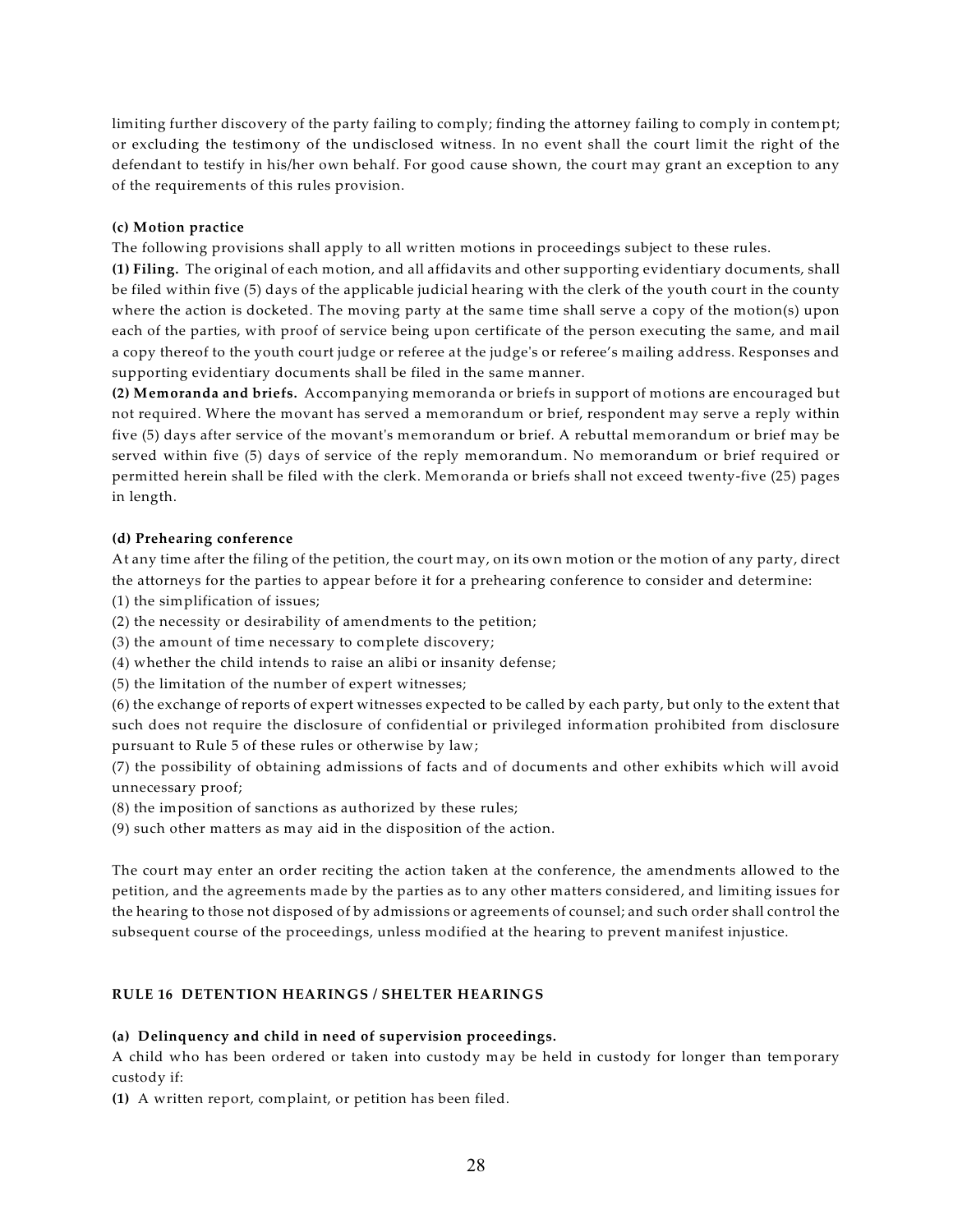limiting further discovery of the party failing to comply; finding the attorney failing to comply in contempt; or excluding the testimony of the undisclosed witness. In no event shall the court limit the right of the defendant to testify in his/her own behalf. For good cause shown, the court may grant an exception to any of the requirements of this rules provision.

**(c) Motion practice**

The following provisions shall apply to all written motions in proceedings subject to these rules.

**(1) Filing.** The original of each motion, and all affidavits and other supporting evidentiary documents, shall be filed within five (5) days of the applicable judicial hearing with the clerk of the youth court in the county where the action is docketed. The moving party at the same time shall serve a copy of the motion(s) upon each of the parties, with proof of service being upon certificate of the person executing the same, and mail a copy thereof to the youth court judge or referee at the judge's or referee's mailing address. Responses and supporting evidentiary documents shall be filed in the same manner.

**(2) Memoranda and briefs.** Accompanying memoranda or briefs in support of motions are encouraged but not required. Where the movant has served a memorandum or brief, respondent may serve a reply within five (5) days after service of the movant's memorandum or brief. A rebuttal memorandum or brief may be served within five (5) days of service of the reply memorandum. No memorandum or brief required or permitted herein shall be filed with the clerk. Memoranda or briefs shall not exceed twenty-five (25) pages in length.

**(d) Prehearing conference**

At any time after the filing of the petition, the court may, on its own motion or the motion of any party, direct the attorneys for the parties to appear before it for a prehearing conference to consider and determine:

(1) the simplification of issues;

(2) the necessity or desirability of amendments to the petition;

(3) the amount of time necessary to complete discovery;

(4) whether the child intends to raise an alibi or insanity defense;

(5) the limitation of the number of expert witnesses;

(6) the exchange of reports of expert witnesses expected to be called by each party, but only to the extent that such does not require the disclosure of confidential or privileged information prohibited from disclosure pursuant to Rule 5 of these rules or otherwise by law;

(7) the possibility of obtaining admissions of facts and of documents and other exhibits which will avoid unnecessary proof;

(8) the imposition of sanctions as authorized by these rules;

(9) such other matters as may aid in the disposition of the action.

The court may enter an order reciting the action taken at the conference, the amendments allowed to the petition, and the agreements made by the parties as to any other matters considered, and limiting issues for the hearing to those not disposed of by admissions or agreements of counsel; and such order shall control the subsequent course of the proceedings, unless modified at the hearing to prevent manifest injustice.

## RULE 16 DETENTION HEARINGS / SHELTER HEARINGS

**(a) Delinquency and child in need of supervision proceedings.**

A child who has been ordered or taken into custody may be held in custody for longer than temporary custody if:

**(1)** A written report, complaint, or petition has been filed.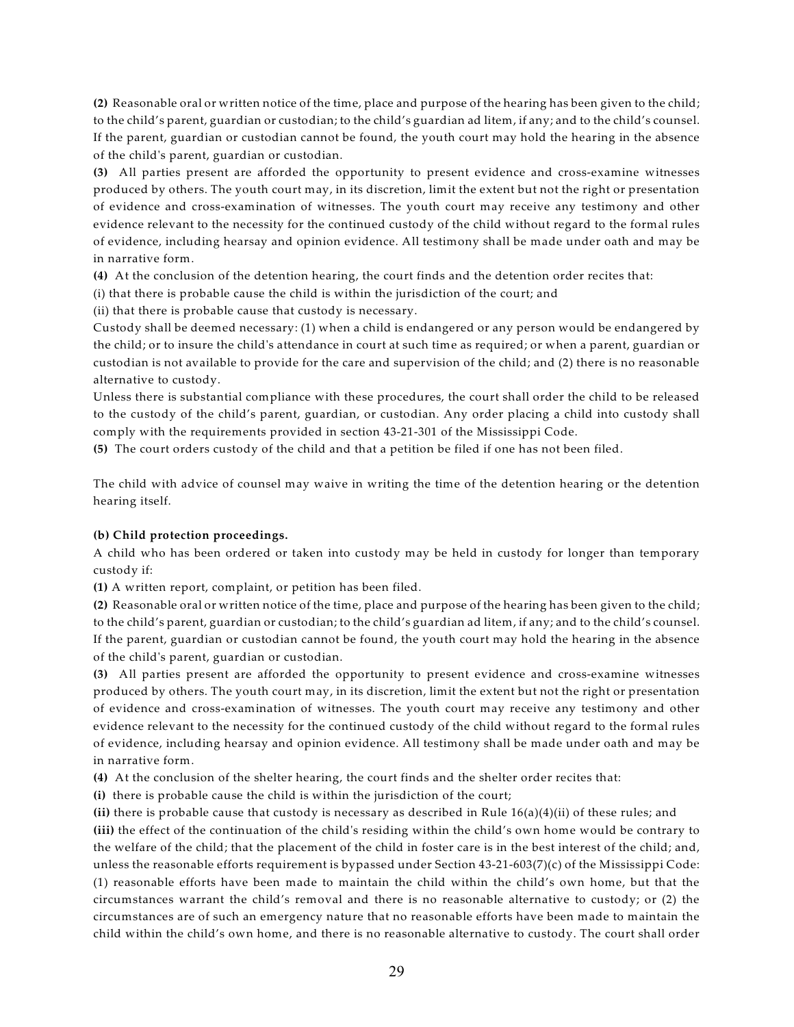**(2)** Reasonable oral or written notice of the time, place and purpose of the hearing has been given to the child; to the child's parent, guardian or custodian; to the child's guardian ad litem, if any; and to the child's counsel. If the parent, guardian or custodian cannot be found, the youth court may hold the hearing in the absence of the child's parent, guardian or custodian.

**(3)** All parties present are afforded the opportunity to present evidence and cross-examine witnesses produced by others. The youth court may, in its discretion, limit the extent but not the right or presentation of evidence and cross-examination of witnesses. The youth court may receive any testimony and other evidence relevant to the necessity for the continued custody of the child without regard to the formal rules of evidence, including hearsay and opinion evidence. All testimony shall be made under oath and may be in narrative form.

**(4)** At the conclusion of the detention hearing, the court finds and the detention order recites that:

(i) that there is probable cause the child is within the jurisdiction of the court; and

(ii) that there is probable cause that custody is necessary.

Custody shall be deemed necessary: (1) when a child is endangered or any person would be endangered by the child; or to insure the child's attendance in court at such time as required; or when a parent, guardian or custodian is not available to provide for the care and supervision of the child; and (2) there is no reasonable alternative to custody.

Unless there is substantial compliance with these procedures, the court shall order the child to be released to the custody of the child's parent, guardian, or custodian. Any order placing a child into custody shall comply with the requirements provided in section 43-21-301 of the Mississippi Code.

**(5)** The court orders custody of the child and that a petition be filed if one has not been filed.

The child with advice of counsel may waive in writing the time of the detention hearing or the detention hearing itself.

**(b) Child protection proceedings.**

A child who has been ordered or taken into custody may be held in custody for longer than temporary custody if:

**(1)** A written report, complaint, or petition has been filed.

**(2)** Reasonable oral or written notice of the time, place and purpose of the hearing has been given to the child; to the child's parent, guardian or custodian; to the child's guardian ad litem, if any; and to the child's counsel. If the parent, guardian or custodian cannot be found, the youth court may hold the hearing in the absence of the child's parent, guardian or custodian.

**(3)** All parties present are afforded the opportunity to present evidence and cross-examine witnesses produced by others. The youth court may, in its discretion, limit the extent but not the right or presentation of evidence and cross-examination of witnesses. The youth court may receive any testimony and other evidence relevant to the necessity for the continued custody of the child without regard to the formal rules of evidence, including hearsay and opinion evidence. All testimony shall be made under oath and may be in narrative form.

**(4)** At the conclusion of the shelter hearing, the court finds and the shelter order recites that:

**(i)** there is probable cause the child is within the jurisdiction of the court;

**(ii)** there is probable cause that custody is necessary as described in Rule 16(a)(4)(ii) of these rules; and

**(iii)** the effect of the continuation of the child's residing within the child's own home would be contrary to the welfare of the child; that the placement of the child in foster care is in the best interest of the child; and, unless the reasonable efforts requirement is bypassed under Section 43-21-603(7)(c) of the Mississippi Code: (1) reasonable efforts have been made to maintain the child within the child's own home, but that the circumstances warrant the child's removal and there is no reasonable alternative to custody; or (2) the circumstances are of such an emergency nature that no reasonable efforts have been made to maintain the child within the child's own home, and there is no reasonable alternative to custody. The court shall order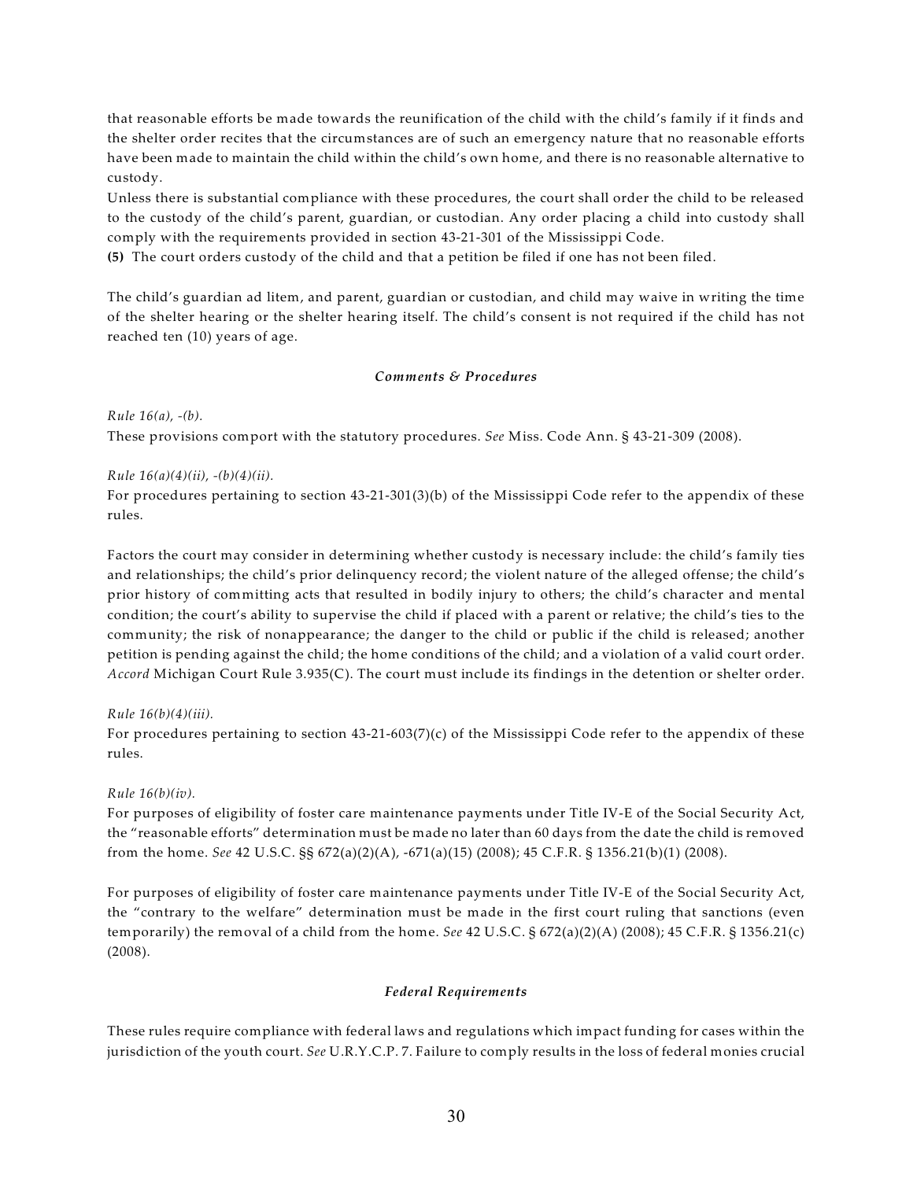that reasonable efforts be made towards the reunification of the child with the child's family if it finds and the shelter order recites that the circumstances are of such an emergency nature that no reasonable efforts have been made to maintain the child within the child's own home, and there is no reasonable alternative to custody.

Unless there is substantial compliance with these procedures, the court shall order the child to be released to the custody of the child's parent, guardian, or custodian. Any order placing a child into custody shall comply with the requirements provided in section 43-21-301 of the Mississippi Code.

**(5)** The court orders custody of the child and that a petition be filed if one has not been filed.

The child's guardian ad litem, and parent, guardian or custodian, and child may waive in writing the time of the shelter hearing or the shelter hearing itself. The child's consent is not required if the child has not reached ten (10) years of age.

### *Comments & Procedures*

*Rule 16(a), -(b).*

These provisions comport with the statutory procedures. *See* Miss. Code Ann. § 43-21-309 (2008).

*Rule 16(a)(4)(ii), -(b)(4)(ii).*

For procedures pertaining to section 43-21-301(3)(b) of the Mississippi Code refer to the appendix of these rules.

Factors the court may consider in determining whether custody is necessary include: the child's family ties and relationships; the child's prior delinquency record; the violent nature of the alleged offense; the child's prior history of committing acts that resulted in bodily injury to others; the child's character and mental condition; the court's ability to supervise the child if placed with a parent or relative; the child's ties to the community; the risk of nonappearance; the danger to the child or public if the child is released; another petition is pending against the child; the home conditions of the child; and a violation of a valid court order. *Accord* Michigan Court Rule 3.935(C). The court must include its findings in the detention or shelter order.

*Rule 16(b)(4)(iii).*

For procedures pertaining to section 43-21-603(7)(c) of the Mississippi Code refer to the appendix of these rules.

*Rule 16(b)(iv).*

For purposes of eligibility of foster care maintenance payments under Title IV-E of the Social Security Act, the "reasonable efforts" determination must be made no later than 60 days from the date the child is removed from the home. *See* 42 U.S.C. §§ 672(a)(2)(A), -671(a)(15) (2008); 45 C.F.R. § 1356.21(b)(1) (2008).

For purposes of eligibility of foster care maintenance payments under Title IV-E of the Social Security Act, the "contrary to the welfare" determination must be made in the first court ruling that sanctions (even temporarily) the removal of a child from the home. *See* 42 U.S.C. § 672(a)(2)(A) (2008); 45 C.F.R. § 1356.21(c) (2008).

### *Federal Requirements*

These rules require compliance with federal laws and regulations which impact funding for cases within the jurisdiction of the youth court. *See* U.R.Y.C.P. 7. Failure to comply results in the loss of federal monies crucial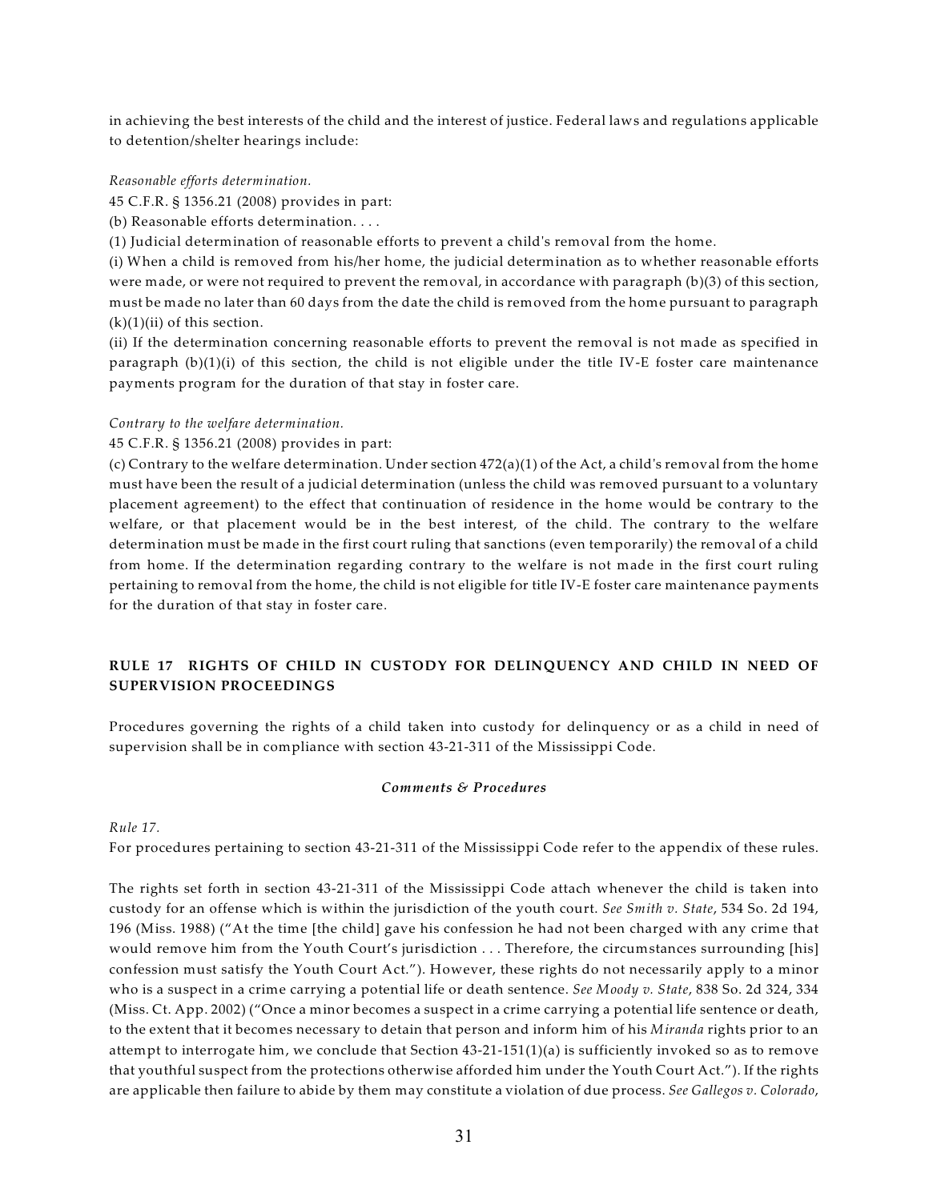in achieving the best interests of the child and the interest of justice. Federal laws and regulations applicable to detention/shelter hearings include:

*Reasonable efforts determination.*

45 C.F.R. § 1356.21 (2008) provides in part:

(b) Reasonable efforts determination. . . .

(1) Judicial determination of reasonable efforts to prevent a child's removal from the home.

(i) When a child is removed from his/her home, the judicial determination as to whether reasonable efforts were made, or were not required to prevent the removal, in accordance with paragraph (b)(3) of this section, must be made no later than 60 days from the date the child is removed from the home pursuant to paragraph (k)(1)(ii) of this section.

(ii) If the determination concerning reasonable efforts to prevent the removal is not made as specified in paragraph (b)(1)(i) of this section, the child is not eligible under the title IV-E foster care maintenance payments program for the duration of that stay in foster care.

*Contrary to the welfare determination.*

45 C.F.R. § 1356.21 (2008) provides in part:

(c) Contrary to the welfare determination. Under section 472(a)(1) of the Act, a child's removal from the home must have been the result of a judicial determination (unless the child was removed pursuant to a voluntary placement agreement) to the effect that continuation of residence in the home would be contrary to the welfare, or that placement would be in the best interest, of the child. The contrary to the welfare determination must be made in the first court ruling that sanctions (even temporarily) the removal of a child from home. If the determination regarding contrary to the welfare is not made in the first court ruling pertaining to removal from the home, the child is not eligible for title IV-E foster care maintenance payments for the duration of that stay in foster care.

## RULE 17 RIGHTS OF CHILD IN CUSTODY FOR DELINQUENCY AND CHILD IN NEED OF SUPERVISION PROCEEDINGS

Procedures governing the rights of a child taken into custody for delinquency or as a child in need of supervision shall be in compliance with section 43-21-311 of the Mississippi Code.

### *Comments & Procedures*

*Rule 17.*

For procedures pertaining to section 43-21-311 of the Mississippi Code refer to the appendix of these rules.

The rights set forth in section 43-21-311 of the Mississippi Code attach whenever the child is taken into custody for an offense which is within the jurisdiction of the youth court. *See Smith v. State*, 534 So. 2d 194, 196 (Miss. 1988) ("At the time [the child] gave his confession he had not been charged with any crime that would remove him from the Youth Court's jurisdiction . . . Therefore, the circumstances surrounding [his] confession must satisfy the Youth Court Act."). However, these rights do not necessarily apply to a minor who is a suspect in a crime carrying a potential life or death sentence. *See Moody v. State*, 838 So. 2d 324, 334 (Miss. Ct. App. 2002) ("Once a minor becomes a suspect in a crime carrying a potential life sentence or death, to the extent that it becomes necessary to detain that person and inform him of his *Miranda* rights prior to an attempt to interrogate him, we conclude that Section 43-21-151(1)(a) is sufficiently invoked so as to remove that youthful suspect from the protections otherwise afforded him under the Youth Court Act."). If the rights are applicable then failure to abide by them may constitute a violation of due process. *See Gallegos v. Colorado*,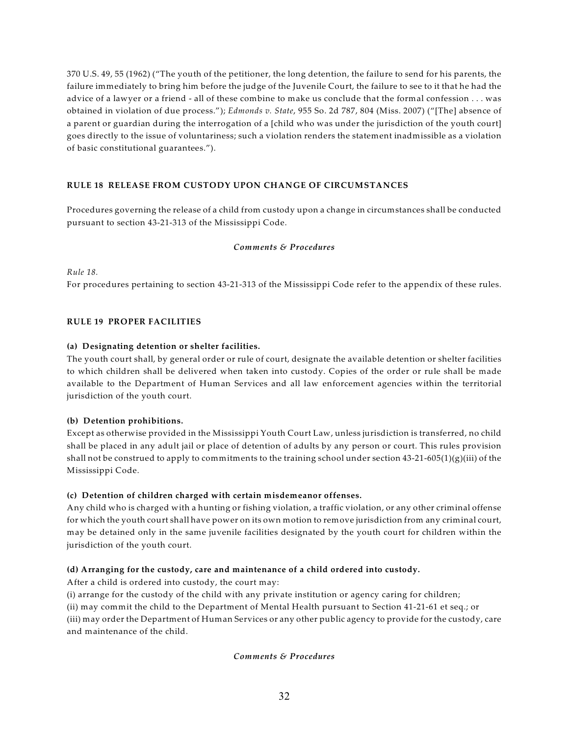370 U.S. 49, 55 (1962) ("The youth of the petitioner, the long detention, the failure to send for his parents, the failure immediately to bring him before the judge of the Juvenile Court, the failure to see to it that he had the advice of a lawyer or a friend - all of these combine to make us conclude that the formal confession . . . was obtained in violation of due process."); *Edmonds v. State*, 955 So. 2d 787, 804 (Miss. 2007) ("[The] absence of a parent or guardian during the interrogation of a [child who was under the jurisdiction of the youth court] goes directly to the issue of voluntariness; such a violation renders the statement inadmissible as a violation of basic constitutional guarantees.").

### RULE 18 RELEASE FROM CUSTODY UPON CHANGE OF CIRCUMSTANCES

Procedures governing the release of a child from custody upon a change in circumstances shall be conducted pursuant to section 43-21-313 of the Mississippi Code.

***Comments & Procedures***

*Rule 18.*
For procedures pertaining to section 43-21-313 of the Mississippi Code refer to the appendix of these rules.

### RULE 19 PROPER FACILITIES

**(a) Designating detention or shelter facilities.**
The youth court shall, by general order or rule of court, designate the available detention or shelter facilities to which children shall be delivered when taken into custody. Copies of the order or rule shall be made available to the Department of Human Services and all law enforcement agencies within the territorial jurisdiction of the youth court.

**(b) Detention prohibitions.**
Except as otherwise provided in the Mississippi Youth Court Law, unless jurisdiction is transferred, no child shall be placed in any adult jail or place of detention of adults by any person or court. This rules provision shall not be construed to apply to commitments to the training school under section 43-21-605(1)(g)(iii) of the Mississippi Code.

**(c) Detention of children charged with certain misdemeanor offenses.**
Any child who is charged with a hunting or fishing violation, a traffic violation, or any other criminal offense for which the youth court shall have power on its own motion to remove jurisdiction from any criminal court, may be detained only in the same juvenile facilities designated by the youth court for children within the jurisdiction of the youth court.

**(d) Arranging for the custody, care and maintenance of a child ordered into custody.**
After a child is ordered into custody, the court may:
(i) arrange for the custody of the child with any private institution or agency caring for children;
(ii) may commit the child to the Department of Mental Health pursuant to Section 41-21-61 et seq.; or
(iii) may order the Department of Human Services or any other public agency to provide for the custody, care and maintenance of the child.

***Comments & Procedures***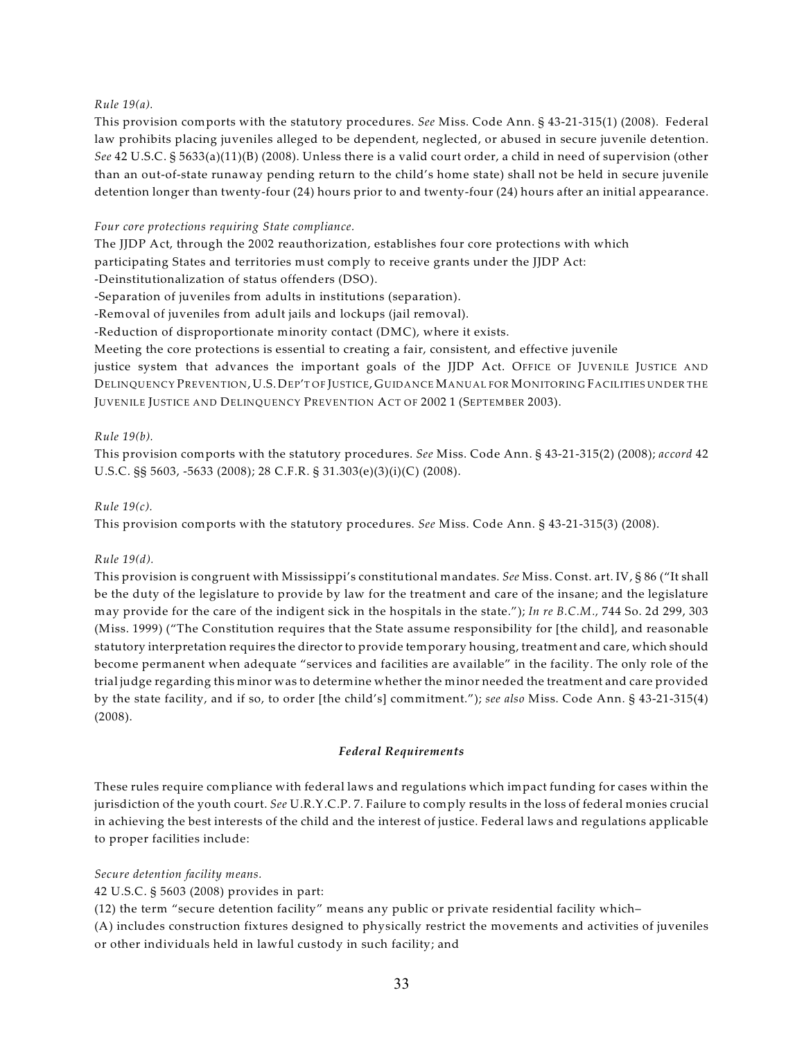*Rule 19(a).*

This provision comports with the statutory procedures. *See* Miss. Code Ann. § 43-21-315(1) (2008). Federal law prohibits placing juveniles alleged to be dependent, neglected, or abused in secure juvenile detention. *See* 42 U.S.C. § 5633(a)(11)(B) (2008). Unless there is a valid court order, a child in need of supervision (other than an out-of-state runaway pending return to the child's home state) shall not be held in secure juvenile detention longer than twenty-four (24) hours prior to and twenty-four (24) hours after an initial appearance.

*Four core protections requiring State compliance.*

The JJDP Act, through the 2002 reauthorization, establishes four core protections with which participating States and territories must comply to receive grants under the JJDP Act:

-Deinstitutionalization of status offenders (DSO).

-Separation of juveniles from adults in institutions (separation).

-Removal of juveniles from adult jails and lockups (jail removal).

-Reduction of disproportionate minority contact (DMC), where it exists.

Meeting the core protections is essential to creating a fair, consistent, and effective juvenile justice system that advances the important goals of the JJDP Act. OFFICE OF JUVENILE JUSTICE AND DELINQUENCY PREVENTION, U.S. DEP'T OF JUSTICE, GUIDANCE MANUAL FOR MONITORING FACILITIES UNDER THE JUVENILE JUSTICE AND DELINQUENCY PREVENTION ACT OF 2002 1 (SEPTEMBER 2003).

*Rule 19(b).*

This provision comports with the statutory procedures. *See* Miss. Code Ann. § 43-21-315(2) (2008); *accord* 42 U.S.C. §§ 5603, -5633 (2008); 28 C.F.R. § 31.303(e)(3)(i)(C) (2008).

*Rule 19(c).*

This provision comports with the statutory procedures. *See* Miss. Code Ann. § 43-21-315(3) (2008).

*Rule 19(d).*

This provision is congruent with Mississippi's constitutional mandates. *See* Miss. Const. art. IV, § 86 ("It shall be the duty of the legislature to provide by law for the treatment and care of the insane; and the legislature may provide for the care of the indigent sick in the hospitals in the state."); *In re B.C.M.,* 744 So. 2d 299, 303 (Miss. 1999) ("The Constitution requires that the State assume responsibility for [the child], and reasonable statutory interpretation requires the director to provide temporary housing, treatment and care, which should become permanent when adequate "services and facilities are available" in the facility. The only role of the trial judge regarding this minor was to determine whether the minor needed the treatment and care provided by the state facility, and if so, to order [the child's] commitment."); *see also* Miss. Code Ann. § 43-21-315(4) (2008).

***Federal Requirements***

These rules require compliance with federal laws and regulations which impact funding for cases within the jurisdiction of the youth court. *See* U.R.Y.C.P. 7. Failure to comply results in the loss of federal monies crucial in achieving the best interests of the child and the interest of justice. Federal laws and regulations applicable to proper facilities include:

*Secure detention facility means.*

42 U.S.C. § 5603 (2008) provides in part:

(12) the term "secure detention facility" means any public or private residential facility which–

(A) includes construction fixtures designed to physically restrict the movements and activities of juveniles or other individuals held in lawful custody in such facility; and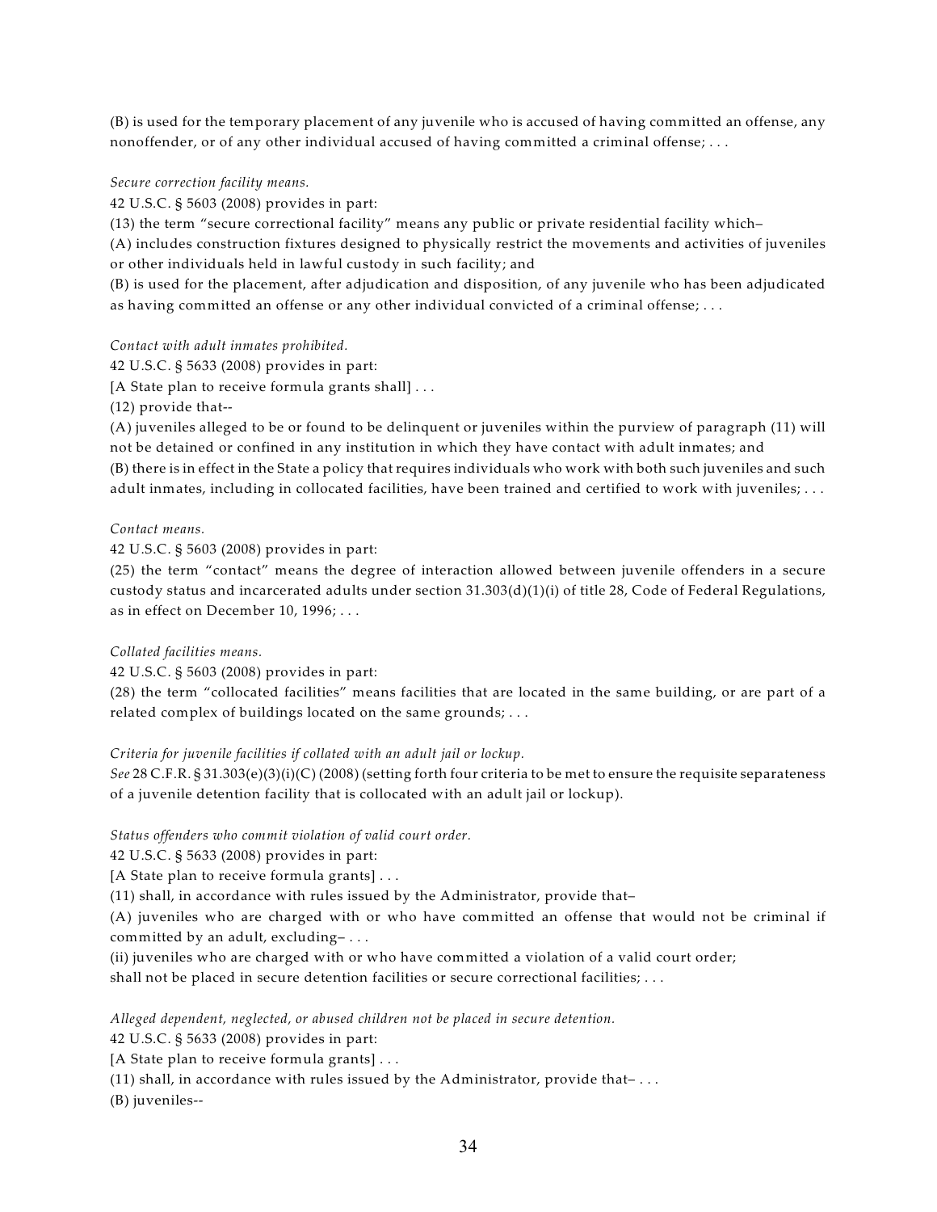(B) is used for the temporary placement of any juvenile who is accused of having committed an offense, any nonoffender, or of any other individual accused of having committed a criminal offense; . . .

*Secure correction facility means.*

42 U.S.C. § 5603 (2008) provides in part:

(13) the term "secure correctional facility" means any public or private residential facility which–

(A) includes construction fixtures designed to physically restrict the movements and activities of juveniles or other individuals held in lawful custody in such facility; and

(B) is used for the placement, after adjudication and disposition, of any juvenile who has been adjudicated as having committed an offense or any other individual convicted of a criminal offense; . . .

*Contact with adult inmates prohibited.*

42 U.S.C. § 5633 (2008) provides in part:

[A State plan to receive formula grants shall] . . .

(12) provide that--

(A) juveniles alleged to be or found to be delinquent or juveniles within the purview of paragraph (11) will not be detained or confined in any institution in which they have contact with adult inmates; and

(B) there is in effect in the State a policy that requires individuals who work with both such juveniles and such adult inmates, including in collocated facilities, have been trained and certified to work with juveniles; . . .

*Contact means.*

42 U.S.C. § 5603 (2008) provides in part:

(25) the term "contact" means the degree of interaction allowed between juvenile offenders in a secure custody status and incarcerated adults under section 31.303(d)(1)(i) of title 28, Code of Federal Regulations, as in effect on December 10, 1996; . . .

*Collated facilities means.*

42 U.S.C. § 5603 (2008) provides in part:

(28) the term "collocated facilities" means facilities that are located in the same building, or are part of a related complex of buildings located on the same grounds; . . .

*Criteria for juvenile facilities if collated with an adult jail or lockup.*

*See* 28 C.F.R. § 31.303(e)(3)(i)(C) (2008) (setting forth four criteria to be met to ensure the requisite separateness of a juvenile detention facility that is collocated with an adult jail or lockup).

*Status offenders who commit violation of valid court order.*

42 U.S.C. § 5633 (2008) provides in part:

[A State plan to receive formula grants] . . .

(11) shall, in accordance with rules issued by the Administrator, provide that–

(A) juveniles who are charged with or who have committed an offense that would not be criminal if committed by an adult, excluding– . . .

(ii) juveniles who are charged with or who have committed a violation of a valid court order;

shall not be placed in secure detention facilities or secure correctional facilities; . . .

*Alleged dependent, neglected, or abused children not be placed in secure detention.*

42 U.S.C. § 5633 (2008) provides in part:

[A State plan to receive formula grants] . . .

(11) shall, in accordance with rules issued by the Administrator, provide that– . . .

(B) juveniles--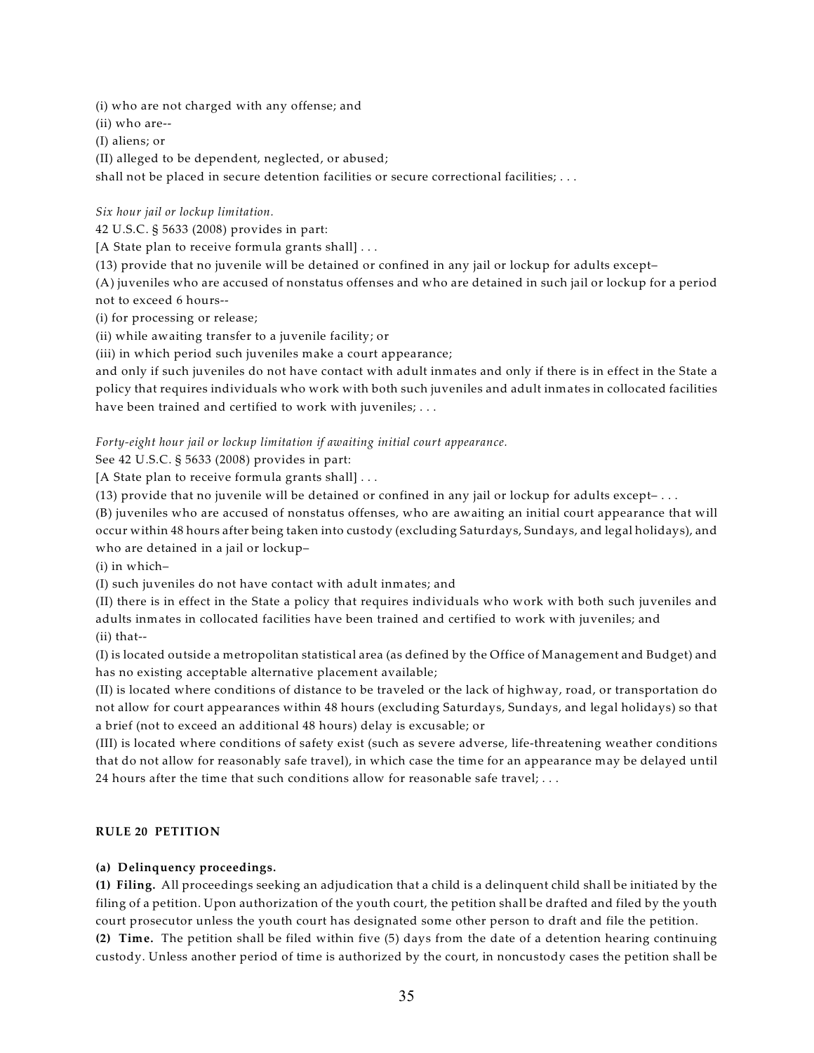(i) who are not charged with any offense; and
(ii) who are--
(I) aliens; or
(II) alleged to be dependent, neglected, or abused;
shall not be placed in secure detention facilities or secure correctional facilities; . . .

*Six hour jail or lockup limitation.*
42 U.S.C. § 5633 (2008) provides in part:
[A State plan to receive formula grants shall] . . .
(13) provide that no juvenile will be detained or confined in any jail or lockup for adults except–
(A) juveniles who are accused of nonstatus offenses and who are detained in such jail or lockup for a period not to exceed 6 hours--
(i) for processing or release;
(ii) while awaiting transfer to a juvenile facility; or
(iii) in which period such juveniles make a court appearance;
and only if such juveniles do not have contact with adult inmates and only if there is in effect in the State a policy that requires individuals who work with both such juveniles and adult inmates in collocated facilities have been trained and certified to work with juveniles; . . .

*Forty-eight hour jail or lockup limitation if awaiting initial court appearance.*
See 42 U.S.C. § 5633 (2008) provides in part:
[A State plan to receive formula grants shall] . . .
(13) provide that no juvenile will be detained or confined in any jail or lockup for adults except– . . .
(B) juveniles who are accused of nonstatus offenses, who are awaiting an initial court appearance that will occur within 48 hours after being taken into custody (excluding Saturdays, Sundays, and legal holidays), and who are detained in a jail or lockup–
(i) in which–
(I) such juveniles do not have contact with adult inmates; and
(II) there is in effect in the State a policy that requires individuals who work with both such juveniles and adults inmates in collocated facilities have been trained and certified to work with juveniles; and
(ii) that--
(I) is located outside a metropolitan statistical area (as defined by the Office of Management and Budget) and has no existing acceptable alternative placement available;
(II) is located where conditions of distance to be traveled or the lack of highway, road, or transportation do not allow for court appearances within 48 hours (excluding Saturdays, Sundays, and legal holidays) so that a brief (not to exceed an additional 48 hours) delay is excusable; or
(III) is located where conditions of safety exist (such as severe adverse, life-threatening weather conditions that do not allow for reasonably safe travel), in which case the time for an appearance may be delayed until 24 hours after the time that such conditions allow for reasonable safe travel; . . .

## RULE 20 PETITION

**(a) Delinquency proceedings.**

**(1) Filing.** All proceedings seeking an adjudication that a child is a delinquent child shall be initiated by the filing of a petition. Upon authorization of the youth court, the petition shall be drafted and filed by the youth court prosecutor unless the youth court has designated some other person to draft and file the petition.

**(2) Time.** The petition shall be filed within five (5) days from the date of a detention hearing continuing custody. Unless another period of time is authorized by the court, in noncustody cases the petition shall be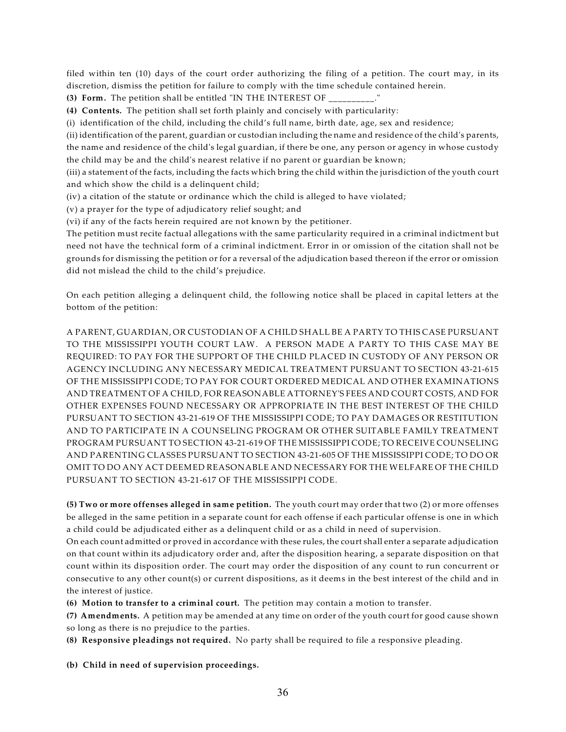filed within ten (10) days of the court order authorizing the filing of a petition. The court may, in its discretion, dismiss the petition for failure to comply with the time schedule contained herein.

**(3) Form.** The petition shall be entitled "IN THE INTEREST OF __________."

**(4) Contents.** The petition shall set forth plainly and concisely with particularity:

(i) identification of the child, including the child's full name, birth date, age, sex and residence;

(ii) identification of the parent, guardian or custodian including the name and residence of the child's parents, the name and residence of the child's legal guardian, if there be one, any person or agency in whose custody the child may be and the child's nearest relative if no parent or guardian be known;

(iii) a statement of the facts, including the facts which bring the child within the jurisdiction of the youth court and which show the child is a delinquent child;

(iv) a citation of the statute or ordinance which the child is alleged to have violated;

(v) a prayer for the type of adjudicatory relief sought; and

(vi) if any of the facts herein required are not known by the petitioner.

The petition must recite factual allegations with the same particularity required in a criminal indictment but need not have the technical form of a criminal indictment. Error in or omission of the citation shall not be grounds for dismissing the petition or for a reversal of the adjudication based thereon if the error or omission did not mislead the child to the child's prejudice.

On each petition alleging a delinquent child, the following notice shall be placed in capital letters at the bottom of the petition:

A PARENT, GUARDIAN, OR CUSTODIAN OF A CHILD SHALL BE A PARTY TO THIS CASE PURSUANT TO THE MISSISSIPPI YOUTH COURT LAW. A PERSON MADE A PARTY TO THIS CASE MAY BE REQUIRED: TO PAY FOR THE SUPPORT OF THE CHILD PLACED IN CUSTODY OF ANY PERSON OR AGENCY INCLUDING ANY NECESSARY MEDICAL TREATMENT PURSUANT TO SECTION 43-21-615 OF THE MISSISSIPPI CODE; TO PAY FOR COURT ORDERED MEDICAL AND OTHER EXAMINATIONS AND TREATMENT OF A CHILD, FOR REASONABLE ATTORNEY'S FEES AND COURT COSTS, AND FOR OTHER EXPENSES FOUND NECESSARY OR APPROPRIATE IN THE BEST INTEREST OF THE CHILD PURSUANT TO SECTION 43-21-619 OF THE MISSISSIPPI CODE; TO PAY DAMAGES OR RESTITUTION AND TO PARTICIPATE IN A COUNSELING PROGRAM OR OTHER SUITABLE FAMILY TREATMENT PROGRAM PURSUANT TO SECTION 43-21-619 OF THE MISSISSIPPI CODE; TO RECEIVE COUNSELING AND PARENTING CLASSES PURSUANT TO SECTION 43-21-605 OF THE MISSISSIPPI CODE; TO DO OR OMIT TO DO ANY ACT DEEMED REASONABLE AND NECESSARY FOR THE WELFARE OF THE CHILD PURSUANT TO SECTION 43-21-617 OF THE MISSISSIPPI CODE.

**(5) Two or more offenses alleged in same petition.** The youth court may order that two (2) or more offenses be alleged in the same petition in a separate count for each offense if each particular offense is one in which a child could be adjudicated either as a delinquent child or as a child in need of supervision.

On each count admitted or proved in accordance with these rules, the court shall enter a separate adjudication on that count within its adjudicatory order and, after the disposition hearing, a separate disposition on that count within its disposition order. The court may order the disposition of any count to run concurrent or consecutive to any other count(s) or current dispositions, as it deems in the best interest of the child and in the interest of justice.

**(6) Motion to transfer to a criminal court.** The petition may contain a motion to transfer.

**(7) Amendments.** A petition may be amended at any time on order of the youth court for good cause shown so long as there is no prejudice to the parties.

**(8) Responsive pleadings not required.** No party shall be required to file a responsive pleading.

**(b) Child in need of supervision proceedings.**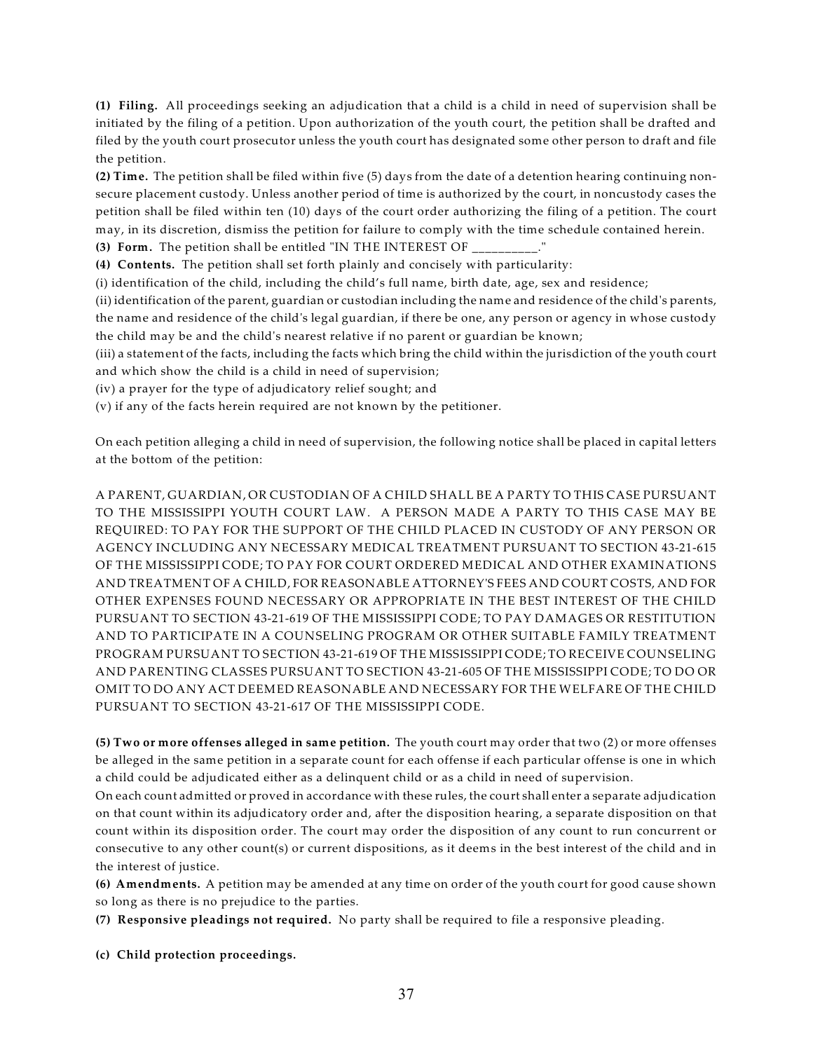**(1) Filing.** All proceedings seeking an adjudication that a child is a child in need of supervision shall be initiated by the filing of a petition. Upon authorization of the youth court, the petition shall be drafted and filed by the youth court prosecutor unless the youth court has designated some other person to draft and file the petition.

**(2) Time.** The petition shall be filed within five (5) days from the date of a detention hearing continuing non-secure placement custody. Unless another period of time is authorized by the court, in noncustody cases the petition shall be filed within ten (10) days of the court order authorizing the filing of a petition. The court may, in its discretion, dismiss the petition for failure to comply with the time schedule contained herein.

**(3) Form.** The petition shall be entitled "IN THE INTEREST OF __________."

**(4) Contents.** The petition shall set forth plainly and concisely with particularity:

(i) identification of the child, including the child's full name, birth date, age, sex and residence;

(ii) identification of the parent, guardian or custodian including the name and residence of the child's parents, the name and residence of the child's legal guardian, if there be one, any person or agency in whose custody the child may be and the child's nearest relative if no parent or guardian be known;

(iii) a statement of the facts, including the facts which bring the child within the jurisdiction of the youth court and which show the child is a child in need of supervision;

(iv) a prayer for the type of adjudicatory relief sought; and

(v) if any of the facts herein required are not known by the petitioner.

On each petition alleging a child in need of supervision, the following notice shall be placed in capital letters at the bottom of the petition:

A PARENT, GUARDIAN, OR CUSTODIAN OF A CHILD SHALL BE A PARTY TO THIS CASE PURSUANT TO THE MISSISSIPPI YOUTH COURT LAW. A PERSON MADE A PARTY TO THIS CASE MAY BE REQUIRED: TO PAY FOR THE SUPPORT OF THE CHILD PLACED IN CUSTODY OF ANY PERSON OR AGENCY INCLUDING ANY NECESSARY MEDICAL TREATMENT PURSUANT TO SECTION 43-21-615 OF THE MISSISSIPPI CODE; TO PAY FOR COURT ORDERED MEDICAL AND OTHER EXAMINATIONS AND TREATMENT OF A CHILD, FOR REASONABLE ATTORNEY'S FEES AND COURT COSTS, AND FOR OTHER EXPENSES FOUND NECESSARY OR APPROPRIATE IN THE BEST INTEREST OF THE CHILD PURSUANT TO SECTION 43-21-619 OF THE MISSISSIPPI CODE; TO PAY DAMAGES OR RESTITUTION AND TO PARTICIPATE IN A COUNSELING PROGRAM OR OTHER SUITABLE FAMILY TREATMENT PROGRAM PURSUANT TO SECTION 43-21-619 OF THE MISSISSIPPI CODE; TO RECEIVE COUNSELING AND PARENTING CLASSES PURSUANT TO SECTION 43-21-605 OF THE MISSISSIPPI CODE; TO DO OR OMIT TO DO ANY ACT DEEMED REASONABLE AND NECESSARY FOR THE WELFARE OF THE CHILD PURSUANT TO SECTION 43-21-617 OF THE MISSISSIPPI CODE.

**(5) Two or more offenses alleged in same petition.** The youth court may order that two (2) or more offenses be alleged in the same petition in a separate count for each offense if each particular offense is one in which a child could be adjudicated either as a delinquent child or as a child in need of supervision.

On each count admitted or proved in accordance with these rules, the court shall enter a separate adjudication on that count within its adjudicatory order and, after the disposition hearing, a separate disposition on that count within its disposition order. The court may order the disposition of any count to run concurrent or consecutive to any other count(s) or current dispositions, as it deems in the best interest of the child and in the interest of justice.

**(6) Amendments.** A petition may be amended at any time on order of the youth court for good cause shown so long as there is no prejudice to the parties.

**(7) Responsive pleadings not required.** No party shall be required to file a responsive pleading.

**(c) Child protection proceedings.**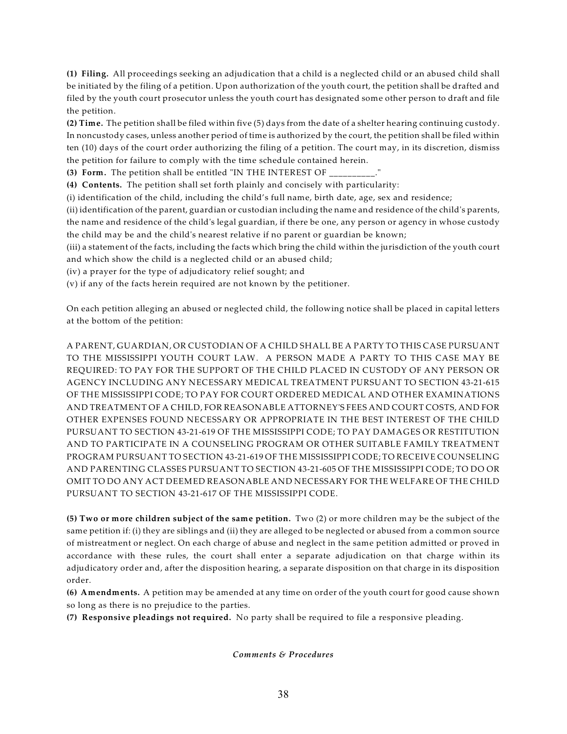**(1) Filing.** All proceedings seeking an adjudication that a child is a neglected child or an abused child shall be initiated by the filing of a petition. Upon authorization of the youth court, the petition shall be drafted and filed by the youth court prosecutor unless the youth court has designated some other person to draft and file the petition.

**(2) Time.** The petition shall be filed within five (5) days from the date of a shelter hearing continuing custody. In noncustody cases, unless another period of time is authorized by the court, the petition shall be filed within ten (10) days of the court order authorizing the filing of a petition. The court may, in its discretion, dismiss the petition for failure to comply with the time schedule contained herein.

**(3) Form.** The petition shall be entitled "IN THE INTEREST OF __________."

**(4) Contents.** The petition shall set forth plainly and concisely with particularity:

(i) identification of the child, including the child's full name, birth date, age, sex and residence;

(ii) identification of the parent, guardian or custodian including the name and residence of the child's parents, the name and residence of the child's legal guardian, if there be one, any person or agency in whose custody the child may be and the child's nearest relative if no parent or guardian be known;

(iii) a statement of the facts, including the facts which bring the child within the jurisdiction of the youth court and which show the child is a neglected child or an abused child;

(iv) a prayer for the type of adjudicatory relief sought; and

(v) if any of the facts herein required are not known by the petitioner.

On each petition alleging an abused or neglected child, the following notice shall be placed in capital letters at the bottom of the petition:

A PARENT, GUARDIAN, OR CUSTODIAN OF A CHILD SHALL BE A PARTY TO THIS CASE PURSUANT TO THE MISSISSIPPI YOUTH COURT LAW. A PERSON MADE A PARTY TO THIS CASE MAY BE REQUIRED: TO PAY FOR THE SUPPORT OF THE CHILD PLACED IN CUSTODY OF ANY PERSON OR AGENCY INCLUDING ANY NECESSARY MEDICAL TREATMENT PURSUANT TO SECTION 43-21-615 OF THE MISSISSIPPI CODE; TO PAY FOR COURT ORDERED MEDICAL AND OTHER EXAMINATIONS AND TREATMENT OF A CHILD, FOR REASONABLE ATTORNEY'S FEES AND COURT COSTS, AND FOR OTHER EXPENSES FOUND NECESSARY OR APPROPRIATE IN THE BEST INTEREST OF THE CHILD PURSUANT TO SECTION 43-21-619 OF THE MISSISSIPPI CODE; TO PAY DAMAGES OR RESTITUTION AND TO PARTICIPATE IN A COUNSELING PROGRAM OR OTHER SUITABLE FAMILY TREATMENT PROGRAM PURSUANT TO SECTION 43-21-619 OF THE MISSISSIPPI CODE; TO RECEIVE COUNSELING AND PARENTING CLASSES PURSUANT TO SECTION 43-21-605 OF THE MISSISSIPPI CODE; TO DO OR OMIT TO DO ANY ACT DEEMED REASONABLE AND NECESSARY FOR THE WELFARE OF THE CHILD PURSUANT TO SECTION 43-21-617 OF THE MISSISSIPPI CODE.

**(5) Two or more children subject of the same petition.** Two (2) or more children may be the subject of the same petition if: (i) they are siblings and (ii) they are alleged to be neglected or abused from a common source of mistreatment or neglect. On each charge of abuse and neglect in the same petition admitted or proved in accordance with these rules, the court shall enter a separate adjudication on that charge within its adjudicatory order and, after the disposition hearing, a separate disposition on that charge in its disposition order.

**(6) Amendments.** A petition may be amended at any time on order of the youth court for good cause shown so long as there is no prejudice to the parties.

**(7) Responsive pleadings not required.** No party shall be required to file a responsive pleading.

*Comments & Procedures*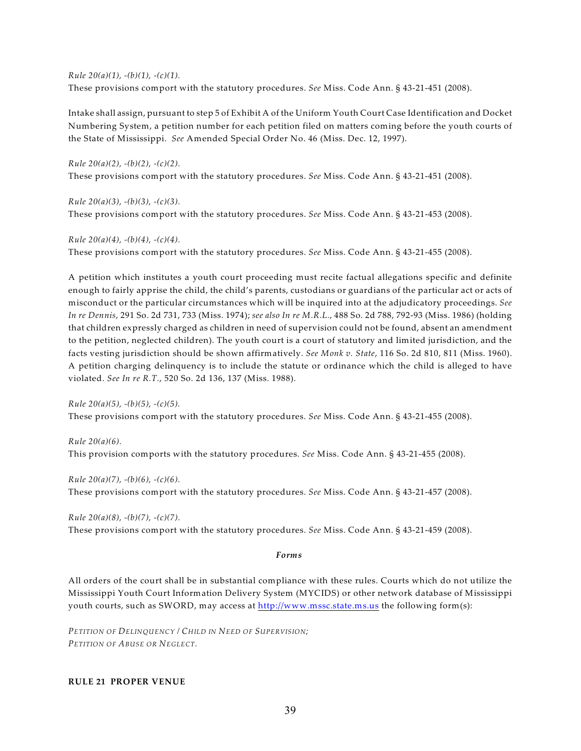*Rule 20(a)(1), -(b)(1), -(c)(1).*
These provisions comport with the statutory procedures. *See* Miss. Code Ann. § 43-21-451 (2008).

Intake shall assign, pursuant to step 5 of Exhibit A of the Uniform Youth Court Case Identification and Docket Numbering System, a petition number for each petition filed on matters coming before the youth courts of the State of Mississippi. *See* Amended Special Order No. 46 (Miss. Dec. 12, 1997).

*Rule 20(a)(2), -(b)(2), -(c)(2).*
These provisions comport with the statutory procedures. *See* Miss. Code Ann. § 43-21-451 (2008).

*Rule 20(a)(3), -(b)(3), -(c)(3).*
These provisions comport with the statutory procedures. *See* Miss. Code Ann. § 43-21-453 (2008).

*Rule 20(a)(4), -(b)(4), -(c)(4).*
These provisions comport with the statutory procedures. *See* Miss. Code Ann. § 43-21-455 (2008).

A petition which institutes a youth court proceeding must recite factual allegations specific and definite enough to fairly apprise the child, the child's parents, custodians or guardians of the particular act or acts of misconduct or the particular circumstances which will be inquired into at the adjudicatory proceedings. *See In re Dennis*, 291 So. 2d 731, 733 (Miss. 1974); *see also In re M.R.L.*, 488 So. 2d 788, 792-93 (Miss. 1986) (holding that children expressly charged as children in need of supervision could not be found, absent an amendment to the petition, neglected children). The youth court is a court of statutory and limited jurisdiction, and the facts vesting jurisdiction should be shown affirmatively. *See Monk v. State*, 116 So. 2d 810, 811 (Miss. 1960). A petition charging delinquency is to include the statute or ordinance which the child is alleged to have violated. *See In re R.T.*, 520 So. 2d 136, 137 (Miss. 1988).

*Rule 20(a)(5), -(b)(5), -(c)(5).*
These provisions comport with the statutory procedures. *See* Miss. Code Ann. § 43-21-455 (2008).

*Rule 20(a)(6).*
This provision comports with the statutory procedures. *See* Miss. Code Ann. § 43-21-455 (2008).

*Rule 20(a)(7), -(b)(6), -(c)(6).*
These provisions comport with the statutory procedures. *See* Miss. Code Ann. § 43-21-457 (2008).

*Rule 20(a)(8), -(b)(7), -(c)(7).*
These provisions comport with the statutory procedures. *See* Miss. Code Ann. § 43-21-459 (2008).

***Forms***

All orders of the court shall be in substantial compliance with these rules. Courts which do not utilize the Mississippi Youth Court Information Delivery System (MYCIDS) or other network database of Mississippi youth courts, such as SWORD, may access at http://www.mssc.state.ms.us the following form(s):

*PETITION OF DELINQUENCY / CHILD IN NEED OF SUPERVISION;*
*PETITION OF ABUSE OR NEGLECT.*

**RULE 21 PROPER VENUE**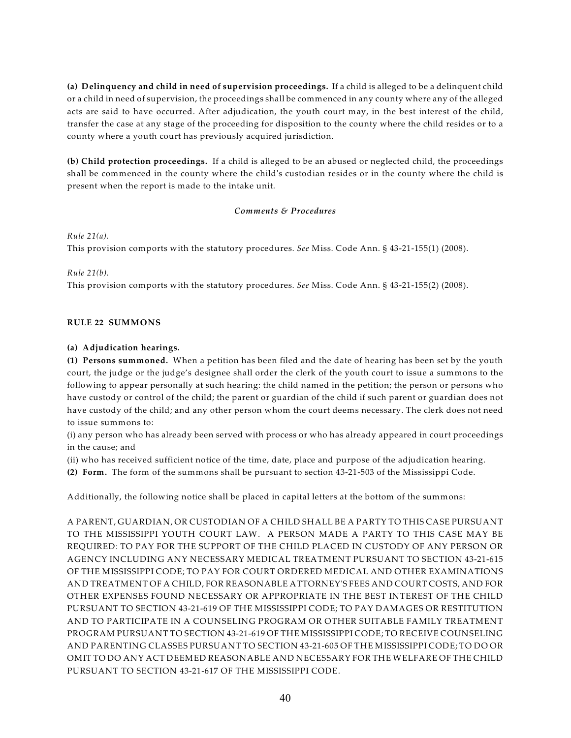**(a) Delinquency and child in need of supervision proceedings.** If a child is alleged to be a delinquent child or a child in need of supervision, the proceedings shall be commenced in any county where any of the alleged acts are said to have occurred. After adjudication, the youth court may, in the best interest of the child, transfer the case at any stage of the proceeding for disposition to the county where the child resides or to a county where a youth court has previously acquired jurisdiction.

**(b) Child protection proceedings.** If a child is alleged to be an abused or neglected child, the proceedings shall be commenced in the county where the child's custodian resides or in the county where the child is present when the report is made to the intake unit.

***Comments & Procedures***

*Rule 21(a).*
This provision comports with the statutory procedures. *See* Miss. Code Ann. § 43-21-155(1) (2008).

*Rule 21(b).*
This provision comports with the statutory procedures. *See* Miss. Code Ann. § 43-21-155(2) (2008).

### RULE 22 SUMMONS

**(a) Adjudication hearings.**

**(1) Persons summoned.** When a petition has been filed and the date of hearing has been set by the youth court, the judge or the judge's designee shall order the clerk of the youth court to issue a summons to the following to appear personally at such hearing: the child named in the petition; the person or persons who have custody or control of the child; the parent or guardian of the child if such parent or guardian does not have custody of the child; and any other person whom the court deems necessary. The clerk does not need to issue summons to:

(i) any person who has already been served with process or who has already appeared in court proceedings in the cause; and

(ii) who has received sufficient notice of the time, date, place and purpose of the adjudication hearing.

**(2) Form.** The form of the summons shall be pursuant to section 43-21-503 of the Mississippi Code.

Additionally, the following notice shall be placed in capital letters at the bottom of the summons:

A PARENT, GUARDIAN, OR CUSTODIAN OF A CHILD SHALL BE A PARTY TO THIS CASE PURSUANT TO THE MISSISSIPPI YOUTH COURT LAW. A PERSON MADE A PARTY TO THIS CASE MAY BE REQUIRED: TO PAY FOR THE SUPPORT OF THE CHILD PLACED IN CUSTODY OF ANY PERSON OR AGENCY INCLUDING ANY NECESSARY MEDICAL TREATMENT PURSUANT TO SECTION 43-21-615 OF THE MISSISSIPPI CODE; TO PAY FOR COURT ORDERED MEDICAL AND OTHER EXAMINATIONS AND TREATMENT OF A CHILD, FOR REASONABLE ATTORNEY'S FEES AND COURT COSTS, AND FOR OTHER EXPENSES FOUND NECESSARY OR APPROPRIATE IN THE BEST INTEREST OF THE CHILD PURSUANT TO SECTION 43-21-619 OF THE MISSISSIPPI CODE; TO PAY DAMAGES OR RESTITUTION AND TO PARTICIPATE IN A COUNSELING PROGRAM OR OTHER SUITABLE FAMILY TREATMENT PROGRAM PURSUANT TO SECTION 43-21-619 OF THE MISSISSIPPI CODE; TO RECEIVE COUNSELING AND PARENTING CLASSES PURSUANT TO SECTION 43-21-605 OF THE MISSISSIPPI CODE; TO DO OR OMIT TO DO ANY ACT DEEMED REASONABLE AND NECESSARY FOR THE WELFARE OF THE CHILD PURSUANT TO SECTION 43-21-617 OF THE MISSISSIPPI CODE.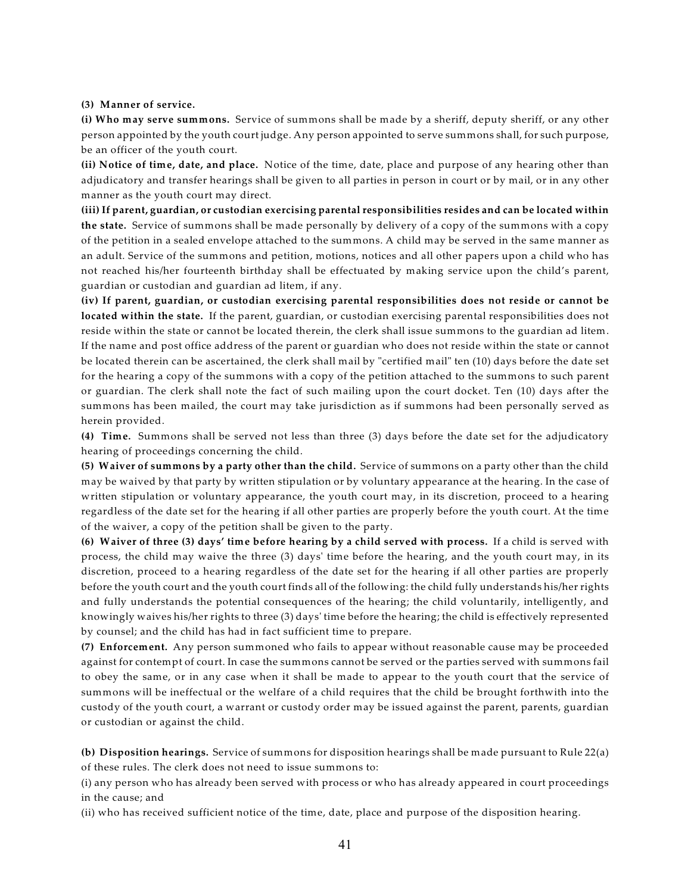**(3) Manner of service.**

**(i) Who may serve summons.** Service of summons shall be made by a sheriff, deputy sheriff, or any other person appointed by the youth court judge. Any person appointed to serve summons shall, for such purpose, be an officer of the youth court.

**(ii) Notice of time, date, and place.** Notice of the time, date, place and purpose of any hearing other than adjudicatory and transfer hearings shall be given to all parties in person in court or by mail, or in any other manner as the youth court may direct.

**(iii) If parent, guardian, or custodian exercising parental responsibilities resides and can be located within the state.** Service of summons shall be made personally by delivery of a copy of the summons with a copy of the petition in a sealed envelope attached to the summons. A child may be served in the same manner as an adult. Service of the summons and petition, motions, notices and all other papers upon a child who has not reached his/her fourteenth birthday shall be effectuated by making service upon the child's parent, guardian or custodian and guardian ad litem, if any.

**(iv) If parent, guardian, or custodian exercising parental responsibilities does not reside or cannot be located within the state.** If the parent, guardian, or custodian exercising parental responsibilities does not reside within the state or cannot be located therein, the clerk shall issue summons to the guardian ad litem. If the name and post office address of the parent or guardian who does not reside within the state or cannot be located therein can be ascertained, the clerk shall mail by "certified mail" ten (10) days before the date set for the hearing a copy of the summons with a copy of the petition attached to the summons to such parent or guardian. The clerk shall note the fact of such mailing upon the court docket. Ten (10) days after the summons has been mailed, the court may take jurisdiction as if summons had been personally served as herein provided.

**(4) Time.** Summons shall be served not less than three (3) days before the date set for the adjudicatory hearing of proceedings concerning the child.

**(5) Waiver of summons by a party other than the child.** Service of summons on a party other than the child may be waived by that party by written stipulation or by voluntary appearance at the hearing. In the case of written stipulation or voluntary appearance, the youth court may, in its discretion, proceed to a hearing regardless of the date set for the hearing if all other parties are properly before the youth court. At the time of the waiver, a copy of the petition shall be given to the party.

**(6) Waiver of three (3) days' time before hearing by a child served with process.** If a child is served with process, the child may waive the three (3) days' time before the hearing, and the youth court may, in its discretion, proceed to a hearing regardless of the date set for the hearing if all other parties are properly before the youth court and the youth court finds all of the following: the child fully understands his/her rights and fully understands the potential consequences of the hearing; the child voluntarily, intelligently, and knowingly waives his/her rights to three (3) days' time before the hearing; the child is effectively represented by counsel; and the child has had in fact sufficient time to prepare.

**(7) Enforcement.** Any person summoned who fails to appear without reasonable cause may be proceeded against for contempt of court. In case the summons cannot be served or the parties served with summons fail to obey the same, or in any case when it shall be made to appear to the youth court that the service of summons will be ineffectual or the welfare of a child requires that the child be brought forthwith into the custody of the youth court, a warrant or custody order may be issued against the parent, parents, guardian or custodian or against the child.

**(b) Disposition hearings.** Service of summons for disposition hearings shall be made pursuant to Rule 22(a) of these rules. The clerk does not need to issue summons to:

(i) any person who has already been served with process or who has already appeared in court proceedings in the cause; and

(ii) who has received sufficient notice of the time, date, place and purpose of the disposition hearing.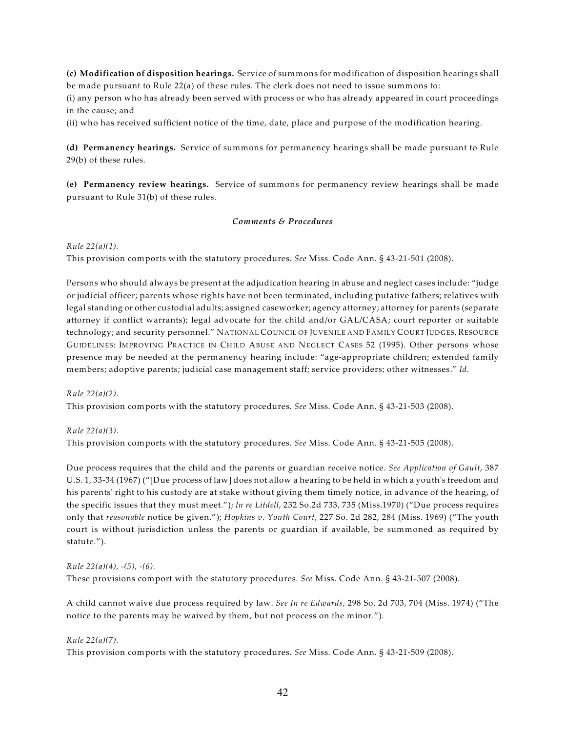**(c) Modification of disposition hearings.** Service of summons for modification of disposition hearings shall be made pursuant to Rule 22(a) of these rules. The clerk does not need to issue summons to:
(i) any person who has already been served with process or who has already appeared in court proceedings in the cause; and
(ii) who has received sufficient notice of the time, date, place and purpose of the modification hearing.

**(d) Permanency hearings.** Service of summons for permanency hearings shall be made pursuant to Rule 29(b) of these rules.

**(e) Permanency review hearings.** Service of summons for permanency review hearings shall be made pursuant to Rule 31(b) of these rules.

***Comments & Procedures***

*Rule 22(a)(1).*
This provision comports with the statutory procedures. *See* Miss. Code Ann. § 43-21-501 (2008).

Persons who should always be present at the adjudication hearing in abuse and neglect cases include: "judge or judicial officer; parents whose rights have not been terminated, including putative fathers; relatives with legal standing or other custodial adults; assigned caseworker; agency attorney; attorney for parents (separate attorney if conflict warrants); legal advocate for the child and/or GAL/CASA; court reporter or suitable technology; and security personnel." NATIONAL COUNCIL OF JUVENILE AND FAMILY COURT JUDGES, RESOURCE GUIDELINES: IMPROVING PRACTICE IN CHILD ABUSE AND NEGLECT CASES 52 (1995). Other persons whose presence may be needed at the permanency hearing include: "age-appropriate children; extended family members; adoptive parents; judicial case management staff; service providers; other witnesses." *Id.*

*Rule 22(a)(2).*
This provision comports with the statutory procedures. *See* Miss. Code Ann. § 43-21-503 (2008).

*Rule 22(a)(3).*
This provision comports with the statutory procedures. *See* Miss. Code Ann. § 43-21-505 (2008).

Due process requires that the child and the parents or guardian receive notice. *See Application of Gault*, 387 U.S. 1, 33-34 (1967) ("[Due process of law] does not allow a hearing to be held in which a youth's freedom and his parents' right to his custody are at stake without giving them timely notice, in advance of the hearing, of the specific issues that they must meet."); *In re Litdell*, 232 So.2d 733, 735 (Miss.1970) ("Due process requires only that *reasonable* notice be given."); *Hopkins v. Youth Court*, 227 So. 2d 282, 284 (Miss. 1969) ("The youth court is without jurisdiction unless the parents or guardian if available, be summoned as required by statute.").

*Rule 22(a)(4), -(5), -(6).*
These provisions comport with the statutory procedures. *See* Miss. Code Ann. § 43-21-507 (2008).

A child cannot waive due process required by law. *See In re Edwards*, 298 So. 2d 703, 704 (Miss. 1974) ("The notice to the parents may be waived by them, but not process on the minor.").

*Rule 22(a)(7).*
This provision comports with the statutory procedures. *See* Miss. Code Ann. § 43-21-509 (2008).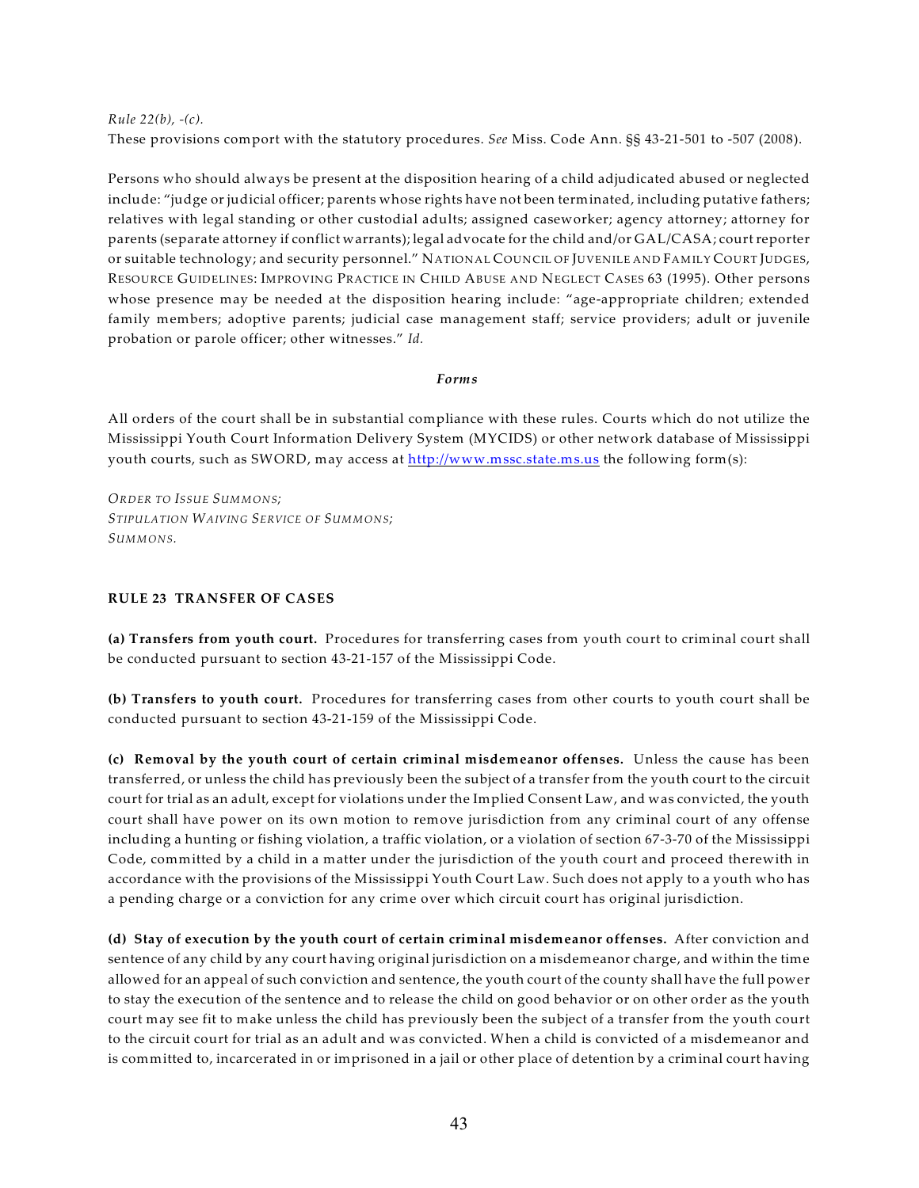*Rule 22(b), -(c).*
These provisions comport with the statutory procedures. *See* Miss. Code Ann. §§ 43-21-501 to -507 (2008).

Persons who should always be present at the disposition hearing of a child adjudicated abused or neglected include: "judge or judicial officer; parents whose rights have not been terminated, including putative fathers; relatives with legal standing or other custodial adults; assigned caseworker; agency attorney; attorney for parents (separate attorney if conflict warrants); legal advocate for the child and/or GAL/CASA; court reporter or suitable technology; and security personnel." NATIONAL COUNCIL OF JUVENILE AND FAMILY COURT JUDGES, RESOURCE GUIDELINES: IMPROVING PRACTICE IN CHILD ABUSE AND NEGLECT CASES 63 (1995). Other persons whose presence may be needed at the disposition hearing include: "age-appropriate children; extended family members; adoptive parents; judicial case management staff; service providers; adult or juvenile probation or parole officer; other witnesses." *Id.*

***Forms***

All orders of the court shall be in substantial compliance with these rules. Courts which do not utilize the Mississippi Youth Court Information Delivery System (MYCIDS) or other network database of Mississippi youth courts, such as SWORD, may access at http://www.mssc.state.ms.us the following form(s):

*ORDER TO ISSUE SUMMONS;*
*STIPULATION WAIVING SERVICE OF SUMMONS;*
*SUMMONS.*

**RULE 23 TRANSFER OF CASES**

**(a) Transfers from youth court.** Procedures for transferring cases from youth court to criminal court shall be conducted pursuant to section 43-21-157 of the Mississippi Code.

**(b) Transfers to youth court.** Procedures for transferring cases from other courts to youth court shall be conducted pursuant to section 43-21-159 of the Mississippi Code.

**(c) Removal by the youth court of certain criminal misdemeanor offenses.** Unless the cause has been transferred, or unless the child has previously been the subject of a transfer from the youth court to the circuit court for trial as an adult, except for violations under the Implied Consent Law, and was convicted, the youth court shall have power on its own motion to remove jurisdiction from any criminal court of any offense including a hunting or fishing violation, a traffic violation, or a violation of section 67-3-70 of the Mississippi Code, committed by a child in a matter under the jurisdiction of the youth court and proceed therewith in accordance with the provisions of the Mississippi Youth Court Law. Such does not apply to a youth who has a pending charge or a conviction for any crime over which circuit court has original jurisdiction.

**(d) Stay of execution by the youth court of certain criminal misdemeanor offenses.** After conviction and sentence of any child by any court having original jurisdiction on a misdemeanor charge, and within the time allowed for an appeal of such conviction and sentence, the youth court of the county shall have the full power to stay the execution of the sentence and to release the child on good behavior or on other order as the youth court may see fit to make unless the child has previously been the subject of a transfer from the youth court to the circuit court for trial as an adult and was convicted. When a child is convicted of a misdemeanor and is committed to, incarcerated in or imprisoned in a jail or other place of detention by a criminal court having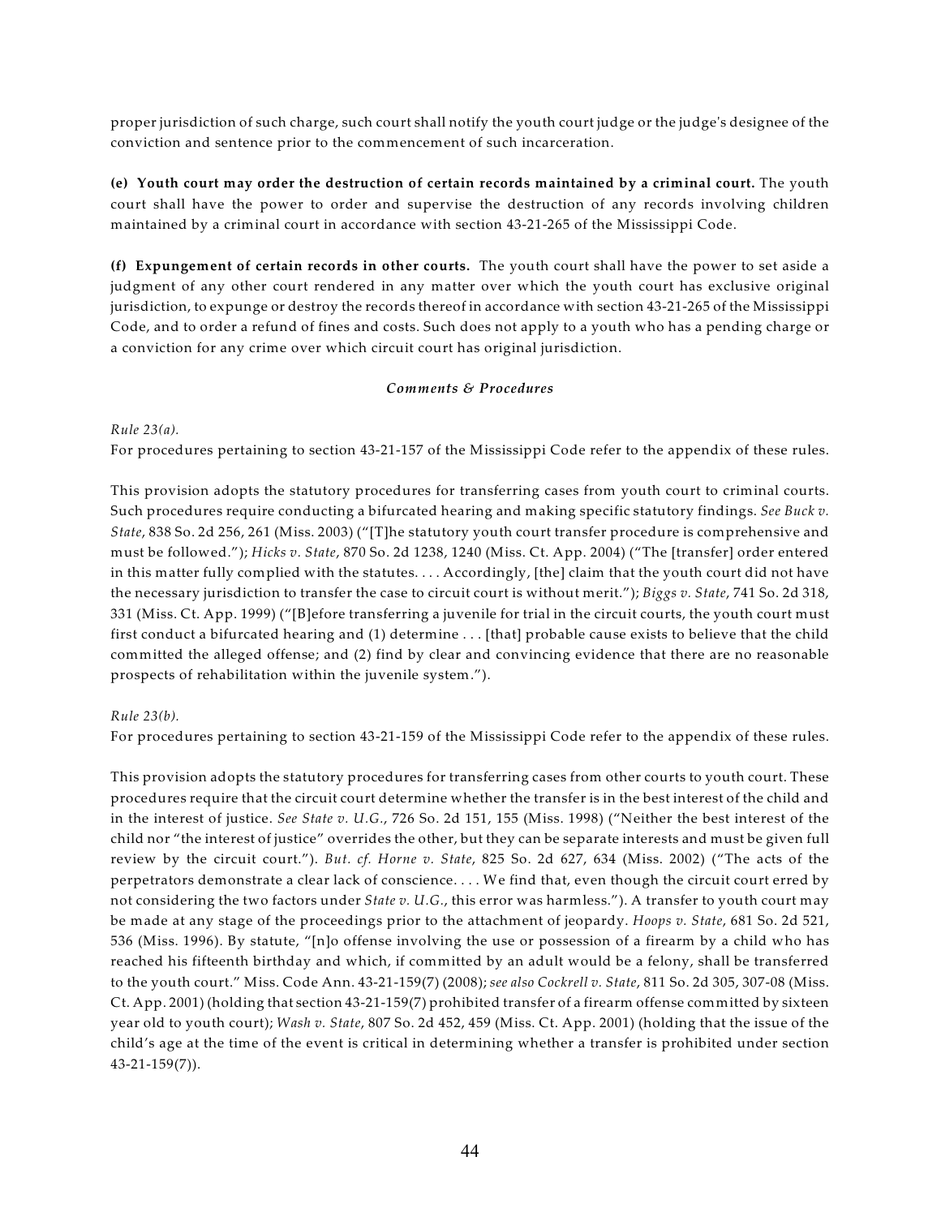proper jurisdiction of such charge, such court shall notify the youth court judge or the judge's designee of the conviction and sentence prior to the commencement of such incarceration.

**(e) Youth court may order the destruction of certain records maintained by a criminal court.** The youth court shall have the power to order and supervise the destruction of any records involving children maintained by a criminal court in accordance with section 43-21-265 of the Mississippi Code.

**(f) Expungement of certain records in other courts.** The youth court shall have the power to set aside a judgment of any other court rendered in any matter over which the youth court has exclusive original jurisdiction, to expunge or destroy the records thereof in accordance with section 43-21-265 of the Mississippi Code, and to order a refund of fines and costs. Such does not apply to a youth who has a pending charge or a conviction for any crime over which circuit court has original jurisdiction.

***Comments & Procedures***

*Rule 23(a).*
For procedures pertaining to section 43-21-157 of the Mississippi Code refer to the appendix of these rules.

This provision adopts the statutory procedures for transferring cases from youth court to criminal courts. Such procedures require conducting a bifurcated hearing and making specific statutory findings. *See Buck v. State*, 838 So. 2d 256, 261 (Miss. 2003) ("[T]he statutory youth court transfer procedure is comprehensive and must be followed."); *Hicks v. State*, 870 So. 2d 1238, 1240 (Miss. Ct. App. 2004) ("The [transfer] order entered in this matter fully complied with the statutes. . . . Accordingly, [the] claim that the youth court did not have the necessary jurisdiction to transfer the case to circuit court is without merit."); *Biggs v. State*, 741 So. 2d 318, 331 (Miss. Ct. App. 1999) ("[B]efore transferring a juvenile for trial in the circuit courts, the youth court must first conduct a bifurcated hearing and (1) determine . . . [that] probable cause exists to believe that the child committed the alleged offense; and (2) find by clear and convincing evidence that there are no reasonable prospects of rehabilitation within the juvenile system.").

*Rule 23(b).*
For procedures pertaining to section 43-21-159 of the Mississippi Code refer to the appendix of these rules.

This provision adopts the statutory procedures for transferring cases from other courts to youth court. These procedures require that the circuit court determine whether the transfer is in the best interest of the child and in the interest of justice. *See State v. U.G.*, 726 So. 2d 151, 155 (Miss. 1998) ("Neither the best interest of the child nor "the interest of justice" overrides the other, but they can be separate interests and must be given full review by the circuit court."). *But. cf. Horne v. State*, 825 So. 2d 627, 634 (Miss. 2002) ("The acts of the perpetrators demonstrate a clear lack of conscience. . . . We find that, even though the circuit court erred by not considering the two factors under *State v. U.G.*, this error was harmless."). A transfer to youth court may be made at any stage of the proceedings prior to the attachment of jeopardy. *Hoops v. State*, 681 So. 2d 521, 536 (Miss. 1996). By statute, "[n]o offense involving the use or possession of a firearm by a child who has reached his fifteenth birthday and which, if committed by an adult would be a felony, shall be transferred to the youth court." Miss. Code Ann. 43-21-159(7) (2008); *see also Cockrell v. State*, 811 So. 2d 305, 307-08 (Miss. Ct. App. 2001) (holding that section 43-21-159(7) prohibited transfer of a firearm offense committed by sixteen year old to youth court); *Wash v. State*, 807 So. 2d 452, 459 (Miss. Ct. App. 2001) (holding that the issue of the child's age at the time of the event is critical in determining whether a transfer is prohibited under section 43-21-159(7)).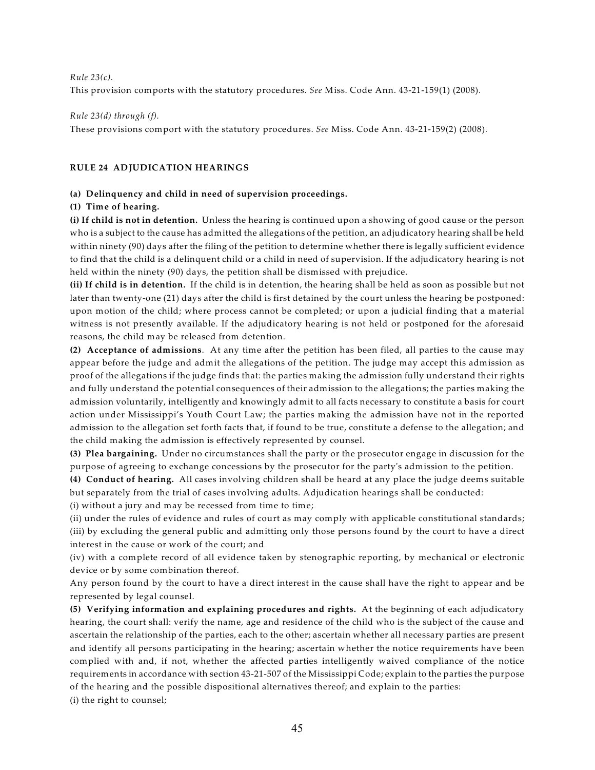*Rule 23(c).*

This provision comports with the statutory procedures. *See* Miss. Code Ann. 43-21-159(1) (2008).

*Rule 23(d) through (f).*

These provisions comport with the statutory procedures. *See* Miss. Code Ann. 43-21-159(2) (2008).

## RULE 24 ADJUDICATION HEARINGS

**(a) Delinquency and child in need of supervision proceedings.**

**(1) Time of hearing.**

**(i) If child is not in detention.** Unless the hearing is continued upon a showing of good cause or the person who is a subject to the cause has admitted the allegations of the petition, an adjudicatory hearing shall be held within ninety (90) days after the filing of the petition to determine whether there is legally sufficient evidence to find that the child is a delinquent child or a child in need of supervision. If the adjudicatory hearing is not held within the ninety (90) days, the petition shall be dismissed with prejudice.

**(ii) If child is in detention.** If the child is in detention, the hearing shall be held as soon as possible but not later than twenty-one (21) days after the child is first detained by the court unless the hearing be postponed: upon motion of the child; where process cannot be completed; or upon a judicial finding that a material witness is not presently available. If the adjudicatory hearing is not held or postponed for the aforesaid reasons, the child may be released from detention.

**(2) Acceptance of admissions**. At any time after the petition has been filed, all parties to the cause may appear before the judge and admit the allegations of the petition. The judge may accept this admission as proof of the allegations if the judge finds that: the parties making the admission fully understand their rights and fully understand the potential consequences of their admission to the allegations; the parties making the admission voluntarily, intelligently and knowingly admit to all facts necessary to constitute a basis for court action under Mississippi's Youth Court Law; the parties making the admission have not in the reported admission to the allegation set forth facts that, if found to be true, constitute a defense to the allegation; and the child making the admission is effectively represented by counsel.

**(3) Plea bargaining.** Under no circumstances shall the party or the prosecutor engage in discussion for the purpose of agreeing to exchange concessions by the prosecutor for the party's admission to the petition.

**(4) Conduct of hearing.** All cases involving children shall be heard at any place the judge deems suitable but separately from the trial of cases involving adults. Adjudication hearings shall be conducted:

(i) without a jury and may be recessed from time to time;

(ii) under the rules of evidence and rules of court as may comply with applicable constitutional standards;

(iii) by excluding the general public and admitting only those persons found by the court to have a direct interest in the cause or work of the court; and

(iv) with a complete record of all evidence taken by stenographic reporting, by mechanical or electronic device or by some combination thereof.

Any person found by the court to have a direct interest in the cause shall have the right to appear and be represented by legal counsel.

**(5) Verifying information and explaining procedures and rights.** At the beginning of each adjudicatory hearing, the court shall: verify the name, age and residence of the child who is the subject of the cause and ascertain the relationship of the parties, each to the other; ascertain whether all necessary parties are present and identify all persons participating in the hearing; ascertain whether the notice requirements have been complied with and, if not, whether the affected parties intelligently waived compliance of the notice requirements in accordance with section 43-21-507 of the Mississippi Code; explain to the parties the purpose of the hearing and the possible dispositional alternatives thereof; and explain to the parties:

(i) the right to counsel;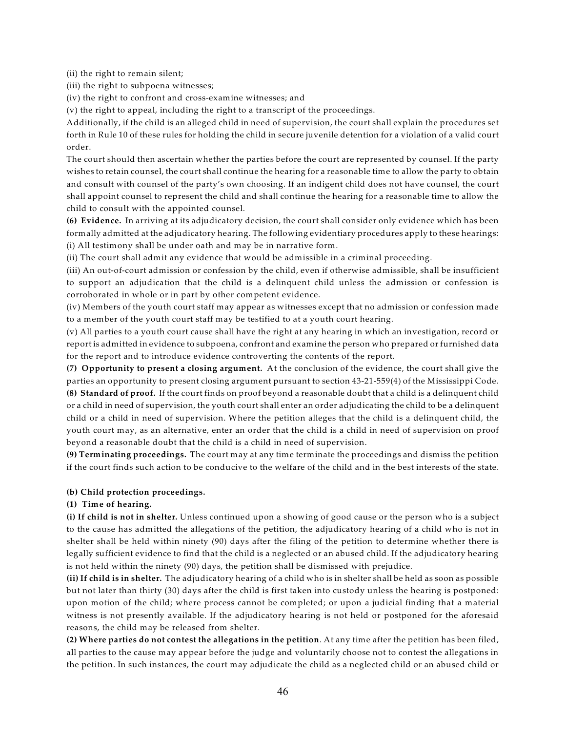(ii) the right to remain silent;

(iii) the right to subpoena witnesses;

(iv) the right to confront and cross-examine witnesses; and

(v) the right to appeal, including the right to a transcript of the proceedings.

Additionally, if the child is an alleged child in need of supervision, the court shall explain the procedures set forth in Rule 10 of these rules for holding the child in secure juvenile detention for a violation of a valid court order.

The court should then ascertain whether the parties before the court are represented by counsel. If the party wishes to retain counsel, the court shall continue the hearing for a reasonable time to allow the party to obtain and consult with counsel of the party's own choosing. If an indigent child does not have counsel, the court shall appoint counsel to represent the child and shall continue the hearing for a reasonable time to allow the child to consult with the appointed counsel.

**(6) Evidence.** In arriving at its adjudicatory decision, the court shall consider only evidence which has been formally admitted at the adjudicatory hearing. The following evidentiary procedures apply to these hearings:

(i) All testimony shall be under oath and may be in narrative form.

(ii) The court shall admit any evidence that would be admissible in a criminal proceeding.

(iii) An out-of-court admission or confession by the child, even if otherwise admissible, shall be insufficient to support an adjudication that the child is a delinquent child unless the admission or confession is corroborated in whole or in part by other competent evidence.

(iv) Members of the youth court staff may appear as witnesses except that no admission or confession made to a member of the youth court staff may be testified to at a youth court hearing.

(v) All parties to a youth court cause shall have the right at any hearing in which an investigation, record or report is admitted in evidence to subpoena, confront and examine the person who prepared or furnished data for the report and to introduce evidence controverting the contents of the report.

**(7) Opportunity to present a closing argument.** At the conclusion of the evidence, the court shall give the parties an opportunity to present closing argument pursuant to section 43-21-559(4) of the Mississippi Code.

**(8) Standard of proof.** If the court finds on proof beyond a reasonable doubt that a child is a delinquent child or a child in need of supervision, the youth court shall enter an order adjudicating the child to be a delinquent child or a child in need of supervision. Where the petition alleges that the child is a delinquent child, the youth court may, as an alternative, enter an order that the child is a child in need of supervision on proof beyond a reasonable doubt that the child is a child in need of supervision.

**(9) Terminating proceedings.** The court may at any time terminate the proceedings and dismiss the petition if the court finds such action to be conducive to the welfare of the child and in the best interests of the state.

**(b) Child protection proceedings.**

**(1) Time of hearing.**

**(i) If child is not in shelter.** Unless continued upon a showing of good cause or the person who is a subject to the cause has admitted the allegations of the petition, the adjudicatory hearing of a child who is not in shelter shall be held within ninety (90) days after the filing of the petition to determine whether there is legally sufficient evidence to find that the child is a neglected or an abused child. If the adjudicatory hearing is not held within the ninety (90) days, the petition shall be dismissed with prejudice.

**(ii) If child is in shelter.** The adjudicatory hearing of a child who is in shelter shall be held as soon as possible but not later than thirty (30) days after the child is first taken into custody unless the hearing is postponed: upon motion of the child; where process cannot be completed; or upon a judicial finding that a material witness is not presently available. If the adjudicatory hearing is not held or postponed for the aforesaid reasons, the child may be released from shelter.

**(2) Where parties do not contest the allegations in the petition**. At any time after the petition has been filed, all parties to the cause may appear before the judge and voluntarily choose not to contest the allegations in the petition. In such instances, the court may adjudicate the child as a neglected child or an abused child or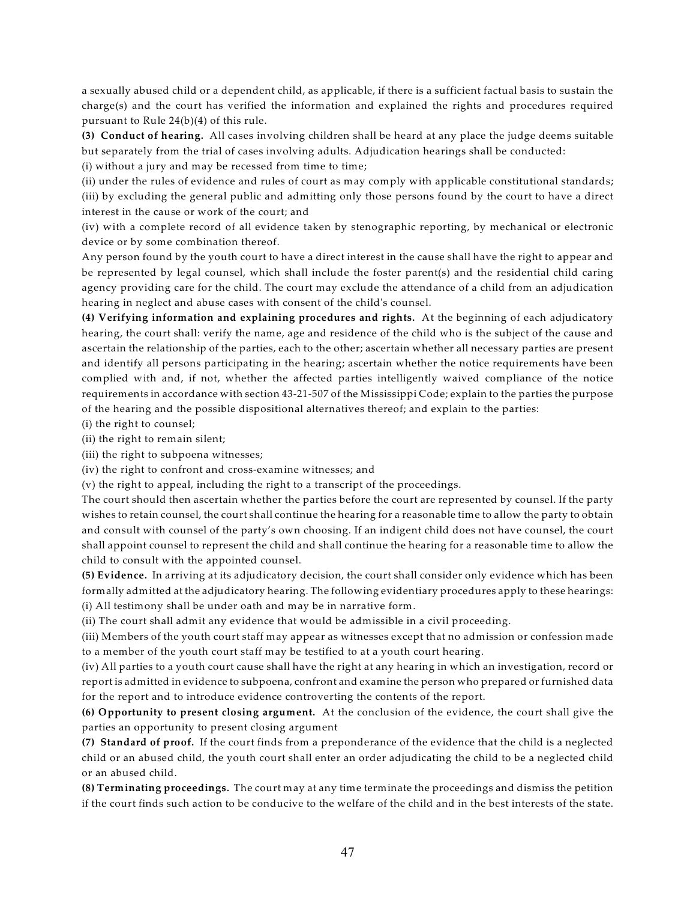a sexually abused child or a dependent child, as applicable, if there is a sufficient factual basis to sustain the charge(s) and the court has verified the information and explained the rights and procedures required pursuant to Rule 24(b)(4) of this rule.

**(3) Conduct of hearing.** All cases involving children shall be heard at any place the judge deems suitable but separately from the trial of cases involving adults. Adjudication hearings shall be conducted:

(i) without a jury and may be recessed from time to time;

(ii) under the rules of evidence and rules of court as may comply with applicable constitutional standards;

(iii) by excluding the general public and admitting only those persons found by the court to have a direct interest in the cause or work of the court; and

(iv) with a complete record of all evidence taken by stenographic reporting, by mechanical or electronic device or by some combination thereof.

Any person found by the youth court to have a direct interest in the cause shall have the right to appear and be represented by legal counsel, which shall include the foster parent(s) and the residential child caring agency providing care for the child. The court may exclude the attendance of a child from an adjudication hearing in neglect and abuse cases with consent of the child's counsel.

**(4) Verifying information and explaining procedures and rights.** At the beginning of each adjudicatory hearing, the court shall: verify the name, age and residence of the child who is the subject of the cause and ascertain the relationship of the parties, each to the other; ascertain whether all necessary parties are present and identify all persons participating in the hearing; ascertain whether the notice requirements have been complied with and, if not, whether the affected parties intelligently waived compliance of the notice requirements in accordance with section 43-21-507 of the Mississippi Code; explain to the parties the purpose of the hearing and the possible dispositional alternatives thereof; and explain to the parties:

(i) the right to counsel;

(ii) the right to remain silent;

(iii) the right to subpoena witnesses;

(iv) the right to confront and cross-examine witnesses; and

(v) the right to appeal, including the right to a transcript of the proceedings.

The court should then ascertain whether the parties before the court are represented by counsel. If the party wishes to retain counsel, the court shall continue the hearing for a reasonable time to allow the party to obtain and consult with counsel of the party's own choosing. If an indigent child does not have counsel, the court shall appoint counsel to represent the child and shall continue the hearing for a reasonable time to allow the child to consult with the appointed counsel.

**(5) Evidence.** In arriving at its adjudicatory decision, the court shall consider only evidence which has been formally admitted at the adjudicatory hearing. The following evidentiary procedures apply to these hearings:

(i) All testimony shall be under oath and may be in narrative form.

(ii) The court shall admit any evidence that would be admissible in a civil proceeding.

(iii) Members of the youth court staff may appear as witnesses except that no admission or confession made to a member of the youth court staff may be testified to at a youth court hearing.

(iv) All parties to a youth court cause shall have the right at any hearing in which an investigation, record or report is admitted in evidence to subpoena, confront and examine the person who prepared or furnished data for the report and to introduce evidence controverting the contents of the report.

**(6) Opportunity to present closing argument.** At the conclusion of the evidence, the court shall give the parties an opportunity to present closing argument

**(7) Standard of proof.** If the court finds from a preponderance of the evidence that the child is a neglected child or an abused child, the youth court shall enter an order adjudicating the child to be a neglected child or an abused child.

**(8) Terminating proceedings.** The court may at any time terminate the proceedings and dismiss the petition if the court finds such action to be conducive to the welfare of the child and in the best interests of the state.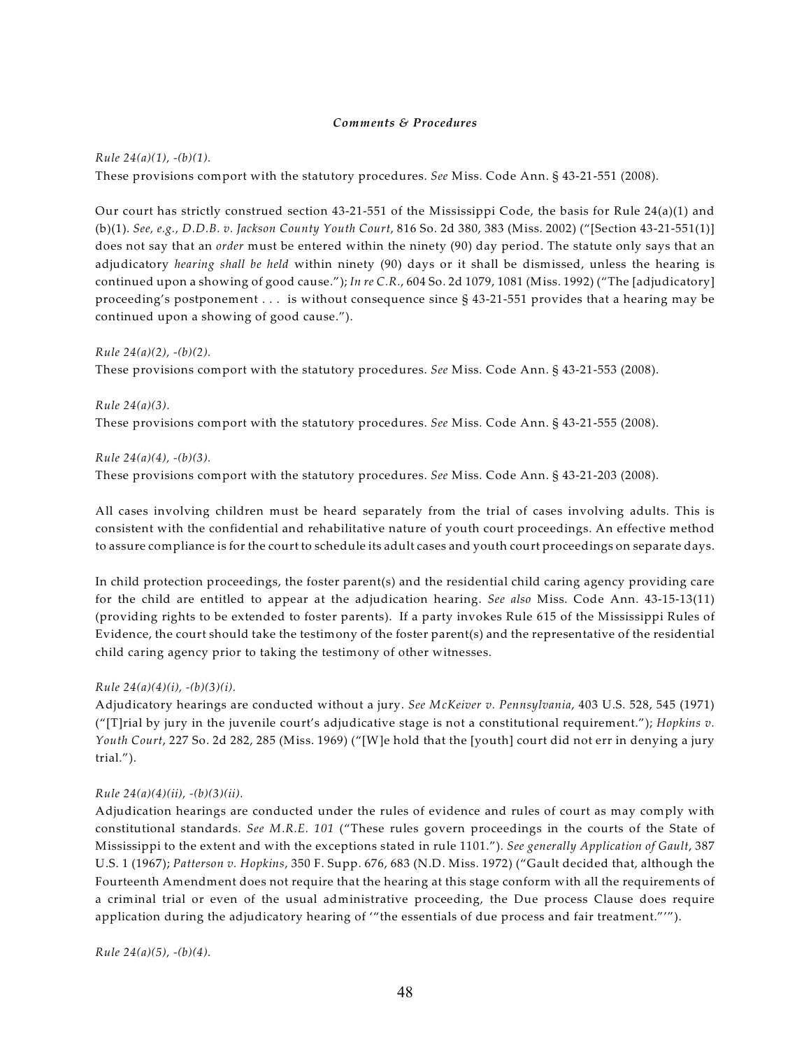***Comments & Procedures***

*Rule 24(a)(1), -(b)(1).*
These provisions comport with the statutory procedures. *See* Miss. Code Ann. § 43-21-551 (2008).

Our court has strictly construed section 43-21-551 of the Mississippi Code, the basis for Rule 24(a)(1) and (b)(1). *See, e.g., D.D.B. v. Jackson County Youth Court*, 816 So. 2d 380, 383 (Miss. 2002) ("[Section 43-21-551(1)] does not say that an *order* must be entered within the ninety (90) day period. The statute only says that an adjudicatory *hearing shall be held* within ninety (90) days or it shall be dismissed, unless the hearing is continued upon a showing of good cause."); *In re C.R.*, 604 So. 2d 1079, 1081 (Miss. 1992) ("The [adjudicatory] proceeding's postponement . . . is without consequence since § 43-21-551 provides that a hearing may be continued upon a showing of good cause.").

*Rule 24(a)(2), -(b)(2).*
These provisions comport with the statutory procedures. *See* Miss. Code Ann. § 43-21-553 (2008).

*Rule 24(a)(3).*
These provisions comport with the statutory procedures. *See* Miss. Code Ann. § 43-21-555 (2008).

*Rule 24(a)(4), -(b)(3).*
These provisions comport with the statutory procedures. *See* Miss. Code Ann. § 43-21-203 (2008).

All cases involving children must be heard separately from the trial of cases involving adults. This is consistent with the confidential and rehabilitative nature of youth court proceedings. An effective method to assure compliance is for the court to schedule its adult cases and youth court proceedings on separate days.

In child protection proceedings, the foster parent(s) and the residential child caring agency providing care for the child are entitled to appear at the adjudication hearing. *See also* Miss. Code Ann. 43-15-13(11) (providing rights to be extended to foster parents). If a party invokes Rule 615 of the Mississippi Rules of Evidence, the court should take the testimony of the foster parent(s) and the representative of the residential child caring agency prior to taking the testimony of other witnesses.

*Rule 24(a)(4)(i), -(b)(3)(i).*
Adjudicatory hearings are conducted without a jury. *See McKeiver v. Pennsylvania*, 403 U.S. 528, 545 (1971) ("[T]rial by jury in the juvenile court's adjudicative stage is not a constitutional requirement."); *Hopkins v. Youth Court*, 227 So. 2d 282, 285 (Miss. 1969) ("[W]e hold that the [youth] court did not err in denying a jury trial.").

*Rule 24(a)(4)(ii), -(b)(3)(ii).*
Adjudication hearings are conducted under the rules of evidence and rules of court as may comply with constitutional standards. *See M.R.E. 101* ("These rules govern proceedings in the courts of the State of Mississippi to the extent and with the exceptions stated in rule 1101."). *See generally Application of Gault*, 387 U.S. 1 (1967); *Patterson v. Hopkins*, 350 F. Supp. 676, 683 (N.D. Miss. 1972) ("Gault decided that, although the Fourteenth Amendment does not require that the hearing at this stage conform with all the requirements of a criminal trial or even of the usual administrative proceeding, the Due process Clause does require application during the adjudicatory hearing of '"the essentials of due process and fair treatment."'").

*Rule 24(a)(5), -(b)(4).*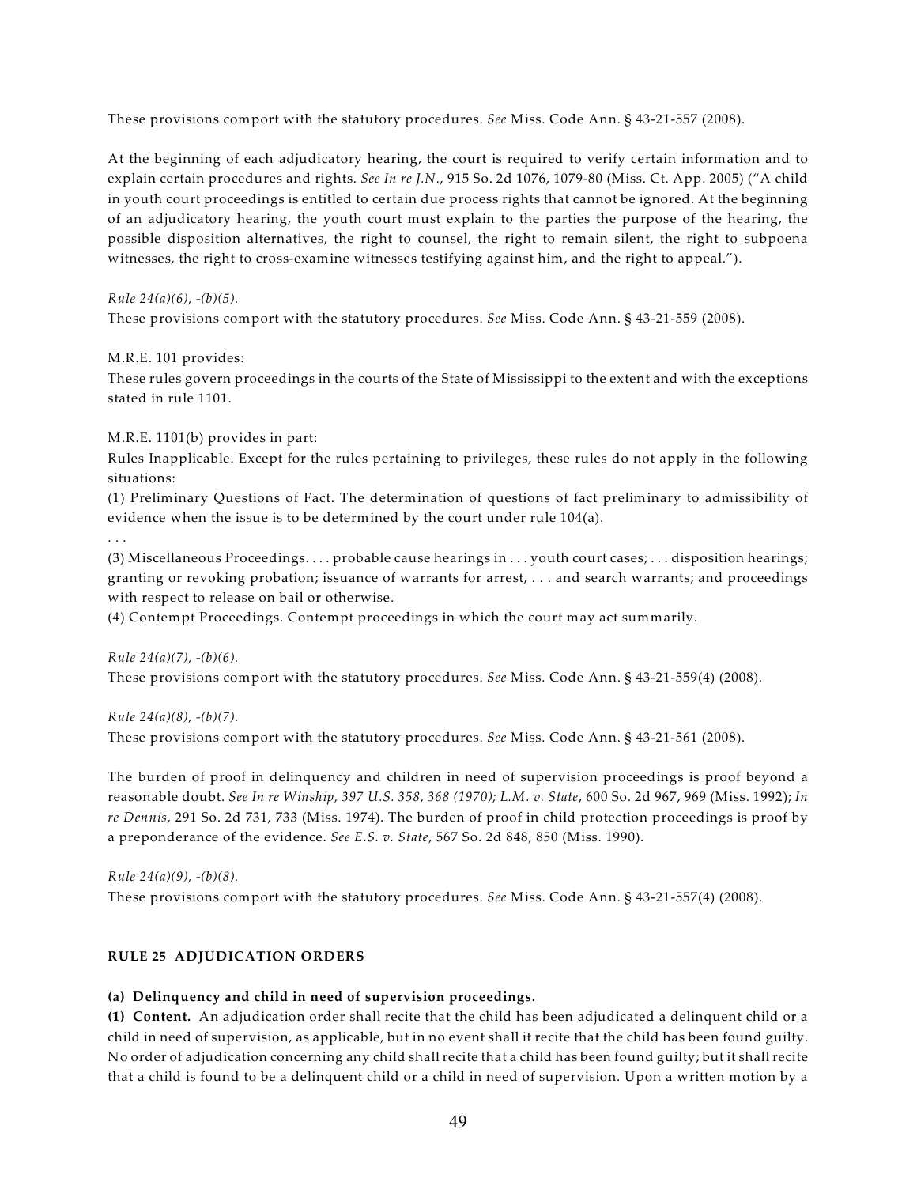These provisions comport with the statutory procedures. *See* Miss. Code Ann. § 43-21-557 (2008).

At the beginning of each adjudicatory hearing, the court is required to verify certain information and to explain certain procedures and rights. *See In re J.N.*, 915 So. 2d 1076, 1079-80 (Miss. Ct. App. 2005) ("A child in youth court proceedings is entitled to certain due process rights that cannot be ignored. At the beginning of an adjudicatory hearing, the youth court must explain to the parties the purpose of the hearing, the possible disposition alternatives, the right to counsel, the right to remain silent, the right to subpoena witnesses, the right to cross-examine witnesses testifying against him, and the right to appeal.").

*Rule 24(a)(6), -(b)(5).*
These provisions comport with the statutory procedures. *See* Miss. Code Ann. § 43-21-559 (2008).

M.R.E. 101 provides:
These rules govern proceedings in the courts of the State of Mississippi to the extent and with the exceptions stated in rule 1101.

M.R.E. 1101(b) provides in part:
Rules Inapplicable. Except for the rules pertaining to privileges, these rules do not apply in the following situations:
(1) Preliminary Questions of Fact. The determination of questions of fact preliminary to admissibility of evidence when the issue is to be determined by the court under rule 104(a).
. . .
(3) Miscellaneous Proceedings. . . . probable cause hearings in . . . youth court cases; . . . disposition hearings; granting or revoking probation; issuance of warrants for arrest, . . . and search warrants; and proceedings with respect to release on bail or otherwise.
(4) Contempt Proceedings. Contempt proceedings in which the court may act summarily.

*Rule 24(a)(7), -(b)(6).*
These provisions comport with the statutory procedures. *See* Miss. Code Ann. § 43-21-559(4) (2008).

*Rule 24(a)(8), -(b)(7).*
These provisions comport with the statutory procedures. *See* Miss. Code Ann. § 43-21-561 (2008).

The burden of proof in delinquency and children in need of supervision proceedings is proof beyond a reasonable doubt. *See In re Winship, 397 U.S. 358, 368 (1970); L.M. v. State*, 600 So. 2d 967, 969 (Miss. 1992); *In re Dennis*, 291 So. 2d 731, 733 (Miss. 1974). The burden of proof in child protection proceedings is proof by a preponderance of the evidence. *See E.S. v. State*, 567 So. 2d 848, 850 (Miss. 1990).

*Rule 24(a)(9), -(b)(8).*
These provisions comport with the statutory procedures. *See* Miss. Code Ann. § 43-21-557(4) (2008).

## RULE 25 ADJUDICATION ORDERS

**(a) Delinquency and child in need of supervision proceedings.**

**(1) Content.** An adjudication order shall recite that the child has been adjudicated a delinquent child or a child in need of supervision, as applicable, but in no event shall it recite that the child has been found guilty. No order of adjudication concerning any child shall recite that a child has been found guilty; but it shall recite that a child is found to be a delinquent child or a child in need of supervision. Upon a written motion by a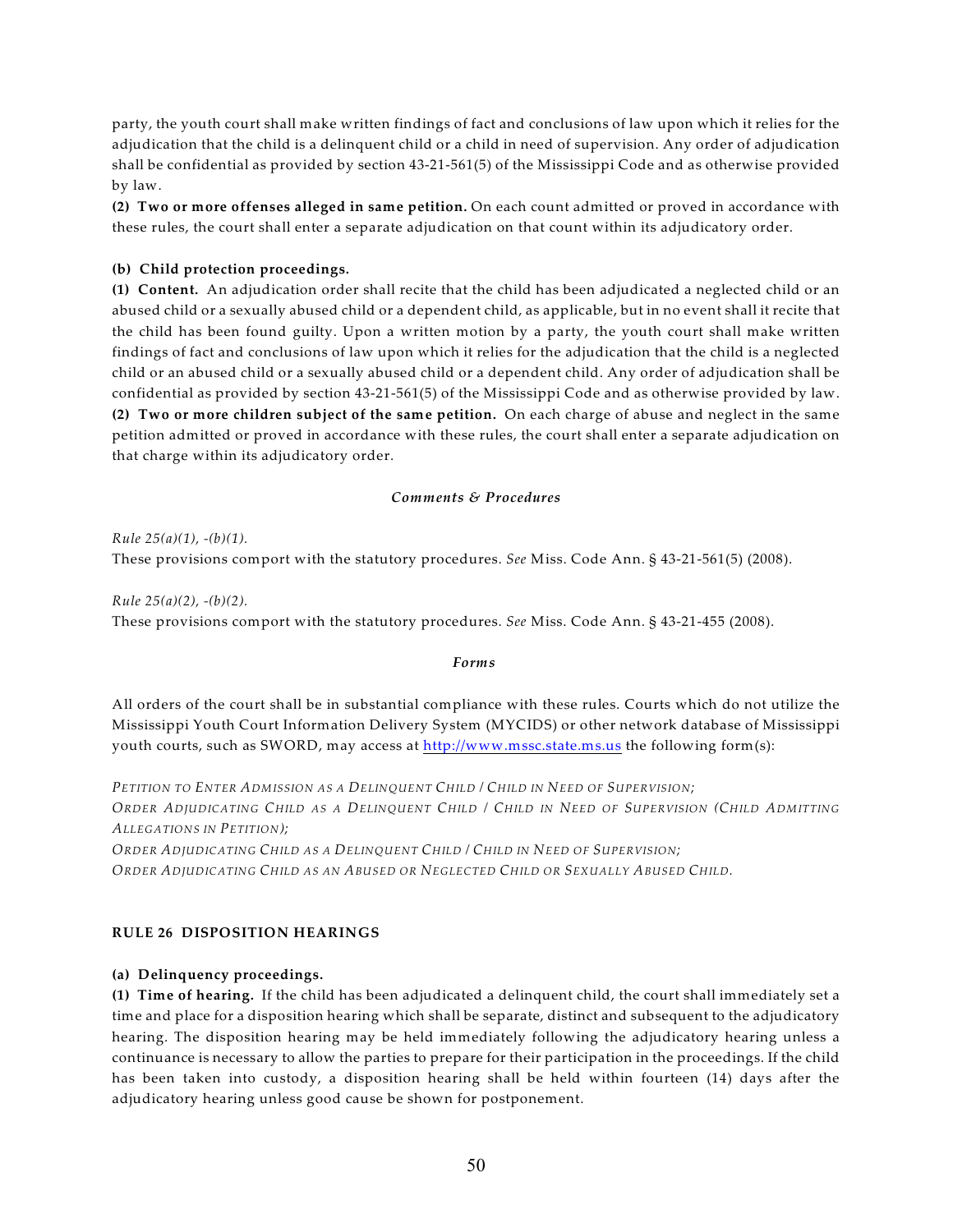party, the youth court shall make written findings of fact and conclusions of law upon which it relies for the adjudication that the child is a delinquent child or a child in need of supervision. Any order of adjudication shall be confidential as provided by section 43-21-561(5) of the Mississippi Code and as otherwise provided by law.

**(2) Two or more offenses alleged in same petition.** On each count admitted or proved in accordance with these rules, the court shall enter a separate adjudication on that count within its adjudicatory order.

**(b) Child protection proceedings.**

**(1) Content.** An adjudication order shall recite that the child has been adjudicated a neglected child or an abused child or a sexually abused child or a dependent child, as applicable, but in no event shall it recite that the child has been found guilty. Upon a written motion by a party, the youth court shall make written findings of fact and conclusions of law upon which it relies for the adjudication that the child is a neglected child or an abused child or a sexually abused child or a dependent child. Any order of adjudication shall be confidential as provided by section 43-21-561(5) of the Mississippi Code and as otherwise provided by law.

**(2) Two or more children subject of the same petition.** On each charge of abuse and neglect in the same petition admitted or proved in accordance with these rules, the court shall enter a separate adjudication on that charge within its adjudicatory order.

***Comments & Procedures***

*Rule 25(a)(1), -(b)(1).*

These provisions comport with the statutory procedures. *See* Miss. Code Ann. § 43-21-561(5) (2008).

*Rule 25(a)(2), -(b)(2).*

These provisions comport with the statutory procedures. *See* Miss. Code Ann. § 43-21-455 (2008).

***Forms***

All orders of the court shall be in substantial compliance with these rules. Courts which do not utilize the Mississippi Youth Court Information Delivery System (MYCIDS) or other network database of Mississippi youth courts, such as SWORD, may access at http://www.mssc.state.ms.us the following form(s):

*Petition to Enter Admission as a Delinquent Child / Child in Need of Supervision;*
*Order Adjudicating Child as a Delinquent Child / Child in Need of Supervision (Child Admitting Allegations in Petition);*
*Order Adjudicating Child as a Delinquent Child / Child in Need of Supervision;*
*Order Adjudicating Child as an Abused or Neglected Child or Sexually Abused Child.*

## RULE 26 DISPOSITION HEARINGS

**(a) Delinquency proceedings.**

**(1) Time of hearing.** If the child has been adjudicated a delinquent child, the court shall immediately set a time and place for a disposition hearing which shall be separate, distinct and subsequent to the adjudicatory hearing. The disposition hearing may be held immediately following the adjudicatory hearing unless a continuance is necessary to allow the parties to prepare for their participation in the proceedings. If the child has been taken into custody, a disposition hearing shall be held within fourteen (14) days after the adjudicatory hearing unless good cause be shown for postponement.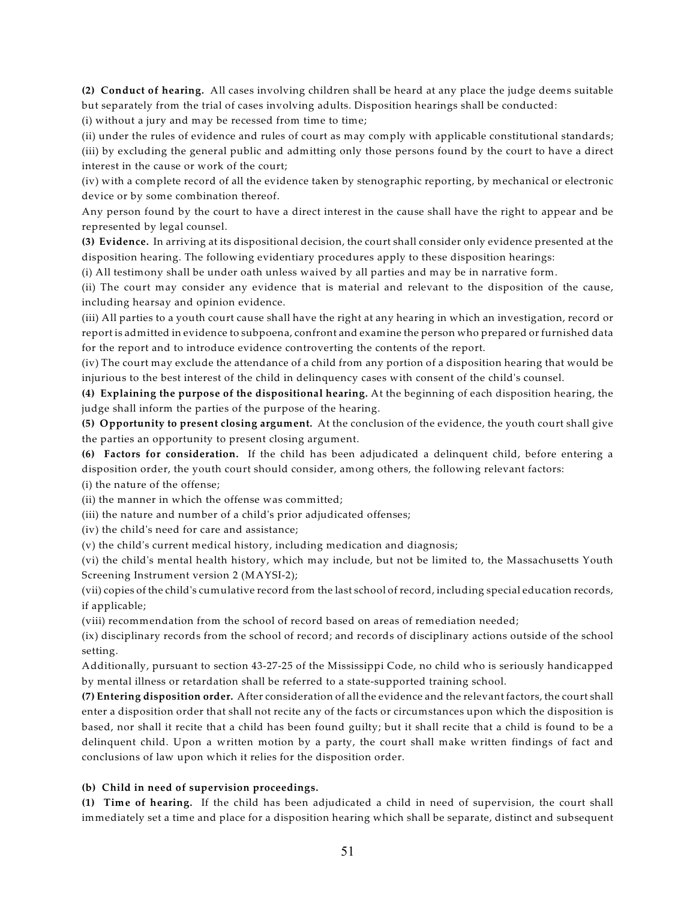**(2) Conduct of hearing.** All cases involving children shall be heard at any place the judge deems suitable but separately from the trial of cases involving adults. Disposition hearings shall be conducted:

(i) without a jury and may be recessed from time to time;

(ii) under the rules of evidence and rules of court as may comply with applicable constitutional standards;

(iii) by excluding the general public and admitting only those persons found by the court to have a direct interest in the cause or work of the court;

(iv) with a complete record of all the evidence taken by stenographic reporting, by mechanical or electronic device or by some combination thereof.

Any person found by the court to have a direct interest in the cause shall have the right to appear and be represented by legal counsel.

**(3) Evidence.** In arriving at its dispositional decision, the court shall consider only evidence presented at the disposition hearing. The following evidentiary procedures apply to these disposition hearings:

(i) All testimony shall be under oath unless waived by all parties and may be in narrative form.

(ii) The court may consider any evidence that is material and relevant to the disposition of the cause, including hearsay and opinion evidence.

(iii) All parties to a youth court cause shall have the right at any hearing in which an investigation, record or report is admitted in evidence to subpoena, confront and examine the person who prepared or furnished data for the report and to introduce evidence controverting the contents of the report.

(iv) The court may exclude the attendance of a child from any portion of a disposition hearing that would be injurious to the best interest of the child in delinquency cases with consent of the child's counsel.

**(4) Explaining the purpose of the dispositional hearing.** At the beginning of each disposition hearing, the judge shall inform the parties of the purpose of the hearing.

**(5) Opportunity to present closing argument.** At the conclusion of the evidence, the youth court shall give the parties an opportunity to present closing argument.

**(6) Factors for consideration.** If the child has been adjudicated a delinquent child, before entering a disposition order, the youth court should consider, among others, the following relevant factors:

(i) the nature of the offense;

(ii) the manner in which the offense was committed;

(iii) the nature and number of a child's prior adjudicated offenses;

(iv) the child's need for care and assistance;

(v) the child's current medical history, including medication and diagnosis;

(vi) the child's mental health history, which may include, but not be limited to, the Massachusetts Youth Screening Instrument version 2 (MAYSI-2);

(vii) copies of the child's cumulative record from the last school of record, including special education records, if applicable;

(viii) recommendation from the school of record based on areas of remediation needed;

(ix) disciplinary records from the school of record; and records of disciplinary actions outside of the school setting.

Additionally, pursuant to section 43-27-25 of the Mississippi Code, no child who is seriously handicapped by mental illness or retardation shall be referred to a state-supported training school.

**(7) Entering disposition order.** After consideration of all the evidence and the relevant factors, the court shall enter a disposition order that shall not recite any of the facts or circumstances upon which the disposition is based, nor shall it recite that a child has been found guilty; but it shall recite that a child is found to be a delinquent child. Upon a written motion by a party, the court shall make written findings of fact and conclusions of law upon which it relies for the disposition order.

**(b) Child in need of supervision proceedings.**

**(1) Time of hearing.** If the child has been adjudicated a child in need of supervision, the court shall immediately set a time and place for a disposition hearing which shall be separate, distinct and subsequent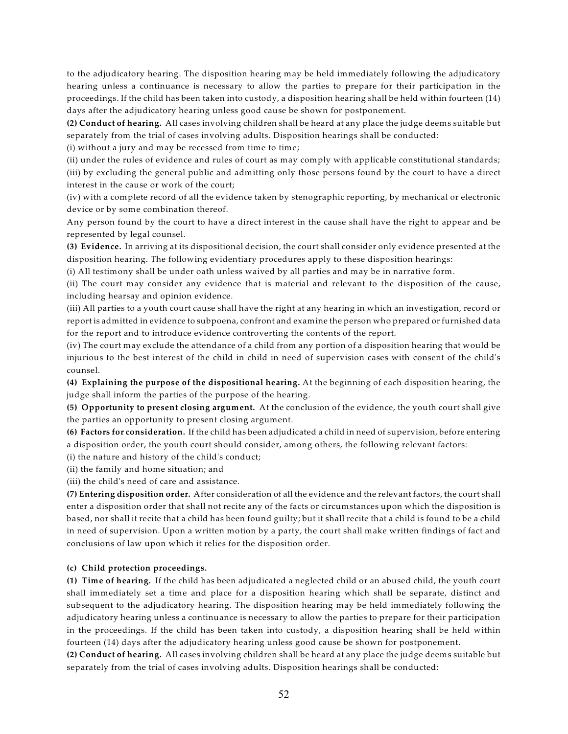to the adjudicatory hearing. The disposition hearing may be held immediately following the adjudicatory hearing unless a continuance is necessary to allow the parties to prepare for their participation in the proceedings. If the child has been taken into custody, a disposition hearing shall be held within fourteen (14) days after the adjudicatory hearing unless good cause be shown for postponement.

**(2) Conduct of hearing.** All cases involving children shall be heard at any place the judge deems suitable but separately from the trial of cases involving adults. Disposition hearings shall be conducted:

(i) without a jury and may be recessed from time to time;

(ii) under the rules of evidence and rules of court as may comply with applicable constitutional standards;

(iii) by excluding the general public and admitting only those persons found by the court to have a direct interest in the cause or work of the court;

(iv) with a complete record of all the evidence taken by stenographic reporting, by mechanical or electronic device or by some combination thereof.

Any person found by the court to have a direct interest in the cause shall have the right to appear and be represented by legal counsel.

**(3) Evidence.** In arriving at its dispositional decision, the court shall consider only evidence presented at the disposition hearing. The following evidentiary procedures apply to these disposition hearings:

(i) All testimony shall be under oath unless waived by all parties and may be in narrative form.

(ii) The court may consider any evidence that is material and relevant to the disposition of the cause, including hearsay and opinion evidence.

(iii) All parties to a youth court cause shall have the right at any hearing in which an investigation, record or report is admitted in evidence to subpoena, confront and examine the person who prepared or furnished data for the report and to introduce evidence controverting the contents of the report.

(iv) The court may exclude the attendance of a child from any portion of a disposition hearing that would be injurious to the best interest of the child in child in need of supervision cases with consent of the child's counsel.

**(4) Explaining the purpose of the dispositional hearing.** At the beginning of each disposition hearing, the judge shall inform the parties of the purpose of the hearing.

**(5) Opportunity to present closing argument.** At the conclusion of the evidence, the youth court shall give the parties an opportunity to present closing argument.

**(6) Factors for consideration.** If the child has been adjudicated a child in need of supervision, before entering a disposition order, the youth court should consider, among others, the following relevant factors:

(i) the nature and history of the child's conduct;

(ii) the family and home situation; and

(iii) the child's need of care and assistance.

**(7) Entering disposition order.** After consideration of all the evidence and the relevant factors, the court shall enter a disposition order that shall not recite any of the facts or circumstances upon which the disposition is based, nor shall it recite that a child has been found guilty; but it shall recite that a child is found to be a child in need of supervision. Upon a written motion by a party, the court shall make written findings of fact and conclusions of law upon which it relies for the disposition order.

**(c) Child protection proceedings.**

**(1) Time of hearing.** If the child has been adjudicated a neglected child or an abused child, the youth court shall immediately set a time and place for a disposition hearing which shall be separate, distinct and subsequent to the adjudicatory hearing. The disposition hearing may be held immediately following the adjudicatory hearing unless a continuance is necessary to allow the parties to prepare for their participation in the proceedings. If the child has been taken into custody, a disposition hearing shall be held within fourteen (14) days after the adjudicatory hearing unless good cause be shown for postponement.

**(2) Conduct of hearing.** All cases involving children shall be heard at any place the judge deems suitable but separately from the trial of cases involving adults. Disposition hearings shall be conducted: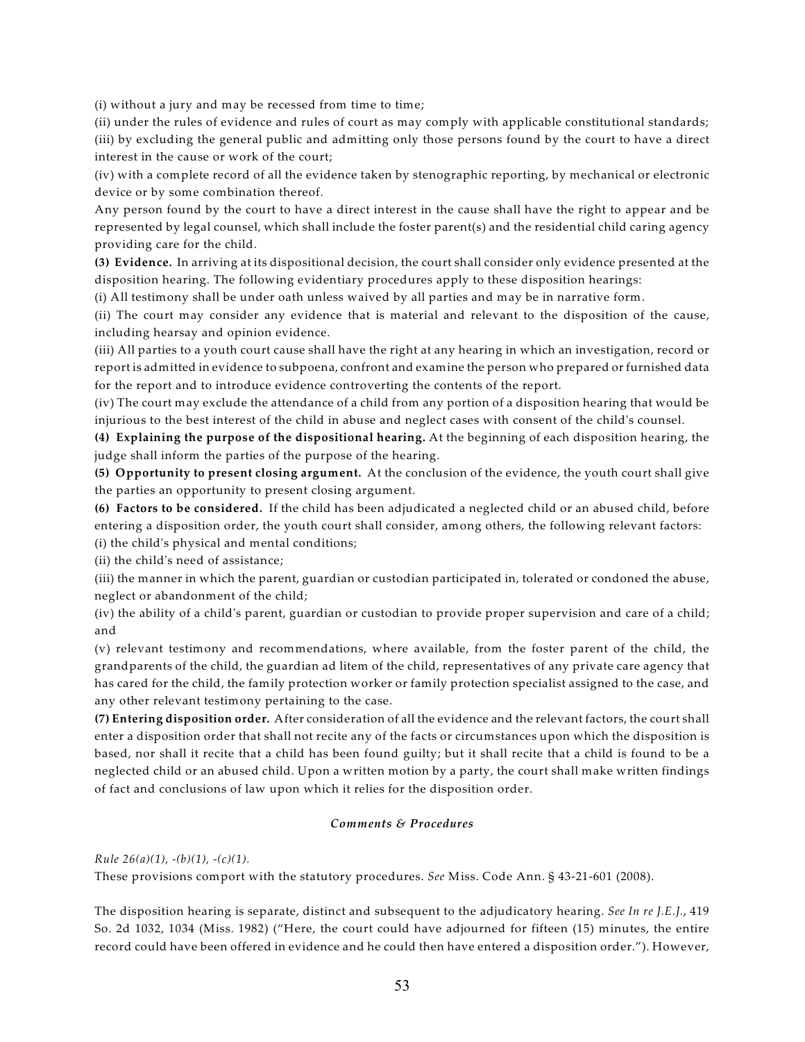(i) without a jury and may be recessed from time to time;

(ii) under the rules of evidence and rules of court as may comply with applicable constitutional standards;

(iii) by excluding the general public and admitting only those persons found by the court to have a direct interest in the cause or work of the court;

(iv) with a complete record of all the evidence taken by stenographic reporting, by mechanical or electronic device or by some combination thereof.

Any person found by the court to have a direct interest in the cause shall have the right to appear and be represented by legal counsel, which shall include the foster parent(s) and the residential child caring agency providing care for the child.

**(3) Evidence.** In arriving at its dispositional decision, the court shall consider only evidence presented at the disposition hearing. The following evidentiary procedures apply to these disposition hearings:

(i) All testimony shall be under oath unless waived by all parties and may be in narrative form.

(ii) The court may consider any evidence that is material and relevant to the disposition of the cause, including hearsay and opinion evidence.

(iii) All parties to a youth court cause shall have the right at any hearing in which an investigation, record or report is admitted in evidence to subpoena, confront and examine the person who prepared or furnished data for the report and to introduce evidence controverting the contents of the report.

(iv) The court may exclude the attendance of a child from any portion of a disposition hearing that would be injurious to the best interest of the child in abuse and neglect cases with consent of the child's counsel.

**(4) Explaining the purpose of the dispositional hearing.** At the beginning of each disposition hearing, the judge shall inform the parties of the purpose of the hearing.

**(5) Opportunity to present closing argument.** At the conclusion of the evidence, the youth court shall give the parties an opportunity to present closing argument.

**(6) Factors to be considered.** If the child has been adjudicated a neglected child or an abused child, before entering a disposition order, the youth court shall consider, among others, the following relevant factors:

(i) the child's physical and mental conditions;

(ii) the child's need of assistance;

(iii) the manner in which the parent, guardian or custodian participated in, tolerated or condoned the abuse, neglect or abandonment of the child;

(iv) the ability of a child's parent, guardian or custodian to provide proper supervision and care of a child; and

(v) relevant testimony and recommendations, where available, from the foster parent of the child, the grandparents of the child, the guardian ad litem of the child, representatives of any private care agency that has cared for the child, the family protection worker or family protection specialist assigned to the case, and any other relevant testimony pertaining to the case.

**(7) Entering disposition order.** After consideration of all the evidence and the relevant factors, the court shall enter a disposition order that shall not recite any of the facts or circumstances upon which the disposition is based, nor shall it recite that a child has been found guilty; but it shall recite that a child is found to be a neglected child or an abused child. Upon a written motion by a party, the court shall make written findings of fact and conclusions of law upon which it relies for the disposition order.

### *Comments & Procedures*

*Rule 26(a)(1), -(b)(1), -(c)(1).*

These provisions comport with the statutory procedures. *See* Miss. Code Ann. § 43-21-601 (2008).

The disposition hearing is separate, distinct and subsequent to the adjudicatory hearing. *See In re J.E.J.*, 419 So. 2d 1032, 1034 (Miss. 1982) ("Here, the court could have adjourned for fifteen (15) minutes, the entire record could have been offered in evidence and he could then have entered a disposition order."). However,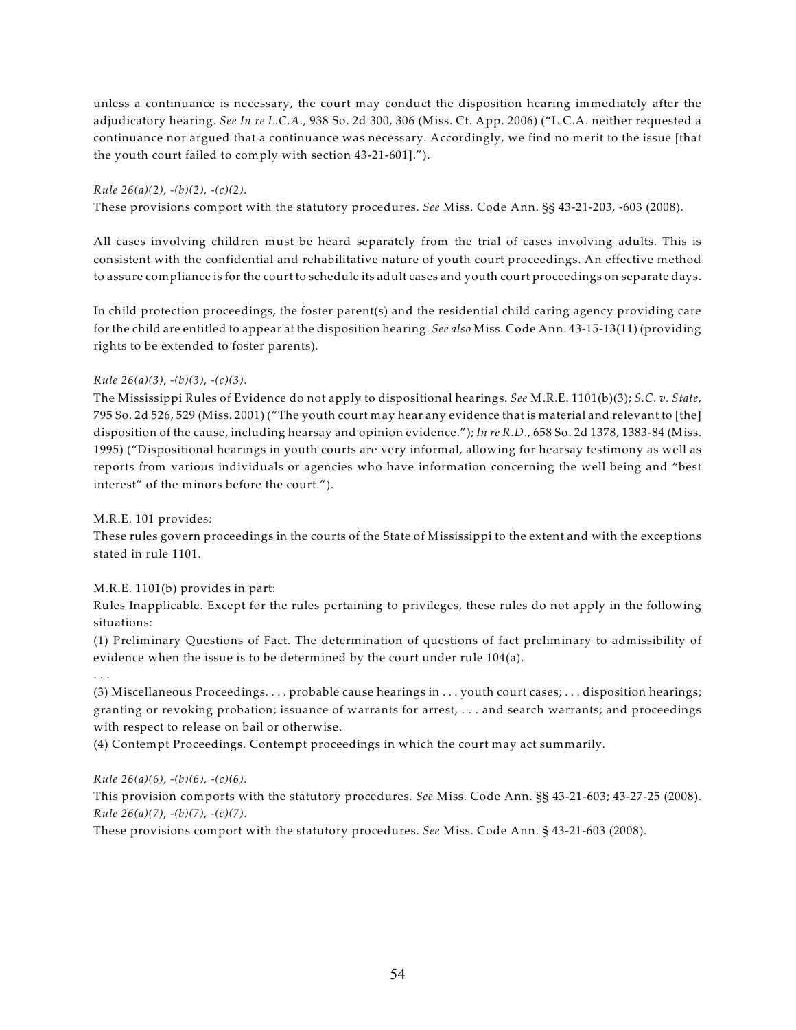unless a continuance is necessary, the court may conduct the disposition hearing immediately after the adjudicatory hearing. *See In re L.C.A.*, 938 So. 2d 300, 306 (Miss. Ct. App. 2006) ("L.C.A. neither requested a continuance nor argued that a continuance was necessary. Accordingly, we find no merit to the issue [that the youth court failed to comply with section 43-21-601].").

*Rule 26(a)(2), -(b)(2), -(c)(2).*
These provisions comport with the statutory procedures. *See* Miss. Code Ann. §§ 43-21-203, -603 (2008).

All cases involving children must be heard separately from the trial of cases involving adults. This is consistent with the confidential and rehabilitative nature of youth court proceedings. An effective method to assure compliance is for the court to schedule its adult cases and youth court proceedings on separate days.

In child protection proceedings, the foster parent(s) and the residential child caring agency providing care for the child are entitled to appear at the disposition hearing. *See also* Miss. Code Ann. 43-15-13(11) (providing rights to be extended to foster parents).

*Rule 26(a)(3), -(b)(3), -(c)(3).*
The Mississippi Rules of Evidence do not apply to dispositional hearings. *See* M.R.E. 1101(b)(3); *S.C. v. State*, 795 So. 2d 526, 529 (Miss. 2001) ("The youth court may hear any evidence that is material and relevant to [the] disposition of the cause, including hearsay and opinion evidence."); *In re R.D.*, 658 So. 2d 1378, 1383-84 (Miss. 1995) ("Dispositional hearings in youth courts are very informal, allowing for hearsay testimony as well as reports from various individuals or agencies who have information concerning the well being and "best interest" of the minors before the court.").

M.R.E. 101 provides:
These rules govern proceedings in the courts of the State of Mississippi to the extent and with the exceptions stated in rule 1101.

M.R.E. 1101(b) provides in part:
Rules Inapplicable. Except for the rules pertaining to privileges, these rules do not apply in the following situations:
(1) Preliminary Questions of Fact. The determination of questions of fact preliminary to admissibility of evidence when the issue is to be determined by the court under rule 104(a).
. . .
(3) Miscellaneous Proceedings. . . . probable cause hearings in . . . youth court cases; . . . disposition hearings; granting or revoking probation; issuance of warrants for arrest, . . . and search warrants; and proceedings with respect to release on bail or otherwise.
(4) Contempt Proceedings. Contempt proceedings in which the court may act summarily.

*Rule 26(a)(6), -(b)(6), -(c)(6).*
This provision comports with the statutory procedures. *See* Miss. Code Ann. §§ 43-21-603; 43-27-25 (2008).
*Rule 26(a)(7), -(b)(7), -(c)(7).*
These provisions comport with the statutory procedures. *See* Miss. Code Ann. § 43-21-603 (2008).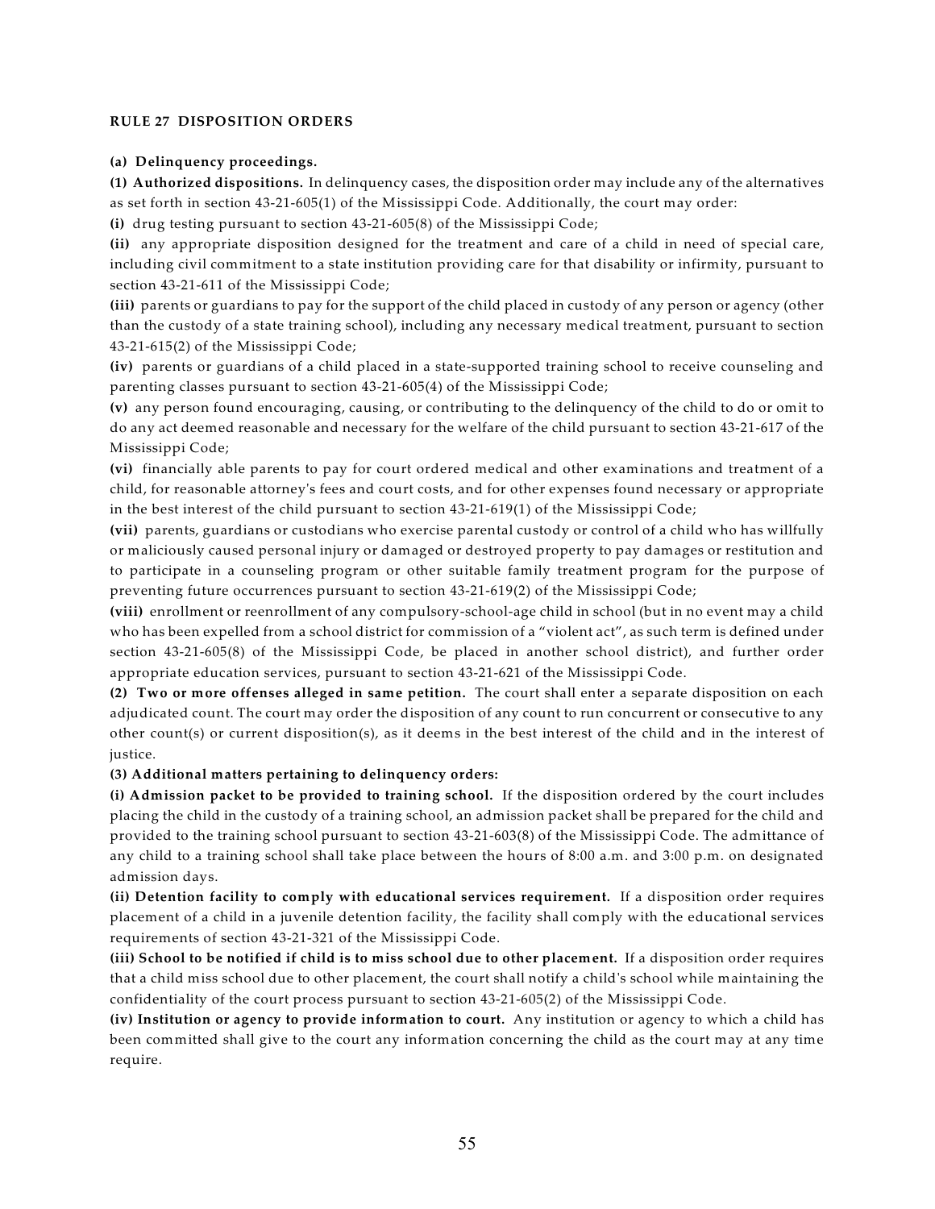**RULE 27 DISPOSITION ORDERS**

**(a) Delinquency proceedings.**

**(1) Authorized dispositions.** In delinquency cases, the disposition order may include any of the alternatives as set forth in section 43-21-605(1) of the Mississippi Code. Additionally, the court may order:

**(i)** drug testing pursuant to section 43-21-605(8) of the Mississippi Code;

**(ii)** any appropriate disposition designed for the treatment and care of a child in need of special care, including civil commitment to a state institution providing care for that disability or infirmity, pursuant to section 43-21-611 of the Mississippi Code;

**(iii)** parents or guardians to pay for the support of the child placed in custody of any person or agency (other than the custody of a state training school), including any necessary medical treatment, pursuant to section 43-21-615(2) of the Mississippi Code;

**(iv)** parents or guardians of a child placed in a state-supported training school to receive counseling and parenting classes pursuant to section 43-21-605(4) of the Mississippi Code;

**(v)** any person found encouraging, causing, or contributing to the delinquency of the child to do or omit to do any act deemed reasonable and necessary for the welfare of the child pursuant to section 43-21-617 of the Mississippi Code;

**(vi)** financially able parents to pay for court ordered medical and other examinations and treatment of a child, for reasonable attorney's fees and court costs, and for other expenses found necessary or appropriate in the best interest of the child pursuant to section 43-21-619(1) of the Mississippi Code;

**(vii)** parents, guardians or custodians who exercise parental custody or control of a child who has willfully or maliciously caused personal injury or damaged or destroyed property to pay damages or restitution and to participate in a counseling program or other suitable family treatment program for the purpose of preventing future occurrences pursuant to section 43-21-619(2) of the Mississippi Code;

**(viii)** enrollment or reenrollment of any compulsory-school-age child in school (but in no event may a child who has been expelled from a school district for commission of a "violent act", as such term is defined under section 43-21-605(8) of the Mississippi Code, be placed in another school district), and further order appropriate education services, pursuant to section 43-21-621 of the Mississippi Code.

**(2) Two or more offenses alleged in same petition.** The court shall enter a separate disposition on each adjudicated count. The court may order the disposition of any count to run concurrent or consecutive to any other count(s) or current disposition(s), as it deems in the best interest of the child and in the interest of justice.

**(3) Additional matters pertaining to delinquency orders:**

**(i) Admission packet to be provided to training school.** If the disposition ordered by the court includes placing the child in the custody of a training school, an admission packet shall be prepared for the child and provided to the training school pursuant to section 43-21-603(8) of the Mississippi Code. The admittance of any child to a training school shall take place between the hours of 8:00 a.m. and 3:00 p.m. on designated admission days.

**(ii) Detention facility to comply with educational services requirement.** If a disposition order requires placement of a child in a juvenile detention facility, the facility shall comply with the educational services requirements of section 43-21-321 of the Mississippi Code.

**(iii) School to be notified if child is to miss school due to other placement.** If a disposition order requires that a child miss school due to other placement, the court shall notify a child's school while maintaining the confidentiality of the court process pursuant to section 43-21-605(2) of the Mississippi Code.

**(iv) Institution or agency to provide information to court.** Any institution or agency to which a child has been committed shall give to the court any information concerning the child as the court may at any time require.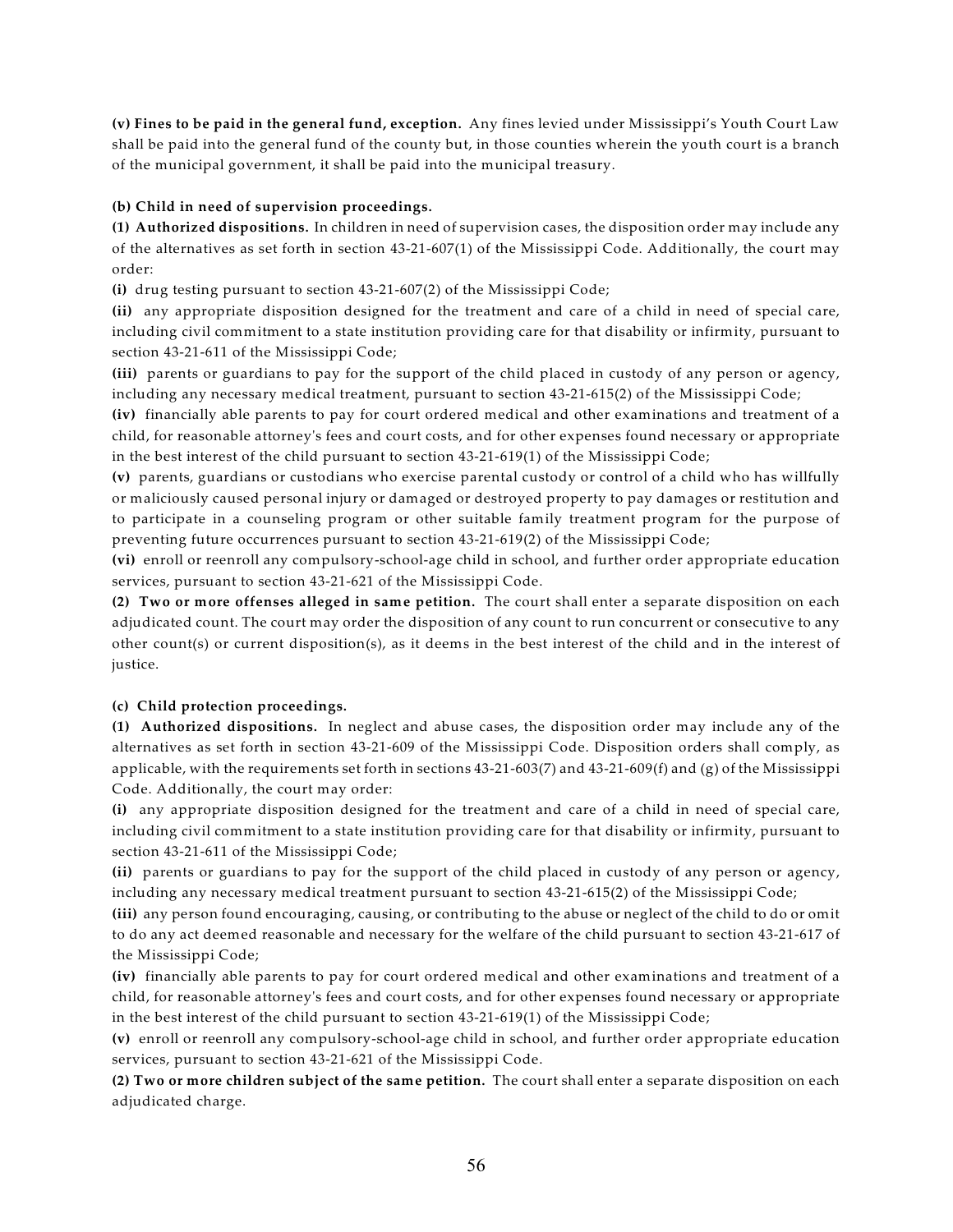**(v) Fines to be paid in the general fund, exception.** Any fines levied under Mississippi's Youth Court Law shall be paid into the general fund of the county but, in those counties wherein the youth court is a branch of the municipal government, it shall be paid into the municipal treasury.

**(b) Child in need of supervision proceedings.**

**(1) Authorized dispositions.** In children in need of supervision cases, the disposition order may include any of the alternatives as set forth in section 43-21-607(1) of the Mississippi Code. Additionally, the court may order:

**(i)** drug testing pursuant to section 43-21-607(2) of the Mississippi Code;

**(ii)** any appropriate disposition designed for the treatment and care of a child in need of special care, including civil commitment to a state institution providing care for that disability or infirmity, pursuant to section 43-21-611 of the Mississippi Code;

**(iii)** parents or guardians to pay for the support of the child placed in custody of any person or agency, including any necessary medical treatment, pursuant to section 43-21-615(2) of the Mississippi Code;

**(iv)** financially able parents to pay for court ordered medical and other examinations and treatment of a child, for reasonable attorney's fees and court costs, and for other expenses found necessary or appropriate in the best interest of the child pursuant to section 43-21-619(1) of the Mississippi Code;

**(v)** parents, guardians or custodians who exercise parental custody or control of a child who has willfully or maliciously caused personal injury or damaged or destroyed property to pay damages or restitution and to participate in a counseling program or other suitable family treatment program for the purpose of preventing future occurrences pursuant to section 43-21-619(2) of the Mississippi Code;

**(vi)** enroll or reenroll any compulsory-school-age child in school, and further order appropriate education services, pursuant to section 43-21-621 of the Mississippi Code.

**(2) Two or more offenses alleged in same petition.** The court shall enter a separate disposition on each adjudicated count. The court may order the disposition of any count to run concurrent or consecutive to any other count(s) or current disposition(s), as it deems in the best interest of the child and in the interest of justice.

**(c) Child protection proceedings.**

**(1) Authorized dispositions.** In neglect and abuse cases, the disposition order may include any of the alternatives as set forth in section 43-21-609 of the Mississippi Code. Disposition orders shall comply, as applicable, with the requirements set forth in sections 43-21-603(7) and 43-21-609(f) and (g) of the Mississippi Code. Additionally, the court may order:

**(i)** any appropriate disposition designed for the treatment and care of a child in need of special care, including civil commitment to a state institution providing care for that disability or infirmity, pursuant to section 43-21-611 of the Mississippi Code;

**(ii)** parents or guardians to pay for the support of the child placed in custody of any person or agency, including any necessary medical treatment pursuant to section 43-21-615(2) of the Mississippi Code;

**(iii)** any person found encouraging, causing, or contributing to the abuse or neglect of the child to do or omit to do any act deemed reasonable and necessary for the welfare of the child pursuant to section 43-21-617 of the Mississippi Code;

**(iv)** financially able parents to pay for court ordered medical and other examinations and treatment of a child, for reasonable attorney's fees and court costs, and for other expenses found necessary or appropriate in the best interest of the child pursuant to section 43-21-619(1) of the Mississippi Code;

**(v)** enroll or reenroll any compulsory-school-age child in school, and further order appropriate education services, pursuant to section 43-21-621 of the Mississippi Code.

**(2) Two or more children subject of the same petition.** The court shall enter a separate disposition on each adjudicated charge.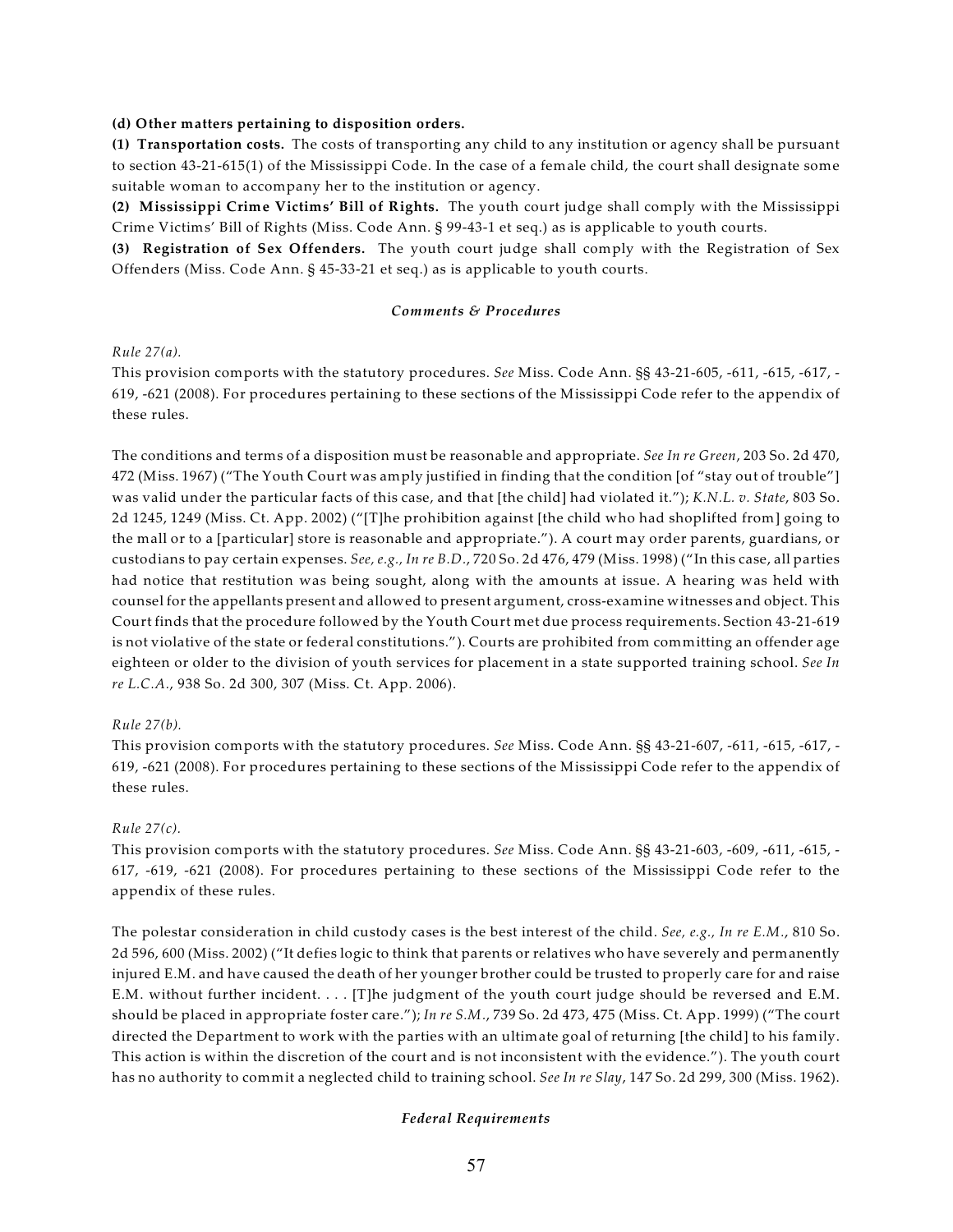**(d) Other matters pertaining to disposition orders.**

**(1) Transportation costs.** The costs of transporting any child to any institution or agency shall be pursuant to section 43-21-615(1) of the Mississippi Code. In the case of a female child, the court shall designate some suitable woman to accompany her to the institution or agency.

**(2) Mississippi Crime Victims' Bill of Rights.** The youth court judge shall comply with the Mississippi Crime Victims' Bill of Rights (Miss. Code Ann. § 99-43-1 et seq.) as is applicable to youth courts.

**(3) Registration of Sex Offenders.** The youth court judge shall comply with the Registration of Sex Offenders (Miss. Code Ann. § 45-33-21 et seq.) as is applicable to youth courts.

### *Comments & Procedures*

*Rule 27(a).*

This provision comports with the statutory procedures. *See* Miss. Code Ann. §§ 43-21-605, -611, -615, -617, -619, -621 (2008). For procedures pertaining to these sections of the Mississippi Code refer to the appendix of these rules.

The conditions and terms of a disposition must be reasonable and appropriate. *See In re Green*, 203 So. 2d 470, 472 (Miss. 1967) ("The Youth Court was amply justified in finding that the condition [of "stay out of trouble"] was valid under the particular facts of this case, and that [the child] had violated it."); *K.N.L. v. State*, 803 So. 2d 1245, 1249 (Miss. Ct. App. 2002) ("[T]he prohibition against [the child who had shoplifted from] going to the mall or to a [particular] store is reasonable and appropriate."). A court may order parents, guardians, or custodians to pay certain expenses. *See, e.g., In re B.D.*, 720 So. 2d 476, 479 (Miss. 1998) ("In this case, all parties had notice that restitution was being sought, along with the amounts at issue. A hearing was held with counsel for the appellants present and allowed to present argument, cross-examine witnesses and object. This Court finds that the procedure followed by the Youth Court met due process requirements. Section 43-21-619 is not violative of the state or federal constitutions."). Courts are prohibited from committing an offender age eighteen or older to the division of youth services for placement in a state supported training school. *See In re L.C.A.*, 938 So. 2d 300, 307 (Miss. Ct. App. 2006).

*Rule 27(b).*

This provision comports with the statutory procedures. *See* Miss. Code Ann. §§ 43-21-607, -611, -615, -617, -619, -621 (2008). For procedures pertaining to these sections of the Mississippi Code refer to the appendix of these rules.

*Rule 27(c).*

This provision comports with the statutory procedures. *See* Miss. Code Ann. §§ 43-21-603, -609, -611, -615, -617, -619, -621 (2008). For procedures pertaining to these sections of the Mississippi Code refer to the appendix of these rules.

The polestar consideration in child custody cases is the best interest of the child. *See, e.g., In re E.M.*, 810 So. 2d 596, 600 (Miss. 2002) ("It defies logic to think that parents or relatives who have severely and permanently injured E.M. and have caused the death of her younger brother could be trusted to properly care for and raise E.M. without further incident. . . . [T]he judgment of the youth court judge should be reversed and E.M. should be placed in appropriate foster care."); *In re S.M.*, 739 So. 2d 473, 475 (Miss. Ct. App. 1999) ("The court directed the Department to work with the parties with an ultimate goal of returning [the child] to his family. This action is within the discretion of the court and is not inconsistent with the evidence."). The youth court has no authority to commit a neglected child to training school. *See In re Slay*, 147 So. 2d 299, 300 (Miss. 1962).

### *Federal Requirements*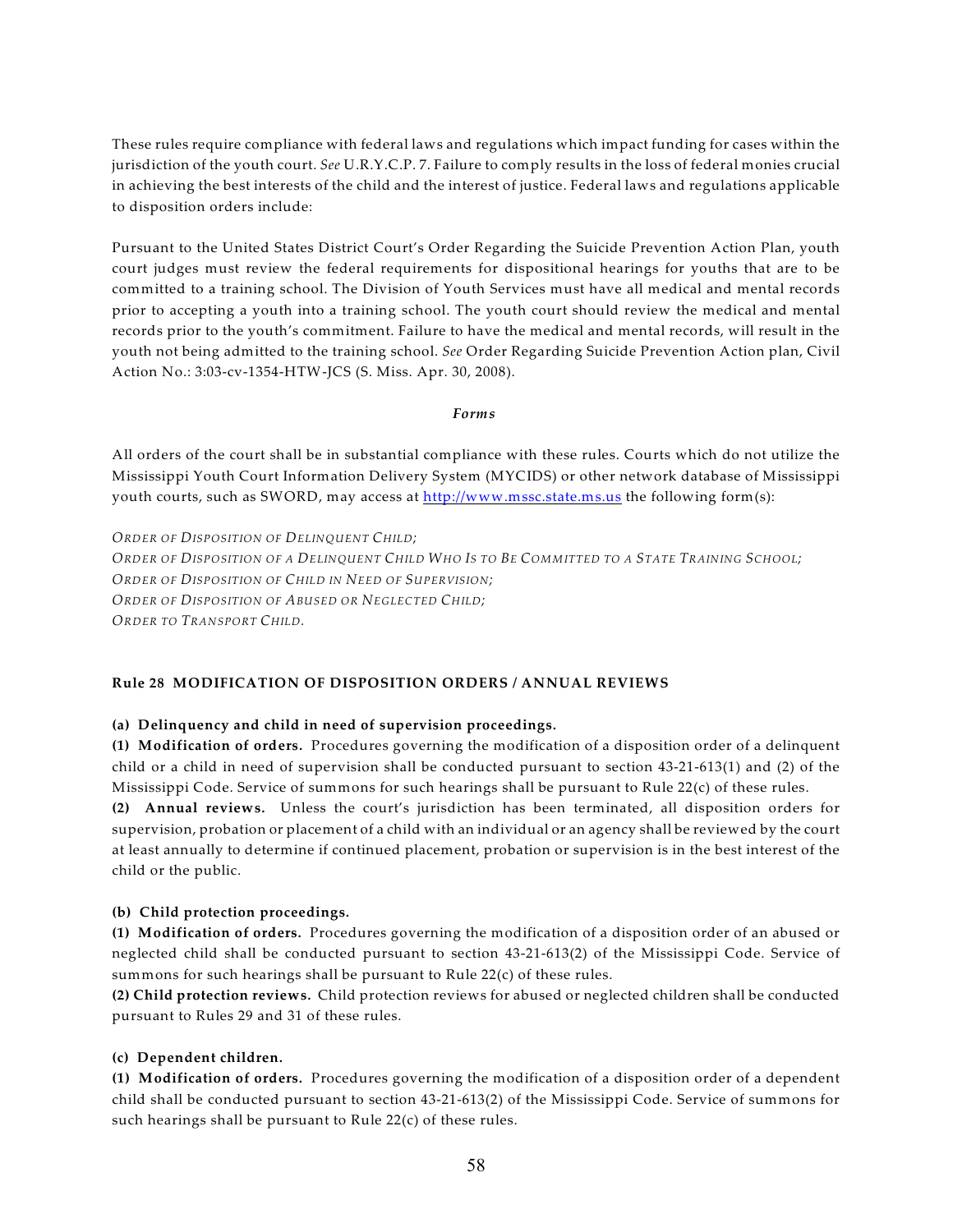These rules require compliance with federal laws and regulations which impact funding for cases within the jurisdiction of the youth court. *See* U.R.Y.C.P. 7. Failure to comply results in the loss of federal monies crucial in achieving the best interests of the child and the interest of justice. Federal laws and regulations applicable to disposition orders include:

Pursuant to the United States District Court's Order Regarding the Suicide Prevention Action Plan, youth court judges must review the federal requirements for dispositional hearings for youths that are to be committed to a training school. The Division of Youth Services must have all medical and mental records prior to accepting a youth into a training school. The youth court should review the medical and mental records prior to the youth's commitment. Failure to have the medical and mental records, will result in the youth not being admitted to the training school. *See* Order Regarding Suicide Prevention Action plan, Civil Action No.: 3:03-cv-1354-HTW-JCS (S. Miss. Apr. 30, 2008).

***Forms***

All orders of the court shall be in substantial compliance with these rules. Courts which do not utilize the Mississippi Youth Court Information Delivery System (MYCIDS) or other network database of Mississippi youth courts, such as SWORD, may access at http://www.mssc.state.ms.us the following form(s):

*ORDER OF DISPOSITION OF DELINQUENT CHILD;*
*ORDER OF DISPOSITION OF A DELINQUENT CHILD WHO IS TO BE COMMITTED TO A STATE TRAINING SCHOOL;*
*ORDER OF DISPOSITION OF CHILD IN NEED OF SUPERVISION;*
*ORDER OF DISPOSITION OF ABUSED OR NEGLECTED CHILD;*
*ORDER TO TRANSPORT CHILD.*

### Rule 28 MODIFICATION OF DISPOSITION ORDERS / ANNUAL REVIEWS

**(a) Delinquency and child in need of supervision proceedings.**

**(1) Modification of orders.** Procedures governing the modification of a disposition order of a delinquent child or a child in need of supervision shall be conducted pursuant to section 43-21-613(1) and (2) of the Mississippi Code. Service of summons for such hearings shall be pursuant to Rule 22(c) of these rules.

**(2) Annual reviews.** Unless the court's jurisdiction has been terminated, all disposition orders for supervision, probation or placement of a child with an individual or an agency shall be reviewed by the court at least annually to determine if continued placement, probation or supervision is in the best interest of the child or the public.

**(b) Child protection proceedings.**

**(1) Modification of orders.** Procedures governing the modification of a disposition order of an abused or neglected child shall be conducted pursuant to section 43-21-613(2) of the Mississippi Code. Service of summons for such hearings shall be pursuant to Rule 22(c) of these rules.

**(2) Child protection reviews.** Child protection reviews for abused or neglected children shall be conducted pursuant to Rules 29 and 31 of these rules.

**(c) Dependent children.**

**(1) Modification of orders.** Procedures governing the modification of a disposition order of a dependent child shall be conducted pursuant to section 43-21-613(2) of the Mississippi Code. Service of summons for such hearings shall be pursuant to Rule 22(c) of these rules.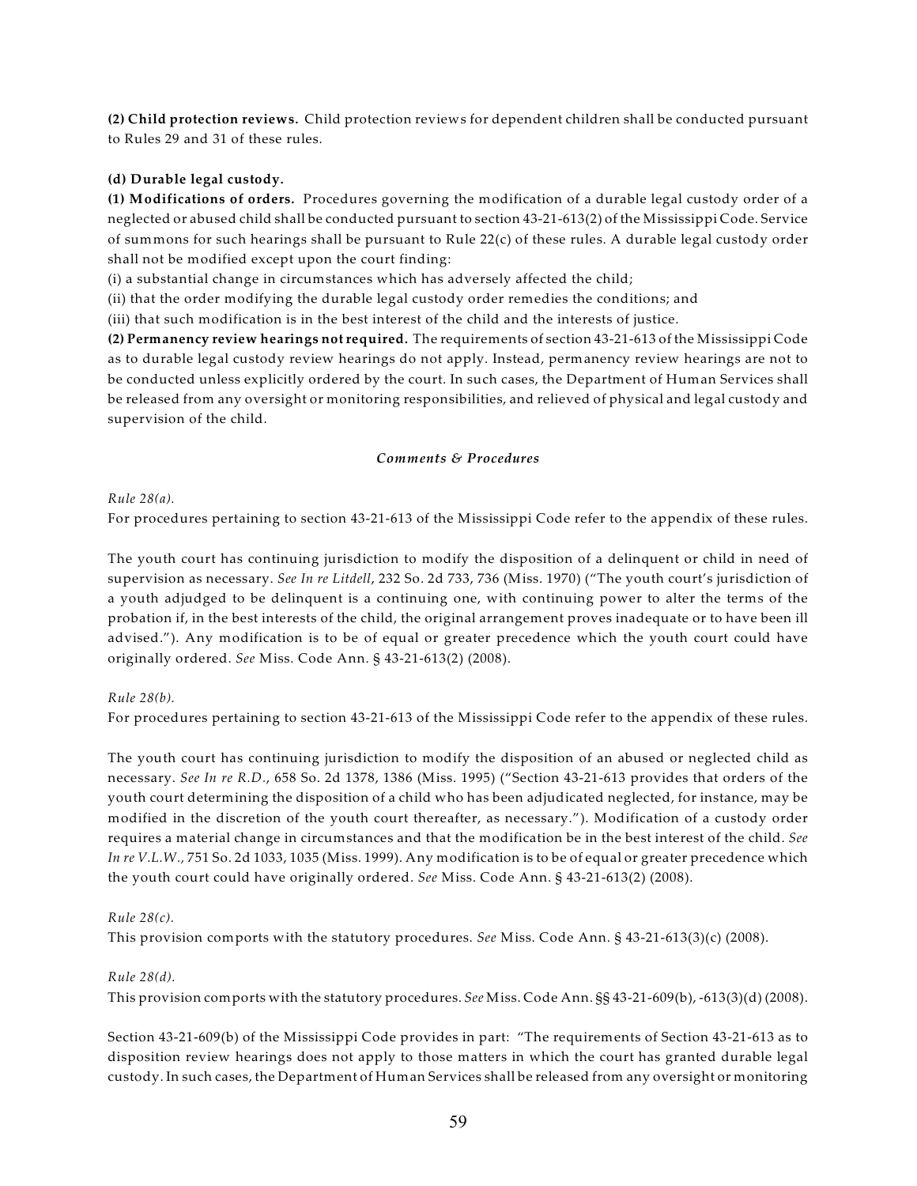**(2) Child protection reviews.** Child protection reviews for dependent children shall be conducted pursuant to Rules 29 and 31 of these rules.

**(d) Durable legal custody.**

**(1) Modifications of orders.** Procedures governing the modification of a durable legal custody order of a neglected or abused child shall be conducted pursuant to section 43-21-613(2) of the Mississippi Code. Service of summons for such hearings shall be pursuant to Rule 22(c) of these rules. A durable legal custody order shall not be modified except upon the court finding:

(i) a substantial change in circumstances which has adversely affected the child;

(ii) that the order modifying the durable legal custody order remedies the conditions; and

(iii) that such modification is in the best interest of the child and the interests of justice.

**(2) Permanency review hearings not required.** The requirements of section 43-21-613 of the Mississippi Code as to durable legal custody review hearings do not apply. Instead, permanency review hearings are not to be conducted unless explicitly ordered by the court. In such cases, the Department of Human Services shall be released from any oversight or monitoring responsibilities, and relieved of physical and legal custody and supervision of the child.

### *Comments & Procedures*

*Rule 28(a).*

For procedures pertaining to section 43-21-613 of the Mississippi Code refer to the appendix of these rules.

The youth court has continuing jurisdiction to modify the disposition of a delinquent or child in need of supervision as necessary. *See In re Litdell*, 232 So. 2d 733, 736 (Miss. 1970) ("The youth court's jurisdiction of a youth adjudged to be delinquent is a continuing one, with continuing power to alter the terms of the probation if, in the best interests of the child, the original arrangement proves inadequate or to have been ill advised."). Any modification is to be of equal or greater precedence which the youth court could have originally ordered. *See* Miss. Code Ann. § 43-21-613(2) (2008).

*Rule 28(b).*

For procedures pertaining to section 43-21-613 of the Mississippi Code refer to the appendix of these rules.

The youth court has continuing jurisdiction to modify the disposition of an abused or neglected child as necessary. *See In re R.D.*, 658 So. 2d 1378, 1386 (Miss. 1995) ("Section 43-21-613 provides that orders of the youth court determining the disposition of a child who has been adjudicated neglected, for instance, may be modified in the discretion of the youth court thereafter, as necessary."). Modification of a custody order requires a material change in circumstances and that the modification be in the best interest of the child. *See In re V.L.W.*, 751 So. 2d 1033, 1035 (Miss. 1999). Any modification is to be of equal or greater precedence which the youth court could have originally ordered. *See* Miss. Code Ann. § 43-21-613(2) (2008).

*Rule 28(c).*

This provision comports with the statutory procedures. *See* Miss. Code Ann. § 43-21-613(3)(c) (2008).

*Rule 28(d).*

This provision comports with the statutory procedures. *See* Miss. Code Ann. §§ 43-21-609(b), -613(3)(d) (2008).

Section 43-21-609(b) of the Mississippi Code provides in part: "The requirements of Section 43-21-613 as to disposition review hearings does not apply to those matters in which the court has granted durable legal custody. In such cases, the Department of Human Services shall be released from any oversight or monitoring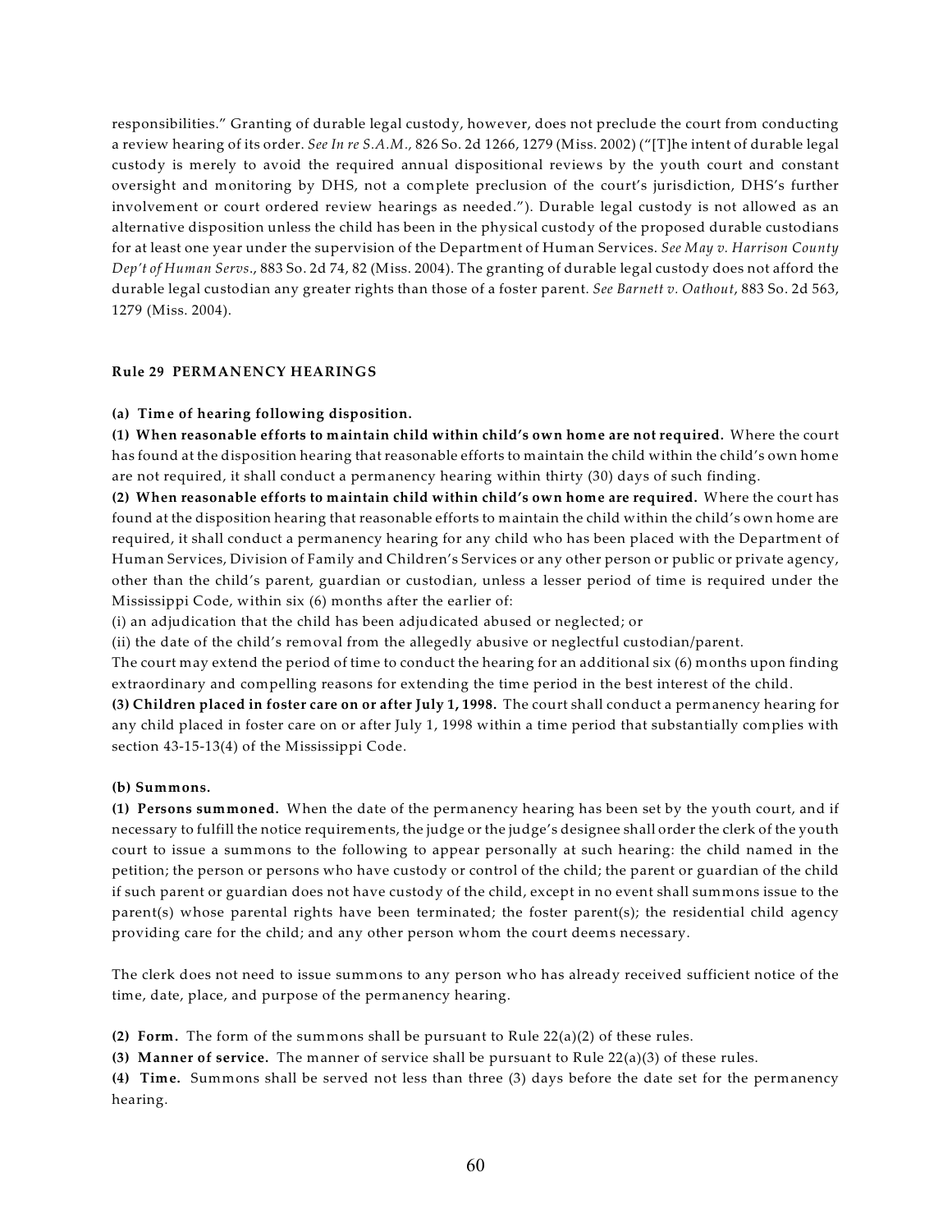responsibilities." Granting of durable legal custody, however, does not preclude the court from conducting a review hearing of its order. *See In re S.A.M.,* 826 So. 2d 1266, 1279 (Miss. 2002) ("[T]he intent of durable legal custody is merely to avoid the required annual dispositional reviews by the youth court and constant oversight and monitoring by DHS, not a complete preclusion of the court's jurisdiction, DHS's further involvement or court ordered review hearings as needed."). Durable legal custody is not allowed as an alternative disposition unless the child has been in the physical custody of the proposed durable custodians for at least one year under the supervision of the Department of Human Services. *See May v. Harrison County Dep't of Human Servs.*, 883 So. 2d 74, 82 (Miss. 2004). The granting of durable legal custody does not afford the durable legal custodian any greater rights than those of a foster parent. *See Barnett v. Oathout*, 883 So. 2d 563, 1279 (Miss. 2004).

## Rule 29 PERMANENCY HEARINGS

**(a) Time of hearing following disposition.**

**(1) When reasonable efforts to maintain child within child's own home are not required.** Where the court has found at the disposition hearing that reasonable efforts to maintain the child within the child's own home are not required, it shall conduct a permanency hearing within thirty (30) days of such finding.

**(2) When reasonable efforts to maintain child within child's own home are required.** Where the court has found at the disposition hearing that reasonable efforts to maintain the child within the child's own home are required, it shall conduct a permanency hearing for any child who has been placed with the Department of Human Services, Division of Family and Children's Services or any other person or public or private agency, other than the child's parent, guardian or custodian, unless a lesser period of time is required under the Mississippi Code, within six (6) months after the earlier of:

(i) an adjudication that the child has been adjudicated abused or neglected; or

(ii) the date of the child's removal from the allegedly abusive or neglectful custodian/parent.

The court may extend the period of time to conduct the hearing for an additional six (6) months upon finding extraordinary and compelling reasons for extending the time period in the best interest of the child.

**(3) Children placed in foster care on or after July 1, 1998.** The court shall conduct a permanency hearing for any child placed in foster care on or after July 1, 1998 within a time period that substantially complies with section 43-15-13(4) of the Mississippi Code.

**(b) Summons.**

**(1) Persons summoned.** When the date of the permanency hearing has been set by the youth court, and if necessary to fulfill the notice requirements, the judge or the judge's designee shall order the clerk of the youth court to issue a summons to the following to appear personally at such hearing: the child named in the petition; the person or persons who have custody or control of the child; the parent or guardian of the child if such parent or guardian does not have custody of the child, except in no event shall summons issue to the parent(s) whose parental rights have been terminated; the foster parent(s); the residential child agency providing care for the child; and any other person whom the court deems necessary.

The clerk does not need to issue summons to any person who has already received sufficient notice of the time, date, place, and purpose of the permanency hearing.

**(2) Form.** The form of the summons shall be pursuant to Rule 22(a)(2) of these rules.

**(3) Manner of service.** The manner of service shall be pursuant to Rule 22(a)(3) of these rules.

**(4) Time.** Summons shall be served not less than three (3) days before the date set for the permanency hearing.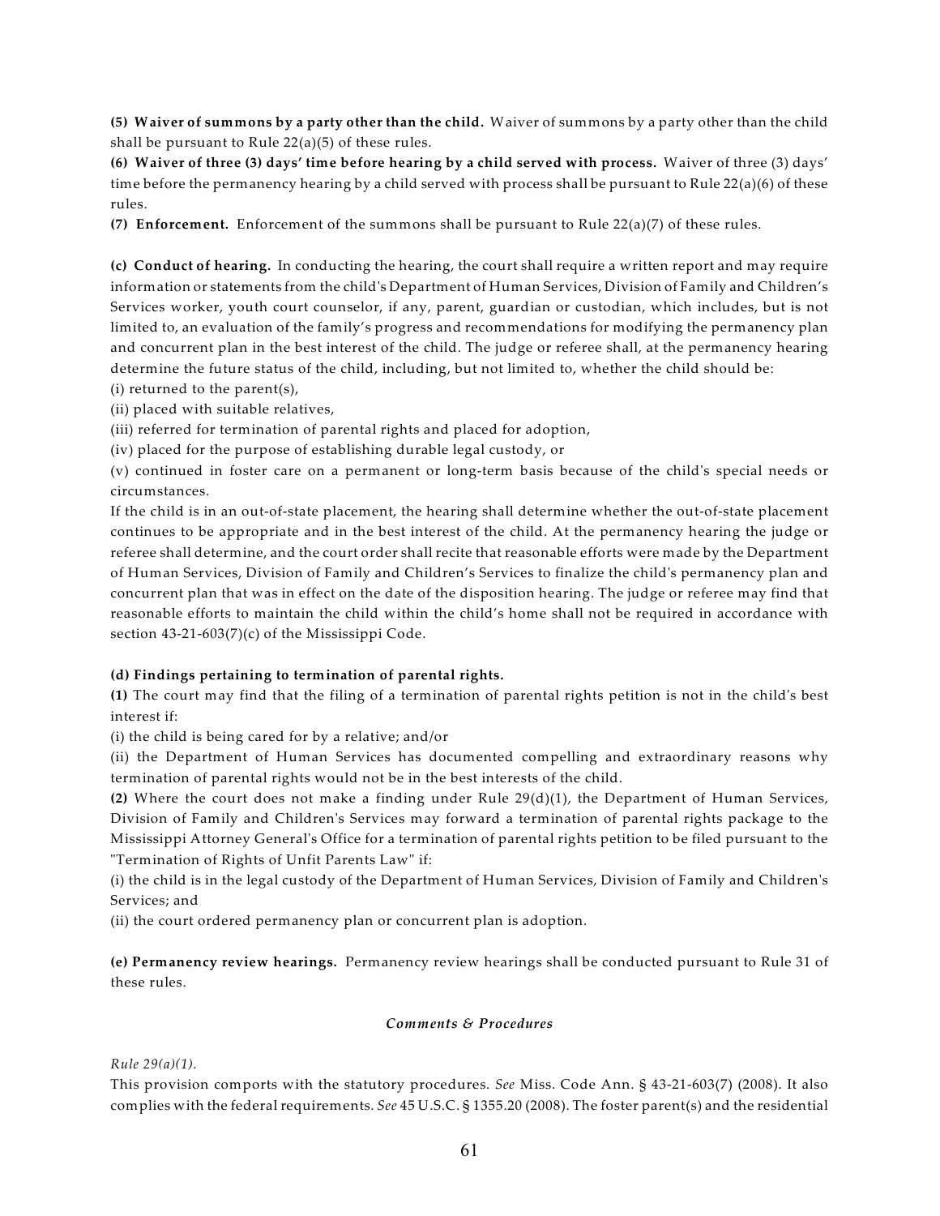**(5) Waiver of summons by a party other than the child.** Waiver of summons by a party other than the child shall be pursuant to Rule 22(a)(5) of these rules.

**(6) Waiver of three (3) days' time before hearing by a child served with process.** Waiver of three (3) days' time before the permanency hearing by a child served with process shall be pursuant to Rule 22(a)(6) of these rules.

**(7) Enforcement.** Enforcement of the summons shall be pursuant to Rule 22(a)(7) of these rules.

**(c) Conduct of hearing.** In conducting the hearing, the court shall require a written report and may require information or statements from the child's Department of Human Services, Division of Family and Children's Services worker, youth court counselor, if any, parent, guardian or custodian, which includes, but is not limited to, an evaluation of the family's progress and recommendations for modifying the permanency plan and concurrent plan in the best interest of the child. The judge or referee shall, at the permanency hearing determine the future status of the child, including, but not limited to, whether the child should be:

(i) returned to the parent(s),

(ii) placed with suitable relatives,

(iii) referred for termination of parental rights and placed for adoption,

(iv) placed for the purpose of establishing durable legal custody, or

(v) continued in foster care on a permanent or long-term basis because of the child's special needs or circumstances.

If the child is in an out-of-state placement, the hearing shall determine whether the out-of-state placement continues to be appropriate and in the best interest of the child. At the permanency hearing the judge or referee shall determine, and the court order shall recite that reasonable efforts were made by the Department of Human Services, Division of Family and Children's Services to finalize the child's permanency plan and concurrent plan that was in effect on the date of the disposition hearing. The judge or referee may find that reasonable efforts to maintain the child within the child's home shall not be required in accordance with section 43-21-603(7)(c) of the Mississippi Code.

**(d) Findings pertaining to termination of parental rights.**

**(1)** The court may find that the filing of a termination of parental rights petition is not in the child's best interest if:

(i) the child is being cared for by a relative; and/or

(ii) the Department of Human Services has documented compelling and extraordinary reasons why termination of parental rights would not be in the best interests of the child.

**(2)** Where the court does not make a finding under Rule 29(d)(1), the Department of Human Services, Division of Family and Children's Services may forward a termination of parental rights package to the Mississippi Attorney General's Office for a termination of parental rights petition to be filed pursuant to the "Termination of Rights of Unfit Parents Law" if:

(i) the child is in the legal custody of the Department of Human Services, Division of Family and Children's Services; and

(ii) the court ordered permanency plan or concurrent plan is adoption.

**(e) Permanency review hearings.** Permanency review hearings shall be conducted pursuant to Rule 31 of these rules.

***Comments & Procedures***

*Rule 29(a)(1).*

This provision comports with the statutory procedures. *See* Miss. Code Ann. § 43-21-603(7) (2008). It also complies with the federal requirements. *See* 45 U.S.C. § 1355.20 (2008). The foster parent(s) and the residential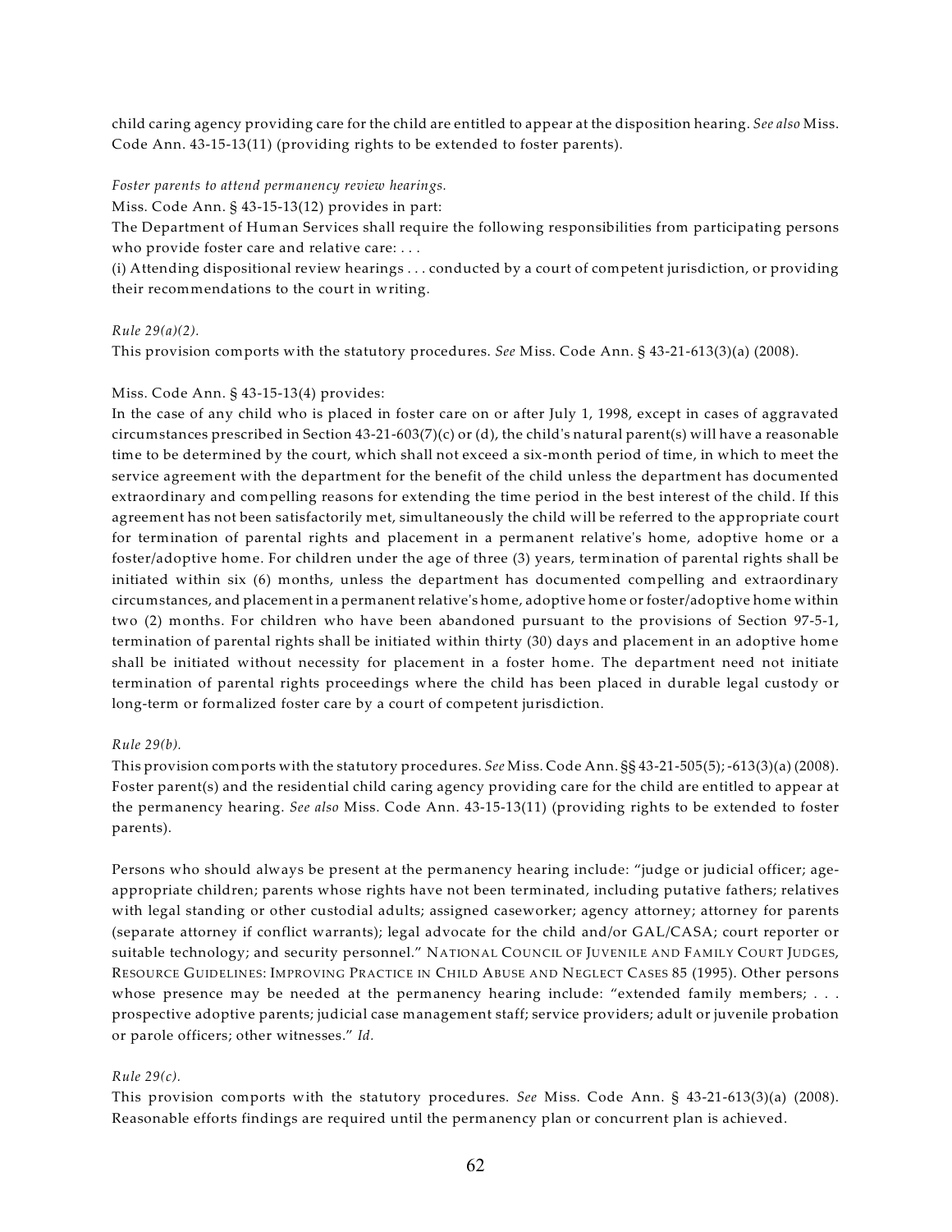child caring agency providing care for the child are entitled to appear at the disposition hearing. *See also* Miss. Code Ann. 43-15-13(11) (providing rights to be extended to foster parents).

*Foster parents to attend permanency review hearings.*

Miss. Code Ann. § 43-15-13(12) provides in part:

The Department of Human Services shall require the following responsibilities from participating persons who provide foster care and relative care: . . .

(i) Attending dispositional review hearings . . . conducted by a court of competent jurisdiction, or providing their recommendations to the court in writing.

*Rule 29(a)(2).*

This provision comports with the statutory procedures. *See* Miss. Code Ann. § 43-21-613(3)(a) (2008).

Miss. Code Ann. § 43-15-13(4) provides:

In the case of any child who is placed in foster care on or after July 1, 1998, except in cases of aggravated circumstances prescribed in Section 43-21-603(7)(c) or (d), the child's natural parent(s) will have a reasonable time to be determined by the court, which shall not exceed a six-month period of time, in which to meet the service agreement with the department for the benefit of the child unless the department has documented extraordinary and compelling reasons for extending the time period in the best interest of the child. If this agreement has not been satisfactorily met, simultaneously the child will be referred to the appropriate court for termination of parental rights and placement in a permanent relative's home, adoptive home or a foster/adoptive home. For children under the age of three (3) years, termination of parental rights shall be initiated within six (6) months, unless the department has documented compelling and extraordinary circumstances, and placement in a permanent relative's home, adoptive home or foster/adoptive home within two (2) months. For children who have been abandoned pursuant to the provisions of Section 97-5-1, termination of parental rights shall be initiated within thirty (30) days and placement in an adoptive home shall be initiated without necessity for placement in a foster home. The department need not initiate termination of parental rights proceedings where the child has been placed in durable legal custody or long-term or formalized foster care by a court of competent jurisdiction.

*Rule 29(b).*

This provision comports with the statutory procedures. *See* Miss. Code Ann. §§ 43-21-505(5); -613(3)(a) (2008). Foster parent(s) and the residential child caring agency providing care for the child are entitled to appear at the permanency hearing. *See also* Miss. Code Ann. 43-15-13(11) (providing rights to be extended to foster parents).

Persons who should always be present at the permanency hearing include: "judge or judicial officer; age-appropriate children; parents whose rights have not been terminated, including putative fathers; relatives with legal standing or other custodial adults; assigned caseworker; agency attorney; attorney for parents (separate attorney if conflict warrants); legal advocate for the child and/or GAL/CASA; court reporter or suitable technology; and security personnel." NATIONAL COUNCIL OF JUVENILE AND FAMILY COURT JUDGES, RESOURCE GUIDELINES: IMPROVING PRACTICE IN CHILD ABUSE AND NEGLECT CASES 85 (1995). Other persons whose presence may be needed at the permanency hearing include: "extended family members; . . . prospective adoptive parents; judicial case management staff; service providers; adult or juvenile probation or parole officers; other witnesses." *Id.*

*Rule 29(c).*

This provision comports with the statutory procedures. *See* Miss. Code Ann. § 43-21-613(3)(a) (2008). Reasonable efforts findings are required until the permanency plan or concurrent plan is achieved.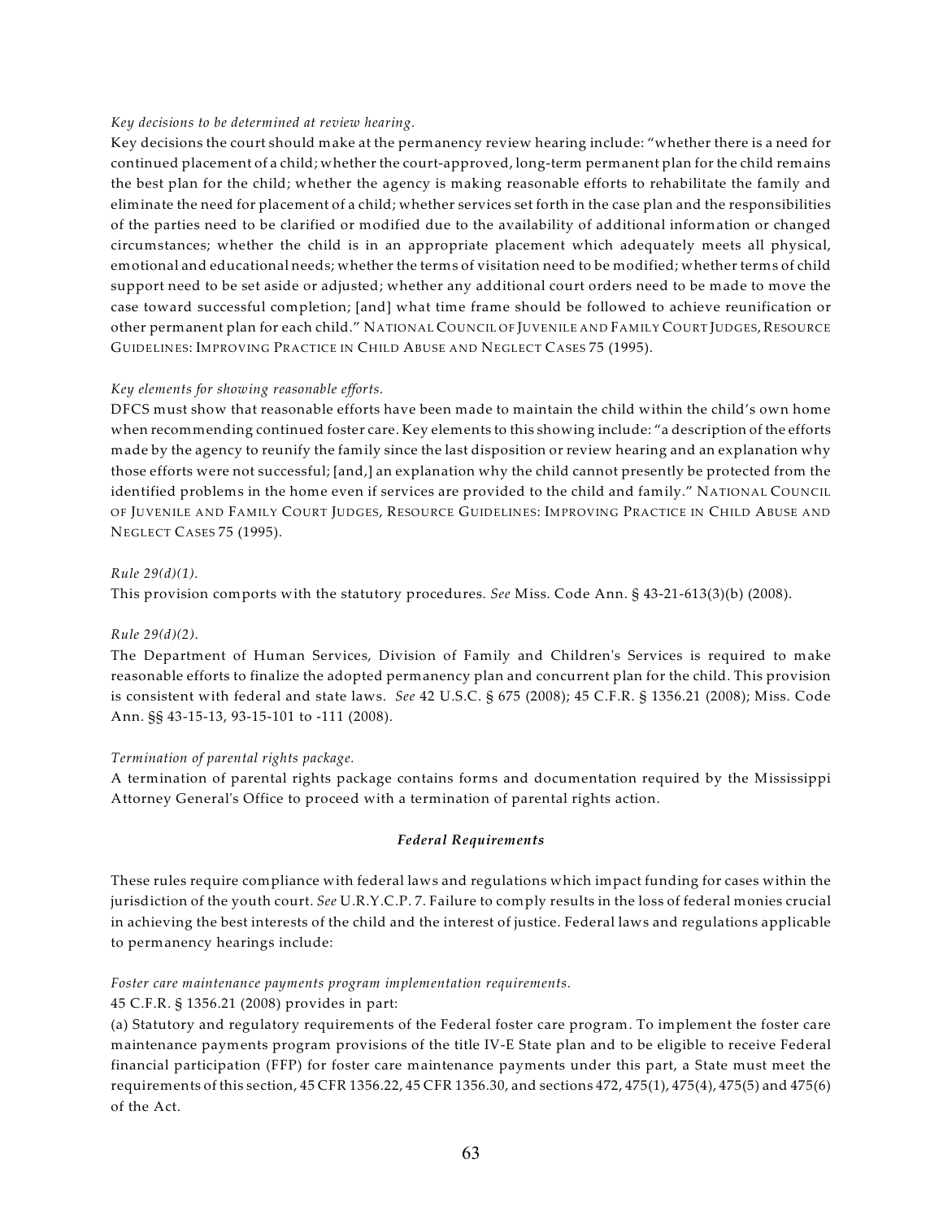*Key decisions to be determined at review hearing.*

Key decisions the court should make at the permanency review hearing include: "whether there is a need for continued placement of a child; whether the court-approved, long-term permanent plan for the child remains the best plan for the child; whether the agency is making reasonable efforts to rehabilitate the family and eliminate the need for placement of a child; whether services set forth in the case plan and the responsibilities of the parties need to be clarified or modified due to the availability of additional information or changed circumstances; whether the child is in an appropriate placement which adequately meets all physical, emotional and educational needs; whether the terms of visitation need to be modified; whether terms of child support need to be set aside or adjusted; whether any additional court orders need to be made to move the case toward successful completion; [and] what time frame should be followed to achieve reunification or other permanent plan for each child." NATIONAL COUNCIL OF JUVENILE AND FAMILY COURT JUDGES, RESOURCE GUIDELINES: IMPROVING PRACTICE IN CHILD ABUSE AND NEGLECT CASES 75 (1995).

*Key elements for showing reasonable efforts.*

DFCS must show that reasonable efforts have been made to maintain the child within the child's own home when recommending continued foster care. Key elements to this showing include: "a description of the efforts made by the agency to reunify the family since the last disposition or review hearing and an explanation why those efforts were not successful; [and,] an explanation why the child cannot presently be protected from the identified problems in the home even if services are provided to the child and family." NATIONAL COUNCIL OF JUVENILE AND FAMILY COURT JUDGES, RESOURCE GUIDELINES: IMPROVING PRACTICE IN CHILD ABUSE AND NEGLECT CASES 75 (1995).

*Rule 29(d)(1).*

This provision comports with the statutory procedures. *See* Miss. Code Ann. § 43-21-613(3)(b) (2008).

*Rule 29(d)(2).*

The Department of Human Services, Division of Family and Children's Services is required to make reasonable efforts to finalize the adopted permanency plan and concurrent plan for the child. This provision is consistent with federal and state laws. *See* 42 U.S.C. § 675 (2008); 45 C.F.R. § 1356.21 (2008); Miss. Code Ann. §§ 43-15-13, 93-15-101 to -111 (2008).

*Termination of parental rights package.*

A termination of parental rights package contains forms and documentation required by the Mississippi Attorney General's Office to proceed with a termination of parental rights action.

***Federal Requirements***

These rules require compliance with federal laws and regulations which impact funding for cases within the jurisdiction of the youth court. *See* U.R.Y.C.P. 7. Failure to comply results in the loss of federal monies crucial in achieving the best interests of the child and the interest of justice. Federal laws and regulations applicable to permanency hearings include:

*Foster care maintenance payments program implementation requirements.*

45 C.F.R. § 1356.21 (2008) provides in part:

(a) Statutory and regulatory requirements of the Federal foster care program. To implement the foster care maintenance payments program provisions of the title IV-E State plan and to be eligible to receive Federal financial participation (FFP) for foster care maintenance payments under this part, a State must meet the requirements of this section, 45 CFR 1356.22, 45 CFR 1356.30, and sections 472, 475(1), 475(4), 475(5) and 475(6) of the Act.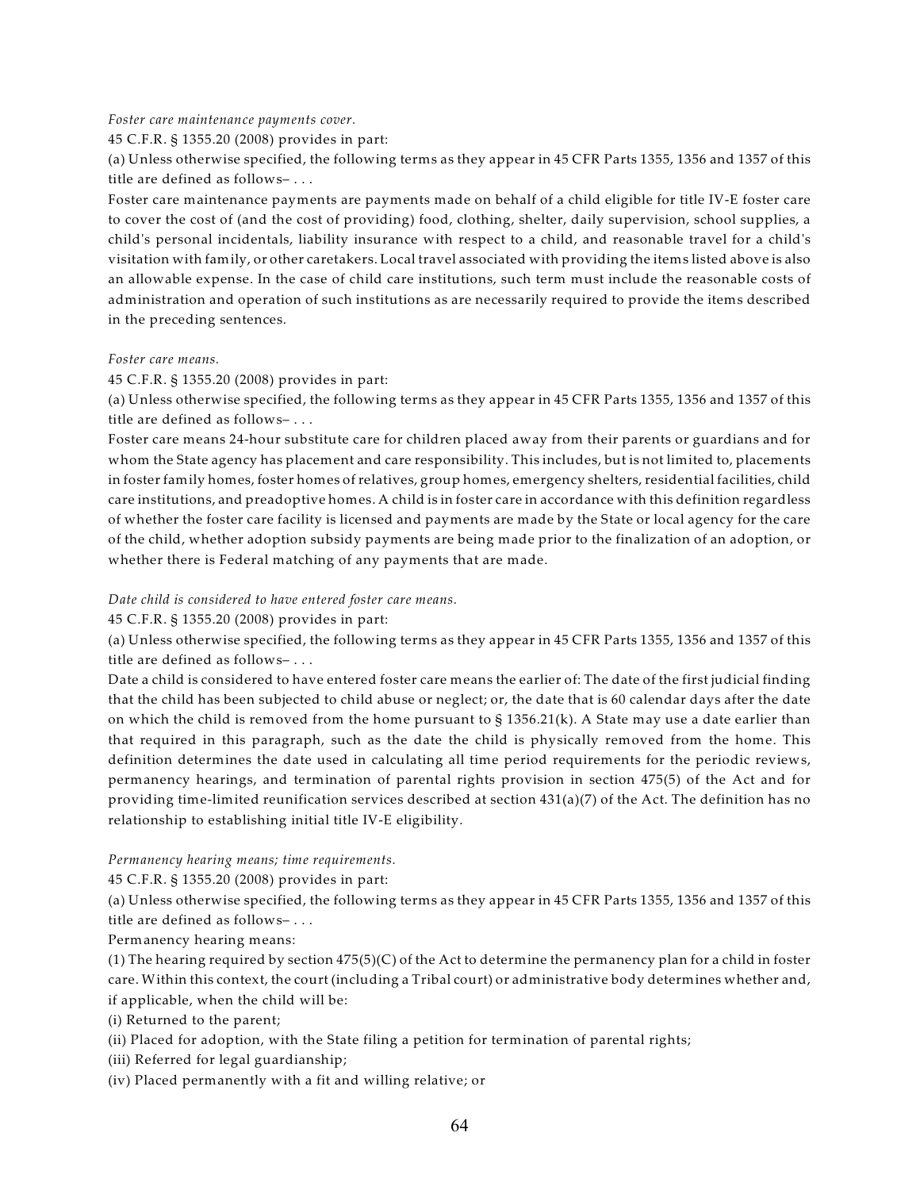*Foster care maintenance payments cover.*

45 C.F.R. § 1355.20 (2008) provides in part:

(a) Unless otherwise specified, the following terms as they appear in 45 CFR Parts 1355, 1356 and 1357 of this title are defined as follows– . . .

Foster care maintenance payments are payments made on behalf of a child eligible for title IV-E foster care to cover the cost of (and the cost of providing) food, clothing, shelter, daily supervision, school supplies, a child's personal incidentals, liability insurance with respect to a child, and reasonable travel for a child's visitation with family, or other caretakers. Local travel associated with providing the items listed above is also an allowable expense. In the case of child care institutions, such term must include the reasonable costs of administration and operation of such institutions as are necessarily required to provide the items described in the preceding sentences.

*Foster care means.*

45 C.F.R. § 1355.20 (2008) provides in part:

(a) Unless otherwise specified, the following terms as they appear in 45 CFR Parts 1355, 1356 and 1357 of this title are defined as follows– . . .

Foster care means 24-hour substitute care for children placed away from their parents or guardians and for whom the State agency has placement and care responsibility. This includes, but is not limited to, placements in foster family homes, foster homes of relatives, group homes, emergency shelters, residential facilities, child care institutions, and preadoptive homes. A child is in foster care in accordance with this definition regardless of whether the foster care facility is licensed and payments are made by the State or local agency for the care of the child, whether adoption subsidy payments are being made prior to the finalization of an adoption, or whether there is Federal matching of any payments that are made.

*Date child is considered to have entered foster care means.*

45 C.F.R. § 1355.20 (2008) provides in part:

(a) Unless otherwise specified, the following terms as they appear in 45 CFR Parts 1355, 1356 and 1357 of this title are defined as follows– . . .

Date a child is considered to have entered foster care means the earlier of: The date of the first judicial finding that the child has been subjected to child abuse or neglect; or, the date that is 60 calendar days after the date on which the child is removed from the home pursuant to § 1356.21(k). A State may use a date earlier than that required in this paragraph, such as the date the child is physically removed from the home. This definition determines the date used in calculating all time period requirements for the periodic reviews, permanency hearings, and termination of parental rights provision in section 475(5) of the Act and for providing time-limited reunification services described at section 431(a)(7) of the Act. The definition has no relationship to establishing initial title IV-E eligibility.

*Permanency hearing means; time requirements.*

45 C.F.R. § 1355.20 (2008) provides in part:

(a) Unless otherwise specified, the following terms as they appear in 45 CFR Parts 1355, 1356 and 1357 of this title are defined as follows– . . .

Permanency hearing means:

(1) The hearing required by section 475(5)(C) of the Act to determine the permanency plan for a child in foster care. Within this context, the court (including a Tribal court) or administrative body determines whether and, if applicable, when the child will be:

(i) Returned to the parent;

(ii) Placed for adoption, with the State filing a petition for termination of parental rights;

(iii) Referred for legal guardianship;

(iv) Placed permanently with a fit and willing relative; or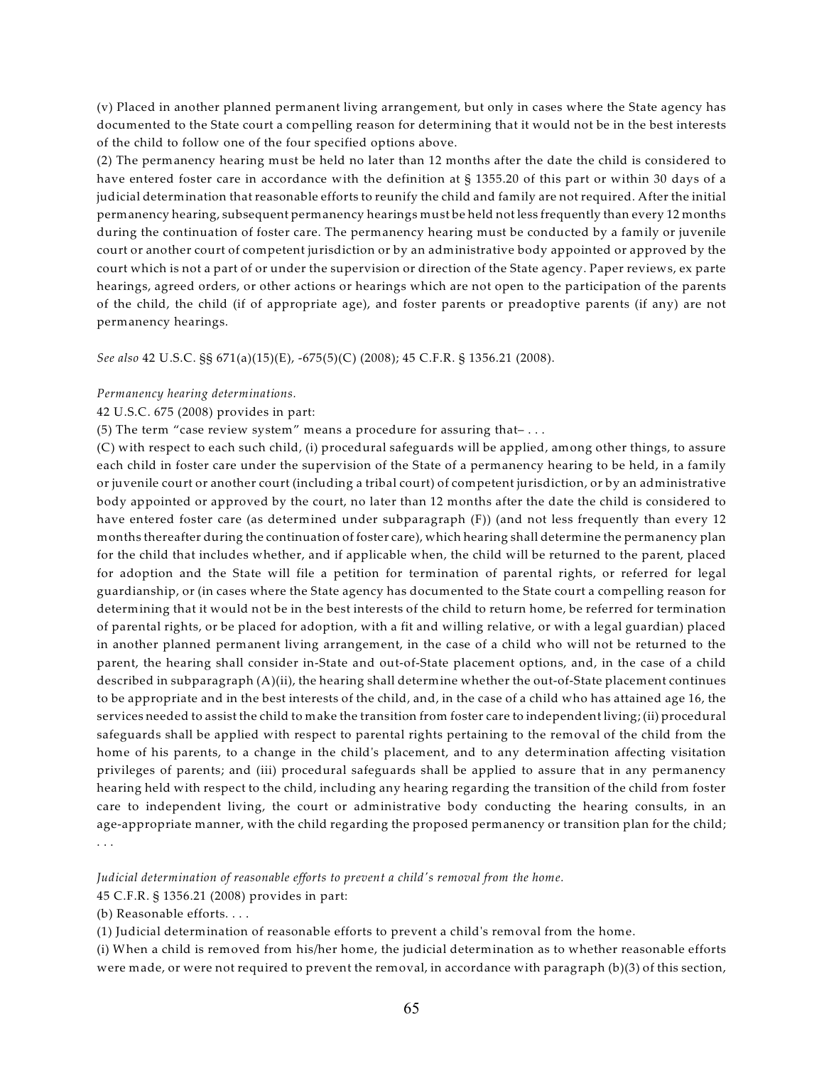(v) Placed in another planned permanent living arrangement, but only in cases where the State agency has documented to the State court a compelling reason for determining that it would not be in the best interests of the child to follow one of the four specified options above.

(2) The permanency hearing must be held no later than 12 months after the date the child is considered to have entered foster care in accordance with the definition at § 1355.20 of this part or within 30 days of a judicial determination that reasonable efforts to reunify the child and family are not required. After the initial permanency hearing, subsequent permanency hearings must be held not less frequently than every 12 months during the continuation of foster care. The permanency hearing must be conducted by a family or juvenile court or another court of competent jurisdiction or by an administrative body appointed or approved by the court which is not a part of or under the supervision or direction of the State agency. Paper reviews, ex parte hearings, agreed orders, or other actions or hearings which are not open to the participation of the parents of the child, the child (if of appropriate age), and foster parents or preadoptive parents (if any) are not permanency hearings.

*See also* 42 U.S.C. §§ 671(a)(15)(E), -675(5)(C) (2008); 45 C.F.R. § 1356.21 (2008).

*Permanency hearing determinations.*

42 U.S.C. 675 (2008) provides in part:

(5) The term "case review system" means a procedure for assuring that– . . .

(C) with respect to each such child, (i) procedural safeguards will be applied, among other things, to assure each child in foster care under the supervision of the State of a permanency hearing to be held, in a family or juvenile court or another court (including a tribal court) of competent jurisdiction, or by an administrative body appointed or approved by the court, no later than 12 months after the date the child is considered to have entered foster care (as determined under subparagraph (F)) (and not less frequently than every 12 months thereafter during the continuation of foster care), which hearing shall determine the permanency plan for the child that includes whether, and if applicable when, the child will be returned to the parent, placed for adoption and the State will file a petition for termination of parental rights, or referred for legal guardianship, or (in cases where the State agency has documented to the State court a compelling reason for determining that it would not be in the best interests of the child to return home, be referred for termination of parental rights, or be placed for adoption, with a fit and willing relative, or with a legal guardian) placed in another planned permanent living arrangement, in the case of a child who will not be returned to the parent, the hearing shall consider in-State and out-of-State placement options, and, in the case of a child described in subparagraph (A)(ii), the hearing shall determine whether the out-of-State placement continues to be appropriate and in the best interests of the child, and, in the case of a child who has attained age 16, the services needed to assist the child to make the transition from foster care to independent living; (ii) procedural safeguards shall be applied with respect to parental rights pertaining to the removal of the child from the home of his parents, to a change in the child's placement, and to any determination affecting visitation privileges of parents; and (iii) procedural safeguards shall be applied to assure that in any permanency hearing held with respect to the child, including any hearing regarding the transition of the child from foster care to independent living, the court or administrative body conducting the hearing consults, in an age-appropriate manner, with the child regarding the proposed permanency or transition plan for the child; . . .

*Judicial determination of reasonable efforts to prevent a child's removal from the home.*

45 C.F.R. § 1356.21 (2008) provides in part:

(b) Reasonable efforts. . . .

(1) Judicial determination of reasonable efforts to prevent a child's removal from the home.

(i) When a child is removed from his/her home, the judicial determination as to whether reasonable efforts were made, or were not required to prevent the removal, in accordance with paragraph (b)(3) of this section,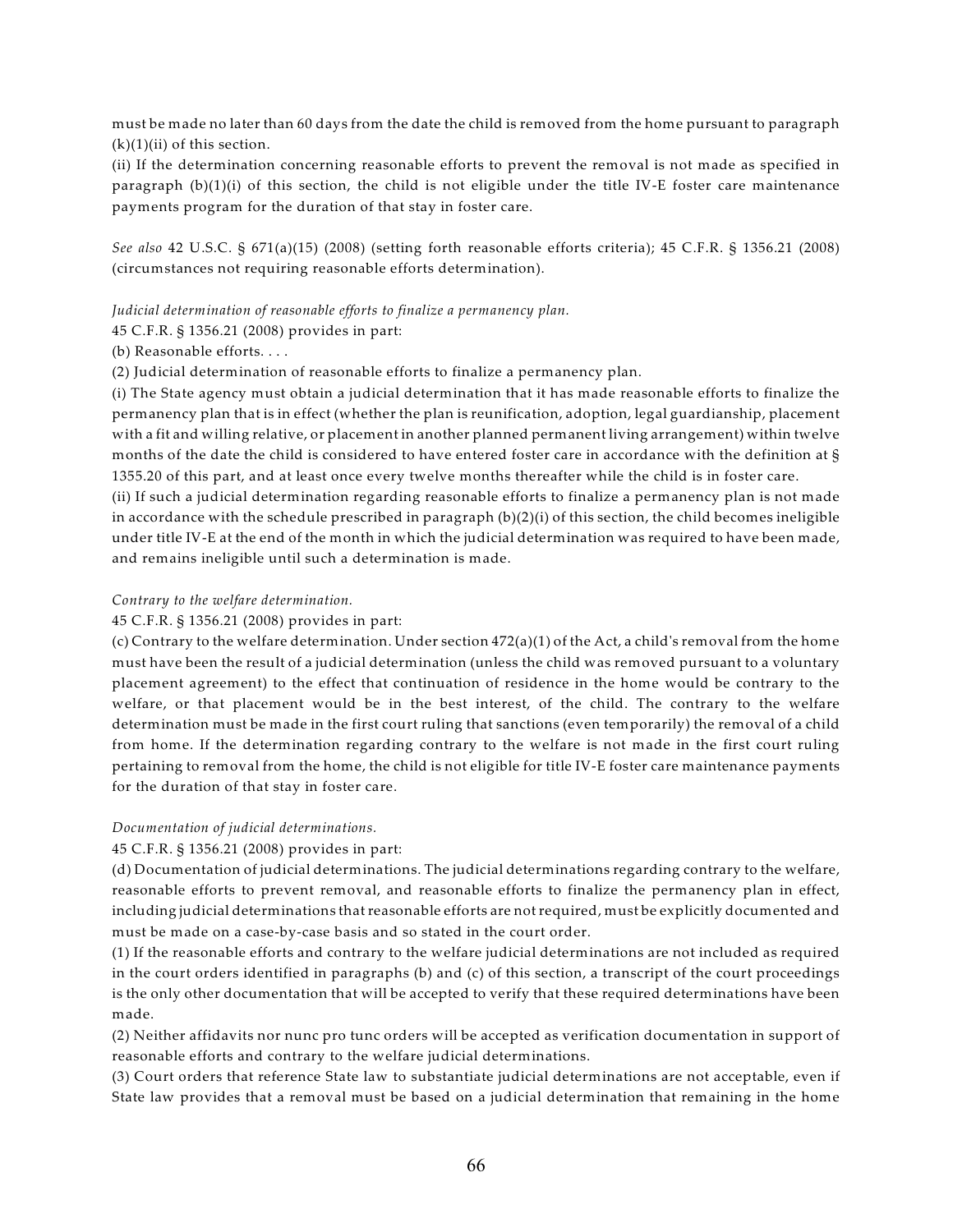must be made no later than 60 days from the date the child is removed from the home pursuant to paragraph (k)(1)(ii) of this section.

(ii) If the determination concerning reasonable efforts to prevent the removal is not made as specified in paragraph (b)(1)(i) of this section, the child is not eligible under the title IV-E foster care maintenance payments program for the duration of that stay in foster care.

*See also* 42 U.S.C. § 671(a)(15) (2008) (setting forth reasonable efforts criteria); 45 C.F.R. § 1356.21 (2008) (circumstances not requiring reasonable efforts determination).

*Judicial determination of reasonable efforts to finalize a permanency plan.*

45 C.F.R. § 1356.21 (2008) provides in part:

(b) Reasonable efforts. . . .

(2) Judicial determination of reasonable efforts to finalize a permanency plan.

(i) The State agency must obtain a judicial determination that it has made reasonable efforts to finalize the permanency plan that is in effect (whether the plan is reunification, adoption, legal guardianship, placement with a fit and willing relative, or placement in another planned permanent living arrangement) within twelve months of the date the child is considered to have entered foster care in accordance with the definition at § 1355.20 of this part, and at least once every twelve months thereafter while the child is in foster care.

(ii) If such a judicial determination regarding reasonable efforts to finalize a permanency plan is not made in accordance with the schedule prescribed in paragraph (b)(2)(i) of this section, the child becomes ineligible under title IV-E at the end of the month in which the judicial determination was required to have been made, and remains ineligible until such a determination is made.

*Contrary to the welfare determination.*

45 C.F.R. § 1356.21 (2008) provides in part:

(c) Contrary to the welfare determination. Under section 472(a)(1) of the Act, a child's removal from the home must have been the result of a judicial determination (unless the child was removed pursuant to a voluntary placement agreement) to the effect that continuation of residence in the home would be contrary to the welfare, or that placement would be in the best interest, of the child. The contrary to the welfare determination must be made in the first court ruling that sanctions (even temporarily) the removal of a child from home. If the determination regarding contrary to the welfare is not made in the first court ruling pertaining to removal from the home, the child is not eligible for title IV-E foster care maintenance payments for the duration of that stay in foster care.

*Documentation of judicial determinations.*

45 C.F.R. § 1356.21 (2008) provides in part:

(d) Documentation of judicial determinations. The judicial determinations regarding contrary to the welfare, reasonable efforts to prevent removal, and reasonable efforts to finalize the permanency plan in effect, including judicial determinations that reasonable efforts are not required, must be explicitly documented and must be made on a case-by-case basis and so stated in the court order.

(1) If the reasonable efforts and contrary to the welfare judicial determinations are not included as required in the court orders identified in paragraphs (b) and (c) of this section, a transcript of the court proceedings is the only other documentation that will be accepted to verify that these required determinations have been made.

(2) Neither affidavits nor nunc pro tunc orders will be accepted as verification documentation in support of reasonable efforts and contrary to the welfare judicial determinations.

(3) Court orders that reference State law to substantiate judicial determinations are not acceptable, even if State law provides that a removal must be based on a judicial determination that remaining in the home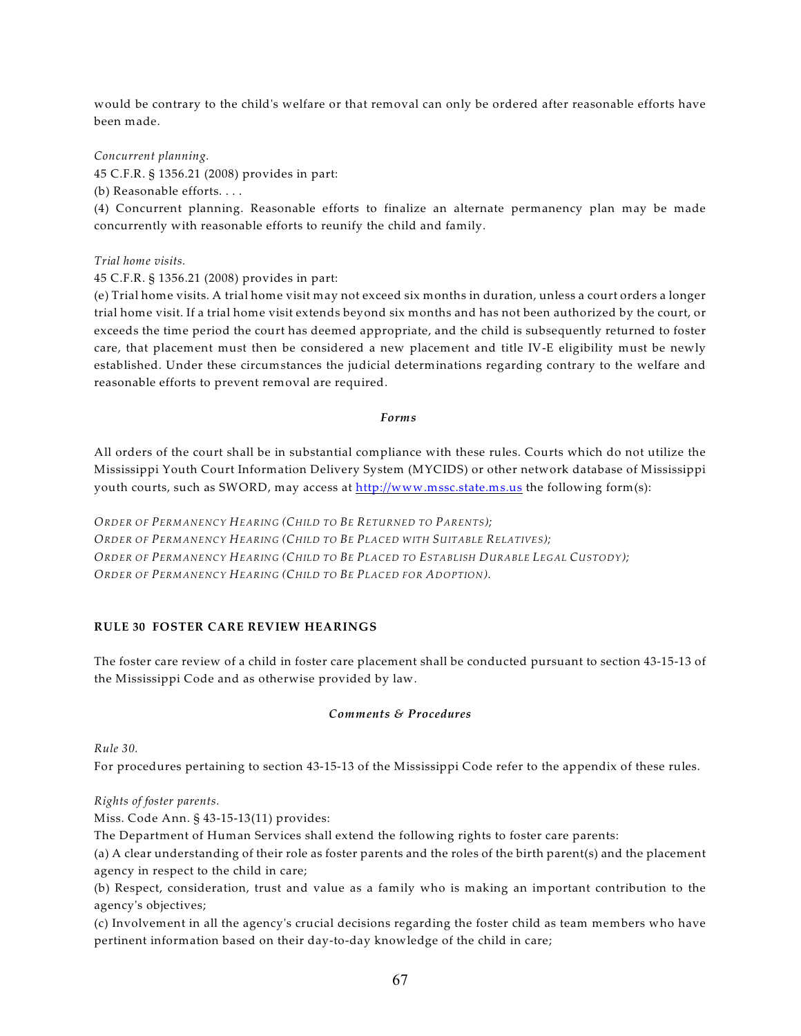would be contrary to the child's welfare or that removal can only be ordered after reasonable efforts have been made.

*Concurrent planning.*
45 C.F.R. § 1356.21 (2008) provides in part:
(b) Reasonable efforts. . . .
(4) Concurrent planning. Reasonable efforts to finalize an alternate permanency plan may be made concurrently with reasonable efforts to reunify the child and family.

*Trial home visits.*
45 C.F.R. § 1356.21 (2008) provides in part:
(e) Trial home visits. A trial home visit may not exceed six months in duration, unless a court orders a longer trial home visit. If a trial home visit extends beyond six months and has not been authorized by the court, or exceeds the time period the court has deemed appropriate, and the child is subsequently returned to foster care, that placement must then be considered a new placement and title IV-E eligibility must be newly established. Under these circumstances the judicial determinations regarding contrary to the welfare and reasonable efforts to prevent removal are required.

***Forms***

All orders of the court shall be in substantial compliance with these rules. Courts which do not utilize the Mississippi Youth Court Information Delivery System (MYCIDS) or other network database of Mississippi youth courts, such as SWORD, may access at http://www.mssc.state.ms.us the following form(s):

*ORDER OF PERMANENCY HEARING (CHILD TO BE RETURNED TO PARENTS);*
*ORDER OF PERMANENCY HEARING (CHILD TO BE PLACED WITH SUITABLE RELATIVES);*
*ORDER OF PERMANENCY HEARING (CHILD TO BE PLACED TO ESTABLISH DURABLE LEGAL CUSTODY);*
*ORDER OF PERMANENCY HEARING (CHILD TO BE PLACED FOR ADOPTION).*

## RULE 30 FOSTER CARE REVIEW HEARINGS

The foster care review of a child in foster care placement shall be conducted pursuant to section 43-15-13 of the Mississippi Code and as otherwise provided by law.

***Comments & Procedures***

*Rule 30.*
For procedures pertaining to section 43-15-13 of the Mississippi Code refer to the appendix of these rules.

*Rights of foster parents.*
Miss. Code Ann. § 43-15-13(11) provides:
The Department of Human Services shall extend the following rights to foster care parents:
(a) A clear understanding of their role as foster parents and the roles of the birth parent(s) and the placement agency in respect to the child in care;
(b) Respect, consideration, trust and value as a family who is making an important contribution to the agency's objectives;
(c) Involvement in all the agency's crucial decisions regarding the foster child as team members who have pertinent information based on their day-to-day knowledge of the child in care;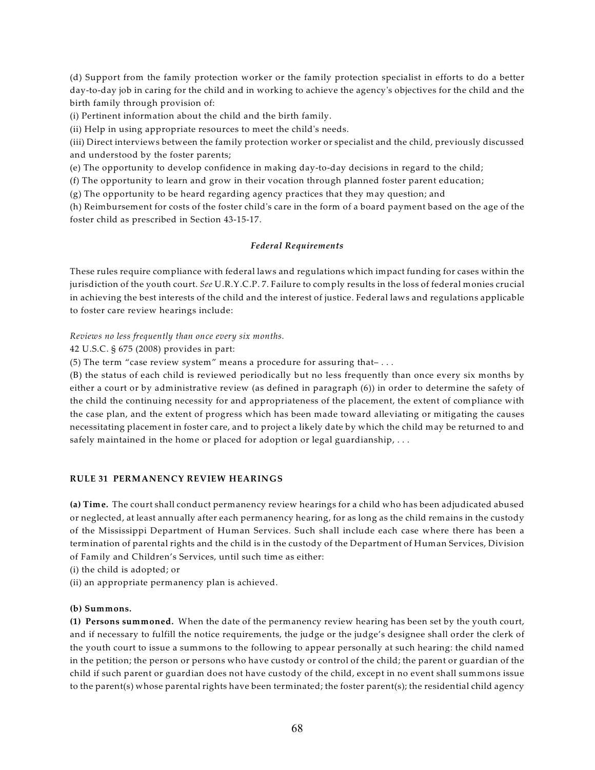(d) Support from the family protection worker or the family protection specialist in efforts to do a better day-to-day job in caring for the child and in working to achieve the agency's objectives for the child and the birth family through provision of:

(i) Pertinent information about the child and the birth family.

(ii) Help in using appropriate resources to meet the child's needs.

(iii) Direct interviews between the family protection worker or specialist and the child, previously discussed and understood by the foster parents;

(e) The opportunity to develop confidence in making day-to-day decisions in regard to the child;

(f) The opportunity to learn and grow in their vocation through planned foster parent education;

(g) The opportunity to be heard regarding agency practices that they may question; and

(h) Reimbursement for costs of the foster child's care in the form of a board payment based on the age of the foster child as prescribed in Section 43-15-17.

*Federal Requirements*

These rules require compliance with federal laws and regulations which impact funding for cases within the jurisdiction of the youth court. *See* U.R.Y.C.P. 7. Failure to comply results in the loss of federal monies crucial in achieving the best interests of the child and the interest of justice. Federal laws and regulations applicable to foster care review hearings include:

*Reviews no less frequently than once every six months.*

42 U.S.C. § 675 (2008) provides in part:

(5) The term "case review system" means a procedure for assuring that– . . .

(B) the status of each child is reviewed periodically but no less frequently than once every six months by either a court or by administrative review (as defined in paragraph (6)) in order to determine the safety of the child the continuing necessity for and appropriateness of the placement, the extent of compliance with the case plan, and the extent of progress which has been made toward alleviating or mitigating the causes necessitating placement in foster care, and to project a likely date by which the child may be returned to and safely maintained in the home or placed for adoption or legal guardianship, . . .

### RULE 31 PERMANENCY REVIEW HEARINGS

**(a) Time.** The court shall conduct permanency review hearings for a child who has been adjudicated abused or neglected, at least annually after each permanency hearing, for as long as the child remains in the custody of the Mississippi Department of Human Services. Such shall include each case where there has been a termination of parental rights and the child is in the custody of the Department of Human Services, Division of Family and Children's Services, until such time as either:

(i) the child is adopted; or

(ii) an appropriate permanency plan is achieved.

**(b) Summons.**

**(1) Persons summoned.** When the date of the permanency review hearing has been set by the youth court, and if necessary to fulfill the notice requirements, the judge or the judge's designee shall order the clerk of the youth court to issue a summons to the following to appear personally at such hearing: the child named in the petition; the person or persons who have custody or control of the child; the parent or guardian of the child if such parent or guardian does not have custody of the child, except in no event shall summons issue to the parent(s) whose parental rights have been terminated; the foster parent(s); the residential child agency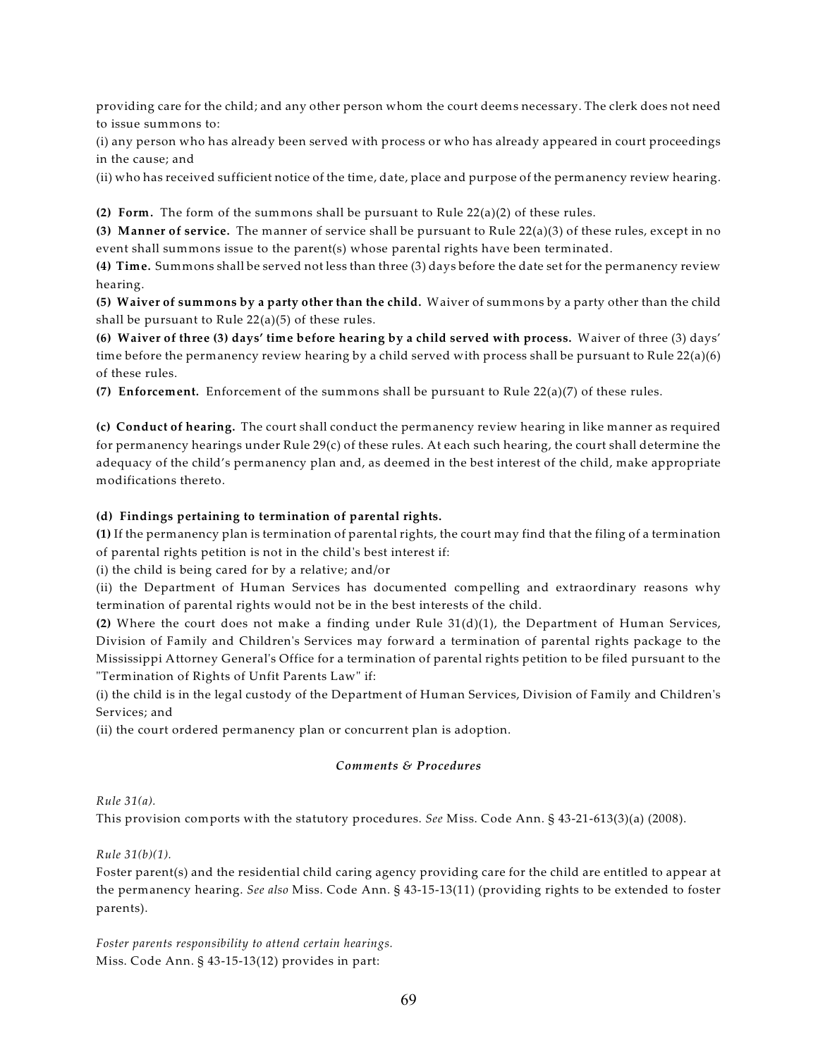providing care for the child; and any other person whom the court deems necessary. The clerk does not need to issue summons to:

(i) any person who has already been served with process or who has already appeared in court proceedings in the cause; and

(ii) who has received sufficient notice of the time, date, place and purpose of the permanency review hearing.

**(2) Form.** The form of the summons shall be pursuant to Rule 22(a)(2) of these rules.

**(3) Manner of service.** The manner of service shall be pursuant to Rule 22(a)(3) of these rules, except in no event shall summons issue to the parent(s) whose parental rights have been terminated.

**(4) Time.** Summons shall be served not less than three (3) days before the date set for the permanency review hearing.

**(5) Waiver of summons by a party other than the child.** Waiver of summons by a party other than the child shall be pursuant to Rule 22(a)(5) of these rules.

**(6) Waiver of three (3) days' time before hearing by a child served with process.** Waiver of three (3) days' time before the permanency review hearing by a child served with process shall be pursuant to Rule 22(a)(6) of these rules.

**(7) Enforcement.** Enforcement of the summons shall be pursuant to Rule 22(a)(7) of these rules.

**(c) Conduct of hearing.** The court shall conduct the permanency review hearing in like manner as required for permanency hearings under Rule 29(c) of these rules. At each such hearing, the court shall determine the adequacy of the child's permanency plan and, as deemed in the best interest of the child, make appropriate modifications thereto.

**(d) Findings pertaining to termination of parental rights.**

**(1)** If the permanency plan is termination of parental rights, the court may find that the filing of a termination of parental rights petition is not in the child's best interest if:

(i) the child is being cared for by a relative; and/or

(ii) the Department of Human Services has documented compelling and extraordinary reasons why termination of parental rights would not be in the best interests of the child.

**(2)** Where the court does not make a finding under Rule 31(d)(1), the Department of Human Services, Division of Family and Children's Services may forward a termination of parental rights package to the Mississippi Attorney General's Office for a termination of parental rights petition to be filed pursuant to the "Termination of Rights of Unfit Parents Law" if:

(i) the child is in the legal custody of the Department of Human Services, Division of Family and Children's Services; and

(ii) the court ordered permanency plan or concurrent plan is adoption.

### *Comments & Procedures*

*Rule 31(a).*

This provision comports with the statutory procedures. *See* Miss. Code Ann. § 43-21-613(3)(a) (2008).

*Rule 31(b)(1).*

Foster parent(s) and the residential child caring agency providing care for the child are entitled to appear at the permanency hearing. *See also* Miss. Code Ann. § 43-15-13(11) (providing rights to be extended to foster parents).

*Foster parents responsibility to attend certain hearings.*

Miss. Code Ann. § 43-15-13(12) provides in part: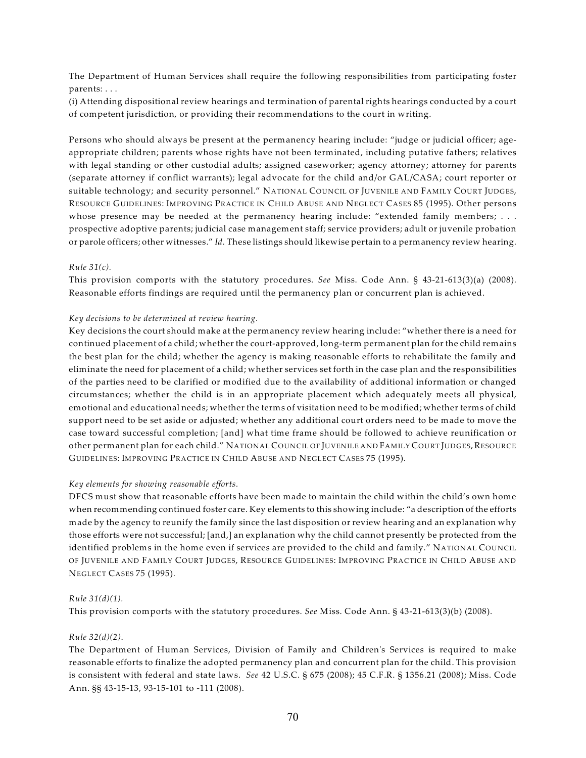The Department of Human Services shall require the following responsibilities from participating foster parents: . . .
(i) Attending dispositional review hearings and termination of parental rights hearings conducted by a court of competent jurisdiction, or providing their recommendations to the court in writing.

Persons who should always be present at the permanency hearing include: "judge or judicial officer; age-appropriate children; parents whose rights have not been terminated, including putative fathers; relatives with legal standing or other custodial adults; assigned caseworker; agency attorney; attorney for parents (separate attorney if conflict warrants); legal advocate for the child and/or GAL/CASA; court reporter or suitable technology; and security personnel." NATIONAL COUNCIL OF JUVENILE AND FAMILY COURT JUDGES, RESOURCE GUIDELINES: IMPROVING PRACTICE IN CHILD ABUSE AND NEGLECT CASES 85 (1995). Other persons whose presence may be needed at the permanency hearing include: "extended family members; . . . prospective adoptive parents; judicial case management staff; service providers; adult or juvenile probation or parole officers; other witnesses." *Id.* These listings should likewise pertain to a permanency review hearing.

*Rule 31(c).*
This provision comports with the statutory procedures. *See* Miss. Code Ann. § 43-21-613(3)(a) (2008). Reasonable efforts findings are required until the permanency plan or concurrent plan is achieved.

*Key decisions to be determined at review hearing.*
Key decisions the court should make at the permanency review hearing include: "whether there is a need for continued placement of a child; whether the court-approved, long-term permanent plan for the child remains the best plan for the child; whether the agency is making reasonable efforts to rehabilitate the family and eliminate the need for placement of a child; whether services set forth in the case plan and the responsibilities of the parties need to be clarified or modified due to the availability of additional information or changed circumstances; whether the child is in an appropriate placement which adequately meets all physical, emotional and educational needs; whether the terms of visitation need to be modified; whether terms of child support need to be set aside or adjusted; whether any additional court orders need to be made to move the case toward successful completion; [and] what time frame should be followed to achieve reunification or other permanent plan for each child." NATIONAL COUNCIL OF JUVENILE AND FAMILY COURT JUDGES, RESOURCE GUIDELINES: IMPROVING PRACTICE IN CHILD ABUSE AND NEGLECT CASES 75 (1995).

*Key elements for showing reasonable efforts.*
DFCS must show that reasonable efforts have been made to maintain the child within the child's own home when recommending continued foster care. Key elements to this showing include: "a description of the efforts made by the agency to reunify the family since the last disposition or review hearing and an explanation why those efforts were not successful; [and,] an explanation why the child cannot presently be protected from the identified problems in the home even if services are provided to the child and family." NATIONAL COUNCIL OF JUVENILE AND FAMILY COURT JUDGES, RESOURCE GUIDELINES: IMPROVING PRACTICE IN CHILD ABUSE AND NEGLECT CASES 75 (1995).

*Rule 31(d)(1).*
This provision comports with the statutory procedures. *See* Miss. Code Ann. § 43-21-613(3)(b) (2008).

*Rule 32(d)(2).*
The Department of Human Services, Division of Family and Children's Services is required to make reasonable efforts to finalize the adopted permanency plan and concurrent plan for the child. This provision is consistent with federal and state laws. *See* 42 U.S.C. § 675 (2008); 45 C.F.R. § 1356.21 (2008); Miss. Code Ann. §§ 43-15-13, 93-15-101 to -111 (2008).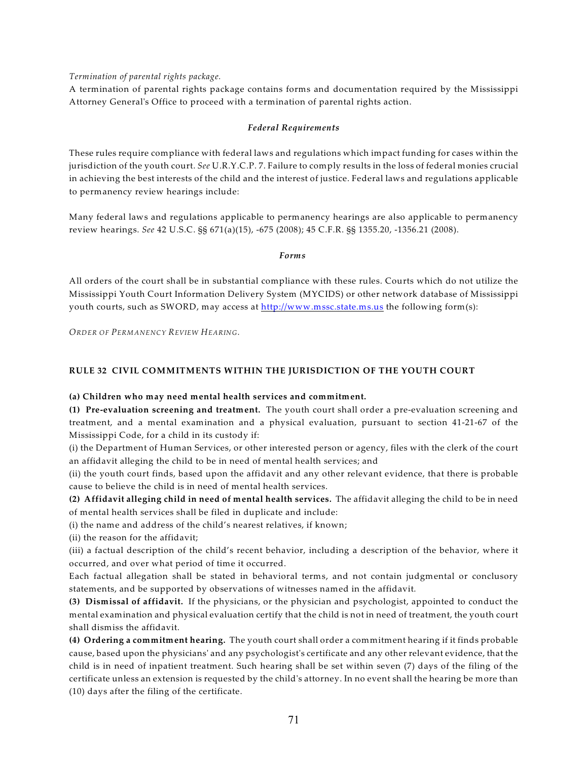*Termination of parental rights package.*

A termination of parental rights package contains forms and documentation required by the Mississippi Attorney General's Office to proceed with a termination of parental rights action.

### *Federal Requirements*

These rules require compliance with federal laws and regulations which impact funding for cases within the jurisdiction of the youth court. *See* U.R.Y.C.P. 7. Failure to comply results in the loss of federal monies crucial in achieving the best interests of the child and the interest of justice. Federal laws and regulations applicable to permanency review hearings include:

Many federal laws and regulations applicable to permanency hearings are also applicable to permanency review hearings. *See* 42 U.S.C. §§ 671(a)(15), -675 (2008); 45 C.F.R. §§ 1355.20, -1356.21 (2008).

### *Forms*

All orders of the court shall be in substantial compliance with these rules. Courts which do not utilize the Mississippi Youth Court Information Delivery System (MYCIDS) or other network database of Mississippi youth courts, such as SWORD, may access at http://www.mssc.state.ms.us the following form(s):

*ORDER OF PERMANENCY REVIEW HEARING.*

## RULE 32 CIVIL COMMITMENTS WITHIN THE JURISDICTION OF THE YOUTH COURT

**(a) Children who may need mental health services and commitment.**

**(1) Pre-evaluation screening and treatment.** The youth court shall order a pre-evaluation screening and treatment, and a mental examination and a physical evaluation, pursuant to section 41-21-67 of the Mississippi Code, for a child in its custody if:

(i) the Department of Human Services, or other interested person or agency, files with the clerk of the court an affidavit alleging the child to be in need of mental health services; and

(ii) the youth court finds, based upon the affidavit and any other relevant evidence, that there is probable cause to believe the child is in need of mental health services.

**(2) Affidavit alleging child in need of mental health services.** The affidavit alleging the child to be in need of mental health services shall be filed in duplicate and include:

(i) the name and address of the child's nearest relatives, if known;

(ii) the reason for the affidavit;

(iii) a factual description of the child's recent behavior, including a description of the behavior, where it occurred, and over what period of time it occurred.

Each factual allegation shall be stated in behavioral terms, and not contain judgmental or conclusory statements, and be supported by observations of witnesses named in the affidavit.

**(3) Dismissal of affidavit.** If the physicians, or the physician and psychologist, appointed to conduct the mental examination and physical evaluation certify that the child is not in need of treatment, the youth court shall dismiss the affidavit.

**(4) Ordering a commitment hearing.** The youth court shall order a commitment hearing if it finds probable cause, based upon the physicians' and any psychologist's certificate and any other relevant evidence, that the child is in need of inpatient treatment. Such hearing shall be set within seven (7) days of the filing of the certificate unless an extension is requested by the child's attorney. In no event shall the hearing be more than (10) days after the filing of the certificate.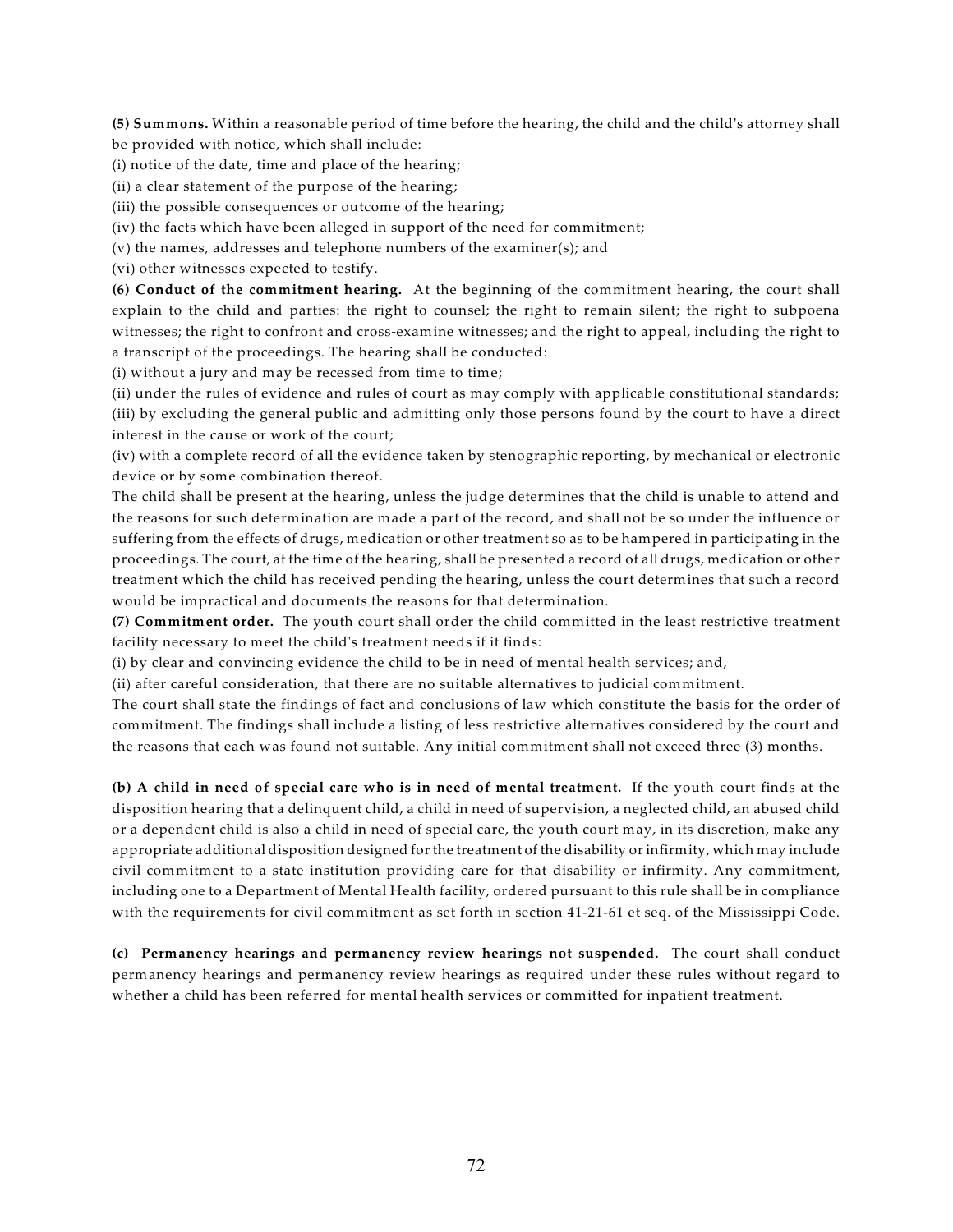**(5) Summons.** Within a reasonable period of time before the hearing, the child and the child's attorney shall be provided with notice, which shall include:

(i) notice of the date, time and place of the hearing;

(ii) a clear statement of the purpose of the hearing;

(iii) the possible consequences or outcome of the hearing;

(iv) the facts which have been alleged in support of the need for commitment;

(v) the names, addresses and telephone numbers of the examiner(s); and

(vi) other witnesses expected to testify.

**(6) Conduct of the commitment hearing.** At the beginning of the commitment hearing, the court shall explain to the child and parties: the right to counsel; the right to remain silent; the right to subpoena witnesses; the right to confront and cross-examine witnesses; and the right to appeal, including the right to a transcript of the proceedings. The hearing shall be conducted:

(i) without a jury and may be recessed from time to time;

(ii) under the rules of evidence and rules of court as may comply with applicable constitutional standards;

(iii) by excluding the general public and admitting only those persons found by the court to have a direct interest in the cause or work of the court;

(iv) with a complete record of all the evidence taken by stenographic reporting, by mechanical or electronic device or by some combination thereof.

The child shall be present at the hearing, unless the judge determines that the child is unable to attend and the reasons for such determination are made a part of the record, and shall not be so under the influence or suffering from the effects of drugs, medication or other treatment so as to be hampered in participating in the proceedings. The court, at the time of the hearing, shall be presented a record of all drugs, medication or other treatment which the child has received pending the hearing, unless the court determines that such a record would be impractical and documents the reasons for that determination.

**(7) Commitment order.** The youth court shall order the child committed in the least restrictive treatment facility necessary to meet the child's treatment needs if it finds:

(i) by clear and convincing evidence the child to be in need of mental health services; and,

(ii) after careful consideration, that there are no suitable alternatives to judicial commitment.

The court shall state the findings of fact and conclusions of law which constitute the basis for the order of commitment. The findings shall include a listing of less restrictive alternatives considered by the court and the reasons that each was found not suitable. Any initial commitment shall not exceed three (3) months.

**(b) A child in need of special care who is in need of mental treatment.** If the youth court finds at the disposition hearing that a delinquent child, a child in need of supervision, a neglected child, an abused child or a dependent child is also a child in need of special care, the youth court may, in its discretion, make any appropriate additional disposition designed for the treatment of the disability or infirmity, which may include civil commitment to a state institution providing care for that disability or infirmity. Any commitment, including one to a Department of Mental Health facility, ordered pursuant to this rule shall be in compliance with the requirements for civil commitment as set forth in section 41-21-61 et seq. of the Mississippi Code.

**(c) Permanency hearings and permanency review hearings not suspended.** The court shall conduct permanency hearings and permanency review hearings as required under these rules without regard to whether a child has been referred for mental health services or committed for inpatient treatment.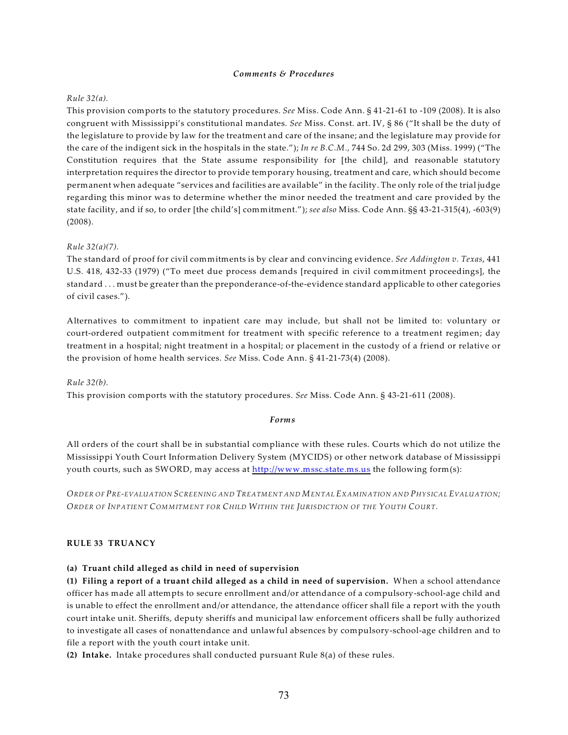### *Comments & Procedures*

*Rule 32(a).*

This provision comports to the statutory procedures. *See* Miss. Code Ann. § 41-21-61 to -109 (2008). It is also congruent with Mississippi's constitutional mandates. *See* Miss. Const. art. IV, § 86 ("It shall be the duty of the legislature to provide by law for the treatment and care of the insane; and the legislature may provide for the care of the indigent sick in the hospitals in the state."); *In re B.C.M.,* 744 So. 2d 299, 303 (Miss. 1999) ("The Constitution requires that the State assume responsibility for [the child], and reasonable statutory interpretation requires the director to provide temporary housing, treatment and care, which should become permanent when adequate "services and facilities are available" in the facility. The only role of the trial judge regarding this minor was to determine whether the minor needed the treatment and care provided by the state facility, and if so, to order [the child's] commitment."); *see also* Miss. Code Ann. §§ 43-21-315(4), -603(9) (2008).

*Rule 32(a)(7).*

The standard of proof for civil commitments is by clear and convincing evidence. *See Addington v. Texas*, 441 U.S. 418, 432-33 (1979) ("To meet due process demands [required in civil commitment proceedings], the standard . . . must be greater than the preponderance-of-the-evidence standard applicable to other categories of civil cases.").

Alternatives to commitment to inpatient care may include, but shall not be limited to: voluntary or court-ordered outpatient commitment for treatment with specific reference to a treatment regimen; day treatment in a hospital; night treatment in a hospital; or placement in the custody of a friend or relative or the provision of home health services. *See* Miss. Code Ann. § 41-21-73(4) (2008).

*Rule 32(b).*

This provision comports with the statutory procedures. *See* Miss. Code Ann. § 43-21-611 (2008).

### *Forms*

All orders of the court shall be in substantial compliance with these rules. Courts which do not utilize the Mississippi Youth Court Information Delivery System (MYCIDS) or other network database of Mississippi youth courts, such as SWORD, may access at http://www.mssc.state.ms.us the following form(s):

*ORDER OF PRE-EVALUATION SCREENING AND TREATMENT AND MENTAL EXAMINATION AND PHYSICAL EVALUATION; ORDER OF INPATIENT COMMITMENT FOR CHILD WITHIN THE JURISDICTION OF THE YOUTH COURT.*

## RULE 33 TRUANCY

**(a) Truant child alleged as child in need of supervision**

**(1) Filing a report of a truant child alleged as a child in need of supervision.** When a school attendance officer has made all attempts to secure enrollment and/or attendance of a compulsory-school-age child and is unable to effect the enrollment and/or attendance, the attendance officer shall file a report with the youth court intake unit. Sheriffs, deputy sheriffs and municipal law enforcement officers shall be fully authorized to investigate all cases of nonattendance and unlawful absences by compulsory-school-age children and to file a report with the youth court intake unit.

**(2) Intake.** Intake procedures shall conducted pursuant Rule 8(a) of these rules.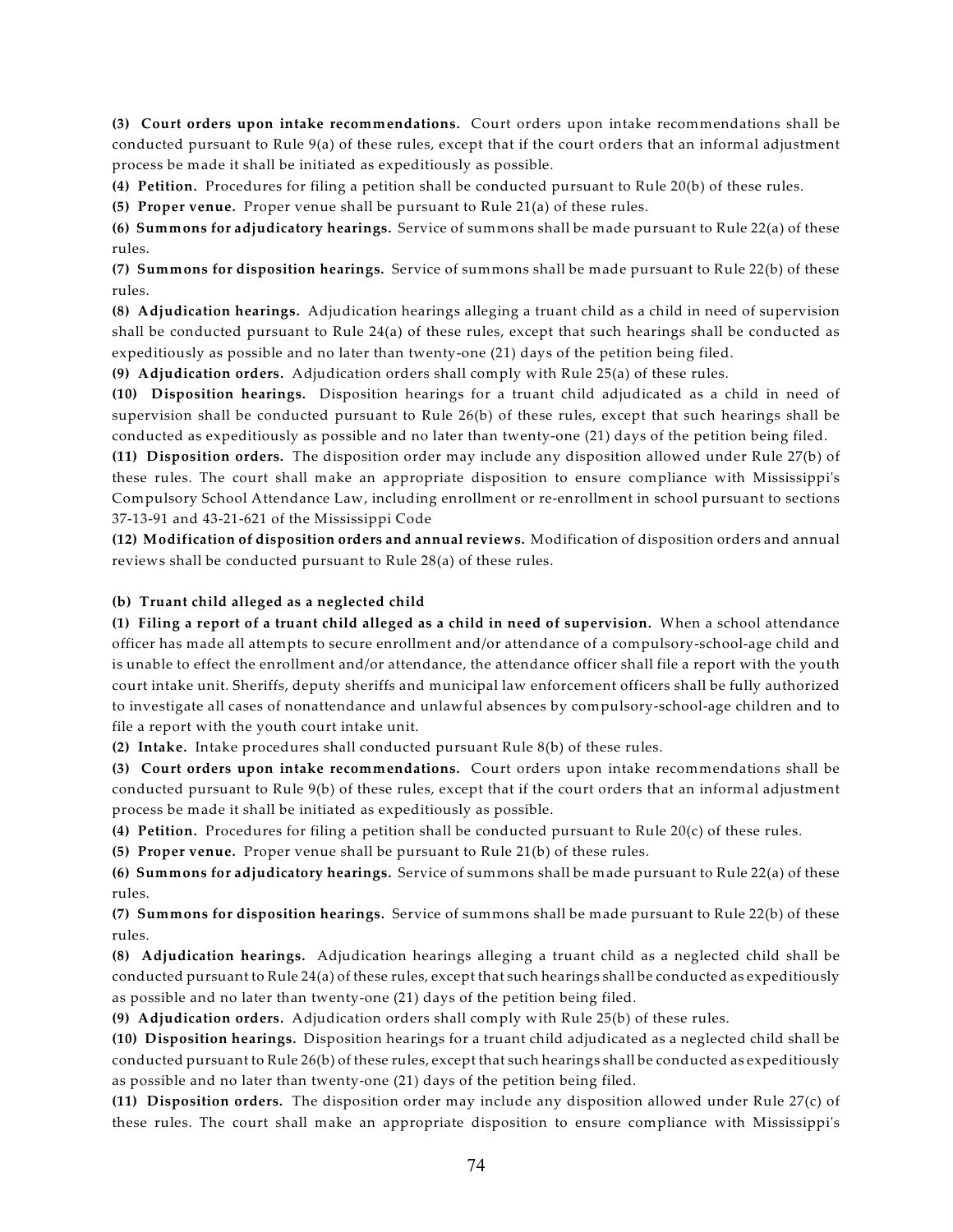**(3) Court orders upon intake recommendations.** Court orders upon intake recommendations shall be conducted pursuant to Rule 9(a) of these rules, except that if the court orders that an informal adjustment process be made it shall be initiated as expeditiously as possible.

**(4) Petition.** Procedures for filing a petition shall be conducted pursuant to Rule 20(b) of these rules.

**(5) Proper venue.** Proper venue shall be pursuant to Rule 21(a) of these rules.

**(6) Summons for adjudicatory hearings.** Service of summons shall be made pursuant to Rule 22(a) of these rules.

**(7) Summons for disposition hearings.** Service of summons shall be made pursuant to Rule 22(b) of these rules.

**(8) Adjudication hearings.** Adjudication hearings alleging a truant child as a child in need of supervision shall be conducted pursuant to Rule 24(a) of these rules, except that such hearings shall be conducted as expeditiously as possible and no later than twenty-one (21) days of the petition being filed.

**(9) Adjudication orders.** Adjudication orders shall comply with Rule 25(a) of these rules.

**(10) Disposition hearings.** Disposition hearings for a truant child adjudicated as a child in need of supervision shall be conducted pursuant to Rule 26(b) of these rules, except that such hearings shall be conducted as expeditiously as possible and no later than twenty-one (21) days of the petition being filed.

**(11) Disposition orders.** The disposition order may include any disposition allowed under Rule 27(b) of these rules. The court shall make an appropriate disposition to ensure compliance with Mississippi's Compulsory School Attendance Law, including enrollment or re-enrollment in school pursuant to sections 37-13-91 and 43-21-621 of the Mississippi Code

**(12) Modification of disposition orders and annual reviews.** Modification of disposition orders and annual reviews shall be conducted pursuant to Rule 28(a) of these rules.

**(b) Truant child alleged as a neglected child**

**(1) Filing a report of a truant child alleged as a child in need of supervision.** When a school attendance officer has made all attempts to secure enrollment and/or attendance of a compulsory-school-age child and is unable to effect the enrollment and/or attendance, the attendance officer shall file a report with the youth court intake unit. Sheriffs, deputy sheriffs and municipal law enforcement officers shall be fully authorized to investigate all cases of nonattendance and unlawful absences by compulsory-school-age children and to file a report with the youth court intake unit.

**(2) Intake.** Intake procedures shall conducted pursuant Rule 8(b) of these rules.

**(3) Court orders upon intake recommendations.** Court orders upon intake recommendations shall be conducted pursuant to Rule 9(b) of these rules, except that if the court orders that an informal adjustment process be made it shall be initiated as expeditiously as possible.

**(4) Petition.** Procedures for filing a petition shall be conducted pursuant to Rule 20(c) of these rules.

**(5) Proper venue.** Proper venue shall be pursuant to Rule 21(b) of these rules.

**(6) Summons for adjudicatory hearings.** Service of summons shall be made pursuant to Rule 22(a) of these rules.

**(7) Summons for disposition hearings.** Service of summons shall be made pursuant to Rule 22(b) of these rules.

**(8) Adjudication hearings.** Adjudication hearings alleging a truant child as a neglected child shall be conducted pursuant to Rule 24(a) of these rules, except that such hearings shall be conducted as expeditiously as possible and no later than twenty-one (21) days of the petition being filed.

**(9) Adjudication orders.** Adjudication orders shall comply with Rule 25(b) of these rules.

**(10) Disposition hearings.** Disposition hearings for a truant child adjudicated as a neglected child shall be conducted pursuant to Rule 26(b) of these rules, except that such hearings shall be conducted as expeditiously as possible and no later than twenty-one (21) days of the petition being filed.

**(11) Disposition orders.** The disposition order may include any disposition allowed under Rule 27(c) of these rules. The court shall make an appropriate disposition to ensure compliance with Mississippi's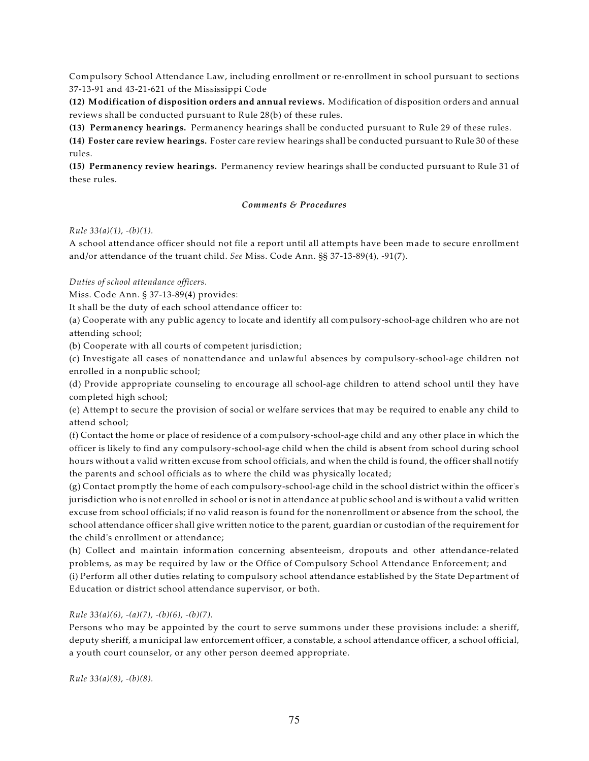Compulsory School Attendance Law, including enrollment or re-enrollment in school pursuant to sections 37-13-91 and 43-21-621 of the Mississippi Code

**(12) Modification of disposition orders and annual reviews.** Modification of disposition orders and annual reviews shall be conducted pursuant to Rule 28(b) of these rules.

**(13) Permanency hearings.** Permanency hearings shall be conducted pursuant to Rule 29 of these rules.

**(14) Foster care review hearings.** Foster care review hearings shall be conducted pursuant to Rule 30 of these rules.

**(15) Permanency review hearings.** Permanency review hearings shall be conducted pursuant to Rule 31 of these rules.

***Comments & Procedures***

*Rule 33(a)(1), -(b)(1).*

A school attendance officer should not file a report until all attempts have been made to secure enrollment and/or attendance of the truant child. *See* Miss. Code Ann. §§ 37-13-89(4), -91(7).

*Duties of school attendance officers.*

Miss. Code Ann. § 37-13-89(4) provides:

It shall be the duty of each school attendance officer to:

(a) Cooperate with any public agency to locate and identify all compulsory-school-age children who are not attending school;

(b) Cooperate with all courts of competent jurisdiction;

(c) Investigate all cases of nonattendance and unlawful absences by compulsory-school-age children not enrolled in a nonpublic school;

(d) Provide appropriate counseling to encourage all school-age children to attend school until they have completed high school;

(e) Attempt to secure the provision of social or welfare services that may be required to enable any child to attend school;

(f) Contact the home or place of residence of a compulsory-school-age child and any other place in which the officer is likely to find any compulsory-school-age child when the child is absent from school during school hours without a valid written excuse from school officials, and when the child is found, the officer shall notify the parents and school officials as to where the child was physically located;

(g) Contact promptly the home of each compulsory-school-age child in the school district within the officer's jurisdiction who is not enrolled in school or is not in attendance at public school and is without a valid written excuse from school officials; if no valid reason is found for the nonenrollment or absence from the school, the school attendance officer shall give written notice to the parent, guardian or custodian of the requirement for the child's enrollment or attendance;

(h) Collect and maintain information concerning absenteeism, dropouts and other attendance-related problems, as may be required by law or the Office of Compulsory School Attendance Enforcement; and

(i) Perform all other duties relating to compulsory school attendance established by the State Department of Education or district school attendance supervisor, or both.

*Rule 33(a)(6), -(a)(7), -(b)(6), -(b)(7).*

Persons who may be appointed by the court to serve summons under these provisions include: a sheriff, deputy sheriff, a municipal law enforcement officer, a constable, a school attendance officer, a school official, a youth court counselor, or any other person deemed appropriate.

*Rule 33(a)(8), -(b)(8).*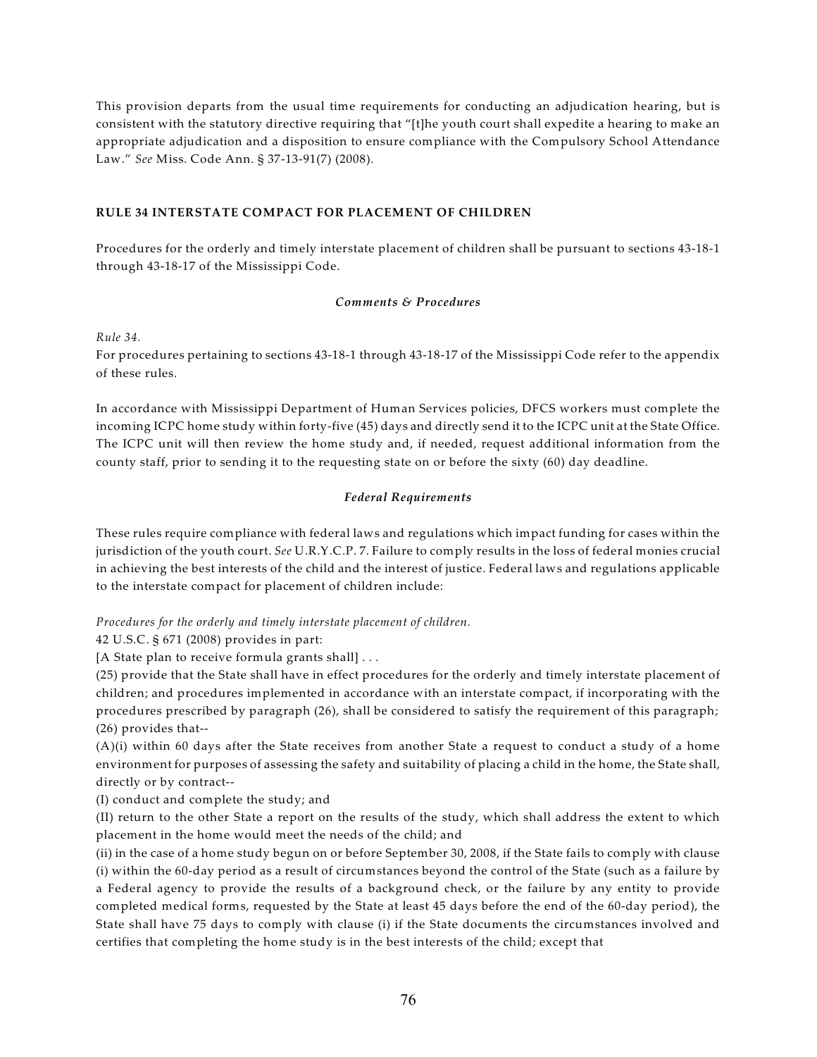This provision departs from the usual time requirements for conducting an adjudication hearing, but is consistent with the statutory directive requiring that "[t]he youth court shall expedite a hearing to make an appropriate adjudication and a disposition to ensure compliance with the Compulsory School Attendance Law." *See* Miss. Code Ann. § 37-13-91(7) (2008).

**RULE 34 INTERSTATE COMPACT FOR PLACEMENT OF CHILDREN**

Procedures for the orderly and timely interstate placement of children shall be pursuant to sections 43-18-1 through 43-18-17 of the Mississippi Code.

***Comments & Procedures***

*Rule 34.*
For procedures pertaining to sections 43-18-1 through 43-18-17 of the Mississippi Code refer to the appendix of these rules.

In accordance with Mississippi Department of Human Services policies, DFCS workers must complete the incoming ICPC home study within forty-five (45) days and directly send it to the ICPC unit at the State Office. The ICPC unit will then review the home study and, if needed, request additional information from the county staff, prior to sending it to the requesting state on or before the sixty (60) day deadline.

***Federal Requirements***

These rules require compliance with federal laws and regulations which impact funding for cases within the jurisdiction of the youth court. *See* U.R.Y.C.P. 7. Failure to comply results in the loss of federal monies crucial in achieving the best interests of the child and the interest of justice. Federal laws and regulations applicable to the interstate compact for placement of children include:

*Procedures for the orderly and timely interstate placement of children.*
42 U.S.C. § 671 (2008) provides in part:
[A State plan to receive formula grants shall] . . .
(25) provide that the State shall have in effect procedures for the orderly and timely interstate placement of children; and procedures implemented in accordance with an interstate compact, if incorporating with the procedures prescribed by paragraph (26), shall be considered to satisfy the requirement of this paragraph;
(26) provides that--
(A)(i) within 60 days after the State receives from another State a request to conduct a study of a home environment for purposes of assessing the safety and suitability of placing a child in the home, the State shall, directly or by contract--
(I) conduct and complete the study; and
(II) return to the other State a report on the results of the study, which shall address the extent to which placement in the home would meet the needs of the child; and
(ii) in the case of a home study begun on or before September 30, 2008, if the State fails to comply with clause (i) within the 60-day period as a result of circumstances beyond the control of the State (such as a failure by a Federal agency to provide the results of a background check, or the failure by any entity to provide completed medical forms, requested by the State at least 45 days before the end of the 60-day period), the State shall have 75 days to comply with clause (i) if the State documents the circumstances involved and certifies that completing the home study is in the best interests of the child; except that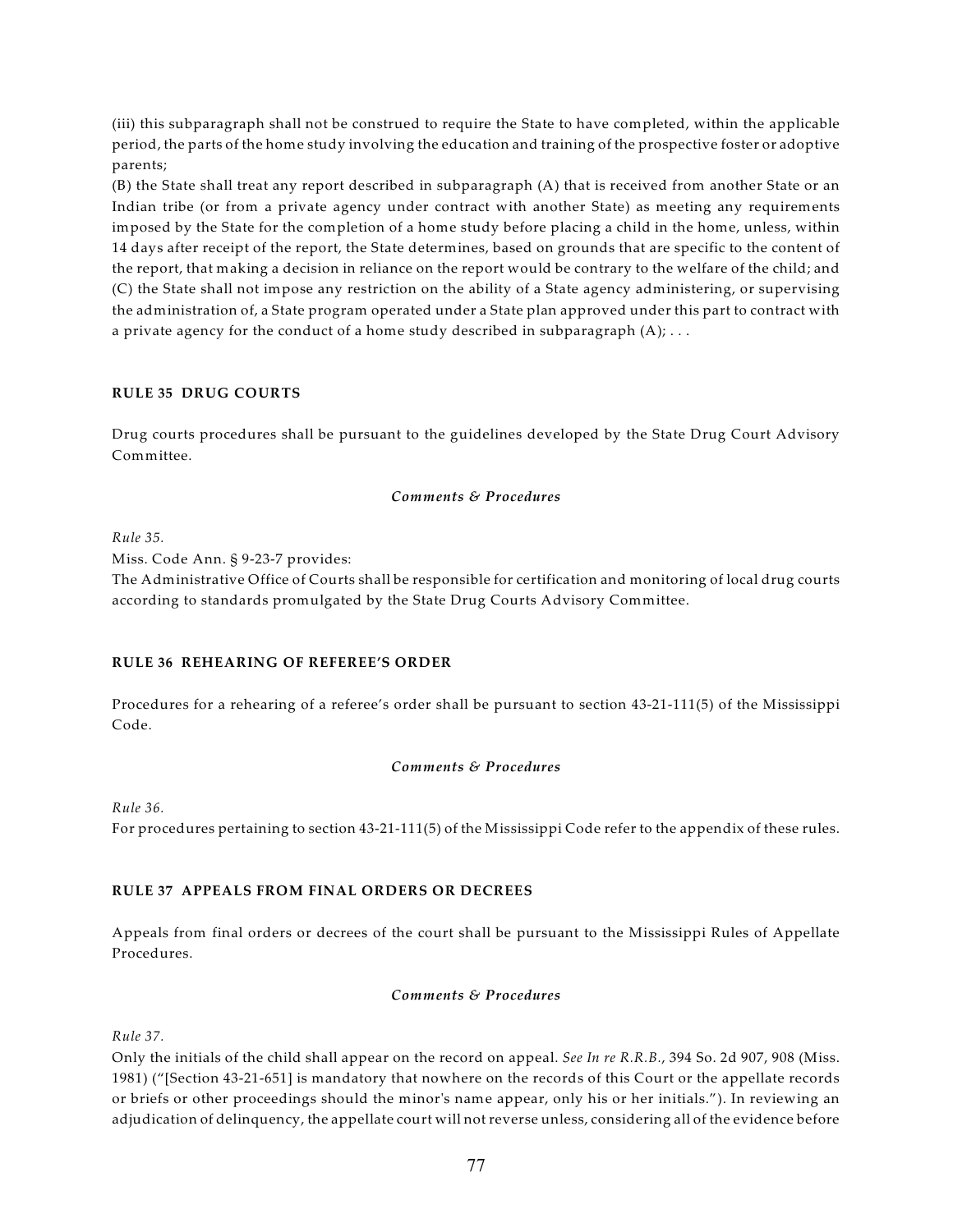(iii) this subparagraph shall not be construed to require the State to have completed, within the applicable period, the parts of the home study involving the education and training of the prospective foster or adoptive parents;
(B) the State shall treat any report described in subparagraph (A) that is received from another State or an Indian tribe (or from a private agency under contract with another State) as meeting any requirements imposed by the State for the completion of a home study before placing a child in the home, unless, within 14 days after receipt of the report, the State determines, based on grounds that are specific to the content of the report, that making a decision in reliance on the report would be contrary to the welfare of the child; and
(C) the State shall not impose any restriction on the ability of a State agency administering, or supervising the administration of, a State program operated under a State plan approved under this part to contract with a private agency for the conduct of a home study described in subparagraph (A); . . .

### RULE 35 DRUG COURTS

Drug courts procedures shall be pursuant to the guidelines developed by the State Drug Court Advisory Committee.

***Comments & Procedures***

*Rule 35.*
Miss. Code Ann. § 9-23-7 provides:
The Administrative Office of Courts shall be responsible for certification and monitoring of local drug courts according to standards promulgated by the State Drug Courts Advisory Committee.

### RULE 36 REHEARING OF REFEREE'S ORDER

Procedures for a rehearing of a referee's order shall be pursuant to section 43-21-111(5) of the Mississippi Code.

***Comments & Procedures***

*Rule 36.*
For procedures pertaining to section 43-21-111(5) of the Mississippi Code refer to the appendix of these rules.

### RULE 37 APPEALS FROM FINAL ORDERS OR DECREES

Appeals from final orders or decrees of the court shall be pursuant to the Mississippi Rules of Appellate Procedures.

***Comments & Procedures***

*Rule 37.*
Only the initials of the child shall appear on the record on appeal. *See In re R.R.B.*, 394 So. 2d 907, 908 (Miss. 1981) ("[Section 43-21-651] is mandatory that nowhere on the records of this Court or the appellate records or briefs or other proceedings should the minor's name appear, only his or her initials."). In reviewing an adjudication of delinquency, the appellate court will not reverse unless, considering all of the evidence before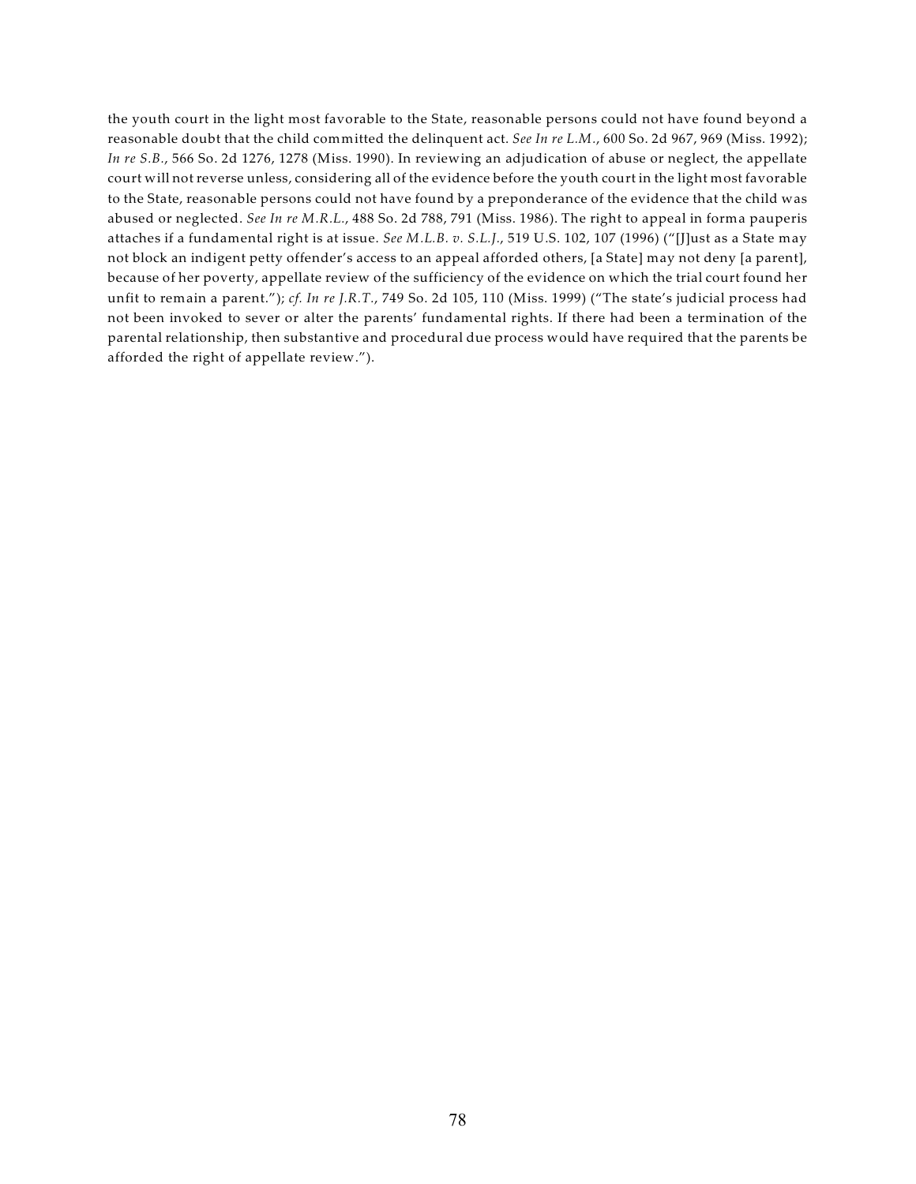the youth court in the light most favorable to the State, reasonable persons could not have found beyond a reasonable doubt that the child committed the delinquent act. *See In re L.M.*, 600 So. 2d 967, 969 (Miss. 1992); *In re S.B.*, 566 So. 2d 1276, 1278 (Miss. 1990). In reviewing an adjudication of abuse or neglect, the appellate court will not reverse unless, considering all of the evidence before the youth court in the light most favorable to the State, reasonable persons could not have found by a preponderance of the evidence that the child was abused or neglected. *See In re M.R.L.*, 488 So. 2d 788, 791 (Miss. 1986). The right to appeal in forma pauperis attaches if a fundamental right is at issue. *See M.L.B. v. S.L.J.*, 519 U.S. 102, 107 (1996) ("[J]ust as a State may not block an indigent petty offender's access to an appeal afforded others, [a State] may not deny [a parent], because of her poverty, appellate review of the sufficiency of the evidence on which the trial court found her unfit to remain a parent."); *cf. In re J.R.T.*, 749 So. 2d 105, 110 (Miss. 1999) ("The state's judicial process had not been invoked to sever or alter the parents' fundamental rights. If there had been a termination of the parental relationship, then substantive and procedural due process would have required that the parents be afforded the right of appellate review.").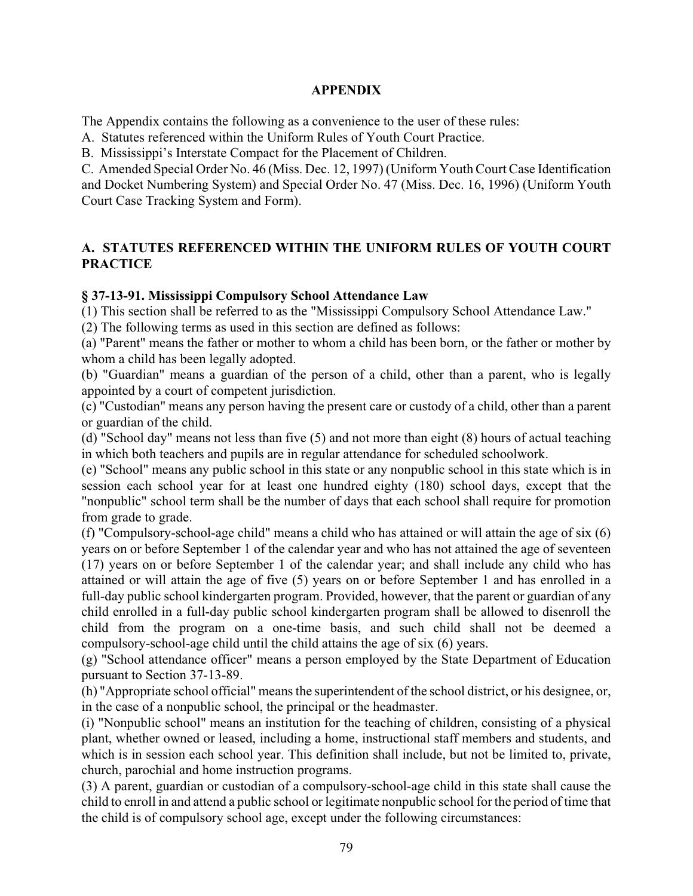# APPENDIX

The Appendix contains the following as a convenience to the user of these rules:

A. Statutes referenced within the Uniform Rules of Youth Court Practice.

B. Mississippi's Interstate Compact for the Placement of Children.

C. Amended Special Order No. 46 (Miss. Dec. 12, 1997) (Uniform Youth Court Case Identification and Docket Numbering System) and Special Order No. 47 (Miss. Dec. 16, 1996) (Uniform Youth Court Case Tracking System and Form).

## A. STATUTES REFERENCED WITHIN THE UNIFORM RULES OF YOUTH COURT PRACTICE

### § 37-13-91. Mississippi Compulsory School Attendance Law

(1) This section shall be referred to as the "Mississippi Compulsory School Attendance Law."

(2) The following terms as used in this section are defined as follows:

(a) "Parent" means the father or mother to whom a child has been born, or the father or mother by whom a child has been legally adopted.

(b) "Guardian" means a guardian of the person of a child, other than a parent, who is legally appointed by a court of competent jurisdiction.

(c) "Custodian" means any person having the present care or custody of a child, other than a parent or guardian of the child.

(d) "School day" means not less than five (5) and not more than eight (8) hours of actual teaching in which both teachers and pupils are in regular attendance for scheduled schoolwork.

(e) "School" means any public school in this state or any nonpublic school in this state which is in session each school year for at least one hundred eighty (180) school days, except that the "nonpublic" school term shall be the number of days that each school shall require for promotion from grade to grade.

(f) "Compulsory-school-age child" means a child who has attained or will attain the age of six (6) years on or before September 1 of the calendar year and who has not attained the age of seventeen (17) years on or before September 1 of the calendar year; and shall include any child who has attained or will attain the age of five (5) years on or before September 1 and has enrolled in a full-day public school kindergarten program. Provided, however, that the parent or guardian of any child enrolled in a full-day public school kindergarten program shall be allowed to disenroll the child from the program on a one-time basis, and such child shall not be deemed a compulsory-school-age child until the child attains the age of six (6) years.

(g) "School attendance officer" means a person employed by the State Department of Education pursuant to Section 37-13-89.

(h) "Appropriate school official" means the superintendent of the school district, or his designee, or, in the case of a nonpublic school, the principal or the headmaster.

(i) "Nonpublic school" means an institution for the teaching of children, consisting of a physical plant, whether owned or leased, including a home, instructional staff members and students, and which is in session each school year. This definition shall include, but not be limited to, private, church, parochial and home instruction programs.

(3) A parent, guardian or custodian of a compulsory-school-age child in this state shall cause the child to enroll in and attend a public school or legitimate nonpublic school for the period of time that the child is of compulsory school age, except under the following circumstances: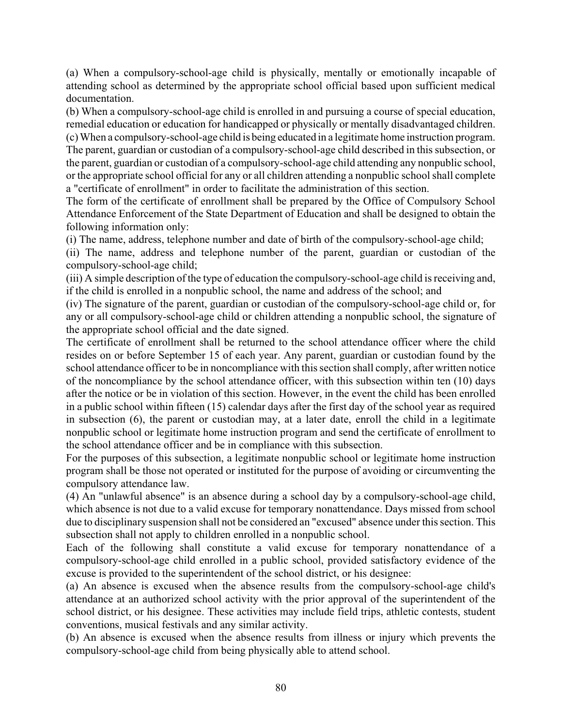(a) When a compulsory-school-age child is physically, mentally or emotionally incapable of attending school as determined by the appropriate school official based upon sufficient medical documentation.

(b) When a compulsory-school-age child is enrolled in and pursuing a course of special education, remedial education or education for handicapped or physically or mentally disadvantaged children.

(c) When a compulsory-school-age child is being educated in a legitimate home instruction program.

The parent, guardian or custodian of a compulsory-school-age child described in this subsection, or the parent, guardian or custodian of a compulsory-school-age child attending any nonpublic school, or the appropriate school official for any or all children attending a nonpublic school shall complete a "certificate of enrollment" in order to facilitate the administration of this section.

The form of the certificate of enrollment shall be prepared by the Office of Compulsory School Attendance Enforcement of the State Department of Education and shall be designed to obtain the following information only:

(i) The name, address, telephone number and date of birth of the compulsory-school-age child;

(ii) The name, address and telephone number of the parent, guardian or custodian of the compulsory-school-age child;

(iii) A simple description of the type of education the compulsory-school-age child is receiving and, if the child is enrolled in a nonpublic school, the name and address of the school; and

(iv) The signature of the parent, guardian or custodian of the compulsory-school-age child or, for any or all compulsory-school-age child or children attending a nonpublic school, the signature of the appropriate school official and the date signed.

The certificate of enrollment shall be returned to the school attendance officer where the child resides on or before September 15 of each year. Any parent, guardian or custodian found by the school attendance officer to be in noncompliance with this section shall comply, after written notice of the noncompliance by the school attendance officer, with this subsection within ten (10) days after the notice or be in violation of this section. However, in the event the child has been enrolled in a public school within fifteen (15) calendar days after the first day of the school year as required in subsection (6), the parent or custodian may, at a later date, enroll the child in a legitimate nonpublic school or legitimate home instruction program and send the certificate of enrollment to the school attendance officer and be in compliance with this subsection.

For the purposes of this subsection, a legitimate nonpublic school or legitimate home instruction program shall be those not operated or instituted for the purpose of avoiding or circumventing the compulsory attendance law.

(4) An "unlawful absence" is an absence during a school day by a compulsory-school-age child, which absence is not due to a valid excuse for temporary nonattendance. Days missed from school due to disciplinary suspension shall not be considered an "excused" absence under this section. This subsection shall not apply to children enrolled in a nonpublic school.

Each of the following shall constitute a valid excuse for temporary nonattendance of a compulsory-school-age child enrolled in a public school, provided satisfactory evidence of the excuse is provided to the superintendent of the school district, or his designee:

(a) An absence is excused when the absence results from the compulsory-school-age child's attendance at an authorized school activity with the prior approval of the superintendent of the school district, or his designee. These activities may include field trips, athletic contests, student conventions, musical festivals and any similar activity.

(b) An absence is excused when the absence results from illness or injury which prevents the compulsory-school-age child from being physically able to attend school.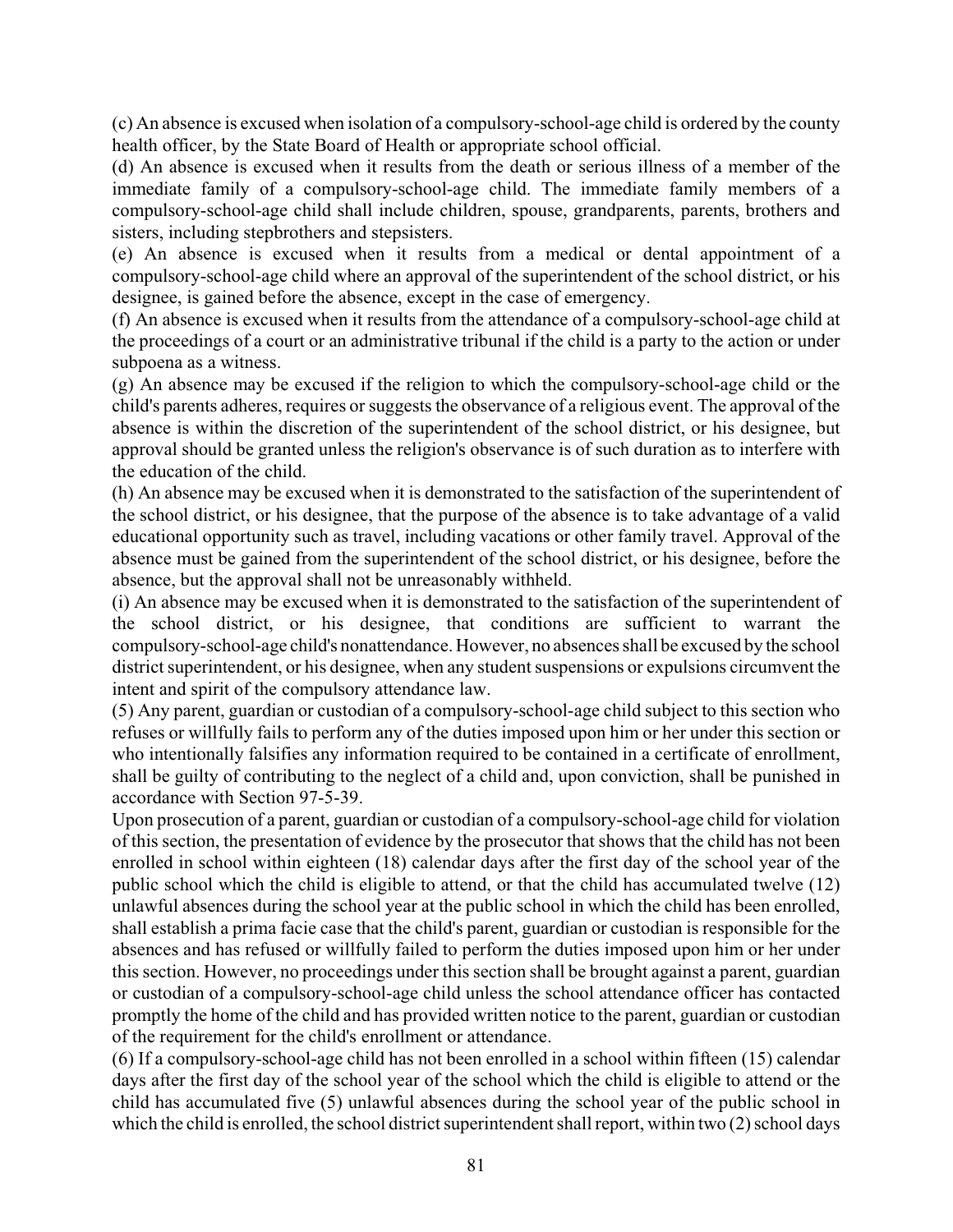(c) An absence is excused when isolation of a compulsory-school-age child is ordered by the county health officer, by the State Board of Health or appropriate school official.

(d) An absence is excused when it results from the death or serious illness of a member of the immediate family of a compulsory-school-age child. The immediate family members of a compulsory-school-age child shall include children, spouse, grandparents, parents, brothers and sisters, including stepbrothers and stepsisters.

(e) An absence is excused when it results from a medical or dental appointment of a compulsory-school-age child where an approval of the superintendent of the school district, or his designee, is gained before the absence, except in the case of emergency.

(f) An absence is excused when it results from the attendance of a compulsory-school-age child at the proceedings of a court or an administrative tribunal if the child is a party to the action or under subpoena as a witness.

(g) An absence may be excused if the religion to which the compulsory-school-age child or the child's parents adheres, requires or suggests the observance of a religious event. The approval of the absence is within the discretion of the superintendent of the school district, or his designee, but approval should be granted unless the religion's observance is of such duration as to interfere with the education of the child.

(h) An absence may be excused when it is demonstrated to the satisfaction of the superintendent of the school district, or his designee, that the purpose of the absence is to take advantage of a valid educational opportunity such as travel, including vacations or other family travel. Approval of the absence must be gained from the superintendent of the school district, or his designee, before the absence, but the approval shall not be unreasonably withheld.

(i) An absence may be excused when it is demonstrated to the satisfaction of the superintendent of the school district, or his designee, that conditions are sufficient to warrant the compulsory-school-age child's nonattendance. However, no absences shall be excused by the school district superintendent, or his designee, when any student suspensions or expulsions circumvent the intent and spirit of the compulsory attendance law.

(5) Any parent, guardian or custodian of a compulsory-school-age child subject to this section who refuses or willfully fails to perform any of the duties imposed upon him or her under this section or who intentionally falsifies any information required to be contained in a certificate of enrollment, shall be guilty of contributing to the neglect of a child and, upon conviction, shall be punished in accordance with Section 97-5-39.

Upon prosecution of a parent, guardian or custodian of a compulsory-school-age child for violation of this section, the presentation of evidence by the prosecutor that shows that the child has not been enrolled in school within eighteen (18) calendar days after the first day of the school year of the public school which the child is eligible to attend, or that the child has accumulated twelve (12) unlawful absences during the school year at the public school in which the child has been enrolled, shall establish a prima facie case that the child's parent, guardian or custodian is responsible for the absences and has refused or willfully failed to perform the duties imposed upon him or her under this section. However, no proceedings under this section shall be brought against a parent, guardian or custodian of a compulsory-school-age child unless the school attendance officer has contacted promptly the home of the child and has provided written notice to the parent, guardian or custodian of the requirement for the child's enrollment or attendance.

(6) If a compulsory-school-age child has not been enrolled in a school within fifteen (15) calendar days after the first day of the school year of the school which the child is eligible to attend or the child has accumulated five (5) unlawful absences during the school year of the public school in which the child is enrolled, the school district superintendent shall report, within two (2) school days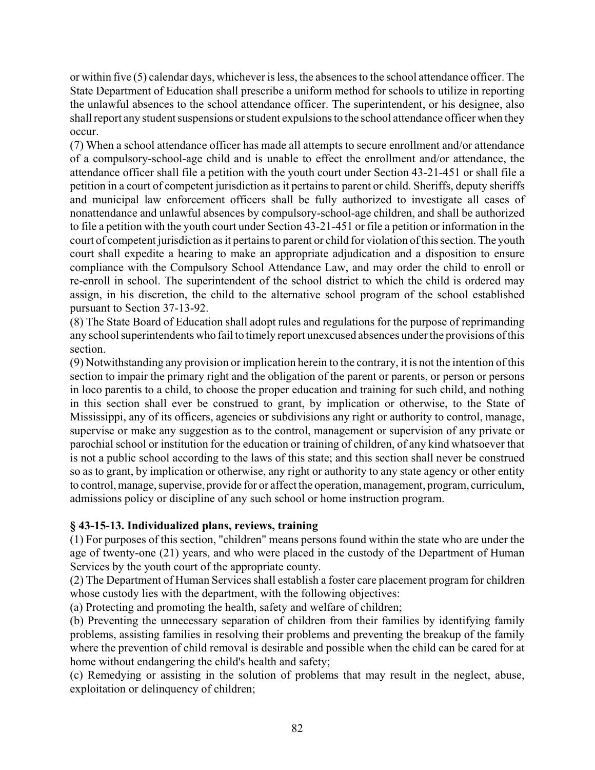or within five (5) calendar days, whichever is less, the absences to the school attendance officer. The State Department of Education shall prescribe a uniform method for schools to utilize in reporting the unlawful absences to the school attendance officer. The superintendent, or his designee, also shall report any student suspensions or student expulsions to the school attendance officer when they occur.

(7) When a school attendance officer has made all attempts to secure enrollment and/or attendance of a compulsory-school-age child and is unable to effect the enrollment and/or attendance, the attendance officer shall file a petition with the youth court under Section 43-21-451 or shall file a petition in a court of competent jurisdiction as it pertains to parent or child. Sheriffs, deputy sheriffs and municipal law enforcement officers shall be fully authorized to investigate all cases of nonattendance and unlawful absences by compulsory-school-age children, and shall be authorized to file a petition with the youth court under Section 43-21-451 or file a petition or information in the court of competent jurisdiction as it pertains to parent or child for violation of this section. The youth court shall expedite a hearing to make an appropriate adjudication and a disposition to ensure compliance with the Compulsory School Attendance Law, and may order the child to enroll or re-enroll in school. The superintendent of the school district to which the child is ordered may assign, in his discretion, the child to the alternative school program of the school established pursuant to Section 37-13-92.

(8) The State Board of Education shall adopt rules and regulations for the purpose of reprimanding any school superintendents who fail to timely report unexcused absences under the provisions of this section.

(9) Notwithstanding any provision or implication herein to the contrary, it is not the intention of this section to impair the primary right and the obligation of the parent or parents, or person or persons in loco parentis to a child, to choose the proper education and training for such child, and nothing in this section shall ever be construed to grant, by implication or otherwise, to the State of Mississippi, any of its officers, agencies or subdivisions any right or authority to control, manage, supervise or make any suggestion as to the control, management or supervision of any private or parochial school or institution for the education or training of children, of any kind whatsoever that is not a public school according to the laws of this state; and this section shall never be construed so as to grant, by implication or otherwise, any right or authority to any state agency or other entity to control, manage, supervise, provide for or affect the operation, management, program, curriculum, admissions policy or discipline of any such school or home instruction program.

### § 43-15-13. Individualized plans, reviews, training

(1) For purposes of this section, "children" means persons found within the state who are under the age of twenty-one (21) years, and who were placed in the custody of the Department of Human Services by the youth court of the appropriate county.

(2) The Department of Human Services shall establish a foster care placement program for children whose custody lies with the department, with the following objectives:

(a) Protecting and promoting the health, safety and welfare of children;

(b) Preventing the unnecessary separation of children from their families by identifying family problems, assisting families in resolving their problems and preventing the breakup of the family where the prevention of child removal is desirable and possible when the child can be cared for at home without endangering the child's health and safety;

(c) Remedying or assisting in the solution of problems that may result in the neglect, abuse, exploitation or delinquency of children;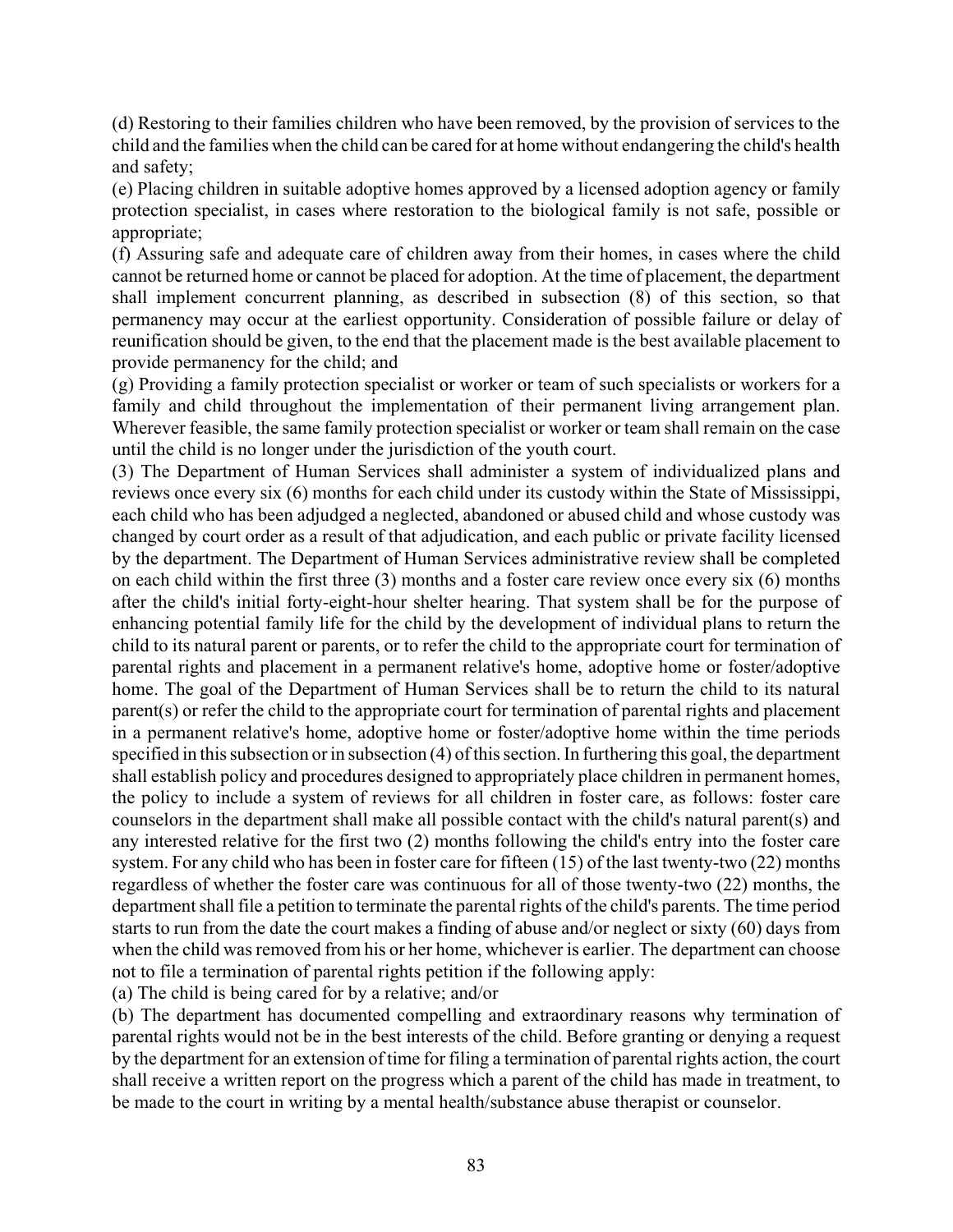(d) Restoring to their families children who have been removed, by the provision of services to the child and the families when the child can be cared for at home without endangering the child's health and safety;

(e) Placing children in suitable adoptive homes approved by a licensed adoption agency or family protection specialist, in cases where restoration to the biological family is not safe, possible or appropriate;

(f) Assuring safe and adequate care of children away from their homes, in cases where the child cannot be returned home or cannot be placed for adoption. At the time of placement, the department shall implement concurrent planning, as described in subsection (8) of this section, so that permanency may occur at the earliest opportunity. Consideration of possible failure or delay of reunification should be given, to the end that the placement made is the best available placement to provide permanency for the child; and

(g) Providing a family protection specialist or worker or team of such specialists or workers for a family and child throughout the implementation of their permanent living arrangement plan. Wherever feasible, the same family protection specialist or worker or team shall remain on the case until the child is no longer under the jurisdiction of the youth court.

(3) The Department of Human Services shall administer a system of individualized plans and reviews once every six (6) months for each child under its custody within the State of Mississippi, each child who has been adjudged a neglected, abandoned or abused child and whose custody was changed by court order as a result of that adjudication, and each public or private facility licensed by the department. The Department of Human Services administrative review shall be completed on each child within the first three (3) months and a foster care review once every six (6) months after the child's initial forty-eight-hour shelter hearing. That system shall be for the purpose of enhancing potential family life for the child by the development of individual plans to return the child to its natural parent or parents, or to refer the child to the appropriate court for termination of parental rights and placement in a permanent relative's home, adoptive home or foster/adoptive home. The goal of the Department of Human Services shall be to return the child to its natural parent(s) or refer the child to the appropriate court for termination of parental rights and placement in a permanent relative's home, adoptive home or foster/adoptive home within the time periods specified in this subsection or in subsection (4) of this section. In furthering this goal, the department shall establish policy and procedures designed to appropriately place children in permanent homes, the policy to include a system of reviews for all children in foster care, as follows: foster care counselors in the department shall make all possible contact with the child's natural parent(s) and any interested relative for the first two (2) months following the child's entry into the foster care system. For any child who has been in foster care for fifteen (15) of the last twenty-two (22) months regardless of whether the foster care was continuous for all of those twenty-two (22) months, the department shall file a petition to terminate the parental rights of the child's parents. The time period starts to run from the date the court makes a finding of abuse and/or neglect or sixty (60) days from when the child was removed from his or her home, whichever is earlier. The department can choose not to file a termination of parental rights petition if the following apply:

(a) The child is being cared for by a relative; and/or

(b) The department has documented compelling and extraordinary reasons why termination of parental rights would not be in the best interests of the child. Before granting or denying a request by the department for an extension of time for filing a termination of parental rights action, the court shall receive a written report on the progress which a parent of the child has made in treatment, to be made to the court in writing by a mental health/substance abuse therapist or counselor.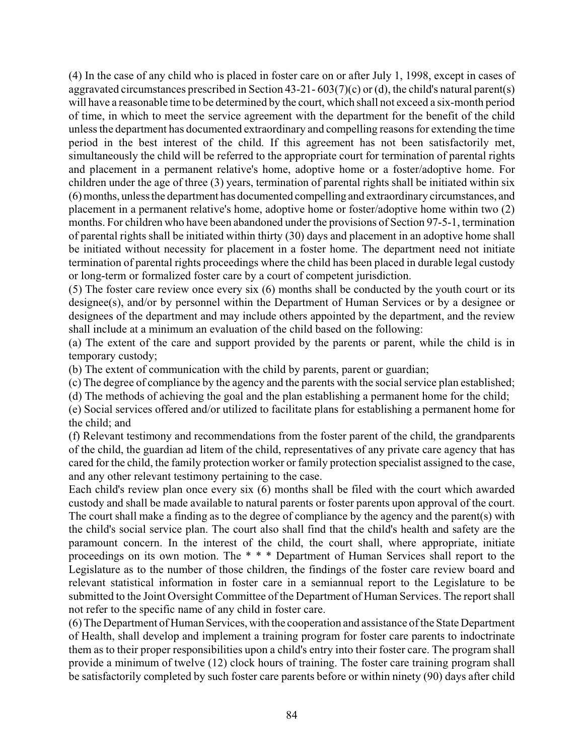(4) In the case of any child who is placed in foster care on or after July 1, 1998, except in cases of aggravated circumstances prescribed in Section 43-21- 603(7)(c) or (d), the child's natural parent(s) will have a reasonable time to be determined by the court, which shall not exceed a six-month period of time, in which to meet the service agreement with the department for the benefit of the child unless the department has documented extraordinary and compelling reasons for extending the time period in the best interest of the child. If this agreement has not been satisfactorily met, simultaneously the child will be referred to the appropriate court for termination of parental rights and placement in a permanent relative's home, adoptive home or a foster/adoptive home. For children under the age of three (3) years, termination of parental rights shall be initiated within six (6) months, unless the department has documented compelling and extraordinary circumstances, and placement in a permanent relative's home, adoptive home or foster/adoptive home within two (2) months. For children who have been abandoned under the provisions of Section 97-5-1, termination of parental rights shall be initiated within thirty (30) days and placement in an adoptive home shall be initiated without necessity for placement in a foster home. The department need not initiate termination of parental rights proceedings where the child has been placed in durable legal custody or long-term or formalized foster care by a court of competent jurisdiction.

(5) The foster care review once every six (6) months shall be conducted by the youth court or its designee(s), and/or by personnel within the Department of Human Services or by a designee or designees of the department and may include others appointed by the department, and the review shall include at a minimum an evaluation of the child based on the following:

(a) The extent of the care and support provided by the parents or parent, while the child is in temporary custody;

(b) The extent of communication with the child by parents, parent or guardian;

(c) The degree of compliance by the agency and the parents with the social service plan established;

(d) The methods of achieving the goal and the plan establishing a permanent home for the child;

(e) Social services offered and/or utilized to facilitate plans for establishing a permanent home for the child; and

(f) Relevant testimony and recommendations from the foster parent of the child, the grandparents of the child, the guardian ad litem of the child, representatives of any private care agency that has cared for the child, the family protection worker or family protection specialist assigned to the case, and any other relevant testimony pertaining to the case.

Each child's review plan once every six (6) months shall be filed with the court which awarded custody and shall be made available to natural parents or foster parents upon approval of the court. The court shall make a finding as to the degree of compliance by the agency and the parent(s) with the child's social service plan. The court also shall find that the child's health and safety are the paramount concern. In the interest of the child, the court shall, where appropriate, initiate proceedings on its own motion. The * * * Department of Human Services shall report to the Legislature as to the number of those children, the findings of the foster care review board and relevant statistical information in foster care in a semiannual report to the Legislature to be submitted to the Joint Oversight Committee of the Department of Human Services. The report shall not refer to the specific name of any child in foster care.

(6) The Department of Human Services, with the cooperation and assistance of the State Department of Health, shall develop and implement a training program for foster care parents to indoctrinate them as to their proper responsibilities upon a child's entry into their foster care. The program shall provide a minimum of twelve (12) clock hours of training. The foster care training program shall be satisfactorily completed by such foster care parents before or within ninety (90) days after child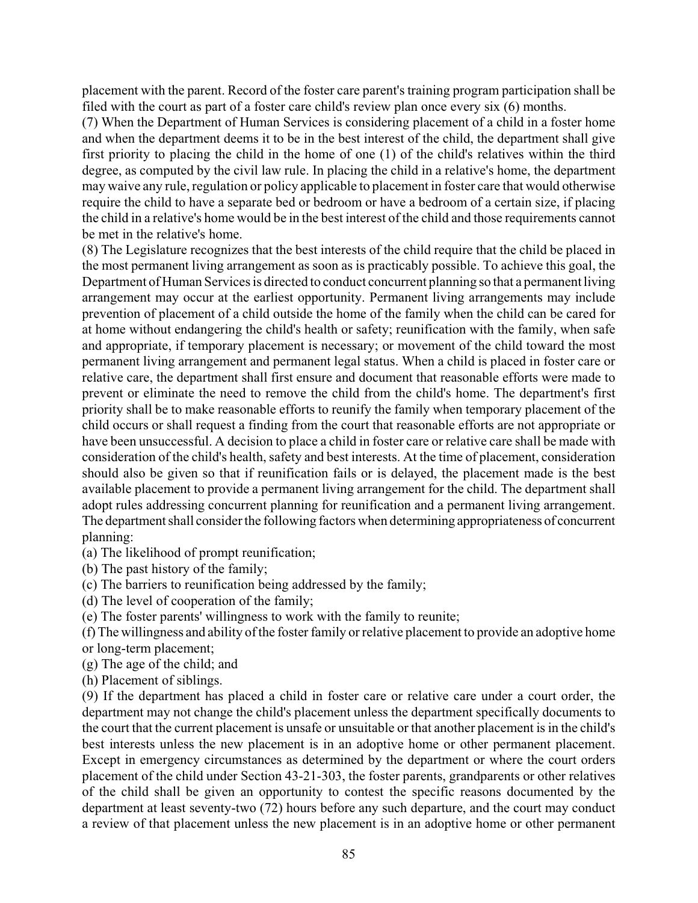placement with the parent. Record of the foster care parent's training program participation shall be filed with the court as part of a foster care child's review plan once every six (6) months.

(7) When the Department of Human Services is considering placement of a child in a foster home and when the department deems it to be in the best interest of the child, the department shall give first priority to placing the child in the home of one (1) of the child's relatives within the third degree, as computed by the civil law rule. In placing the child in a relative's home, the department may waive any rule, regulation or policy applicable to placement in foster care that would otherwise require the child to have a separate bed or bedroom or have a bedroom of a certain size, if placing the child in a relative's home would be in the best interest of the child and those requirements cannot be met in the relative's home.

(8) The Legislature recognizes that the best interests of the child require that the child be placed in the most permanent living arrangement as soon as is practicably possible. To achieve this goal, the Department of Human Services is directed to conduct concurrent planning so that a permanent living arrangement may occur at the earliest opportunity. Permanent living arrangements may include prevention of placement of a child outside the home of the family when the child can be cared for at home without endangering the child's health or safety; reunification with the family, when safe and appropriate, if temporary placement is necessary; or movement of the child toward the most permanent living arrangement and permanent legal status. When a child is placed in foster care or relative care, the department shall first ensure and document that reasonable efforts were made to prevent or eliminate the need to remove the child from the child's home. The department's first priority shall be to make reasonable efforts to reunify the family when temporary placement of the child occurs or shall request a finding from the court that reasonable efforts are not appropriate or have been unsuccessful. A decision to place a child in foster care or relative care shall be made with consideration of the child's health, safety and best interests. At the time of placement, consideration should also be given so that if reunification fails or is delayed, the placement made is the best available placement to provide a permanent living arrangement for the child. The department shall adopt rules addressing concurrent planning for reunification and a permanent living arrangement. The department shall consider the following factors when determining appropriateness of concurrent planning:

(a) The likelihood of prompt reunification;

(b) The past history of the family;

(c) The barriers to reunification being addressed by the family;

(d) The level of cooperation of the family;

(e) The foster parents' willingness to work with the family to reunite;

(f) The willingness and ability of the foster family or relative placement to provide an adoptive home or long-term placement;

(g) The age of the child; and

(h) Placement of siblings.

(9) If the department has placed a child in foster care or relative care under a court order, the department may not change the child's placement unless the department specifically documents to the court that the current placement is unsafe or unsuitable or that another placement is in the child's best interests unless the new placement is in an adoptive home or other permanent placement. Except in emergency circumstances as determined by the department or where the court orders placement of the child under Section 43-21-303, the foster parents, grandparents or other relatives of the child shall be given an opportunity to contest the specific reasons documented by the department at least seventy-two (72) hours before any such departure, and the court may conduct a review of that placement unless the new placement is in an adoptive home or other permanent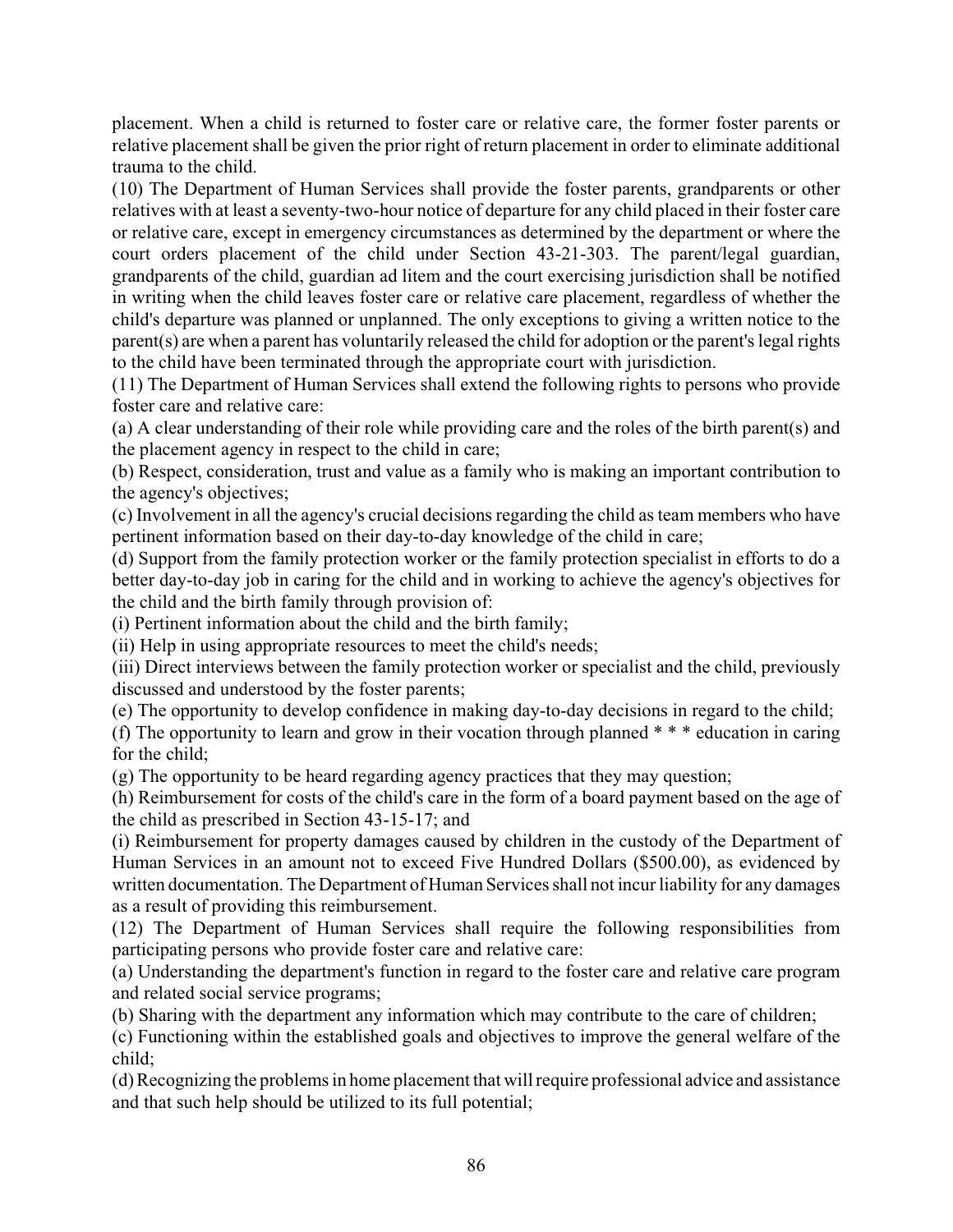placement. When a child is returned to foster care or relative care, the former foster parents or relative placement shall be given the prior right of return placement in order to eliminate additional trauma to the child.

(10) The Department of Human Services shall provide the foster parents, grandparents or other relatives with at least a seventy-two-hour notice of departure for any child placed in their foster care or relative care, except in emergency circumstances as determined by the department or where the court orders placement of the child under Section 43-21-303. The parent/legal guardian, grandparents of the child, guardian ad litem and the court exercising jurisdiction shall be notified in writing when the child leaves foster care or relative care placement, regardless of whether the child's departure was planned or unplanned. The only exceptions to giving a written notice to the parent(s) are when a parent has voluntarily released the child for adoption or the parent's legal rights to the child have been terminated through the appropriate court with jurisdiction.

(11) The Department of Human Services shall extend the following rights to persons who provide foster care and relative care:

(a) A clear understanding of their role while providing care and the roles of the birth parent(s) and the placement agency in respect to the child in care;

(b) Respect, consideration, trust and value as a family who is making an important contribution to the agency's objectives;

(c) Involvement in all the agency's crucial decisions regarding the child as team members who have pertinent information based on their day-to-day knowledge of the child in care;

(d) Support from the family protection worker or the family protection specialist in efforts to do a better day-to-day job in caring for the child and in working to achieve the agency's objectives for the child and the birth family through provision of:

(i) Pertinent information about the child and the birth family;

(ii) Help in using appropriate resources to meet the child's needs;

(iii) Direct interviews between the family protection worker or specialist and the child, previously discussed and understood by the foster parents;

(e) The opportunity to develop confidence in making day-to-day decisions in regard to the child;

(f) The opportunity to learn and grow in their vocation through planned * * * education in caring for the child;

(g) The opportunity to be heard regarding agency practices that they may question;

(h) Reimbursement for costs of the child's care in the form of a board payment based on the age of the child as prescribed in Section 43-15-17; and

(i) Reimbursement for property damages caused by children in the custody of the Department of Human Services in an amount not to exceed Five Hundred Dollars ($500.00), as evidenced by written documentation. The Department of Human Services shall not incur liability for any damages as a result of providing this reimbursement.

(12) The Department of Human Services shall require the following responsibilities from participating persons who provide foster care and relative care:

(a) Understanding the department's function in regard to the foster care and relative care program and related social service programs;

(b) Sharing with the department any information which may contribute to the care of children;

(c) Functioning within the established goals and objectives to improve the general welfare of the child;

(d) Recognizing the problems in home placement that will require professional advice and assistance and that such help should be utilized to its full potential;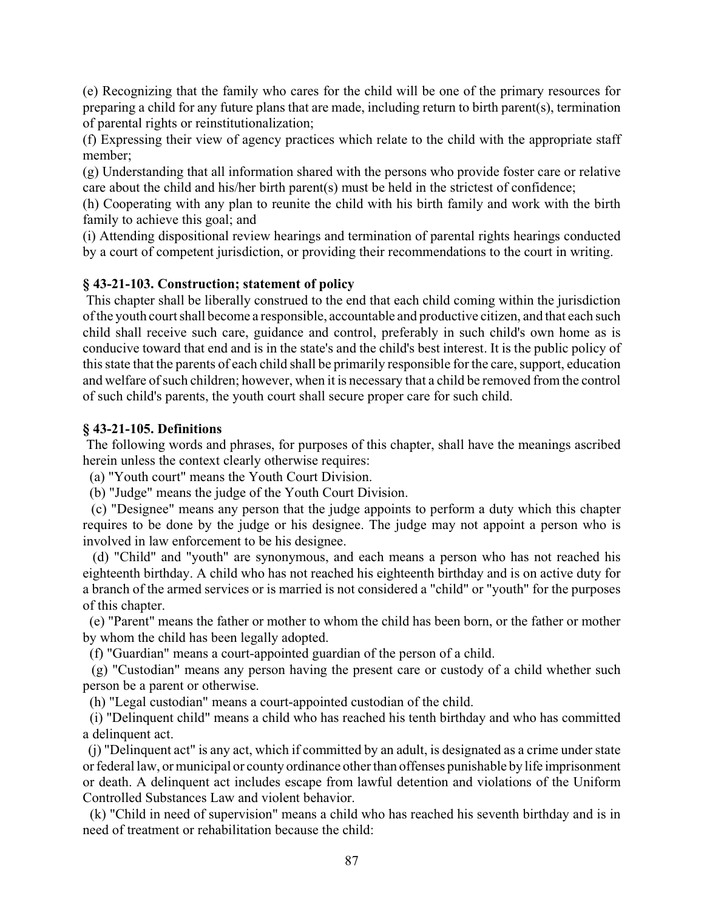(e) Recognizing that the family who cares for the child will be one of the primary resources for preparing a child for any future plans that are made, including return to birth parent(s), termination of parental rights or reinstitutionalization;

(f) Expressing their view of agency practices which relate to the child with the appropriate staff member;

(g) Understanding that all information shared with the persons who provide foster care or relative care about the child and his/her birth parent(s) must be held in the strictest of confidence;

(h) Cooperating with any plan to reunite the child with his birth family and work with the birth family to achieve this goal; and

(i) Attending dispositional review hearings and termination of parental rights hearings conducted by a court of competent jurisdiction, or providing their recommendations to the court in writing.

### § 43-21-103. Construction; statement of policy

This chapter shall be liberally construed to the end that each child coming within the jurisdiction of the youth court shall become a responsible, accountable and productive citizen, and that each such child shall receive such care, guidance and control, preferably in such child's own home as is conducive toward that end and is in the state's and the child's best interest. It is the public policy of this state that the parents of each child shall be primarily responsible for the care, support, education and welfare of such children; however, when it is necessary that a child be removed from the control of such child's parents, the youth court shall secure proper care for such child.

### § 43-21-105. Definitions

The following words and phrases, for purposes of this chapter, shall have the meanings ascribed herein unless the context clearly otherwise requires:

(a) "Youth court" means the Youth Court Division.

(b) "Judge" means the judge of the Youth Court Division.

(c) "Designee" means any person that the judge appoints to perform a duty which this chapter requires to be done by the judge or his designee. The judge may not appoint a person who is involved in law enforcement to be his designee.

(d) "Child" and "youth" are synonymous, and each means a person who has not reached his eighteenth birthday. A child who has not reached his eighteenth birthday and is on active duty for a branch of the armed services or is married is not considered a "child" or "youth" for the purposes of this chapter.

(e) "Parent" means the father or mother to whom the child has been born, or the father or mother by whom the child has been legally adopted.

(f) "Guardian" means a court-appointed guardian of the person of a child.

(g) "Custodian" means any person having the present care or custody of a child whether such person be a parent or otherwise.

(h) "Legal custodian" means a court-appointed custodian of the child.

(i) "Delinquent child" means a child who has reached his tenth birthday and who has committed a delinquent act.

(j) "Delinquent act" is any act, which if committed by an adult, is designated as a crime under state or federal law, or municipal or county ordinance other than offenses punishable by life imprisonment or death. A delinquent act includes escape from lawful detention and violations of the Uniform Controlled Substances Law and violent behavior.

(k) "Child in need of supervision" means a child who has reached his seventh birthday and is in need of treatment or rehabilitation because the child: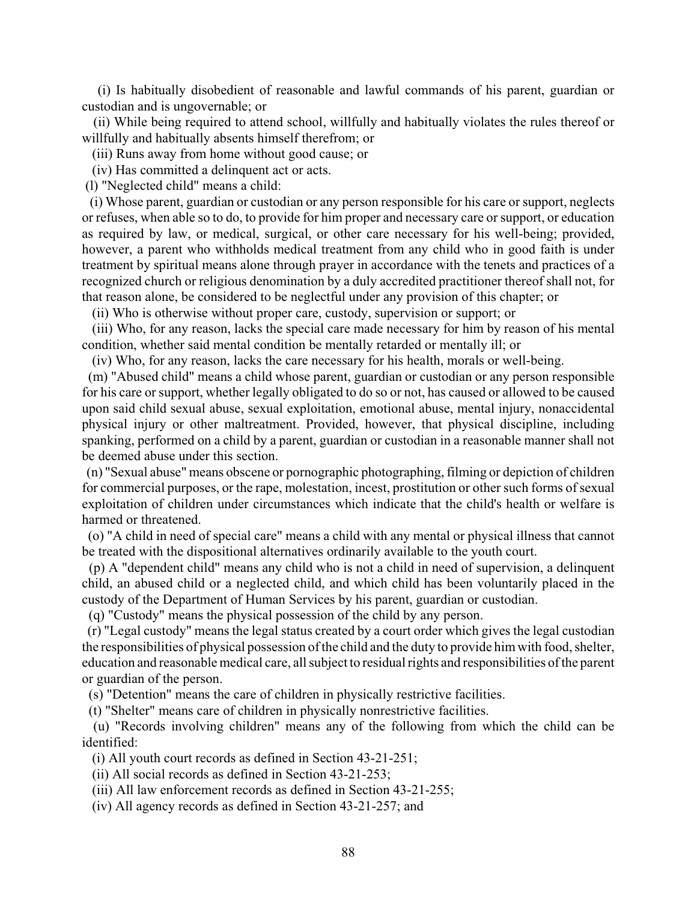(i) Is habitually disobedient of reasonable and lawful commands of his parent, guardian or custodian and is ungovernable; or

(ii) While being required to attend school, willfully and habitually violates the rules thereof or willfully and habitually absents himself therefrom; or

(iii) Runs away from home without good cause; or

(iv) Has committed a delinquent act or acts.

(l) "Neglected child" means a child:

(i) Whose parent, guardian or custodian or any person responsible for his care or support, neglects or refuses, when able so to do, to provide for him proper and necessary care or support, or education as required by law, or medical, surgical, or other care necessary for his well-being; provided, however, a parent who withholds medical treatment from any child who in good faith is under treatment by spiritual means alone through prayer in accordance with the tenets and practices of a recognized church or religious denomination by a duly accredited practitioner thereof shall not, for that reason alone, be considered to be neglectful under any provision of this chapter; or

(ii) Who is otherwise without proper care, custody, supervision or support; or

(iii) Who, for any reason, lacks the special care made necessary for him by reason of his mental condition, whether said mental condition be mentally retarded or mentally ill; or

(iv) Who, for any reason, lacks the care necessary for his health, morals or well-being.

(m) "Abused child" means a child whose parent, guardian or custodian or any person responsible for his care or support, whether legally obligated to do so or not, has caused or allowed to be caused upon said child sexual abuse, sexual exploitation, emotional abuse, mental injury, nonaccidental physical injury or other maltreatment. Provided, however, that physical discipline, including spanking, performed on a child by a parent, guardian or custodian in a reasonable manner shall not be deemed abuse under this section.

(n) "Sexual abuse" means obscene or pornographic photographing, filming or depiction of children for commercial purposes, or the rape, molestation, incest, prostitution or other such forms of sexual exploitation of children under circumstances which indicate that the child's health or welfare is harmed or threatened.

(o) "A child in need of special care" means a child with any mental or physical illness that cannot be treated with the dispositional alternatives ordinarily available to the youth court.

(p) A "dependent child" means any child who is not a child in need of supervision, a delinquent child, an abused child or a neglected child, and which child has been voluntarily placed in the custody of the Department of Human Services by his parent, guardian or custodian.

(q) "Custody" means the physical possession of the child by any person.

(r) "Legal custody" means the legal status created by a court order which gives the legal custodian the responsibilities of physical possession of the child and the duty to provide him with food, shelter, education and reasonable medical care, all subject to residual rights and responsibilities of the parent or guardian of the person.

(s) "Detention" means the care of children in physically restrictive facilities.

(t) "Shelter" means care of children in physically nonrestrictive facilities.

(u) "Records involving children" means any of the following from which the child can be identified:

(i) All youth court records as defined in Section 43-21-251;

(ii) All social records as defined in Section 43-21-253;

(iii) All law enforcement records as defined in Section 43-21-255;

(iv) All agency records as defined in Section 43-21-257; and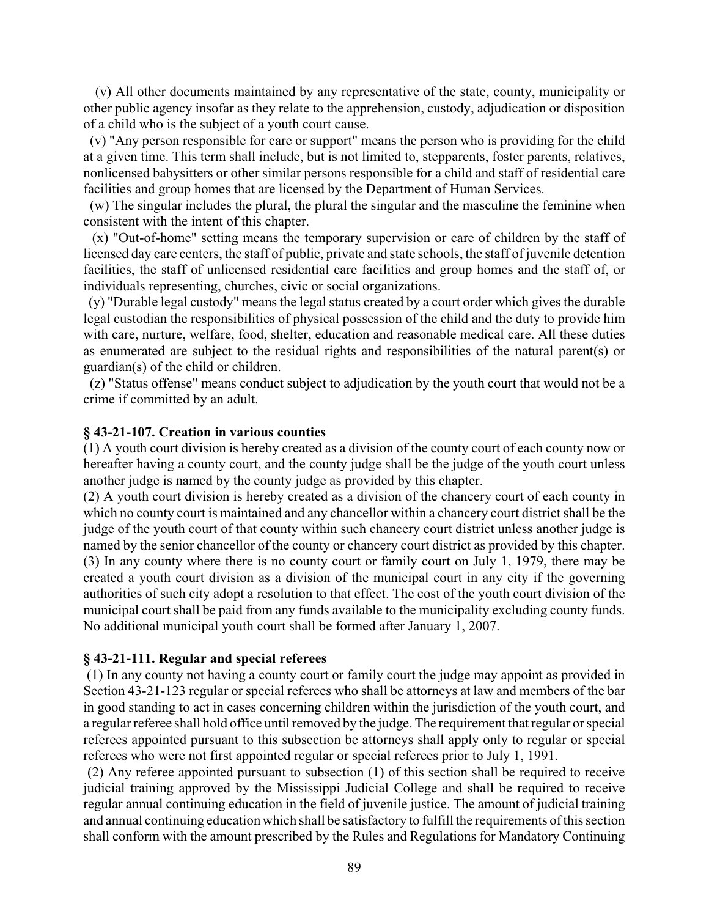(v) All other documents maintained by any representative of the state, county, municipality or other public agency insofar as they relate to the apprehension, custody, adjudication or disposition of a child who is the subject of a youth court cause.

(v) "Any person responsible for care or support" means the person who is providing for the child at a given time. This term shall include, but is not limited to, stepparents, foster parents, relatives, nonlicensed babysitters or other similar persons responsible for a child and staff of residential care facilities and group homes that are licensed by the Department of Human Services.

(w) The singular includes the plural, the plural the singular and the masculine the feminine when consistent with the intent of this chapter.

(x) "Out-of-home" setting means the temporary supervision or care of children by the staff of licensed day care centers, the staff of public, private and state schools, the staff of juvenile detention facilities, the staff of unlicensed residential care facilities and group homes and the staff of, or individuals representing, churches, civic or social organizations.

(y) "Durable legal custody" means the legal status created by a court order which gives the durable legal custodian the responsibilities of physical possession of the child and the duty to provide him with care, nurture, welfare, food, shelter, education and reasonable medical care. All these duties as enumerated are subject to the residual rights and responsibilities of the natural parent(s) or guardian(s) of the child or children.

(z) "Status offense" means conduct subject to adjudication by the youth court that would not be a crime if committed by an adult.

**§ 43-21-107. Creation in various counties**

(1) A youth court division is hereby created as a division of the county court of each county now or hereafter having a county court, and the county judge shall be the judge of the youth court unless another judge is named by the county judge as provided by this chapter.

(2) A youth court division is hereby created as a division of the chancery court of each county in which no county court is maintained and any chancellor within a chancery court district shall be the judge of the youth court of that county within such chancery court district unless another judge is named by the senior chancellor of the county or chancery court district as provided by this chapter.

(3) In any county where there is no county court or family court on July 1, 1979, there may be created a youth court division as a division of the municipal court in any city if the governing authorities of such city adopt a resolution to that effect. The cost of the youth court division of the municipal court shall be paid from any funds available to the municipality excluding county funds. No additional municipal youth court shall be formed after January 1, 2007.

**§ 43-21-111. Regular and special referees**

(1) In any county not having a county court or family court the judge may appoint as provided in Section 43-21-123 regular or special referees who shall be attorneys at law and members of the bar in good standing to act in cases concerning children within the jurisdiction of the youth court, and a regular referee shall hold office until removed by the judge. The requirement that regular or special referees appointed pursuant to this subsection be attorneys shall apply only to regular or special referees who were not first appointed regular or special referees prior to July 1, 1991.

(2) Any referee appointed pursuant to subsection (1) of this section shall be required to receive judicial training approved by the Mississippi Judicial College and shall be required to receive regular annual continuing education in the field of juvenile justice. The amount of judicial training and annual continuing education which shall be satisfactory to fulfill the requirements of this section shall conform with the amount prescribed by the Rules and Regulations for Mandatory Continuing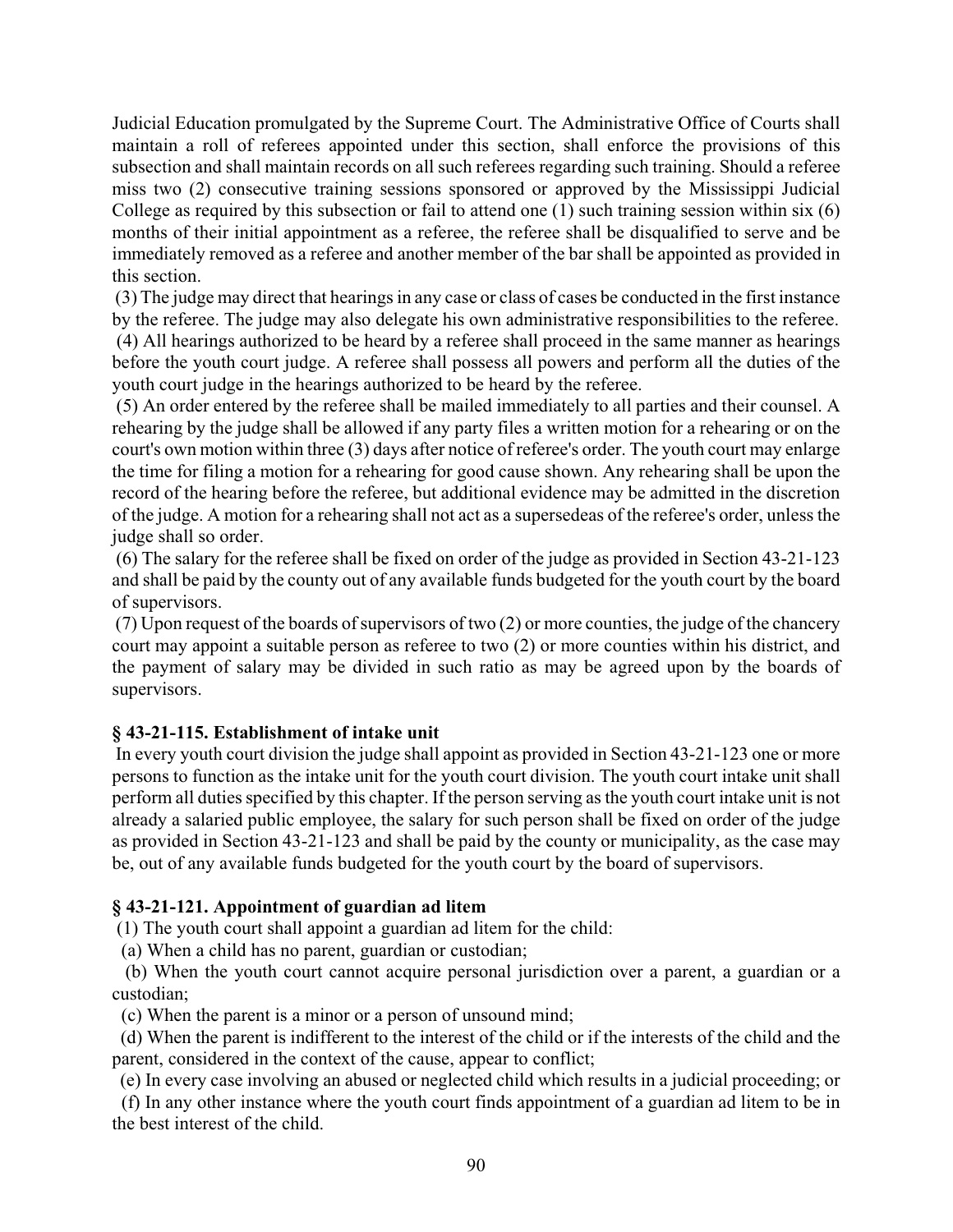Judicial Education promulgated by the Supreme Court. The Administrative Office of Courts shall maintain a roll of referees appointed under this section, shall enforce the provisions of this subsection and shall maintain records on all such referees regarding such training. Should a referee miss two (2) consecutive training sessions sponsored or approved by the Mississippi Judicial College as required by this subsection or fail to attend one (1) such training session within six (6) months of their initial appointment as a referee, the referee shall be disqualified to serve and be immediately removed as a referee and another member of the bar shall be appointed as provided in this section.

(3) The judge may direct that hearings in any case or class of cases be conducted in the first instance by the referee. The judge may also delegate his own administrative responsibilities to the referee.

(4) All hearings authorized to be heard by a referee shall proceed in the same manner as hearings before the youth court judge. A referee shall possess all powers and perform all the duties of the youth court judge in the hearings authorized to be heard by the referee.

(5) An order entered by the referee shall be mailed immediately to all parties and their counsel. A rehearing by the judge shall be allowed if any party files a written motion for a rehearing or on the court's own motion within three (3) days after notice of referee's order. The youth court may enlarge the time for filing a motion for a rehearing for good cause shown. Any rehearing shall be upon the record of the hearing before the referee, but additional evidence may be admitted in the discretion of the judge. A motion for a rehearing shall not act as a supersedeas of the referee's order, unless the judge shall so order.

(6) The salary for the referee shall be fixed on order of the judge as provided in Section 43-21-123 and shall be paid by the county out of any available funds budgeted for the youth court by the board of supervisors.

(7) Upon request of the boards of supervisors of two (2) or more counties, the judge of the chancery court may appoint a suitable person as referee to two (2) or more counties within his district, and the payment of salary may be divided in such ratio as may be agreed upon by the boards of supervisors.

### § 43-21-115. Establishment of intake unit

In every youth court division the judge shall appoint as provided in Section 43-21-123 one or more persons to function as the intake unit for the youth court division. The youth court intake unit shall perform all duties specified by this chapter. If the person serving as the youth court intake unit is not already a salaried public employee, the salary for such person shall be fixed on order of the judge as provided in Section 43-21-123 and shall be paid by the county or municipality, as the case may be, out of any available funds budgeted for the youth court by the board of supervisors.

### § 43-21-121. Appointment of guardian ad litem

(1) The youth court shall appoint a guardian ad litem for the child:

(a) When a child has no parent, guardian or custodian;

(b) When the youth court cannot acquire personal jurisdiction over a parent, a guardian or a custodian;

(c) When the parent is a minor or a person of unsound mind;

(d) When the parent is indifferent to the interest of the child or if the interests of the child and the parent, considered in the context of the cause, appear to conflict;

(e) In every case involving an abused or neglected child which results in a judicial proceeding; or

(f) In any other instance where the youth court finds appointment of a guardian ad litem to be in the best interest of the child.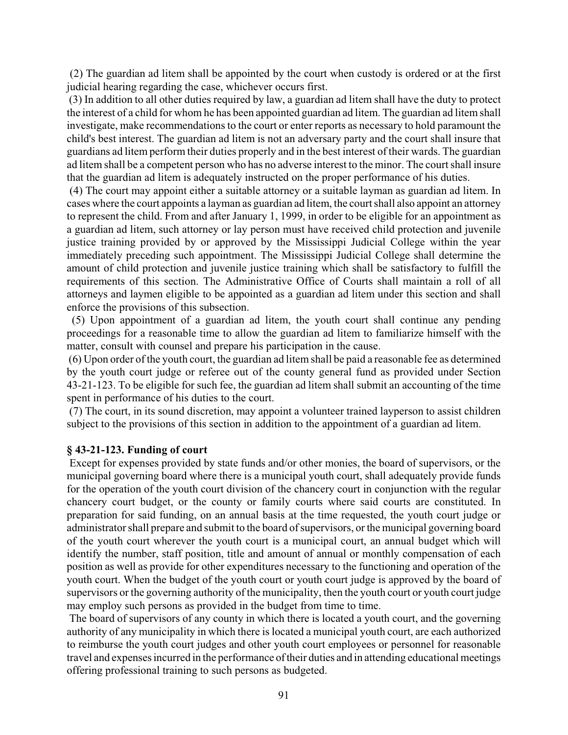(2) The guardian ad litem shall be appointed by the court when custody is ordered or at the first judicial hearing regarding the case, whichever occurs first.

(3) In addition to all other duties required by law, a guardian ad litem shall have the duty to protect the interest of a child for whom he has been appointed guardian ad litem. The guardian ad litem shall investigate, make recommendations to the court or enter reports as necessary to hold paramount the child's best interest. The guardian ad litem is not an adversary party and the court shall insure that guardians ad litem perform their duties properly and in the best interest of their wards. The guardian ad litem shall be a competent person who has no adverse interest to the minor. The court shall insure that the guardian ad litem is adequately instructed on the proper performance of his duties.

(4) The court may appoint either a suitable attorney or a suitable layman as guardian ad litem. In cases where the court appoints a layman as guardian ad litem, the court shall also appoint an attorney to represent the child. From and after January 1, 1999, in order to be eligible for an appointment as a guardian ad litem, such attorney or lay person must have received child protection and juvenile justice training provided by or approved by the Mississippi Judicial College within the year immediately preceding such appointment. The Mississippi Judicial College shall determine the amount of child protection and juvenile justice training which shall be satisfactory to fulfill the requirements of this section. The Administrative Office of Courts shall maintain a roll of all attorneys and laymen eligible to be appointed as a guardian ad litem under this section and shall enforce the provisions of this subsection.

(5) Upon appointment of a guardian ad litem, the youth court shall continue any pending proceedings for a reasonable time to allow the guardian ad litem to familiarize himself with the matter, consult with counsel and prepare his participation in the cause.

(6) Upon order of the youth court, the guardian ad litem shall be paid a reasonable fee as determined by the youth court judge or referee out of the county general fund as provided under Section 43-21-123. To be eligible for such fee, the guardian ad litem shall submit an accounting of the time spent in performance of his duties to the court.

(7) The court, in its sound discretion, may appoint a volunteer trained layperson to assist children subject to the provisions of this section in addition to the appointment of a guardian ad litem.

**§ 43-21-123. Funding of court**

Except for expenses provided by state funds and/or other monies, the board of supervisors, or the municipal governing board where there is a municipal youth court, shall adequately provide funds for the operation of the youth court division of the chancery court in conjunction with the regular chancery court budget, or the county or family courts where said courts are constituted. In preparation for said funding, on an annual basis at the time requested, the youth court judge or administrator shall prepare and submit to the board of supervisors, or the municipal governing board of the youth court wherever the youth court is a municipal court, an annual budget which will identify the number, staff position, title and amount of annual or monthly compensation of each position as well as provide for other expenditures necessary to the functioning and operation of the youth court. When the budget of the youth court or youth court judge is approved by the board of supervisors or the governing authority of the municipality, then the youth court or youth court judge may employ such persons as provided in the budget from time to time.

The board of supervisors of any county in which there is located a youth court, and the governing authority of any municipality in which there is located a municipal youth court, are each authorized to reimburse the youth court judges and other youth court employees or personnel for reasonable travel and expenses incurred in the performance of their duties and in attending educational meetings offering professional training to such persons as budgeted.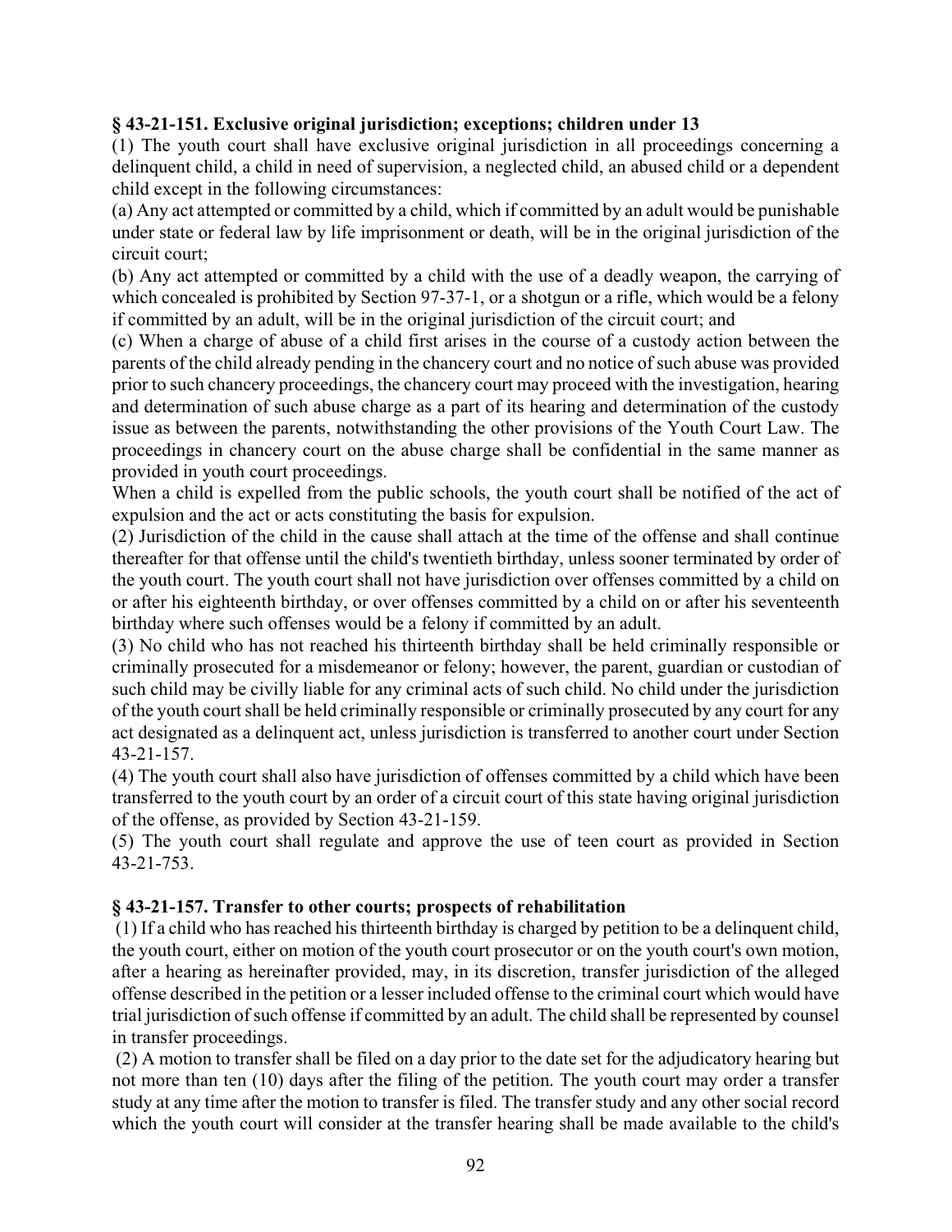**§ 43-21-151. Exclusive original jurisdiction; exceptions; children under 13**

(1) The youth court shall have exclusive original jurisdiction in all proceedings concerning a delinquent child, a child in need of supervision, a neglected child, an abused child or a dependent child except in the following circumstances:

(a) Any act attempted or committed by a child, which if committed by an adult would be punishable under state or federal law by life imprisonment or death, will be in the original jurisdiction of the circuit court;

(b) Any act attempted or committed by a child with the use of a deadly weapon, the carrying of which concealed is prohibited by Section 97-37-1, or a shotgun or a rifle, which would be a felony if committed by an adult, will be in the original jurisdiction of the circuit court; and

(c) When a charge of abuse of a child first arises in the course of a custody action between the parents of the child already pending in the chancery court and no notice of such abuse was provided prior to such chancery proceedings, the chancery court may proceed with the investigation, hearing and determination of such abuse charge as a part of its hearing and determination of the custody issue as between the parents, notwithstanding the other provisions of the Youth Court Law. The proceedings in chancery court on the abuse charge shall be confidential in the same manner as provided in youth court proceedings.

When a child is expelled from the public schools, the youth court shall be notified of the act of expulsion and the act or acts constituting the basis for expulsion.

(2) Jurisdiction of the child in the cause shall attach at the time of the offense and shall continue thereafter for that offense until the child's twentieth birthday, unless sooner terminated by order of the youth court. The youth court shall not have jurisdiction over offenses committed by a child on or after his eighteenth birthday, or over offenses committed by a child on or after his seventeenth birthday where such offenses would be a felony if committed by an adult.

(3) No child who has not reached his thirteenth birthday shall be held criminally responsible or criminally prosecuted for a misdemeanor or felony; however, the parent, guardian or custodian of such child may be civilly liable for any criminal acts of such child. No child under the jurisdiction of the youth court shall be held criminally responsible or criminally prosecuted by any court for any act designated as a delinquent act, unless jurisdiction is transferred to another court under Section 43-21-157.

(4) The youth court shall also have jurisdiction of offenses committed by a child which have been transferred to the youth court by an order of a circuit court of this state having original jurisdiction of the offense, as provided by Section 43-21-159.

(5) The youth court shall regulate and approve the use of teen court as provided in Section 43-21-753.

**§ 43-21-157. Transfer to other courts; prospects of rehabilitation**

(1) If a child who has reached his thirteenth birthday is charged by petition to be a delinquent child, the youth court, either on motion of the youth court prosecutor or on the youth court's own motion, after a hearing as hereinafter provided, may, in its discretion, transfer jurisdiction of the alleged offense described in the petition or a lesser included offense to the criminal court which would have trial jurisdiction of such offense if committed by an adult. The child shall be represented by counsel in transfer proceedings.

(2) A motion to transfer shall be filed on a day prior to the date set for the adjudicatory hearing but not more than ten (10) days after the filing of the petition. The youth court may order a transfer study at any time after the motion to transfer is filed. The transfer study and any other social record which the youth court will consider at the transfer hearing shall be made available to the child's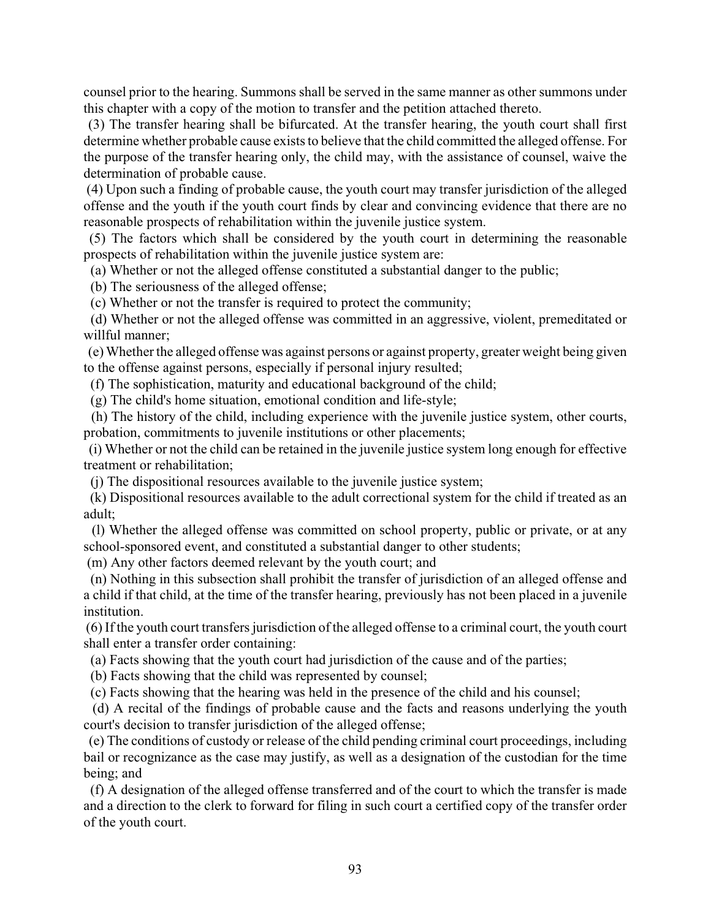counsel prior to the hearing. Summons shall be served in the same manner as other summons under this chapter with a copy of the motion to transfer and the petition attached thereto.

(3) The transfer hearing shall be bifurcated. At the transfer hearing, the youth court shall first determine whether probable cause exists to believe that the child committed the alleged offense. For the purpose of the transfer hearing only, the child may, with the assistance of counsel, waive the determination of probable cause.

(4) Upon such a finding of probable cause, the youth court may transfer jurisdiction of the alleged offense and the youth if the youth court finds by clear and convincing evidence that there are no reasonable prospects of rehabilitation within the juvenile justice system.

(5) The factors which shall be considered by the youth court in determining the reasonable prospects of rehabilitation within the juvenile justice system are:

(a) Whether or not the alleged offense constituted a substantial danger to the public;

(b) The seriousness of the alleged offense;

(c) Whether or not the transfer is required to protect the community;

(d) Whether or not the alleged offense was committed in an aggressive, violent, premeditated or willful manner;

(e) Whether the alleged offense was against persons or against property, greater weight being given to the offense against persons, especially if personal injury resulted;

(f) The sophistication, maturity and educational background of the child;

(g) The child's home situation, emotional condition and life-style;

(h) The history of the child, including experience with the juvenile justice system, other courts, probation, commitments to juvenile institutions or other placements;

(i) Whether or not the child can be retained in the juvenile justice system long enough for effective treatment or rehabilitation;

(j) The dispositional resources available to the juvenile justice system;

(k) Dispositional resources available to the adult correctional system for the child if treated as an adult;

(l) Whether the alleged offense was committed on school property, public or private, or at any school-sponsored event, and constituted a substantial danger to other students;

(m) Any other factors deemed relevant by the youth court; and

(n) Nothing in this subsection shall prohibit the transfer of jurisdiction of an alleged offense and a child if that child, at the time of the transfer hearing, previously has not been placed in a juvenile institution.

(6) If the youth court transfers jurisdiction of the alleged offense to a criminal court, the youth court shall enter a transfer order containing:

(a) Facts showing that the youth court had jurisdiction of the cause and of the parties;

(b) Facts showing that the child was represented by counsel;

(c) Facts showing that the hearing was held in the presence of the child and his counsel;

(d) A recital of the findings of probable cause and the facts and reasons underlying the youth court's decision to transfer jurisdiction of the alleged offense;

(e) The conditions of custody or release of the child pending criminal court proceedings, including bail or recognizance as the case may justify, as well as a designation of the custodian for the time being; and

(f) A designation of the alleged offense transferred and of the court to which the transfer is made and a direction to the clerk to forward for filing in such court a certified copy of the transfer order of the youth court.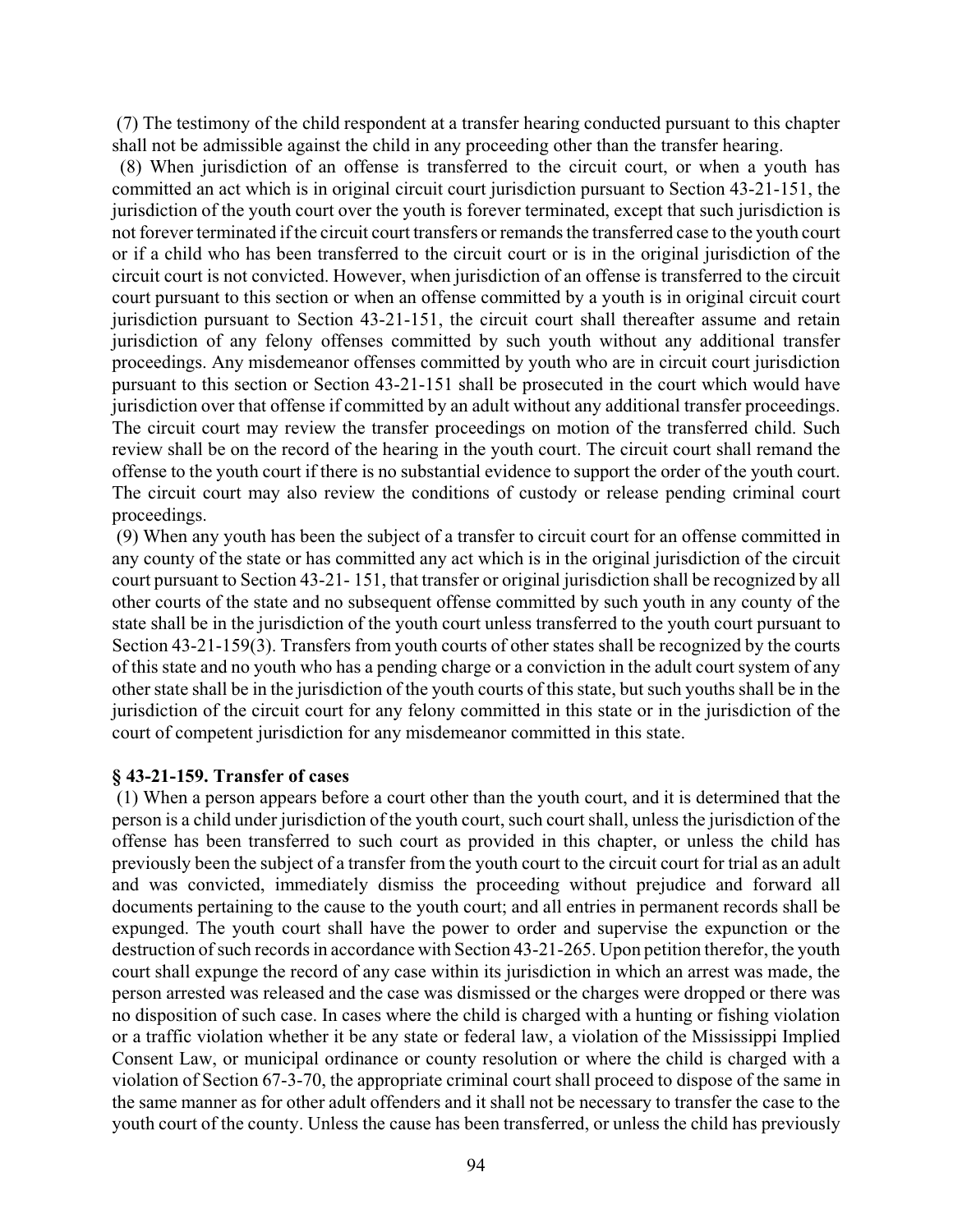(7) The testimony of the child respondent at a transfer hearing conducted pursuant to this chapter shall not be admissible against the child in any proceeding other than the transfer hearing.

(8) When jurisdiction of an offense is transferred to the circuit court, or when a youth has committed an act which is in original circuit court jurisdiction pursuant to Section 43-21-151, the jurisdiction of the youth court over the youth is forever terminated, except that such jurisdiction is not forever terminated if the circuit court transfers or remands the transferred case to the youth court or if a child who has been transferred to the circuit court or is in the original jurisdiction of the circuit court is not convicted. However, when jurisdiction of an offense is transferred to the circuit court pursuant to this section or when an offense committed by a youth is in original circuit court jurisdiction pursuant to Section 43-21-151, the circuit court shall thereafter assume and retain jurisdiction of any felony offenses committed by such youth without any additional transfer proceedings. Any misdemeanor offenses committed by youth who are in circuit court jurisdiction pursuant to this section or Section 43-21-151 shall be prosecuted in the court which would have jurisdiction over that offense if committed by an adult without any additional transfer proceedings. The circuit court may review the transfer proceedings on motion of the transferred child. Such review shall be on the record of the hearing in the youth court. The circuit court shall remand the offense to the youth court if there is no substantial evidence to support the order of the youth court. The circuit court may also review the conditions of custody or release pending criminal court proceedings.

(9) When any youth has been the subject of a transfer to circuit court for an offense committed in any county of the state or has committed any act which is in the original jurisdiction of the circuit court pursuant to Section 43-21- 151, that transfer or original jurisdiction shall be recognized by all other courts of the state and no subsequent offense committed by such youth in any county of the state shall be in the jurisdiction of the youth court unless transferred to the youth court pursuant to Section 43-21-159(3). Transfers from youth courts of other states shall be recognized by the courts of this state and no youth who has a pending charge or a conviction in the adult court system of any other state shall be in the jurisdiction of the youth courts of this state, but such youths shall be in the jurisdiction of the circuit court for any felony committed in this state or in the jurisdiction of the court of competent jurisdiction for any misdemeanor committed in this state.

### § 43-21-159. Transfer of cases

(1) When a person appears before a court other than the youth court, and it is determined that the person is a child under jurisdiction of the youth court, such court shall, unless the jurisdiction of the offense has been transferred to such court as provided in this chapter, or unless the child has previously been the subject of a transfer from the youth court to the circuit court for trial as an adult and was convicted, immediately dismiss the proceeding without prejudice and forward all documents pertaining to the cause to the youth court; and all entries in permanent records shall be expunged. The youth court shall have the power to order and supervise the expunction or the destruction of such records in accordance with Section 43-21-265. Upon petition therefor, the youth court shall expunge the record of any case within its jurisdiction in which an arrest was made, the person arrested was released and the case was dismissed or the charges were dropped or there was no disposition of such case. In cases where the child is charged with a hunting or fishing violation or a traffic violation whether it be any state or federal law, a violation of the Mississippi Implied Consent Law, or municipal ordinance or county resolution or where the child is charged with a violation of Section 67-3-70, the appropriate criminal court shall proceed to dispose of the same in the same manner as for other adult offenders and it shall not be necessary to transfer the case to the youth court of the county. Unless the cause has been transferred, or unless the child has previously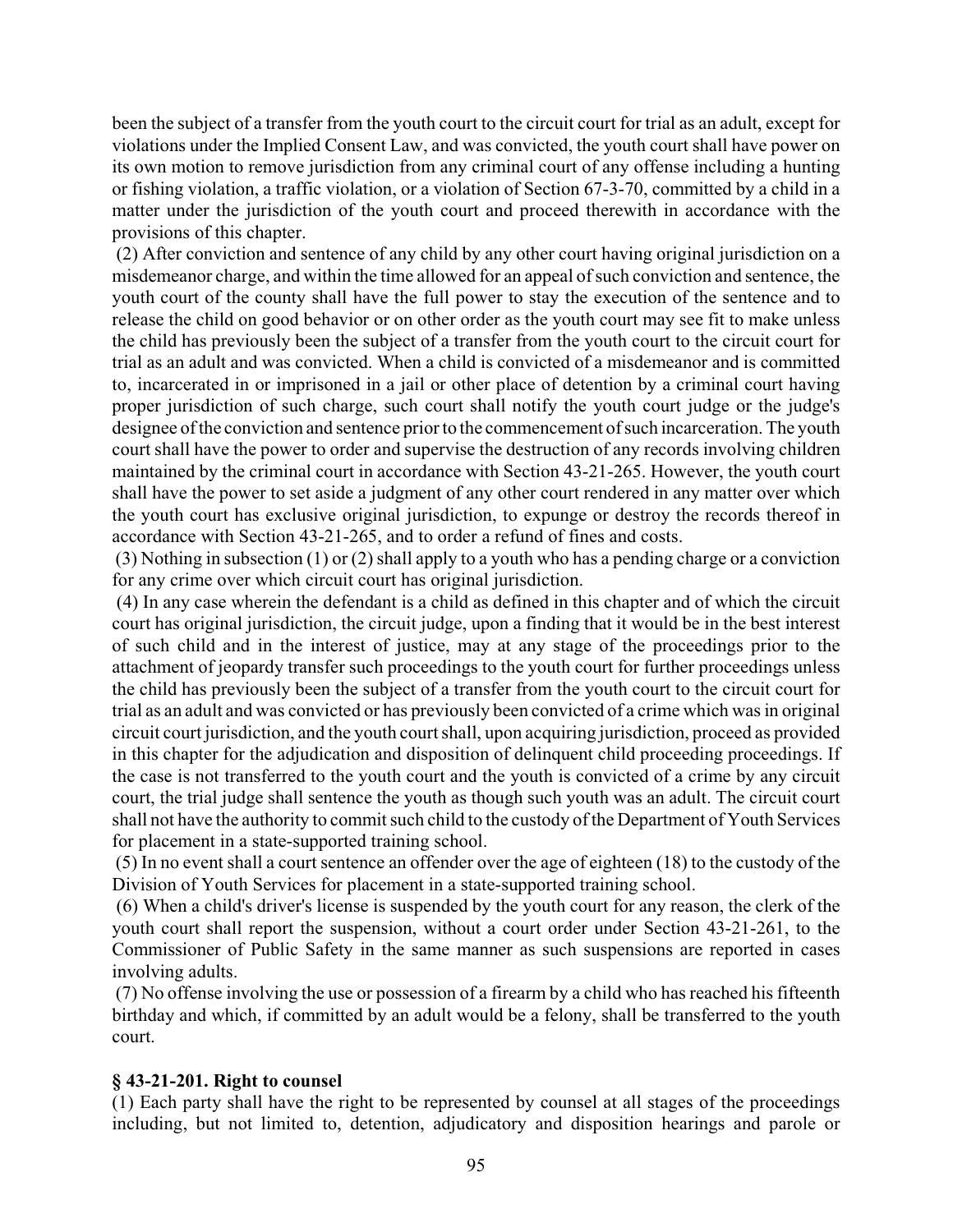been the subject of a transfer from the youth court to the circuit court for trial as an adult, except for violations under the Implied Consent Law, and was convicted, the youth court shall have power on its own motion to remove jurisdiction from any criminal court of any offense including a hunting or fishing violation, a traffic violation, or a violation of Section 67-3-70, committed by a child in a matter under the jurisdiction of the youth court and proceed therewith in accordance with the provisions of this chapter.

(2) After conviction and sentence of any child by any other court having original jurisdiction on a misdemeanor charge, and within the time allowed for an appeal of such conviction and sentence, the youth court of the county shall have the full power to stay the execution of the sentence and to release the child on good behavior or on other order as the youth court may see fit to make unless the child has previously been the subject of a transfer from the youth court to the circuit court for trial as an adult and was convicted. When a child is convicted of a misdemeanor and is committed to, incarcerated in or imprisoned in a jail or other place of detention by a criminal court having proper jurisdiction of such charge, such court shall notify the youth court judge or the judge's designee of the conviction and sentence prior to the commencement of such incarceration. The youth court shall have the power to order and supervise the destruction of any records involving children maintained by the criminal court in accordance with Section 43-21-265. However, the youth court shall have the power to set aside a judgment of any other court rendered in any matter over which the youth court has exclusive original jurisdiction, to expunge or destroy the records thereof in accordance with Section 43-21-265, and to order a refund of fines and costs.

(3) Nothing in subsection (1) or (2) shall apply to a youth who has a pending charge or a conviction for any crime over which circuit court has original jurisdiction.

(4) In any case wherein the defendant is a child as defined in this chapter and of which the circuit court has original jurisdiction, the circuit judge, upon a finding that it would be in the best interest of such child and in the interest of justice, may at any stage of the proceedings prior to the attachment of jeopardy transfer such proceedings to the youth court for further proceedings unless the child has previously been the subject of a transfer from the youth court to the circuit court for trial as an adult and was convicted or has previously been convicted of a crime which was in original circuit court jurisdiction, and the youth court shall, upon acquiring jurisdiction, proceed as provided in this chapter for the adjudication and disposition of delinquent child proceeding proceedings. If the case is not transferred to the youth court and the youth is convicted of a crime by any circuit court, the trial judge shall sentence the youth as though such youth was an adult. The circuit court shall not have the authority to commit such child to the custody of the Department of Youth Services for placement in a state-supported training school.

(5) In no event shall a court sentence an offender over the age of eighteen (18) to the custody of the Division of Youth Services for placement in a state-supported training school.

(6) When a child's driver's license is suspended by the youth court for any reason, the clerk of the youth court shall report the suspension, without a court order under Section 43-21-261, to the Commissioner of Public Safety in the same manner as such suspensions are reported in cases involving adults.

(7) No offense involving the use or possession of a firearm by a child who has reached his fifteenth birthday and which, if committed by an adult would be a felony, shall be transferred to the youth court.

### § 43-21-201. Right to counsel

(1) Each party shall have the right to be represented by counsel at all stages of the proceedings including, but not limited to, detention, adjudicatory and disposition hearings and parole or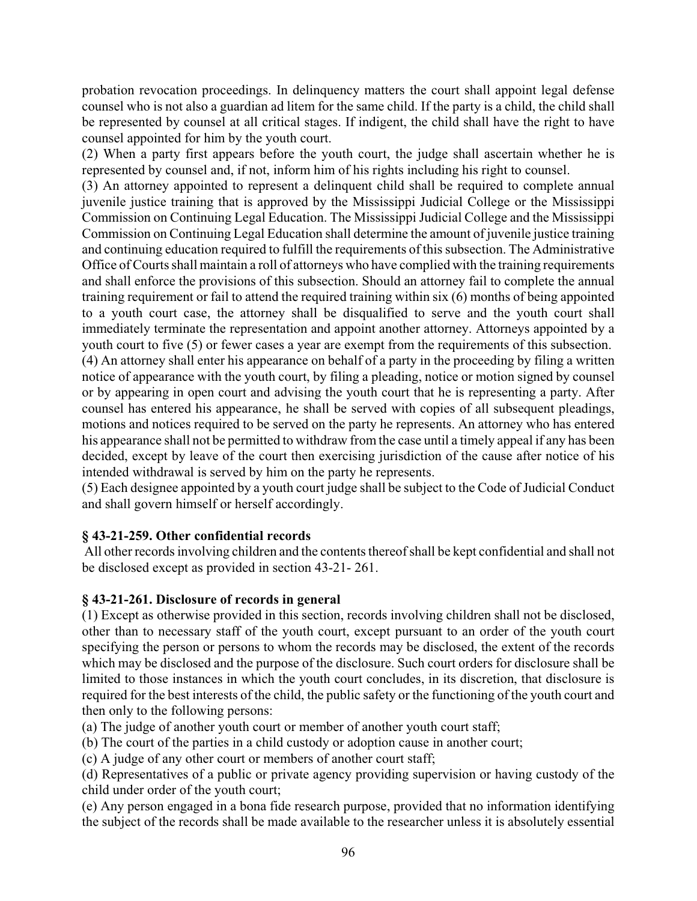probation revocation proceedings. In delinquency matters the court shall appoint legal defense counsel who is not also a guardian ad litem for the same child. If the party is a child, the child shall be represented by counsel at all critical stages. If indigent, the child shall have the right to have counsel appointed for him by the youth court.

(2) When a party first appears before the youth court, the judge shall ascertain whether he is represented by counsel and, if not, inform him of his rights including his right to counsel.

(3) An attorney appointed to represent a delinquent child shall be required to complete annual juvenile justice training that is approved by the Mississippi Judicial College or the Mississippi Commission on Continuing Legal Education. The Mississippi Judicial College and the Mississippi Commission on Continuing Legal Education shall determine the amount of juvenile justice training and continuing education required to fulfill the requirements of this subsection. The Administrative Office of Courts shall maintain a roll of attorneys who have complied with the training requirements and shall enforce the provisions of this subsection. Should an attorney fail to complete the annual training requirement or fail to attend the required training within six (6) months of being appointed to a youth court case, the attorney shall be disqualified to serve and the youth court shall immediately terminate the representation and appoint another attorney. Attorneys appointed by a youth court to five (5) or fewer cases a year are exempt from the requirements of this subsection.

(4) An attorney shall enter his appearance on behalf of a party in the proceeding by filing a written notice of appearance with the youth court, by filing a pleading, notice or motion signed by counsel or by appearing in open court and advising the youth court that he is representing a party. After counsel has entered his appearance, he shall be served with copies of all subsequent pleadings, motions and notices required to be served on the party he represents. An attorney who has entered his appearance shall not be permitted to withdraw from the case until a timely appeal if any has been decided, except by leave of the court then exercising jurisdiction of the cause after notice of his intended withdrawal is served by him on the party he represents.

(5) Each designee appointed by a youth court judge shall be subject to the Code of Judicial Conduct and shall govern himself or herself accordingly.

### § 43-21-259. Other confidential records

All other records involving children and the contents thereof shall be kept confidential and shall not be disclosed except as provided in section 43-21- 261.

### § 43-21-261. Disclosure of records in general

(1) Except as otherwise provided in this section, records involving children shall not be disclosed, other than to necessary staff of the youth court, except pursuant to an order of the youth court specifying the person or persons to whom the records may be disclosed, the extent of the records which may be disclosed and the purpose of the disclosure. Such court orders for disclosure shall be limited to those instances in which the youth court concludes, in its discretion, that disclosure is required for the best interests of the child, the public safety or the functioning of the youth court and then only to the following persons:

(a) The judge of another youth court or member of another youth court staff;

(b) The court of the parties in a child custody or adoption cause in another court;

(c) A judge of any other court or members of another court staff;

(d) Representatives of a public or private agency providing supervision or having custody of the child under order of the youth court;

(e) Any person engaged in a bona fide research purpose, provided that no information identifying the subject of the records shall be made available to the researcher unless it is absolutely essential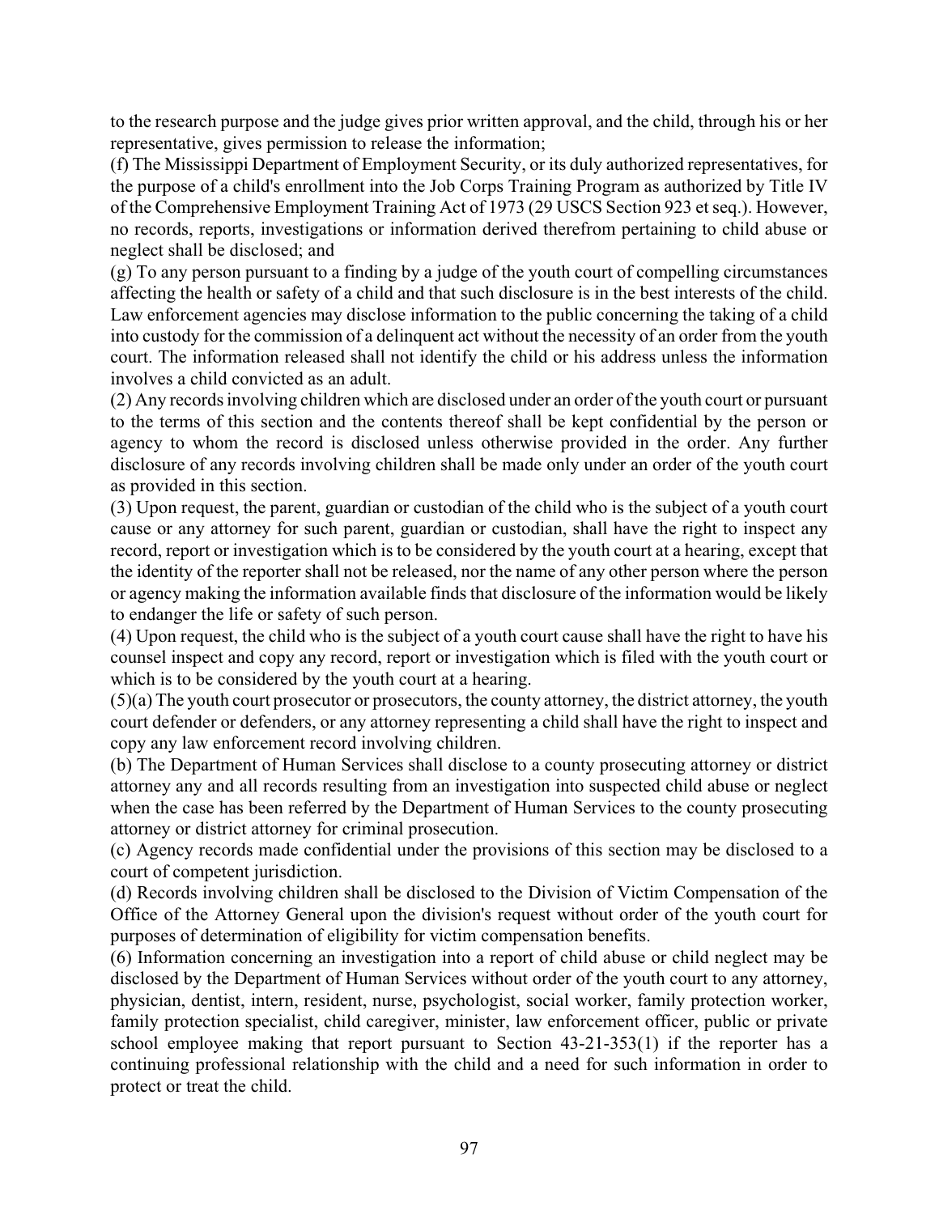to the research purpose and the judge gives prior written approval, and the child, through his or her representative, gives permission to release the information;

(f) The Mississippi Department of Employment Security, or its duly authorized representatives, for the purpose of a child's enrollment into the Job Corps Training Program as authorized by Title IV of the Comprehensive Employment Training Act of 1973 (29 USCS Section 923 et seq.). However, no records, reports, investigations or information derived therefrom pertaining to child abuse or neglect shall be disclosed; and

(g) To any person pursuant to a finding by a judge of the youth court of compelling circumstances affecting the health or safety of a child and that such disclosure is in the best interests of the child. Law enforcement agencies may disclose information to the public concerning the taking of a child into custody for the commission of a delinquent act without the necessity of an order from the youth court. The information released shall not identify the child or his address unless the information involves a child convicted as an adult.

(2) Any records involving children which are disclosed under an order of the youth court or pursuant to the terms of this section and the contents thereof shall be kept confidential by the person or agency to whom the record is disclosed unless otherwise provided in the order. Any further disclosure of any records involving children shall be made only under an order of the youth court as provided in this section.

(3) Upon request, the parent, guardian or custodian of the child who is the subject of a youth court cause or any attorney for such parent, guardian or custodian, shall have the right to inspect any record, report or investigation which is to be considered by the youth court at a hearing, except that the identity of the reporter shall not be released, nor the name of any other person where the person or agency making the information available finds that disclosure of the information would be likely to endanger the life or safety of such person.

(4) Upon request, the child who is the subject of a youth court cause shall have the right to have his counsel inspect and copy any record, report or investigation which is filed with the youth court or which is to be considered by the youth court at a hearing.

(5)(a) The youth court prosecutor or prosecutors, the county attorney, the district attorney, the youth court defender or defenders, or any attorney representing a child shall have the right to inspect and copy any law enforcement record involving children.

(b) The Department of Human Services shall disclose to a county prosecuting attorney or district attorney any and all records resulting from an investigation into suspected child abuse or neglect when the case has been referred by the Department of Human Services to the county prosecuting attorney or district attorney for criminal prosecution.

(c) Agency records made confidential under the provisions of this section may be disclosed to a court of competent jurisdiction.

(d) Records involving children shall be disclosed to the Division of Victim Compensation of the Office of the Attorney General upon the division's request without order of the youth court for purposes of determination of eligibility for victim compensation benefits.

(6) Information concerning an investigation into a report of child abuse or child neglect may be disclosed by the Department of Human Services without order of the youth court to any attorney, physician, dentist, intern, resident, nurse, psychologist, social worker, family protection worker, family protection specialist, child caregiver, minister, law enforcement officer, public or private school employee making that report pursuant to Section 43-21-353(1) if the reporter has a continuing professional relationship with the child and a need for such information in order to protect or treat the child.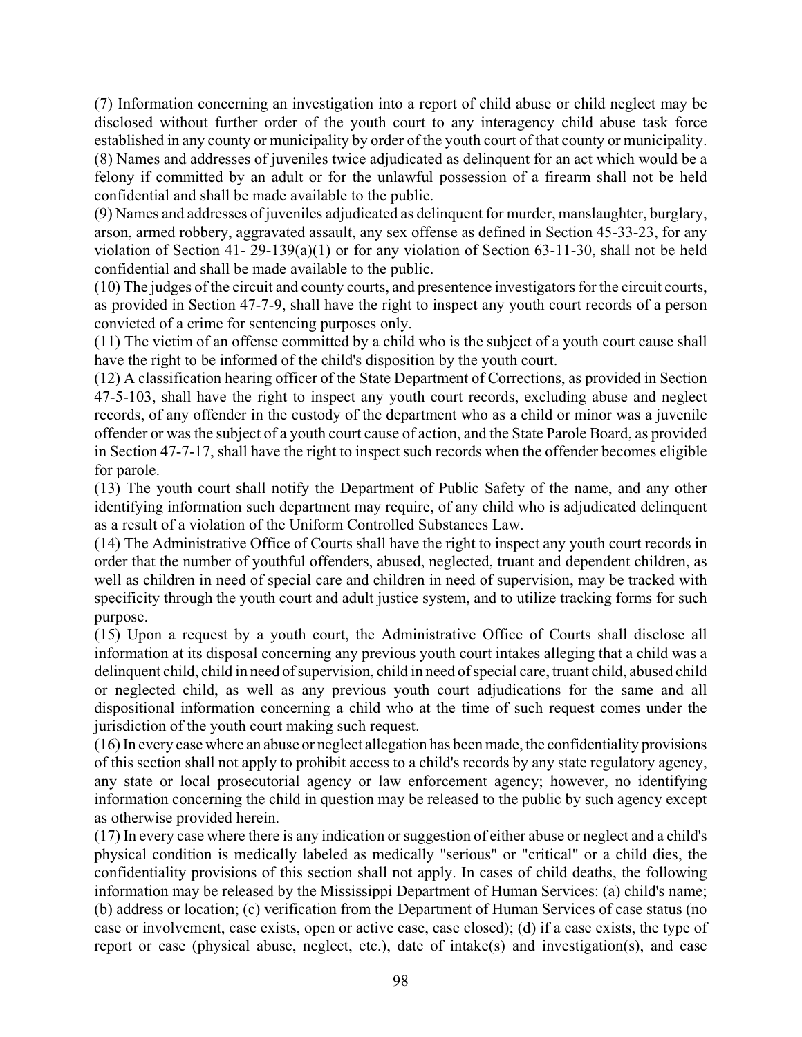(7) Information concerning an investigation into a report of child abuse or child neglect may be disclosed without further order of the youth court to any interagency child abuse task force established in any county or municipality by order of the youth court of that county or municipality.
(8) Names and addresses of juveniles twice adjudicated as delinquent for an act which would be a felony if committed by an adult or for the unlawful possession of a firearm shall not be held confidential and shall be made available to the public.
(9) Names and addresses of juveniles adjudicated as delinquent for murder, manslaughter, burglary, arson, armed robbery, aggravated assault, any sex offense as defined in Section 45-33-23, for any violation of Section 41- 29-139(a)(1) or for any violation of Section 63-11-30, shall not be held confidential and shall be made available to the public.
(10) The judges of the circuit and county courts, and presentence investigators for the circuit courts, as provided in Section 47-7-9, shall have the right to inspect any youth court records of a person convicted of a crime for sentencing purposes only.
(11) The victim of an offense committed by a child who is the subject of a youth court cause shall have the right to be informed of the child's disposition by the youth court.
(12) A classification hearing officer of the State Department of Corrections, as provided in Section 47-5-103, shall have the right to inspect any youth court records, excluding abuse and neglect records, of any offender in the custody of the department who as a child or minor was a juvenile offender or was the subject of a youth court cause of action, and the State Parole Board, as provided in Section 47-7-17, shall have the right to inspect such records when the offender becomes eligible for parole.
(13) The youth court shall notify the Department of Public Safety of the name, and any other identifying information such department may require, of any child who is adjudicated delinquent as a result of a violation of the Uniform Controlled Substances Law.
(14) The Administrative Office of Courts shall have the right to inspect any youth court records in order that the number of youthful offenders, abused, neglected, truant and dependent children, as well as children in need of special care and children in need of supervision, may be tracked with specificity through the youth court and adult justice system, and to utilize tracking forms for such purpose.
(15) Upon a request by a youth court, the Administrative Office of Courts shall disclose all information at its disposal concerning any previous youth court intakes alleging that a child was a delinquent child, child in need of supervision, child in need of special care, truant child, abused child or neglected child, as well as any previous youth court adjudications for the same and all dispositional information concerning a child who at the time of such request comes under the jurisdiction of the youth court making such request.
(16) In every case where an abuse or neglect allegation has been made, the confidentiality provisions of this section shall not apply to prohibit access to a child's records by any state regulatory agency, any state or local prosecutorial agency or law enforcement agency; however, no identifying information concerning the child in question may be released to the public by such agency except as otherwise provided herein.
(17) In every case where there is any indication or suggestion of either abuse or neglect and a child's physical condition is medically labeled as medically "serious" or "critical" or a child dies, the confidentiality provisions of this section shall not apply. In cases of child deaths, the following information may be released by the Mississippi Department of Human Services: (a) child's name; (b) address or location; (c) verification from the Department of Human Services of case status (no case or involvement, case exists, open or active case, case closed); (d) if a case exists, the type of report or case (physical abuse, neglect, etc.), date of intake(s) and investigation(s), and case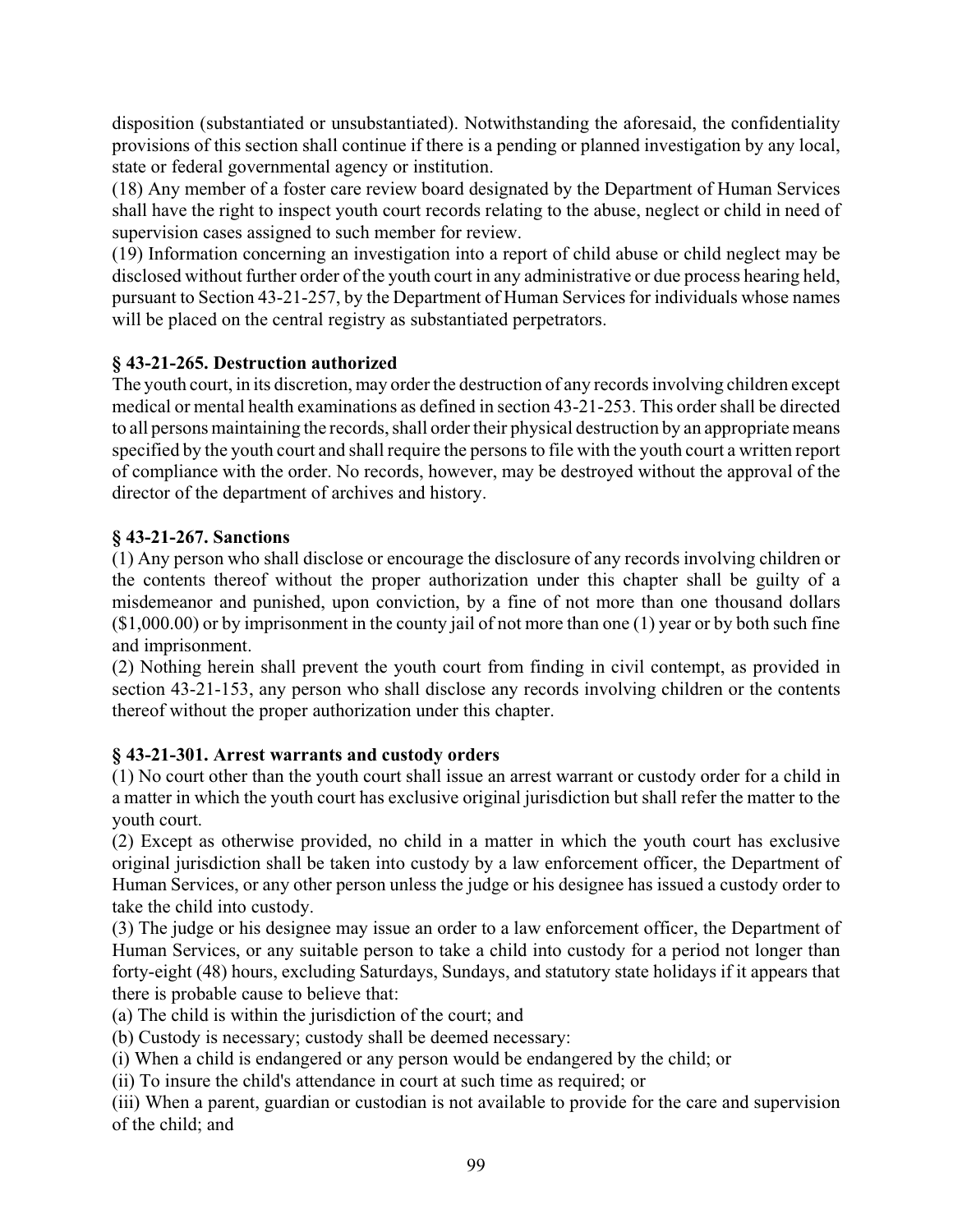disposition (substantiated or unsubstantiated). Notwithstanding the aforesaid, the confidentiality provisions of this section shall continue if there is a pending or planned investigation by any local, state or federal governmental agency or institution.

(18) Any member of a foster care review board designated by the Department of Human Services shall have the right to inspect youth court records relating to the abuse, neglect or child in need of supervision cases assigned to such member for review.

(19) Information concerning an investigation into a report of child abuse or child neglect may be disclosed without further order of the youth court in any administrative or due process hearing held, pursuant to Section 43-21-257, by the Department of Human Services for individuals whose names will be placed on the central registry as substantiated perpetrators.

**§ 43-21-265. Destruction authorized**

The youth court, in its discretion, may order the destruction of any records involving children except medical or mental health examinations as defined in section 43-21-253. This order shall be directed to all persons maintaining the records, shall order their physical destruction by an appropriate means specified by the youth court and shall require the persons to file with the youth court a written report of compliance with the order. No records, however, may be destroyed without the approval of the director of the department of archives and history.

**§ 43-21-267. Sanctions**

(1) Any person who shall disclose or encourage the disclosure of any records involving children or the contents thereof without the proper authorization under this chapter shall be guilty of a misdemeanor and punished, upon conviction, by a fine of not more than one thousand dollars ($1,000.00) or by imprisonment in the county jail of not more than one (1) year or by both such fine and imprisonment.

(2) Nothing herein shall prevent the youth court from finding in civil contempt, as provided in section 43-21-153, any person who shall disclose any records involving children or the contents thereof without the proper authorization under this chapter.

**§ 43-21-301. Arrest warrants and custody orders**

(1) No court other than the youth court shall issue an arrest warrant or custody order for a child in a matter in which the youth court has exclusive original jurisdiction but shall refer the matter to the youth court.

(2) Except as otherwise provided, no child in a matter in which the youth court has exclusive original jurisdiction shall be taken into custody by a law enforcement officer, the Department of Human Services, or any other person unless the judge or his designee has issued a custody order to take the child into custody.

(3) The judge or his designee may issue an order to a law enforcement officer, the Department of Human Services, or any suitable person to take a child into custody for a period not longer than forty-eight (48) hours, excluding Saturdays, Sundays, and statutory state holidays if it appears that there is probable cause to believe that:

(a) The child is within the jurisdiction of the court; and

(b) Custody is necessary; custody shall be deemed necessary:

(i) When a child is endangered or any person would be endangered by the child; or

(ii) To insure the child's attendance in court at such time as required; or

(iii) When a parent, guardian or custodian is not available to provide for the care and supervision of the child; and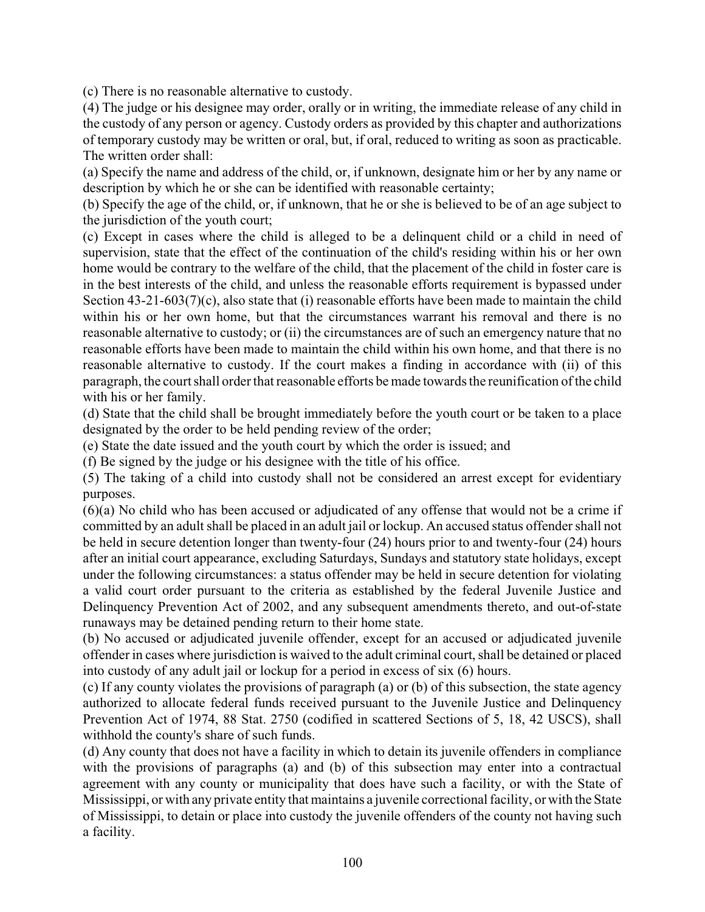(c) There is no reasonable alternative to custody.

(4) The judge or his designee may order, orally or in writing, the immediate release of any child in the custody of any person or agency. Custody orders as provided by this chapter and authorizations of temporary custody may be written or oral, but, if oral, reduced to writing as soon as practicable. The written order shall:

(a) Specify the name and address of the child, or, if unknown, designate him or her by any name or description by which he or she can be identified with reasonable certainty;

(b) Specify the age of the child, or, if unknown, that he or she is believed to be of an age subject to the jurisdiction of the youth court;

(c) Except in cases where the child is alleged to be a delinquent child or a child in need of supervision, state that the effect of the continuation of the child's residing within his or her own home would be contrary to the welfare of the child, that the placement of the child in foster care is in the best interests of the child, and unless the reasonable efforts requirement is bypassed under Section 43-21-603(7)(c), also state that (i) reasonable efforts have been made to maintain the child within his or her own home, but that the circumstances warrant his removal and there is no reasonable alternative to custody; or (ii) the circumstances are of such an emergency nature that no reasonable efforts have been made to maintain the child within his own home, and that there is no reasonable alternative to custody. If the court makes a finding in accordance with (ii) of this paragraph, the court shall order that reasonable efforts be made towards the reunification of the child with his or her family.

(d) State that the child shall be brought immediately before the youth court or be taken to a place designated by the order to be held pending review of the order;

(e) State the date issued and the youth court by which the order is issued; and

(f) Be signed by the judge or his designee with the title of his office.

(5) The taking of a child into custody shall not be considered an arrest except for evidentiary purposes.

(6)(a) No child who has been accused or adjudicated of any offense that would not be a crime if committed by an adult shall be placed in an adult jail or lockup. An accused status offender shall not be held in secure detention longer than twenty-four (24) hours prior to and twenty-four (24) hours after an initial court appearance, excluding Saturdays, Sundays and statutory state holidays, except under the following circumstances: a status offender may be held in secure detention for violating a valid court order pursuant to the criteria as established by the federal Juvenile Justice and Delinquency Prevention Act of 2002, and any subsequent amendments thereto, and out-of-state runaways may be detained pending return to their home state.

(b) No accused or adjudicated juvenile offender, except for an accused or adjudicated juvenile offender in cases where jurisdiction is waived to the adult criminal court, shall be detained or placed into custody of any adult jail or lockup for a period in excess of six (6) hours.

(c) If any county violates the provisions of paragraph (a) or (b) of this subsection, the state agency authorized to allocate federal funds received pursuant to the Juvenile Justice and Delinquency Prevention Act of 1974, 88 Stat. 2750 (codified in scattered Sections of 5, 18, 42 USCS), shall withhold the county's share of such funds.

(d) Any county that does not have a facility in which to detain its juvenile offenders in compliance with the provisions of paragraphs (a) and (b) of this subsection may enter into a contractual agreement with any county or municipality that does have such a facility, or with the State of Mississippi, or with any private entity that maintains a juvenile correctional facility, or with the State of Mississippi, to detain or place into custody the juvenile offenders of the county not having such a facility.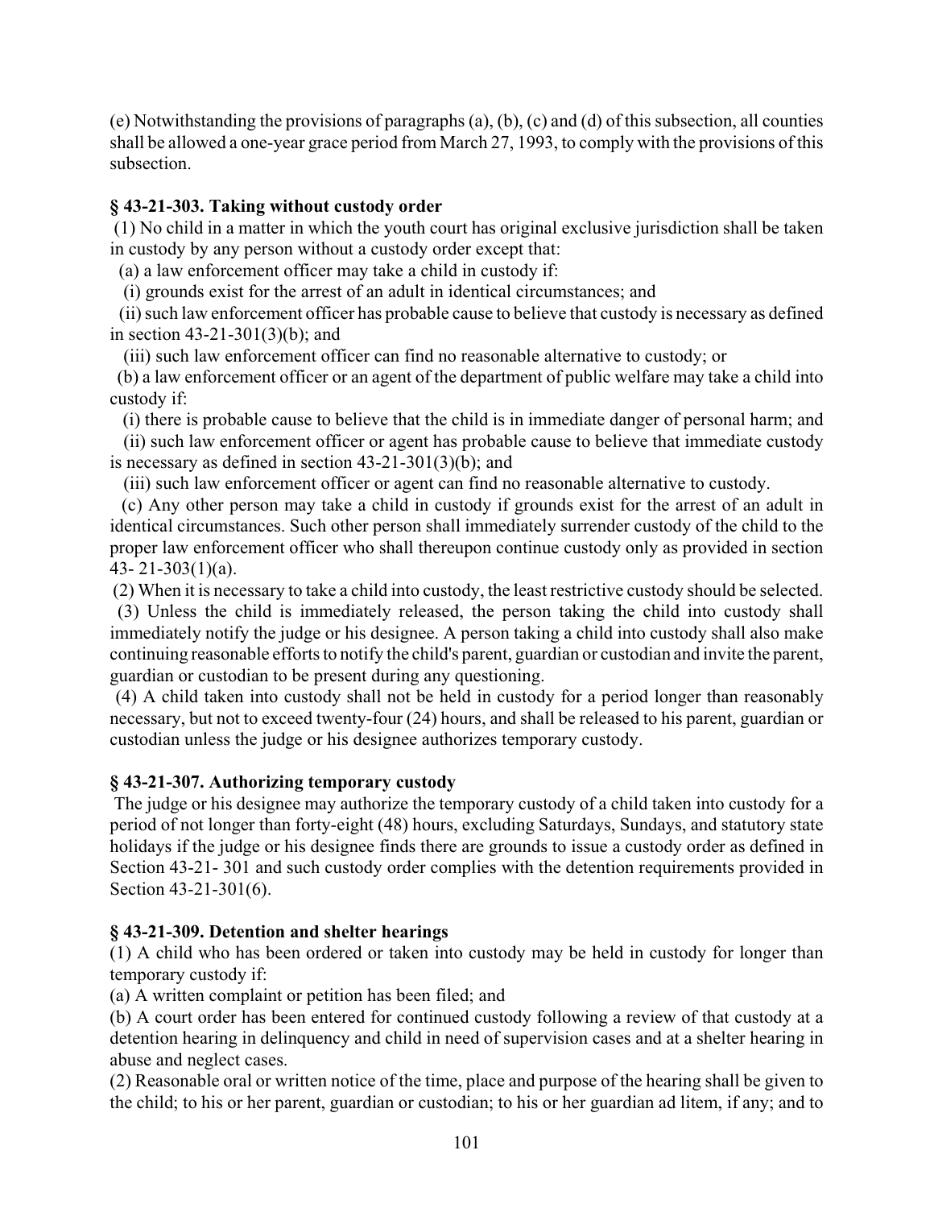(e) Notwithstanding the provisions of paragraphs (a), (b), (c) and (d) of this subsection, all counties shall be allowed a one-year grace period from March 27, 1993, to comply with the provisions of this subsection.

### § 43-21-303. Taking without custody order

(1) No child in a matter in which the youth court has original exclusive jurisdiction shall be taken in custody by any person without a custody order except that:

(a) a law enforcement officer may take a child in custody if:

(i) grounds exist for the arrest of an adult in identical circumstances; and

(ii) such law enforcement officer has probable cause to believe that custody is necessary as defined in section 43-21-301(3)(b); and

(iii) such law enforcement officer can find no reasonable alternative to custody; or

(b) a law enforcement officer or an agent of the department of public welfare may take a child into custody if:

(i) there is probable cause to believe that the child is in immediate danger of personal harm; and

(ii) such law enforcement officer or agent has probable cause to believe that immediate custody is necessary as defined in section 43-21-301(3)(b); and

(iii) such law enforcement officer or agent can find no reasonable alternative to custody.

(c) Any other person may take a child in custody if grounds exist for the arrest of an adult in identical circumstances. Such other person shall immediately surrender custody of the child to the proper law enforcement officer who shall thereupon continue custody only as provided in section 43- 21-303(1)(a).

(2) When it is necessary to take a child into custody, the least restrictive custody should be selected.

(3) Unless the child is immediately released, the person taking the child into custody shall immediately notify the judge or his designee. A person taking a child into custody shall also make continuing reasonable efforts to notify the child's parent, guardian or custodian and invite the parent, guardian or custodian to be present during any questioning.

(4) A child taken into custody shall not be held in custody for a period longer than reasonably necessary, but not to exceed twenty-four (24) hours, and shall be released to his parent, guardian or custodian unless the judge or his designee authorizes temporary custody.

### § 43-21-307. Authorizing temporary custody

The judge or his designee may authorize the temporary custody of a child taken into custody for a period of not longer than forty-eight (48) hours, excluding Saturdays, Sundays, and statutory state holidays if the judge or his designee finds there are grounds to issue a custody order as defined in Section 43-21- 301 and such custody order complies with the detention requirements provided in Section 43-21-301(6).

### § 43-21-309. Detention and shelter hearings

(1) A child who has been ordered or taken into custody may be held in custody for longer than temporary custody if:

(a) A written complaint or petition has been filed; and

(b) A court order has been entered for continued custody following a review of that custody at a detention hearing in delinquency and child in need of supervision cases and at a shelter hearing in abuse and neglect cases.

(2) Reasonable oral or written notice of the time, place and purpose of the hearing shall be given to the child; to his or her parent, guardian or custodian; to his or her guardian ad litem, if any; and to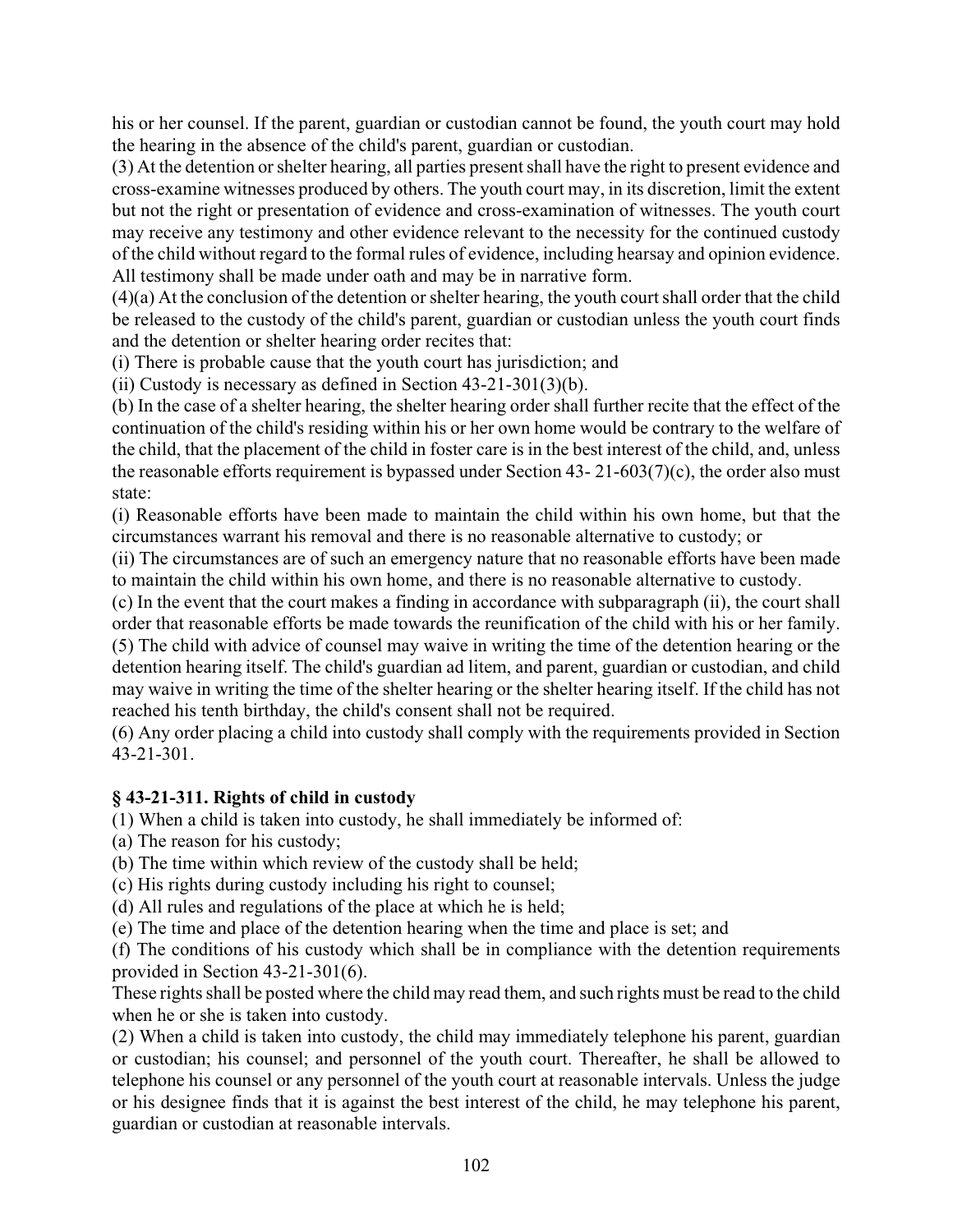his or her counsel. If the parent, guardian or custodian cannot be found, the youth court may hold the hearing in the absence of the child's parent, guardian or custodian.

(3) At the detention or shelter hearing, all parties present shall have the right to present evidence and cross-examine witnesses produced by others. The youth court may, in its discretion, limit the extent but not the right or presentation of evidence and cross-examination of witnesses. The youth court may receive any testimony and other evidence relevant to the necessity for the continued custody of the child without regard to the formal rules of evidence, including hearsay and opinion evidence. All testimony shall be made under oath and may be in narrative form.

(4)(a) At the conclusion of the detention or shelter hearing, the youth court shall order that the child be released to the custody of the child's parent, guardian or custodian unless the youth court finds and the detention or shelter hearing order recites that:

(i) There is probable cause that the youth court has jurisdiction; and

(ii) Custody is necessary as defined in Section 43-21-301(3)(b).

(b) In the case of a shelter hearing, the shelter hearing order shall further recite that the effect of the continuation of the child's residing within his or her own home would be contrary to the welfare of the child, that the placement of the child in foster care is in the best interest of the child, and, unless the reasonable efforts requirement is bypassed under Section 43- 21-603(7)(c), the order also must state:

(i) Reasonable efforts have been made to maintain the child within his own home, but that the circumstances warrant his removal and there is no reasonable alternative to custody; or

(ii) The circumstances are of such an emergency nature that no reasonable efforts have been made to maintain the child within his own home, and there is no reasonable alternative to custody.

(c) In the event that the court makes a finding in accordance with subparagraph (ii), the court shall order that reasonable efforts be made towards the reunification of the child with his or her family.

(5) The child with advice of counsel may waive in writing the time of the detention hearing or the detention hearing itself. The child's guardian ad litem, and parent, guardian or custodian, and child may waive in writing the time of the shelter hearing or the shelter hearing itself. If the child has not reached his tenth birthday, the child's consent shall not be required.

(6) Any order placing a child into custody shall comply with the requirements provided in Section 43-21-301.

**§ 43-21-311. Rights of child in custody**

(1) When a child is taken into custody, he shall immediately be informed of:

(a) The reason for his custody;

(b) The time within which review of the custody shall be held;

(c) His rights during custody including his right to counsel;

(d) All rules and regulations of the place at which he is held;

(e) The time and place of the detention hearing when the time and place is set; and

(f) The conditions of his custody which shall be in compliance with the detention requirements provided in Section 43-21-301(6).

These rights shall be posted where the child may read them, and such rights must be read to the child when he or she is taken into custody.

(2) When a child is taken into custody, the child may immediately telephone his parent, guardian or custodian; his counsel; and personnel of the youth court. Thereafter, he shall be allowed to telephone his counsel or any personnel of the youth court at reasonable intervals. Unless the judge or his designee finds that it is against the best interest of the child, he may telephone his parent, guardian or custodian at reasonable intervals.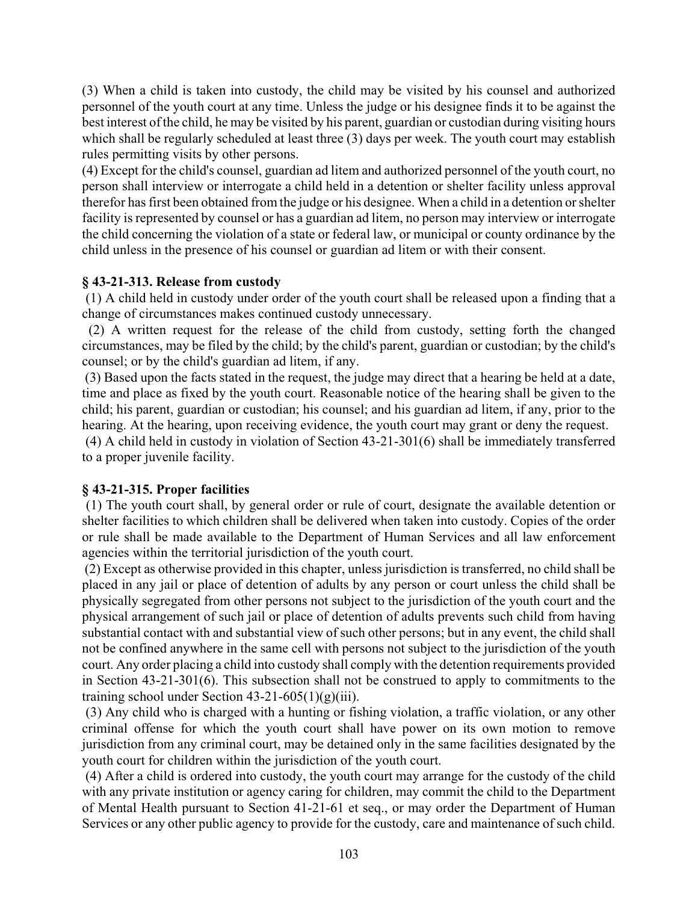(3) When a child is taken into custody, the child may be visited by his counsel and authorized personnel of the youth court at any time. Unless the judge or his designee finds it to be against the best interest of the child, he may be visited by his parent, guardian or custodian during visiting hours which shall be regularly scheduled at least three (3) days per week. The youth court may establish rules permitting visits by other persons.

(4) Except for the child's counsel, guardian ad litem and authorized personnel of the youth court, no person shall interview or interrogate a child held in a detention or shelter facility unless approval therefor has first been obtained from the judge or his designee. When a child in a detention or shelter facility is represented by counsel or has a guardian ad litem, no person may interview or interrogate the child concerning the violation of a state or federal law, or municipal or county ordinance by the child unless in the presence of his counsel or guardian ad litem or with their consent.

### § 43-21-313. Release from custody

(1) A child held in custody under order of the youth court shall be released upon a finding that a change of circumstances makes continued custody unnecessary.

(2) A written request for the release of the child from custody, setting forth the changed circumstances, may be filed by the child; by the child's parent, guardian or custodian; by the child's counsel; or by the child's guardian ad litem, if any.

(3) Based upon the facts stated in the request, the judge may direct that a hearing be held at a date, time and place as fixed by the youth court. Reasonable notice of the hearing shall be given to the child; his parent, guardian or custodian; his counsel; and his guardian ad litem, if any, prior to the hearing. At the hearing, upon receiving evidence, the youth court may grant or deny the request.

(4) A child held in custody in violation of Section 43-21-301(6) shall be immediately transferred to a proper juvenile facility.

### § 43-21-315. Proper facilities

(1) The youth court shall, by general order or rule of court, designate the available detention or shelter facilities to which children shall be delivered when taken into custody. Copies of the order or rule shall be made available to the Department of Human Services and all law enforcement agencies within the territorial jurisdiction of the youth court.

(2) Except as otherwise provided in this chapter, unless jurisdiction is transferred, no child shall be placed in any jail or place of detention of adults by any person or court unless the child shall be physically segregated from other persons not subject to the jurisdiction of the youth court and the physical arrangement of such jail or place of detention of adults prevents such child from having substantial contact with and substantial view of such other persons; but in any event, the child shall not be confined anywhere in the same cell with persons not subject to the jurisdiction of the youth court. Any order placing a child into custody shall comply with the detention requirements provided in Section 43-21-301(6). This subsection shall not be construed to apply to commitments to the training school under Section 43-21-605(1)(g)(iii).

(3) Any child who is charged with a hunting or fishing violation, a traffic violation, or any other criminal offense for which the youth court shall have power on its own motion to remove jurisdiction from any criminal court, may be detained only in the same facilities designated by the youth court for children within the jurisdiction of the youth court.

(4) After a child is ordered into custody, the youth court may arrange for the custody of the child with any private institution or agency caring for children, may commit the child to the Department of Mental Health pursuant to Section 41-21-61 et seq., or may order the Department of Human Services or any other public agency to provide for the custody, care and maintenance of such child.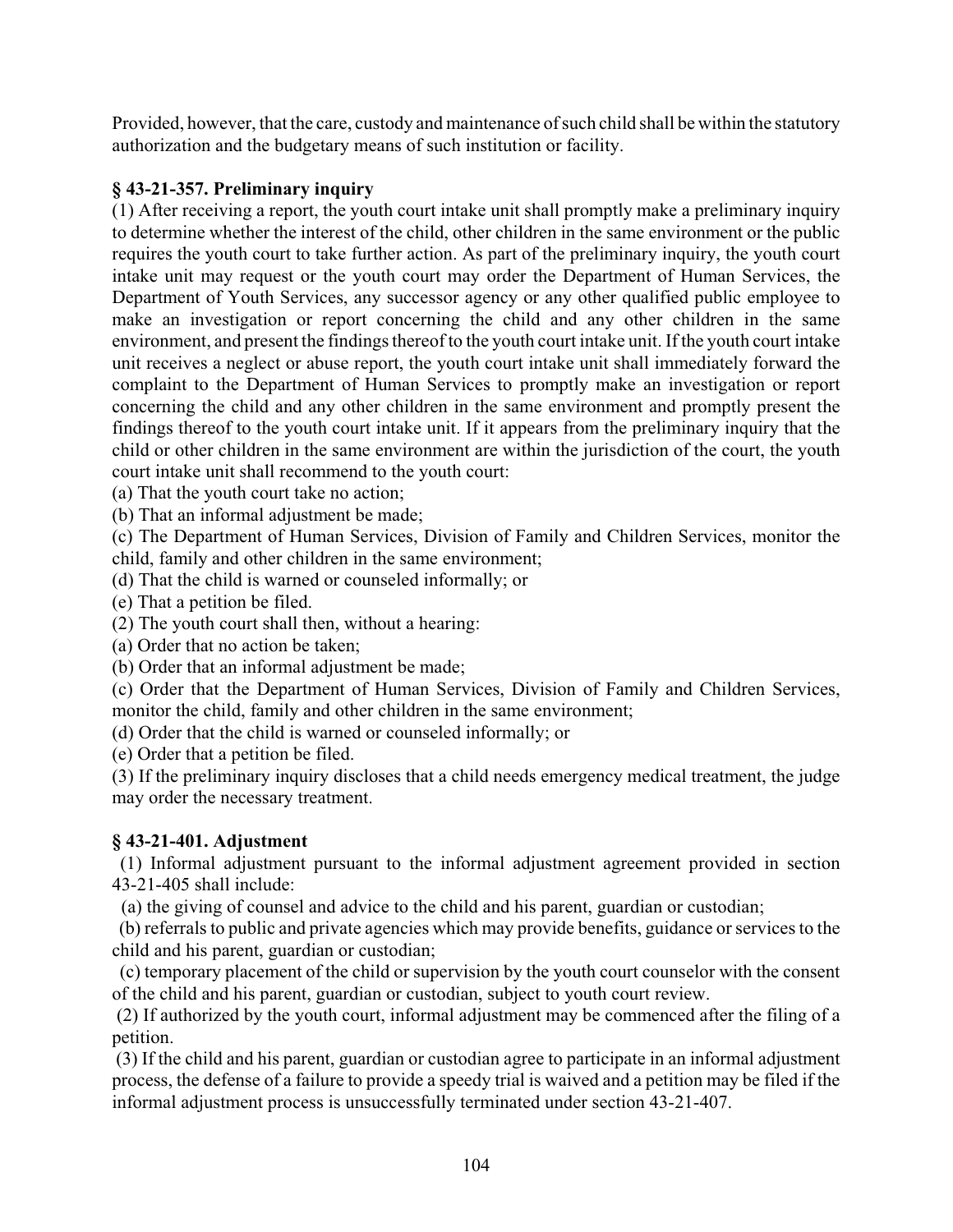Provided, however, that the care, custody and maintenance of such child shall be within the statutory authorization and the budgetary means of such institution or facility.

**§ 43-21-357. Preliminary inquiry**

(1) After receiving a report, the youth court intake unit shall promptly make a preliminary inquiry to determine whether the interest of the child, other children in the same environment or the public requires the youth court to take further action. As part of the preliminary inquiry, the youth court intake unit may request or the youth court may order the Department of Human Services, the Department of Youth Services, any successor agency or any other qualified public employee to make an investigation or report concerning the child and any other children in the same environment, and present the findings thereof to the youth court intake unit. If the youth court intake unit receives a neglect or abuse report, the youth court intake unit shall immediately forward the complaint to the Department of Human Services to promptly make an investigation or report concerning the child and any other children in the same environment and promptly present the findings thereof to the youth court intake unit. If it appears from the preliminary inquiry that the child or other children in the same environment are within the jurisdiction of the court, the youth court intake unit shall recommend to the youth court:

(a) That the youth court take no action;

(b) That an informal adjustment be made;

(c) The Department of Human Services, Division of Family and Children Services, monitor the child, family and other children in the same environment;

(d) That the child is warned or counseled informally; or

(e) That a petition be filed.

(2) The youth court shall then, without a hearing:

(a) Order that no action be taken;

(b) Order that an informal adjustment be made;

(c) Order that the Department of Human Services, Division of Family and Children Services, monitor the child, family and other children in the same environment;

(d) Order that the child is warned or counseled informally; or

(e) Order that a petition be filed.

(3) If the preliminary inquiry discloses that a child needs emergency medical treatment, the judge may order the necessary treatment.

**§ 43-21-401. Adjustment**

(1) Informal adjustment pursuant to the informal adjustment agreement provided in section 43-21-405 shall include:

(a) the giving of counsel and advice to the child and his parent, guardian or custodian;

(b) referrals to public and private agencies which may provide benefits, guidance or services to the child and his parent, guardian or custodian;

(c) temporary placement of the child or supervision by the youth court counselor with the consent of the child and his parent, guardian or custodian, subject to youth court review.

(2) If authorized by the youth court, informal adjustment may be commenced after the filing of a petition.

(3) If the child and his parent, guardian or custodian agree to participate in an informal adjustment process, the defense of a failure to provide a speedy trial is waived and a petition may be filed if the informal adjustment process is unsuccessfully terminated under section 43-21-407.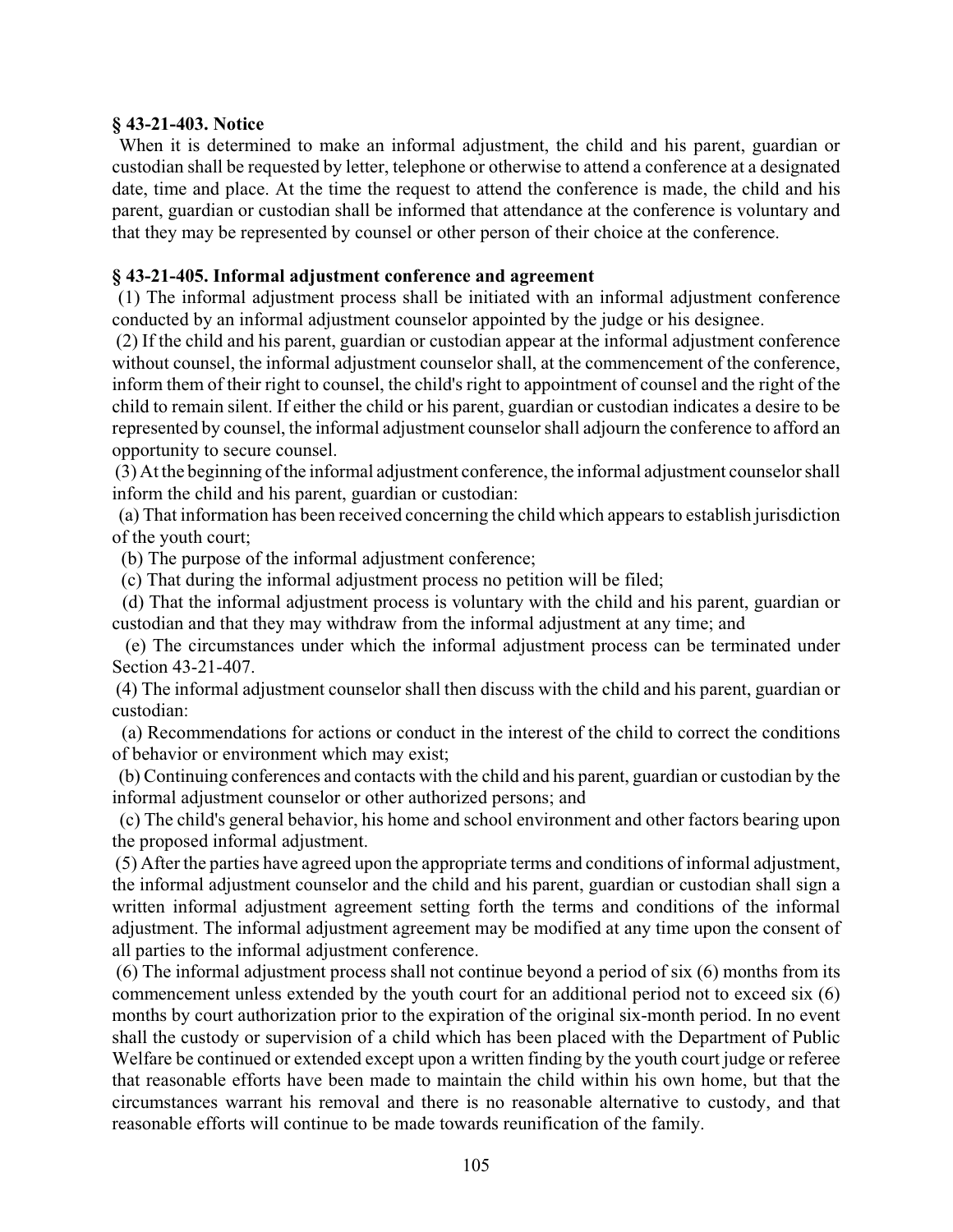**§ 43-21-403. Notice**

When it is determined to make an informal adjustment, the child and his parent, guardian or custodian shall be requested by letter, telephone or otherwise to attend a conference at a designated date, time and place. At the time the request to attend the conference is made, the child and his parent, guardian or custodian shall be informed that attendance at the conference is voluntary and that they may be represented by counsel or other person of their choice at the conference.

**§ 43-21-405. Informal adjustment conference and agreement**

(1) The informal adjustment process shall be initiated with an informal adjustment conference conducted by an informal adjustment counselor appointed by the judge or his designee.

(2) If the child and his parent, guardian or custodian appear at the informal adjustment conference without counsel, the informal adjustment counselor shall, at the commencement of the conference, inform them of their right to counsel, the child's right to appointment of counsel and the right of the child to remain silent. If either the child or his parent, guardian or custodian indicates a desire to be represented by counsel, the informal adjustment counselor shall adjourn the conference to afford an opportunity to secure counsel.

(3) At the beginning of the informal adjustment conference, the informal adjustment counselor shall inform the child and his parent, guardian or custodian:

(a) That information has been received concerning the child which appears to establish jurisdiction of the youth court;

(b) The purpose of the informal adjustment conference;

(c) That during the informal adjustment process no petition will be filed;

(d) That the informal adjustment process is voluntary with the child and his parent, guardian or custodian and that they may withdraw from the informal adjustment at any time; and

(e) The circumstances under which the informal adjustment process can be terminated under Section 43-21-407.

(4) The informal adjustment counselor shall then discuss with the child and his parent, guardian or custodian:

(a) Recommendations for actions or conduct in the interest of the child to correct the conditions of behavior or environment which may exist;

(b) Continuing conferences and contacts with the child and his parent, guardian or custodian by the informal adjustment counselor or other authorized persons; and

(c) The child's general behavior, his home and school environment and other factors bearing upon the proposed informal adjustment.

(5) After the parties have agreed upon the appropriate terms and conditions of informal adjustment, the informal adjustment counselor and the child and his parent, guardian or custodian shall sign a written informal adjustment agreement setting forth the terms and conditions of the informal adjustment. The informal adjustment agreement may be modified at any time upon the consent of all parties to the informal adjustment conference.

(6) The informal adjustment process shall not continue beyond a period of six (6) months from its commencement unless extended by the youth court for an additional period not to exceed six (6) months by court authorization prior to the expiration of the original six-month period. In no event shall the custody or supervision of a child which has been placed with the Department of Public Welfare be continued or extended except upon a written finding by the youth court judge or referee that reasonable efforts have been made to maintain the child within his own home, but that the circumstances warrant his removal and there is no reasonable alternative to custody, and that reasonable efforts will continue to be made towards reunification of the family.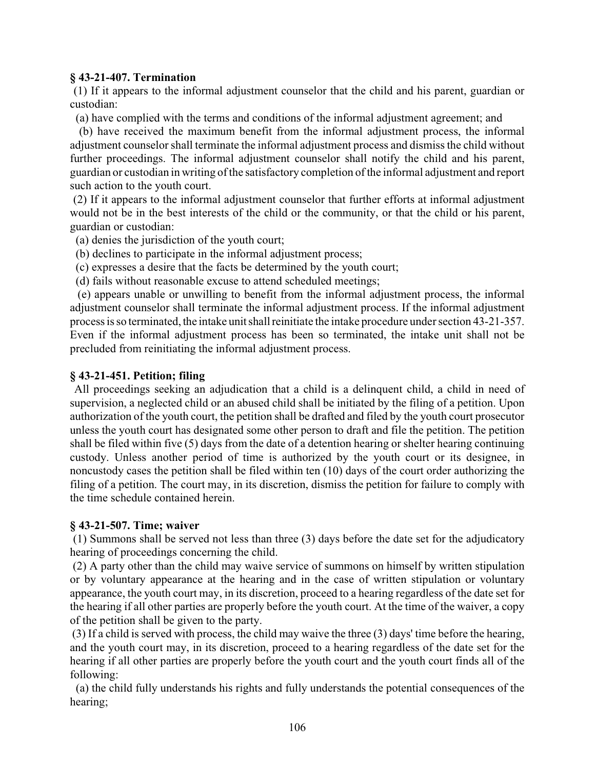**§ 43-21-407. Termination**

(1) If it appears to the informal adjustment counselor that the child and his parent, guardian or custodian:

(a) have complied with the terms and conditions of the informal adjustment agreement; and

(b) have received the maximum benefit from the informal adjustment process, the informal adjustment counselor shall terminate the informal adjustment process and dismiss the child without further proceedings. The informal adjustment counselor shall notify the child and his parent, guardian or custodian in writing of the satisfactory completion of the informal adjustment and report such action to the youth court.

(2) If it appears to the informal adjustment counselor that further efforts at informal adjustment would not be in the best interests of the child or the community, or that the child or his parent, guardian or custodian:

(a) denies the jurisdiction of the youth court;

(b) declines to participate in the informal adjustment process;

(c) expresses a desire that the facts be determined by the youth court;

(d) fails without reasonable excuse to attend scheduled meetings;

(e) appears unable or unwilling to benefit from the informal adjustment process, the informal adjustment counselor shall terminate the informal adjustment process. If the informal adjustment process is so terminated, the intake unit shall reinitiate the intake procedure under section 43-21-357. Even if the informal adjustment process has been so terminated, the intake unit shall not be precluded from reinitiating the informal adjustment process.

**§ 43-21-451. Petition; filing**

All proceedings seeking an adjudication that a child is a delinquent child, a child in need of supervision, a neglected child or an abused child shall be initiated by the filing of a petition. Upon authorization of the youth court, the petition shall be drafted and filed by the youth court prosecutor unless the youth court has designated some other person to draft and file the petition. The petition shall be filed within five (5) days from the date of a detention hearing or shelter hearing continuing custody. Unless another period of time is authorized by the youth court or its designee, in noncustody cases the petition shall be filed within ten (10) days of the court order authorizing the filing of a petition. The court may, in its discretion, dismiss the petition for failure to comply with the time schedule contained herein.

**§ 43-21-507. Time; waiver**

(1) Summons shall be served not less than three (3) days before the date set for the adjudicatory hearing of proceedings concerning the child.

(2) A party other than the child may waive service of summons on himself by written stipulation or by voluntary appearance at the hearing and in the case of written stipulation or voluntary appearance, the youth court may, in its discretion, proceed to a hearing regardless of the date set for the hearing if all other parties are properly before the youth court. At the time of the waiver, a copy of the petition shall be given to the party.

(3) If a child is served with process, the child may waive the three (3) days' time before the hearing, and the youth court may, in its discretion, proceed to a hearing regardless of the date set for the hearing if all other parties are properly before the youth court and the youth court finds all of the following:

(a) the child fully understands his rights and fully understands the potential consequences of the hearing;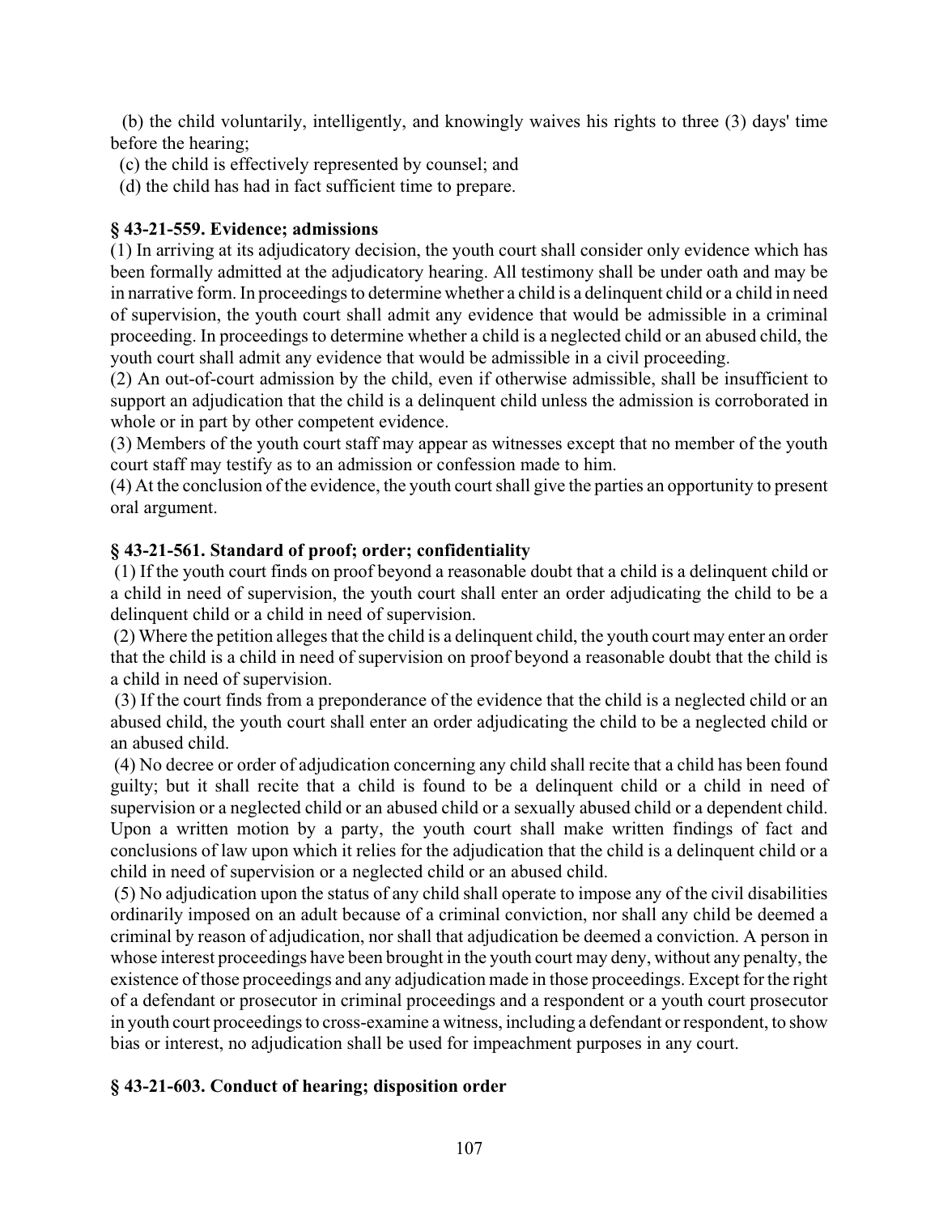(b) the child voluntarily, intelligently, and knowingly waives his rights to three (3) days' time before the hearing;

(c) the child is effectively represented by counsel; and

(d) the child has had in fact sufficient time to prepare.

### § 43-21-559. Evidence; admissions

(1) In arriving at its adjudicatory decision, the youth court shall consider only evidence which has been formally admitted at the adjudicatory hearing. All testimony shall be under oath and may be in narrative form. In proceedings to determine whether a child is a delinquent child or a child in need of supervision, the youth court shall admit any evidence that would be admissible in a criminal proceeding. In proceedings to determine whether a child is a neglected child or an abused child, the youth court shall admit any evidence that would be admissible in a civil proceeding.

(2) An out-of-court admission by the child, even if otherwise admissible, shall be insufficient to support an adjudication that the child is a delinquent child unless the admission is corroborated in whole or in part by other competent evidence.

(3) Members of the youth court staff may appear as witnesses except that no member of the youth court staff may testify as to an admission or confession made to him.

(4) At the conclusion of the evidence, the youth court shall give the parties an opportunity to present oral argument.

### § 43-21-561. Standard of proof; order; confidentiality

(1) If the youth court finds on proof beyond a reasonable doubt that a child is a delinquent child or a child in need of supervision, the youth court shall enter an order adjudicating the child to be a delinquent child or a child in need of supervision.

(2) Where the petition alleges that the child is a delinquent child, the youth court may enter an order that the child is a child in need of supervision on proof beyond a reasonable doubt that the child is a child in need of supervision.

(3) If the court finds from a preponderance of the evidence that the child is a neglected child or an abused child, the youth court shall enter an order adjudicating the child to be a neglected child or an abused child.

(4) No decree or order of adjudication concerning any child shall recite that a child has been found guilty; but it shall recite that a child is found to be a delinquent child or a child in need of supervision or a neglected child or an abused child or a sexually abused child or a dependent child. Upon a written motion by a party, the youth court shall make written findings of fact and conclusions of law upon which it relies for the adjudication that the child is a delinquent child or a child in need of supervision or a neglected child or an abused child.

(5) No adjudication upon the status of any child shall operate to impose any of the civil disabilities ordinarily imposed on an adult because of a criminal conviction, nor shall any child be deemed a criminal by reason of adjudication, nor shall that adjudication be deemed a conviction. A person in whose interest proceedings have been brought in the youth court may deny, without any penalty, the existence of those proceedings and any adjudication made in those proceedings. Except for the right of a defendant or prosecutor in criminal proceedings and a respondent or a youth court prosecutor in youth court proceedings to cross-examine a witness, including a defendant or respondent, to show bias or interest, no adjudication shall be used for impeachment purposes in any court.

### § 43-21-603. Conduct of hearing; disposition order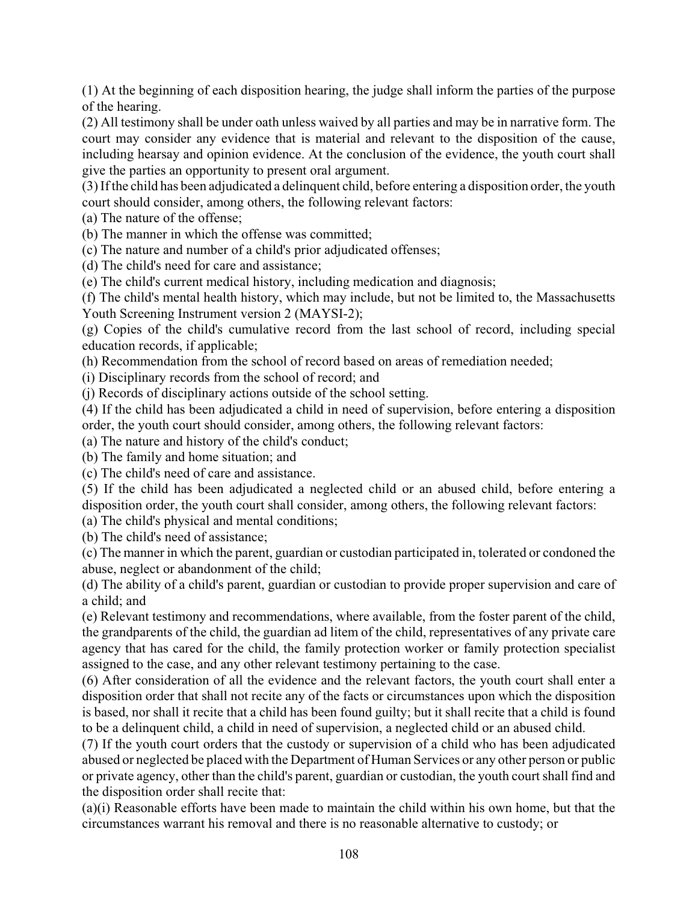(1) At the beginning of each disposition hearing, the judge shall inform the parties of the purpose of the hearing.

(2) All testimony shall be under oath unless waived by all parties and may be in narrative form. The court may consider any evidence that is material and relevant to the disposition of the cause, including hearsay and opinion evidence. At the conclusion of the evidence, the youth court shall give the parties an opportunity to present oral argument.

(3) If the child has been adjudicated a delinquent child, before entering a disposition order, the youth court should consider, among others, the following relevant factors:

(a) The nature of the offense;

(b) The manner in which the offense was committed;

(c) The nature and number of a child's prior adjudicated offenses;

(d) The child's need for care and assistance;

(e) The child's current medical history, including medication and diagnosis;

(f) The child's mental health history, which may include, but not be limited to, the Massachusetts Youth Screening Instrument version 2 (MAYSI-2);

(g) Copies of the child's cumulative record from the last school of record, including special education records, if applicable;

(h) Recommendation from the school of record based on areas of remediation needed;

(i) Disciplinary records from the school of record; and

(j) Records of disciplinary actions outside of the school setting.

(4) If the child has been adjudicated a child in need of supervision, before entering a disposition order, the youth court should consider, among others, the following relevant factors:

(a) The nature and history of the child's conduct;

(b) The family and home situation; and

(c) The child's need of care and assistance.

(5) If the child has been adjudicated a neglected child or an abused child, before entering a disposition order, the youth court shall consider, among others, the following relevant factors:

(a) The child's physical and mental conditions;

(b) The child's need of assistance;

(c) The manner in which the parent, guardian or custodian participated in, tolerated or condoned the abuse, neglect or abandonment of the child;

(d) The ability of a child's parent, guardian or custodian to provide proper supervision and care of a child; and

(e) Relevant testimony and recommendations, where available, from the foster parent of the child, the grandparents of the child, the guardian ad litem of the child, representatives of any private care agency that has cared for the child, the family protection worker or family protection specialist assigned to the case, and any other relevant testimony pertaining to the case.

(6) After consideration of all the evidence and the relevant factors, the youth court shall enter a disposition order that shall not recite any of the facts or circumstances upon which the disposition is based, nor shall it recite that a child has been found guilty; but it shall recite that a child is found to be a delinquent child, a child in need of supervision, a neglected child or an abused child.

(7) If the youth court orders that the custody or supervision of a child who has been adjudicated abused or neglected be placed with the Department of Human Services or any other person or public or private agency, other than the child's parent, guardian or custodian, the youth court shall find and the disposition order shall recite that:

(a)(i) Reasonable efforts have been made to maintain the child within his own home, but that the circumstances warrant his removal and there is no reasonable alternative to custody; or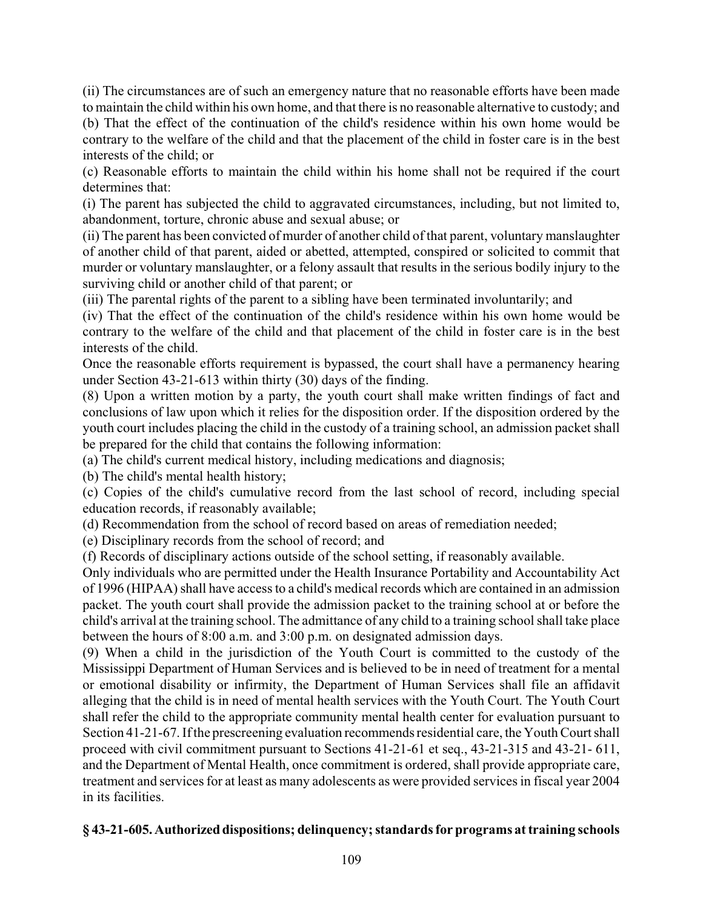(ii) The circumstances are of such an emergency nature that no reasonable efforts have been made to maintain the child within his own home, and that there is no reasonable alternative to custody; and

(b) That the effect of the continuation of the child's residence within his own home would be contrary to the welfare of the child and that the placement of the child in foster care is in the best interests of the child; or

(c) Reasonable efforts to maintain the child within his home shall not be required if the court determines that:

(i) The parent has subjected the child to aggravated circumstances, including, but not limited to, abandonment, torture, chronic abuse and sexual abuse; or

(ii) The parent has been convicted of murder of another child of that parent, voluntary manslaughter of another child of that parent, aided or abetted, attempted, conspired or solicited to commit that murder or voluntary manslaughter, or a felony assault that results in the serious bodily injury to the surviving child or another child of that parent; or

(iii) The parental rights of the parent to a sibling have been terminated involuntarily; and

(iv) That the effect of the continuation of the child's residence within his own home would be contrary to the welfare of the child and that placement of the child in foster care is in the best interests of the child.

Once the reasonable efforts requirement is bypassed, the court shall have a permanency hearing under Section 43-21-613 within thirty (30) days of the finding.

(8) Upon a written motion by a party, the youth court shall make written findings of fact and conclusions of law upon which it relies for the disposition order. If the disposition ordered by the youth court includes placing the child in the custody of a training school, an admission packet shall be prepared for the child that contains the following information:

(a) The child's current medical history, including medications and diagnosis;

(b) The child's mental health history;

(c) Copies of the child's cumulative record from the last school of record, including special education records, if reasonably available;

(d) Recommendation from the school of record based on areas of remediation needed;

(e) Disciplinary records from the school of record; and

(f) Records of disciplinary actions outside of the school setting, if reasonably available.

Only individuals who are permitted under the Health Insurance Portability and Accountability Act of 1996 (HIPAA) shall have access to a child's medical records which are contained in an admission packet. The youth court shall provide the admission packet to the training school at or before the child's arrival at the training school. The admittance of any child to a training school shall take place between the hours of 8:00 a.m. and 3:00 p.m. on designated admission days.

(9) When a child in the jurisdiction of the Youth Court is committed to the custody of the Mississippi Department of Human Services and is believed to be in need of treatment for a mental or emotional disability or infirmity, the Department of Human Services shall file an affidavit alleging that the child is in need of mental health services with the Youth Court. The Youth Court shall refer the child to the appropriate community mental health center for evaluation pursuant to Section 41-21-67. If the prescreening evaluation recommends residential care, the Youth Court shall proceed with civil commitment pursuant to Sections 41-21-61 et seq., 43-21-315 and 43-21- 611, and the Department of Mental Health, once commitment is ordered, shall provide appropriate care, treatment and services for at least as many adolescents as were provided services in fiscal year 2004 in its facilities.

**§ 43-21-605. Authorized dispositions; delinquency; standards for programs at training schools**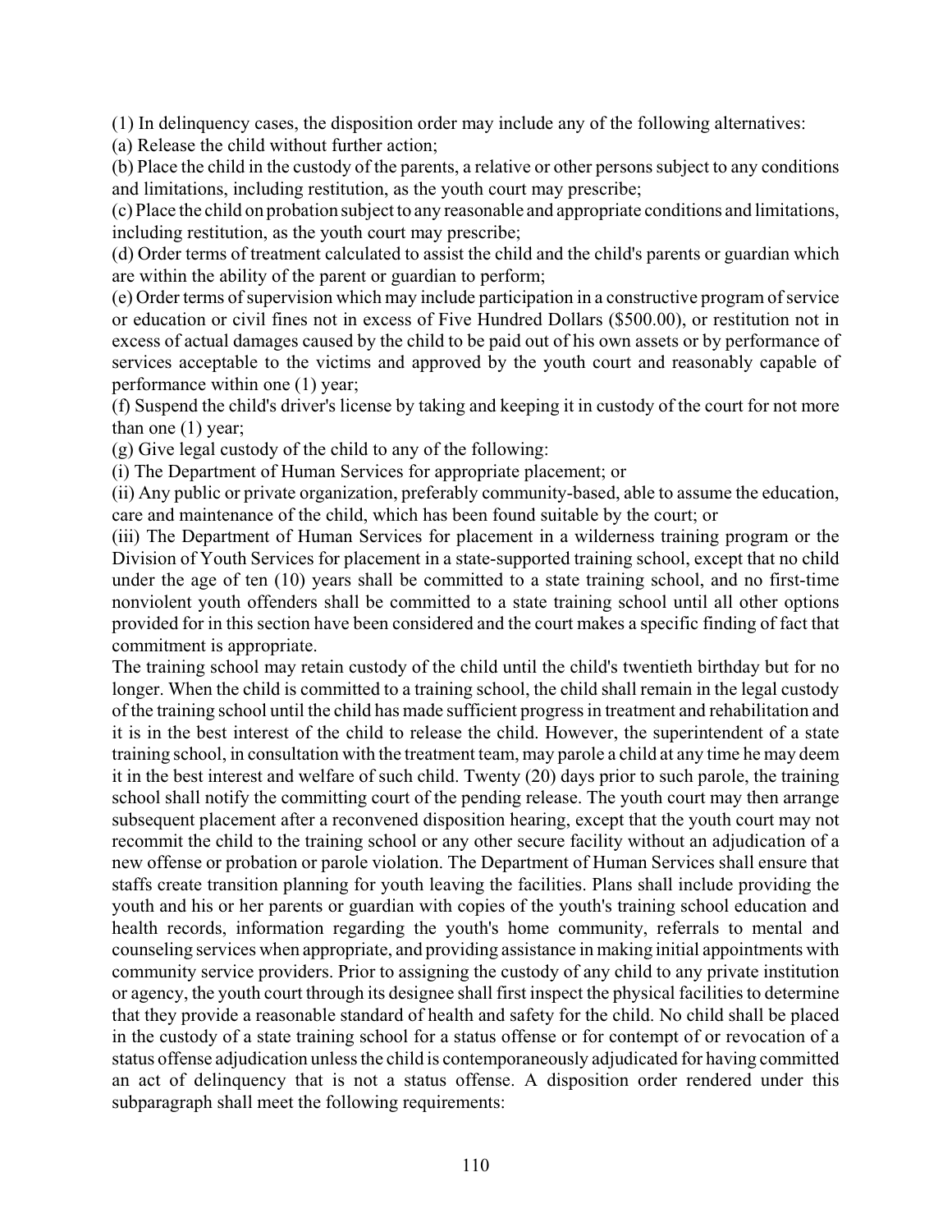(1) In delinquency cases, the disposition order may include any of the following alternatives:

(a) Release the child without further action;

(b) Place the child in the custody of the parents, a relative or other persons subject to any conditions and limitations, including restitution, as the youth court may prescribe;

(c) Place the child on probation subject to any reasonable and appropriate conditions and limitations, including restitution, as the youth court may prescribe;

(d) Order terms of treatment calculated to assist the child and the child's parents or guardian which are within the ability of the parent or guardian to perform;

(e) Order terms of supervision which may include participation in a constructive program of service or education or civil fines not in excess of Five Hundred Dollars ($500.00), or restitution not in excess of actual damages caused by the child to be paid out of his own assets or by performance of services acceptable to the victims and approved by the youth court and reasonably capable of performance within one (1) year;

(f) Suspend the child's driver's license by taking and keeping it in custody of the court for not more than one (1) year;

(g) Give legal custody of the child to any of the following:

(i) The Department of Human Services for appropriate placement; or

(ii) Any public or private organization, preferably community-based, able to assume the education, care and maintenance of the child, which has been found suitable by the court; or

(iii) The Department of Human Services for placement in a wilderness training program or the Division of Youth Services for placement in a state-supported training school, except that no child under the age of ten (10) years shall be committed to a state training school, and no first-time nonviolent youth offenders shall be committed to a state training school until all other options provided for in this section have been considered and the court makes a specific finding of fact that commitment is appropriate.

The training school may retain custody of the child until the child's twentieth birthday but for no longer. When the child is committed to a training school, the child shall remain in the legal custody of the training school until the child has made sufficient progress in treatment and rehabilitation and it is in the best interest of the child to release the child. However, the superintendent of a state training school, in consultation with the treatment team, may parole a child at any time he may deem it in the best interest and welfare of such child. Twenty (20) days prior to such parole, the training school shall notify the committing court of the pending release. The youth court may then arrange subsequent placement after a reconvened disposition hearing, except that the youth court may not recommit the child to the training school or any other secure facility without an adjudication of a new offense or probation or parole violation. The Department of Human Services shall ensure that staffs create transition planning for youth leaving the facilities. Plans shall include providing the youth and his or her parents or guardian with copies of the youth's training school education and health records, information regarding the youth's home community, referrals to mental and counseling services when appropriate, and providing assistance in making initial appointments with community service providers. Prior to assigning the custody of any child to any private institution or agency, the youth court through its designee shall first inspect the physical facilities to determine that they provide a reasonable standard of health and safety for the child. No child shall be placed in the custody of a state training school for a status offense or for contempt of or revocation of a status offense adjudication unless the child is contemporaneously adjudicated for having committed an act of delinquency that is not a status offense. A disposition order rendered under this subparagraph shall meet the following requirements: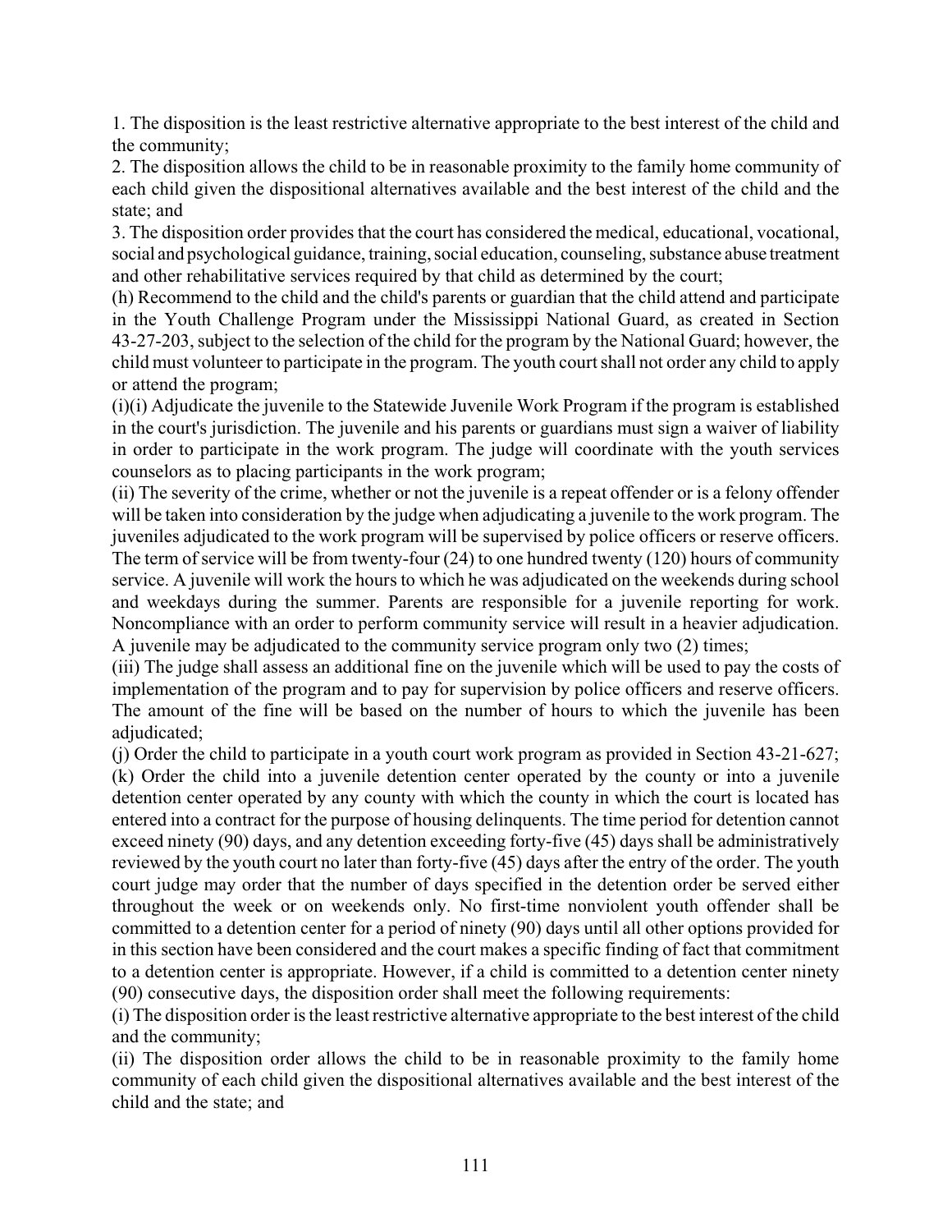1. The disposition is the least restrictive alternative appropriate to the best interest of the child and the community;

2. The disposition allows the child to be in reasonable proximity to the family home community of each child given the dispositional alternatives available and the best interest of the child and the state; and

3. The disposition order provides that the court has considered the medical, educational, vocational, social and psychological guidance, training, social education, counseling, substance abuse treatment and other rehabilitative services required by that child as determined by the court;

(h) Recommend to the child and the child's parents or guardian that the child attend and participate in the Youth Challenge Program under the Mississippi National Guard, as created in Section 43-27-203, subject to the selection of the child for the program by the National Guard; however, the child must volunteer to participate in the program. The youth court shall not order any child to apply or attend the program;

(i)(i) Adjudicate the juvenile to the Statewide Juvenile Work Program if the program is established in the court's jurisdiction. The juvenile and his parents or guardians must sign a waiver of liability in order to participate in the work program. The judge will coordinate with the youth services counselors as to placing participants in the work program;

(ii) The severity of the crime, whether or not the juvenile is a repeat offender or is a felony offender will be taken into consideration by the judge when adjudicating a juvenile to the work program. The juveniles adjudicated to the work program will be supervised by police officers or reserve officers. The term of service will be from twenty-four (24) to one hundred twenty (120) hours of community service. A juvenile will work the hours to which he was adjudicated on the weekends during school and weekdays during the summer. Parents are responsible for a juvenile reporting for work. Noncompliance with an order to perform community service will result in a heavier adjudication. A juvenile may be adjudicated to the community service program only two (2) times;

(iii) The judge shall assess an additional fine on the juvenile which will be used to pay the costs of implementation of the program and to pay for supervision by police officers and reserve officers. The amount of the fine will be based on the number of hours to which the juvenile has been adjudicated;

(j) Order the child to participate in a youth court work program as provided in Section 43-21-627;

(k) Order the child into a juvenile detention center operated by the county or into a juvenile detention center operated by any county with which the county in which the court is located has entered into a contract for the purpose of housing delinquents. The time period for detention cannot exceed ninety (90) days, and any detention exceeding forty-five (45) days shall be administratively reviewed by the youth court no later than forty-five (45) days after the entry of the order. The youth court judge may order that the number of days specified in the detention order be served either throughout the week or on weekends only. No first-time nonviolent youth offender shall be committed to a detention center for a period of ninety (90) days until all other options provided for in this section have been considered and the court makes a specific finding of fact that commitment to a detention center is appropriate. However, if a child is committed to a detention center ninety (90) consecutive days, the disposition order shall meet the following requirements:

(i) The disposition order is the least restrictive alternative appropriate to the best interest of the child and the community;

(ii) The disposition order allows the child to be in reasonable proximity to the family home community of each child given the dispositional alternatives available and the best interest of the child and the state; and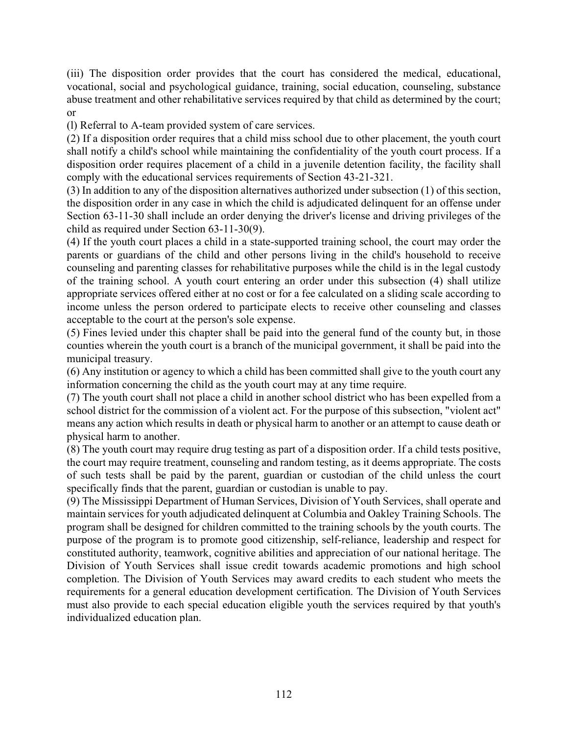(iii) The disposition order provides that the court has considered the medical, educational, vocational, social and psychological guidance, training, social education, counseling, substance abuse treatment and other rehabilitative services required by that child as determined by the court; or

(l) Referral to A-team provided system of care services.

(2) If a disposition order requires that a child miss school due to other placement, the youth court shall notify a child's school while maintaining the confidentiality of the youth court process. If a disposition order requires placement of a child in a juvenile detention facility, the facility shall comply with the educational services requirements of Section 43-21-321.

(3) In addition to any of the disposition alternatives authorized under subsection (1) of this section, the disposition order in any case in which the child is adjudicated delinquent for an offense under Section 63-11-30 shall include an order denying the driver's license and driving privileges of the child as required under Section 63-11-30(9).

(4) If the youth court places a child in a state-supported training school, the court may order the parents or guardians of the child and other persons living in the child's household to receive counseling and parenting classes for rehabilitative purposes while the child is in the legal custody of the training school. A youth court entering an order under this subsection (4) shall utilize appropriate services offered either at no cost or for a fee calculated on a sliding scale according to income unless the person ordered to participate elects to receive other counseling and classes acceptable to the court at the person's sole expense.

(5) Fines levied under this chapter shall be paid into the general fund of the county but, in those counties wherein the youth court is a branch of the municipal government, it shall be paid into the municipal treasury.

(6) Any institution or agency to which a child has been committed shall give to the youth court any information concerning the child as the youth court may at any time require.

(7) The youth court shall not place a child in another school district who has been expelled from a school district for the commission of a violent act. For the purpose of this subsection, "violent act" means any action which results in death or physical harm to another or an attempt to cause death or physical harm to another.

(8) The youth court may require drug testing as part of a disposition order. If a child tests positive, the court may require treatment, counseling and random testing, as it deems appropriate. The costs of such tests shall be paid by the parent, guardian or custodian of the child unless the court specifically finds that the parent, guardian or custodian is unable to pay.

(9) The Mississippi Department of Human Services, Division of Youth Services, shall operate and maintain services for youth adjudicated delinquent at Columbia and Oakley Training Schools. The program shall be designed for children committed to the training schools by the youth courts. The purpose of the program is to promote good citizenship, self-reliance, leadership and respect for constituted authority, teamwork, cognitive abilities and appreciation of our national heritage. The Division of Youth Services shall issue credit towards academic promotions and high school completion. The Division of Youth Services may award credits to each student who meets the requirements for a general education development certification. The Division of Youth Services must also provide to each special education eligible youth the services required by that youth's individualized education plan.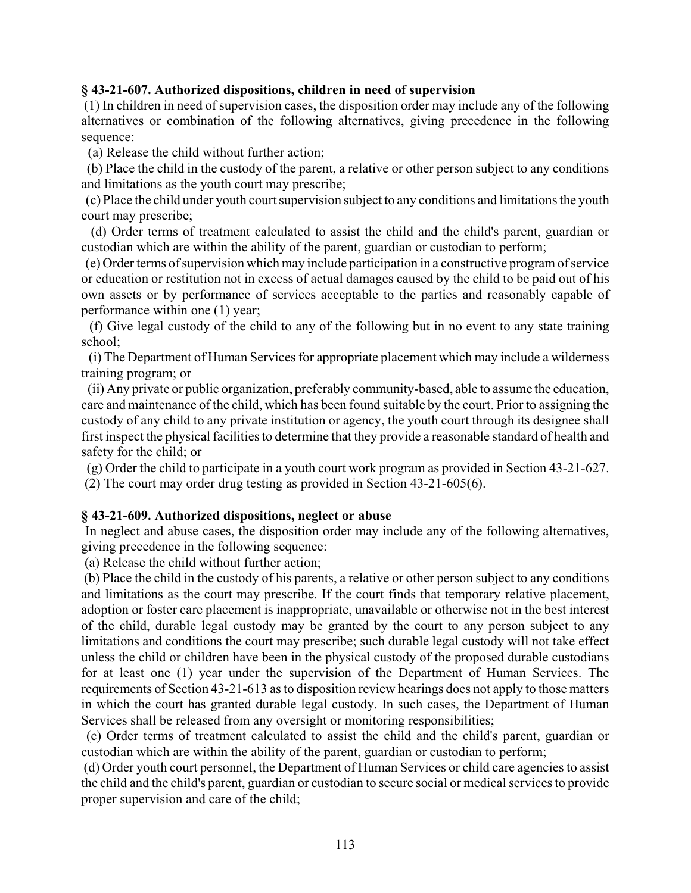**§ 43-21-607. Authorized dispositions, children in need of supervision**

(1) In children in need of supervision cases, the disposition order may include any of the following alternatives or combination of the following alternatives, giving precedence in the following sequence:

(a) Release the child without further action;

(b) Place the child in the custody of the parent, a relative or other person subject to any conditions and limitations as the youth court may prescribe;

(c) Place the child under youth court supervision subject to any conditions and limitations the youth court may prescribe;

(d) Order terms of treatment calculated to assist the child and the child's parent, guardian or custodian which are within the ability of the parent, guardian or custodian to perform;

(e) Order terms of supervision which may include participation in a constructive program of service or education or restitution not in excess of actual damages caused by the child to be paid out of his own assets or by performance of services acceptable to the parties and reasonably capable of performance within one (1) year;

(f) Give legal custody of the child to any of the following but in no event to any state training school;

(i) The Department of Human Services for appropriate placement which may include a wilderness training program; or

(ii) Any private or public organization, preferably community-based, able to assume the education, care and maintenance of the child, which has been found suitable by the court. Prior to assigning the custody of any child to any private institution or agency, the youth court through its designee shall first inspect the physical facilities to determine that they provide a reasonable standard of health and safety for the child; or

(g) Order the child to participate in a youth court work program as provided in Section 43-21-627.

(2) The court may order drug testing as provided in Section 43-21-605(6).

**§ 43-21-609. Authorized dispositions, neglect or abuse**

In neglect and abuse cases, the disposition order may include any of the following alternatives, giving precedence in the following sequence:

(a) Release the child without further action;

(b) Place the child in the custody of his parents, a relative or other person subject to any conditions and limitations as the court may prescribe. If the court finds that temporary relative placement, adoption or foster care placement is inappropriate, unavailable or otherwise not in the best interest of the child, durable legal custody may be granted by the court to any person subject to any limitations and conditions the court may prescribe; such durable legal custody will not take effect unless the child or children have been in the physical custody of the proposed durable custodians for at least one (1) year under the supervision of the Department of Human Services. The requirements of Section 43-21-613 as to disposition review hearings does not apply to those matters in which the court has granted durable legal custody. In such cases, the Department of Human Services shall be released from any oversight or monitoring responsibilities;

(c) Order terms of treatment calculated to assist the child and the child's parent, guardian or custodian which are within the ability of the parent, guardian or custodian to perform;

(d) Order youth court personnel, the Department of Human Services or child care agencies to assist the child and the child's parent, guardian or custodian to secure social or medical services to provide proper supervision and care of the child;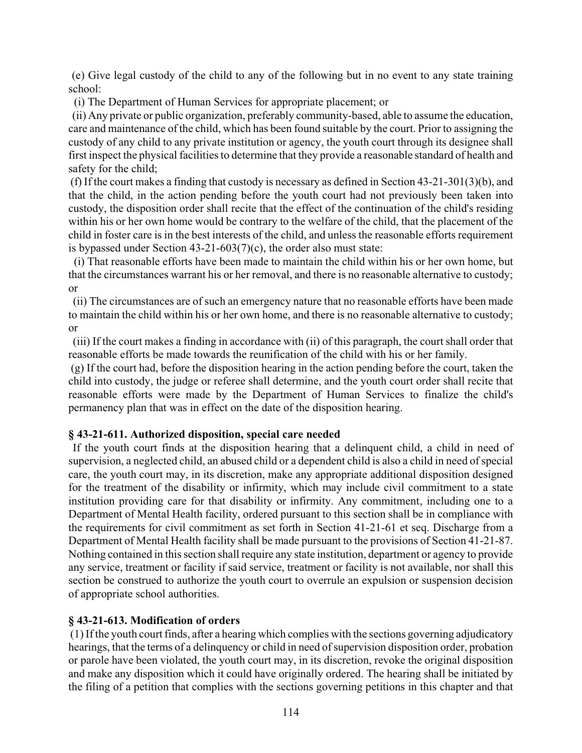(e) Give legal custody of the child to any of the following but in no event to any state training school:

(i) The Department of Human Services for appropriate placement; or

(ii) Any private or public organization, preferably community-based, able to assume the education, care and maintenance of the child, which has been found suitable by the court. Prior to assigning the custody of any child to any private institution or agency, the youth court through its designee shall first inspect the physical facilities to determine that they provide a reasonable standard of health and safety for the child;

(f) If the court makes a finding that custody is necessary as defined in Section 43-21-301(3)(b), and that the child, in the action pending before the youth court had not previously been taken into custody, the disposition order shall recite that the effect of the continuation of the child's residing within his or her own home would be contrary to the welfare of the child, that the placement of the child in foster care is in the best interests of the child, and unless the reasonable efforts requirement is bypassed under Section 43-21-603(7)(c), the order also must state:

(i) That reasonable efforts have been made to maintain the child within his or her own home, but that the circumstances warrant his or her removal, and there is no reasonable alternative to custody; or

(ii) The circumstances are of such an emergency nature that no reasonable efforts have been made to maintain the child within his or her own home, and there is no reasonable alternative to custody; or

(iii) If the court makes a finding in accordance with (ii) of this paragraph, the court shall order that reasonable efforts be made towards the reunification of the child with his or her family.

(g) If the court had, before the disposition hearing in the action pending before the court, taken the child into custody, the judge or referee shall determine, and the youth court order shall recite that reasonable efforts were made by the Department of Human Services to finalize the child's permanency plan that was in effect on the date of the disposition hearing.

### § 43-21-611. Authorized disposition, special care needed

If the youth court finds at the disposition hearing that a delinquent child, a child in need of supervision, a neglected child, an abused child or a dependent child is also a child in need of special care, the youth court may, in its discretion, make any appropriate additional disposition designed for the treatment of the disability or infirmity, which may include civil commitment to a state institution providing care for that disability or infirmity. Any commitment, including one to a Department of Mental Health facility, ordered pursuant to this section shall be in compliance with the requirements for civil commitment as set forth in Section 41-21-61 et seq. Discharge from a Department of Mental Health facility shall be made pursuant to the provisions of Section 41-21-87. Nothing contained in this section shall require any state institution, department or agency to provide any service, treatment or facility if said service, treatment or facility is not available, nor shall this section be construed to authorize the youth court to overrule an expulsion or suspension decision of appropriate school authorities.

### § 43-21-613. Modification of orders

(1) If the youth court finds, after a hearing which complies with the sections governing adjudicatory hearings, that the terms of a delinquency or child in need of supervision disposition order, probation or parole have been violated, the youth court may, in its discretion, revoke the original disposition and make any disposition which it could have originally ordered. The hearing shall be initiated by the filing of a petition that complies with the sections governing petitions in this chapter and that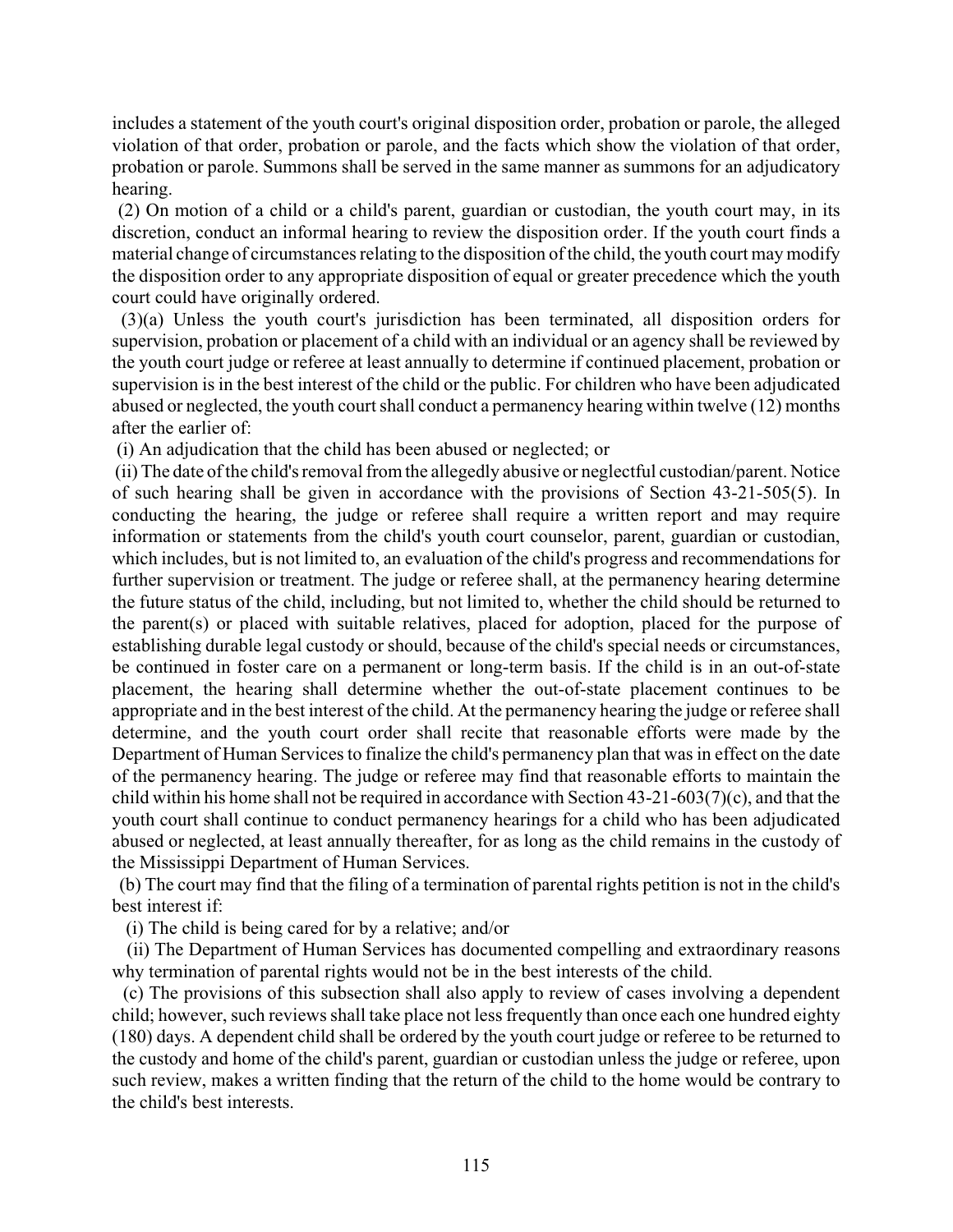includes a statement of the youth court's original disposition order, probation or parole, the alleged violation of that order, probation or parole, and the facts which show the violation of that order, probation or parole. Summons shall be served in the same manner as summons for an adjudicatory hearing.

(2) On motion of a child or a child's parent, guardian or custodian, the youth court may, in its discretion, conduct an informal hearing to review the disposition order. If the youth court finds a material change of circumstances relating to the disposition of the child, the youth court may modify the disposition order to any appropriate disposition of equal or greater precedence which the youth court could have originally ordered.

(3)(a) Unless the youth court's jurisdiction has been terminated, all disposition orders for supervision, probation or placement of a child with an individual or an agency shall be reviewed by the youth court judge or referee at least annually to determine if continued placement, probation or supervision is in the best interest of the child or the public. For children who have been adjudicated abused or neglected, the youth court shall conduct a permanency hearing within twelve (12) months after the earlier of:

(i) An adjudication that the child has been abused or neglected; or

(ii) The date of the child's removal from the allegedly abusive or neglectful custodian/parent. Notice of such hearing shall be given in accordance with the provisions of Section 43-21-505(5). In conducting the hearing, the judge or referee shall require a written report and may require information or statements from the child's youth court counselor, parent, guardian or custodian, which includes, but is not limited to, an evaluation of the child's progress and recommendations for further supervision or treatment. The judge or referee shall, at the permanency hearing determine the future status of the child, including, but not limited to, whether the child should be returned to the parent(s) or placed with suitable relatives, placed for adoption, placed for the purpose of establishing durable legal custody or should, because of the child's special needs or circumstances, be continued in foster care on a permanent or long-term basis. If the child is in an out-of-state placement, the hearing shall determine whether the out-of-state placement continues to be appropriate and in the best interest of the child. At the permanency hearing the judge or referee shall determine, and the youth court order shall recite that reasonable efforts were made by the Department of Human Services to finalize the child's permanency plan that was in effect on the date of the permanency hearing. The judge or referee may find that reasonable efforts to maintain the child within his home shall not be required in accordance with Section 43-21-603(7)(c), and that the youth court shall continue to conduct permanency hearings for a child who has been adjudicated abused or neglected, at least annually thereafter, for as long as the child remains in the custody of the Mississippi Department of Human Services.

(b) The court may find that the filing of a termination of parental rights petition is not in the child's best interest if:

(i) The child is being cared for by a relative; and/or

(ii) The Department of Human Services has documented compelling and extraordinary reasons why termination of parental rights would not be in the best interests of the child.

(c) The provisions of this subsection shall also apply to review of cases involving a dependent child; however, such reviews shall take place not less frequently than once each one hundred eighty (180) days. A dependent child shall be ordered by the youth court judge or referee to be returned to the custody and home of the child's parent, guardian or custodian unless the judge or referee, upon such review, makes a written finding that the return of the child to the home would be contrary to the child's best interests.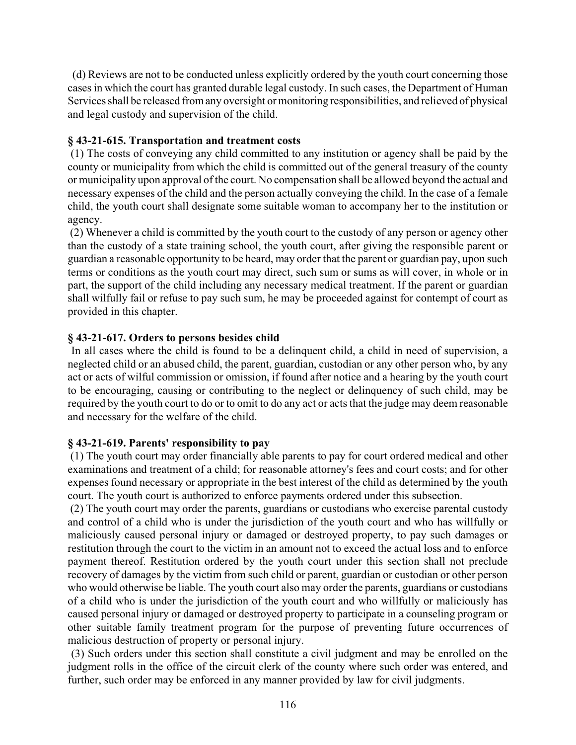(d) Reviews are not to be conducted unless explicitly ordered by the youth court concerning those cases in which the court has granted durable legal custody. In such cases, the Department of Human Services shall be released from any oversight or monitoring responsibilities, and relieved of physical and legal custody and supervision of the child.

### § 43-21-615. Transportation and treatment costs

(1) The costs of conveying any child committed to any institution or agency shall be paid by the county or municipality from which the child is committed out of the general treasury of the county or municipality upon approval of the court. No compensation shall be allowed beyond the actual and necessary expenses of the child and the person actually conveying the child. In the case of a female child, the youth court shall designate some suitable woman to accompany her to the institution or agency.

(2) Whenever a child is committed by the youth court to the custody of any person or agency other than the custody of a state training school, the youth court, after giving the responsible parent or guardian a reasonable opportunity to be heard, may order that the parent or guardian pay, upon such terms or conditions as the youth court may direct, such sum or sums as will cover, in whole or in part, the support of the child including any necessary medical treatment. If the parent or guardian shall wilfully fail or refuse to pay such sum, he may be proceeded against for contempt of court as provided in this chapter.

### § 43-21-617. Orders to persons besides child

In all cases where the child is found to be a delinquent child, a child in need of supervision, a neglected child or an abused child, the parent, guardian, custodian or any other person who, by any act or acts of wilful commission or omission, if found after notice and a hearing by the youth court to be encouraging, causing or contributing to the neglect or delinquency of such child, may be required by the youth court to do or to omit to do any act or acts that the judge may deem reasonable and necessary for the welfare of the child.

### § 43-21-619. Parents' responsibility to pay

(1) The youth court may order financially able parents to pay for court ordered medical and other examinations and treatment of a child; for reasonable attorney's fees and court costs; and for other expenses found necessary or appropriate in the best interest of the child as determined by the youth court. The youth court is authorized to enforce payments ordered under this subsection.

(2) The youth court may order the parents, guardians or custodians who exercise parental custody and control of a child who is under the jurisdiction of the youth court and who has willfully or maliciously caused personal injury or damaged or destroyed property, to pay such damages or restitution through the court to the victim in an amount not to exceed the actual loss and to enforce payment thereof. Restitution ordered by the youth court under this section shall not preclude recovery of damages by the victim from such child or parent, guardian or custodian or other person who would otherwise be liable. The youth court also may order the parents, guardians or custodians of a child who is under the jurisdiction of the youth court and who willfully or maliciously has caused personal injury or damaged or destroyed property to participate in a counseling program or other suitable family treatment program for the purpose of preventing future occurrences of malicious destruction of property or personal injury.

(3) Such orders under this section shall constitute a civil judgment and may be enrolled on the judgment rolls in the office of the circuit clerk of the county where such order was entered, and further, such order may be enforced in any manner provided by law for civil judgments.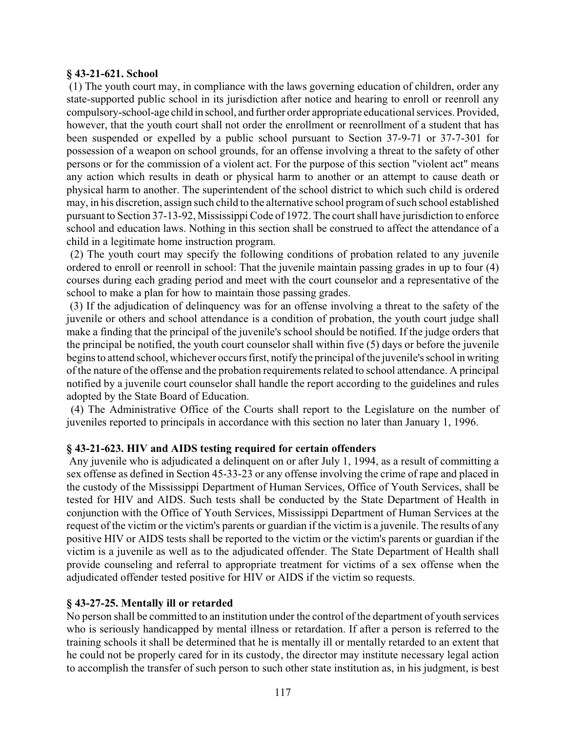### § 43-21-621. School

(1) The youth court may, in compliance with the laws governing education of children, order any state-supported public school in its jurisdiction after notice and hearing to enroll or reenroll any compulsory-school-age child in school, and further order appropriate educational services. Provided, however, that the youth court shall not order the enrollment or reenrollment of a student that has been suspended or expelled by a public school pursuant to Section 37-9-71 or 37-7-301 for possession of a weapon on school grounds, for an offense involving a threat to the safety of other persons or for the commission of a violent act. For the purpose of this section "violent act" means any action which results in death or physical harm to another or an attempt to cause death or physical harm to another. The superintendent of the school district to which such child is ordered may, in his discretion, assign such child to the alternative school program of such school established pursuant to Section 37-13-92, Mississippi Code of 1972. The court shall have jurisdiction to enforce school and education laws. Nothing in this section shall be construed to affect the attendance of a child in a legitimate home instruction program.

(2) The youth court may specify the following conditions of probation related to any juvenile ordered to enroll or reenroll in school: That the juvenile maintain passing grades in up to four (4) courses during each grading period and meet with the court counselor and a representative of the school to make a plan for how to maintain those passing grades.

(3) If the adjudication of delinquency was for an offense involving a threat to the safety of the juvenile or others and school attendance is a condition of probation, the youth court judge shall make a finding that the principal of the juvenile's school should be notified. If the judge orders that the principal be notified, the youth court counselor shall within five (5) days or before the juvenile begins to attend school, whichever occurs first, notify the principal of the juvenile's school in writing of the nature of the offense and the probation requirements related to school attendance. A principal notified by a juvenile court counselor shall handle the report according to the guidelines and rules adopted by the State Board of Education.

(4) The Administrative Office of the Courts shall report to the Legislature on the number of juveniles reported to principals in accordance with this section no later than January 1, 1996.

### § 43-21-623. HIV and AIDS testing required for certain offenders

Any juvenile who is adjudicated a delinquent on or after July 1, 1994, as a result of committing a sex offense as defined in Section 45-33-23 or any offense involving the crime of rape and placed in the custody of the Mississippi Department of Human Services, Office of Youth Services, shall be tested for HIV and AIDS. Such tests shall be conducted by the State Department of Health in conjunction with the Office of Youth Services, Mississippi Department of Human Services at the request of the victim or the victim's parents or guardian if the victim is a juvenile. The results of any positive HIV or AIDS tests shall be reported to the victim or the victim's parents or guardian if the victim is a juvenile as well as to the adjudicated offender. The State Department of Health shall provide counseling and referral to appropriate treatment for victims of a sex offense when the adjudicated offender tested positive for HIV or AIDS if the victim so requests.

### § 43-27-25. Mentally ill or retarded

No person shall be committed to an institution under the control of the department of youth services who is seriously handicapped by mental illness or retardation. If after a person is referred to the training schools it shall be determined that he is mentally ill or mentally retarded to an extent that he could not be properly cared for in its custody, the director may institute necessary legal action to accomplish the transfer of such person to such other state institution as, in his judgment, is best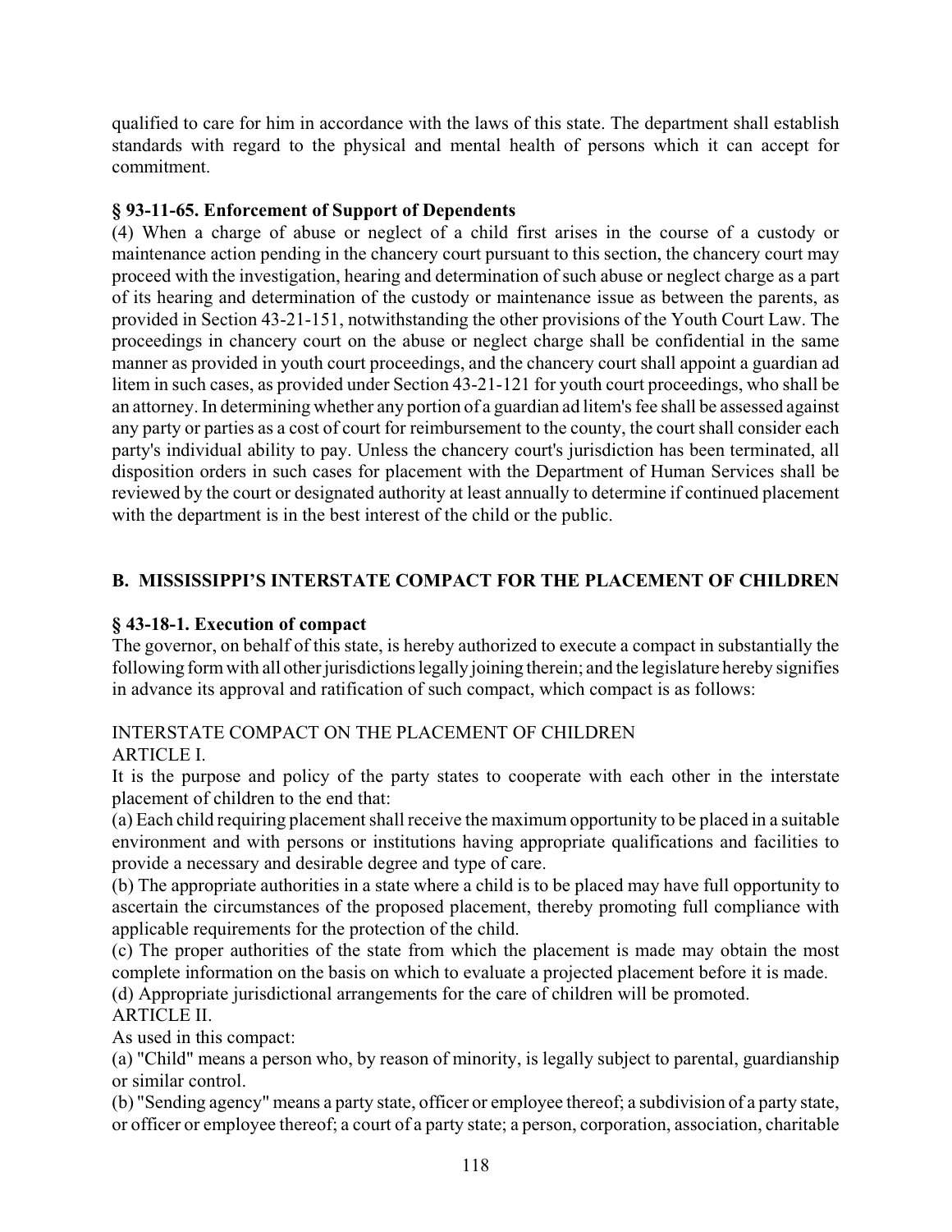qualified to care for him in accordance with the laws of this state. The department shall establish standards with regard to the physical and mental health of persons which it can accept for commitment.

**§ 93-11-65. Enforcement of Support of Dependents**

(4) When a charge of abuse or neglect of a child first arises in the course of a custody or maintenance action pending in the chancery court pursuant to this section, the chancery court may proceed with the investigation, hearing and determination of such abuse or neglect charge as a part of its hearing and determination of the custody or maintenance issue as between the parents, as provided in Section 43-21-151, notwithstanding the other provisions of the Youth Court Law. The proceedings in chancery court on the abuse or neglect charge shall be confidential in the same manner as provided in youth court proceedings, and the chancery court shall appoint a guardian ad litem in such cases, as provided under Section 43-21-121 for youth court proceedings, who shall be an attorney. In determining whether any portion of a guardian ad litem's fee shall be assessed against any party or parties as a cost of court for reimbursement to the county, the court shall consider each party's individual ability to pay. Unless the chancery court's jurisdiction has been terminated, all disposition orders in such cases for placement with the Department of Human Services shall be reviewed by the court or designated authority at least annually to determine if continued placement with the department is in the best interest of the child or the public.

## B. MISSISSIPPI'S INTERSTATE COMPACT FOR THE PLACEMENT OF CHILDREN

**§ 43-18-1. Execution of compact**

The governor, on behalf of this state, is hereby authorized to execute a compact in substantially the following form with all other jurisdictions legally joining therein; and the legislature hereby signifies in advance its approval and ratification of such compact, which compact is as follows:

INTERSTATE COMPACT ON THE PLACEMENT OF CHILDREN

ARTICLE I.

It is the purpose and policy of the party states to cooperate with each other in the interstate placement of children to the end that:

(a) Each child requiring placement shall receive the maximum opportunity to be placed in a suitable environment and with persons or institutions having appropriate qualifications and facilities to provide a necessary and desirable degree and type of care.

(b) The appropriate authorities in a state where a child is to be placed may have full opportunity to ascertain the circumstances of the proposed placement, thereby promoting full compliance with applicable requirements for the protection of the child.

(c) The proper authorities of the state from which the placement is made may obtain the most complete information on the basis on which to evaluate a projected placement before it is made.

(d) Appropriate jurisdictional arrangements for the care of children will be promoted.

ARTICLE II.

As used in this compact:

(a) "Child" means a person who, by reason of minority, is legally subject to parental, guardianship or similar control.

(b) "Sending agency" means a party state, officer or employee thereof; a subdivision of a party state, or officer or employee thereof; a court of a party state; a person, corporation, association, charitable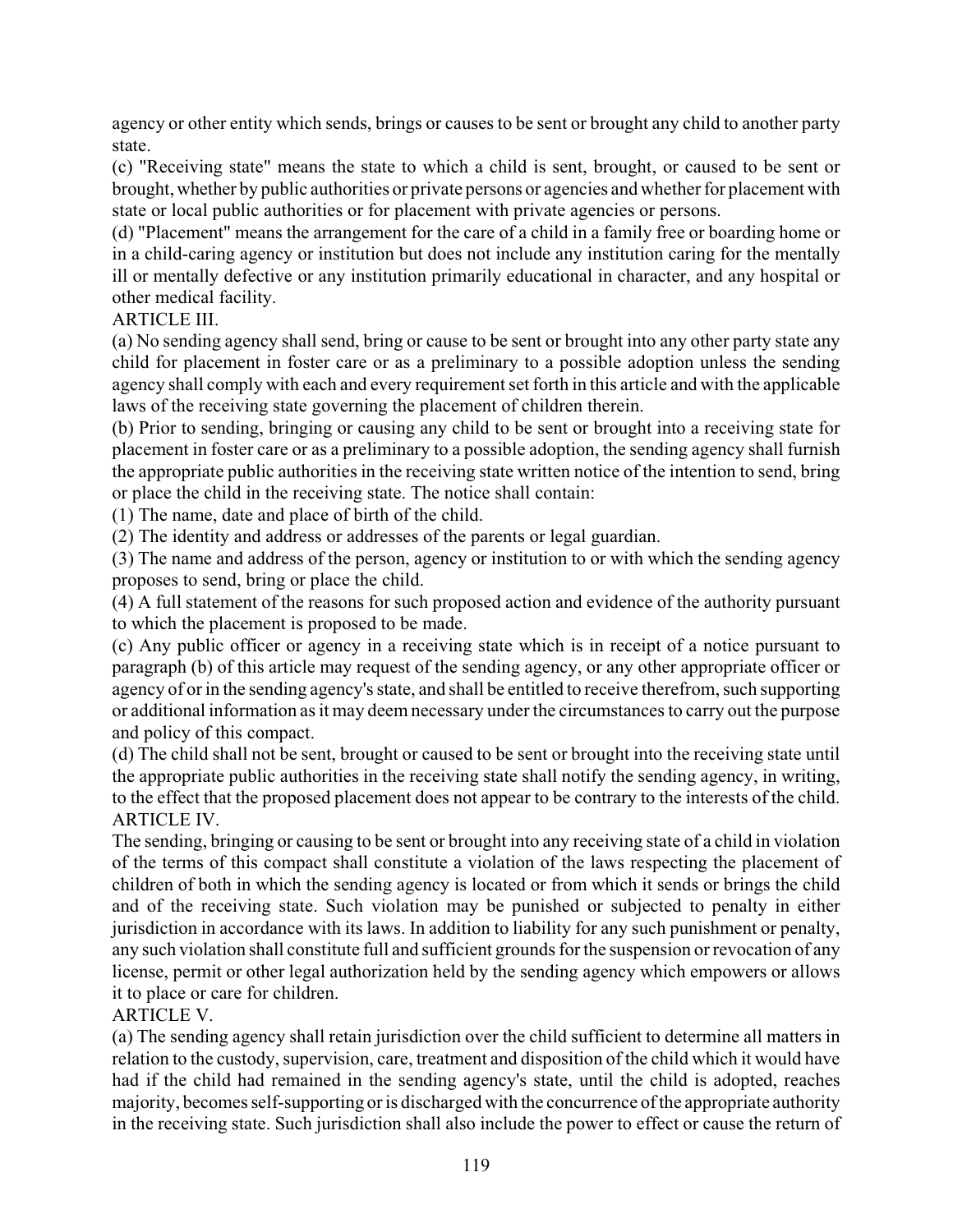agency or other entity which sends, brings or causes to be sent or brought any child to another party state.

(c) "Receiving state" means the state to which a child is sent, brought, or caused to be sent or brought, whether by public authorities or private persons or agencies and whether for placement with state or local public authorities or for placement with private agencies or persons.

(d) "Placement" means the arrangement for the care of a child in a family free or boarding home or in a child-caring agency or institution but does not include any institution caring for the mentally ill or mentally defective or any institution primarily educational in character, and any hospital or other medical facility.

ARTICLE III.

(a) No sending agency shall send, bring or cause to be sent or brought into any other party state any child for placement in foster care or as a preliminary to a possible adoption unless the sending agency shall comply with each and every requirement set forth in this article and with the applicable laws of the receiving state governing the placement of children therein.

(b) Prior to sending, bringing or causing any child to be sent or brought into a receiving state for placement in foster care or as a preliminary to a possible adoption, the sending agency shall furnish the appropriate public authorities in the receiving state written notice of the intention to send, bring or place the child in the receiving state. The notice shall contain:

(1) The name, date and place of birth of the child.

(2) The identity and address or addresses of the parents or legal guardian.

(3) The name and address of the person, agency or institution to or with which the sending agency proposes to send, bring or place the child.

(4) A full statement of the reasons for such proposed action and evidence of the authority pursuant to which the placement is proposed to be made.

(c) Any public officer or agency in a receiving state which is in receipt of a notice pursuant to paragraph (b) of this article may request of the sending agency, or any other appropriate officer or agency of or in the sending agency's state, and shall be entitled to receive therefrom, such supporting or additional information as it may deem necessary under the circumstances to carry out the purpose and policy of this compact.

(d) The child shall not be sent, brought or caused to be sent or brought into the receiving state until the appropriate public authorities in the receiving state shall notify the sending agency, in writing, to the effect that the proposed placement does not appear to be contrary to the interests of the child.

ARTICLE IV.

The sending, bringing or causing to be sent or brought into any receiving state of a child in violation of the terms of this compact shall constitute a violation of the laws respecting the placement of children of both in which the sending agency is located or from which it sends or brings the child and of the receiving state. Such violation may be punished or subjected to penalty in either jurisdiction in accordance with its laws. In addition to liability for any such punishment or penalty, any such violation shall constitute full and sufficient grounds for the suspension or revocation of any license, permit or other legal authorization held by the sending agency which empowers or allows it to place or care for children.

ARTICLE V.

(a) The sending agency shall retain jurisdiction over the child sufficient to determine all matters in relation to the custody, supervision, care, treatment and disposition of the child which it would have had if the child had remained in the sending agency's state, until the child is adopted, reaches majority, becomes self-supporting or is discharged with the concurrence of the appropriate authority in the receiving state. Such jurisdiction shall also include the power to effect or cause the return of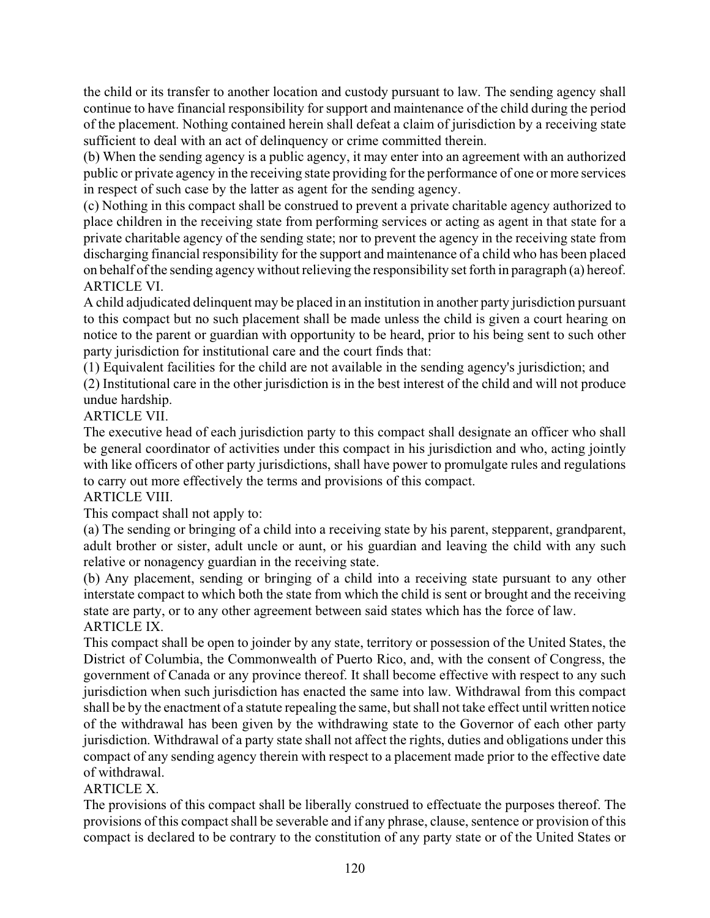the child or its transfer to another location and custody pursuant to law. The sending agency shall continue to have financial responsibility for support and maintenance of the child during the period of the placement. Nothing contained herein shall defeat a claim of jurisdiction by a receiving state sufficient to deal with an act of delinquency or crime committed therein.

(b) When the sending agency is a public agency, it may enter into an agreement with an authorized public or private agency in the receiving state providing for the performance of one or more services in respect of such case by the latter as agent for the sending agency.

(c) Nothing in this compact shall be construed to prevent a private charitable agency authorized to place children in the receiving state from performing services or acting as agent in that state for a private charitable agency of the sending state; nor to prevent the agency in the receiving state from discharging financial responsibility for the support and maintenance of a child who has been placed on behalf of the sending agency without relieving the responsibility set forth in paragraph (a) hereof.

ARTICLE VI.

A child adjudicated delinquent may be placed in an institution in another party jurisdiction pursuant to this compact but no such placement shall be made unless the child is given a court hearing on notice to the parent or guardian with opportunity to be heard, prior to his being sent to such other party jurisdiction for institutional care and the court finds that:

(1) Equivalent facilities for the child are not available in the sending agency's jurisdiction; and

(2) Institutional care in the other jurisdiction is in the best interest of the child and will not produce undue hardship.

ARTICLE VII.

The executive head of each jurisdiction party to this compact shall designate an officer who shall be general coordinator of activities under this compact in his jurisdiction and who, acting jointly with like officers of other party jurisdictions, shall have power to promulgate rules and regulations to carry out more effectively the terms and provisions of this compact.

ARTICLE VIII.

This compact shall not apply to:

(a) The sending or bringing of a child into a receiving state by his parent, stepparent, grandparent, adult brother or sister, adult uncle or aunt, or his guardian and leaving the child with any such relative or nonagency guardian in the receiving state.

(b) Any placement, sending or bringing of a child into a receiving state pursuant to any other interstate compact to which both the state from which the child is sent or brought and the receiving state are party, or to any other agreement between said states which has the force of law.

ARTICLE IX.

This compact shall be open to joinder by any state, territory or possession of the United States, the District of Columbia, the Commonwealth of Puerto Rico, and, with the consent of Congress, the government of Canada or any province thereof. It shall become effective with respect to any such jurisdiction when such jurisdiction has enacted the same into law. Withdrawal from this compact shall be by the enactment of a statute repealing the same, but shall not take effect until written notice of the withdrawal has been given by the withdrawing state to the Governor of each other party jurisdiction. Withdrawal of a party state shall not affect the rights, duties and obligations under this compact of any sending agency therein with respect to a placement made prior to the effective date of withdrawal.

ARTICLE X.

The provisions of this compact shall be liberally construed to effectuate the purposes thereof. The provisions of this compact shall be severable and if any phrase, clause, sentence or provision of this compact is declared to be contrary to the constitution of any party state or of the United States or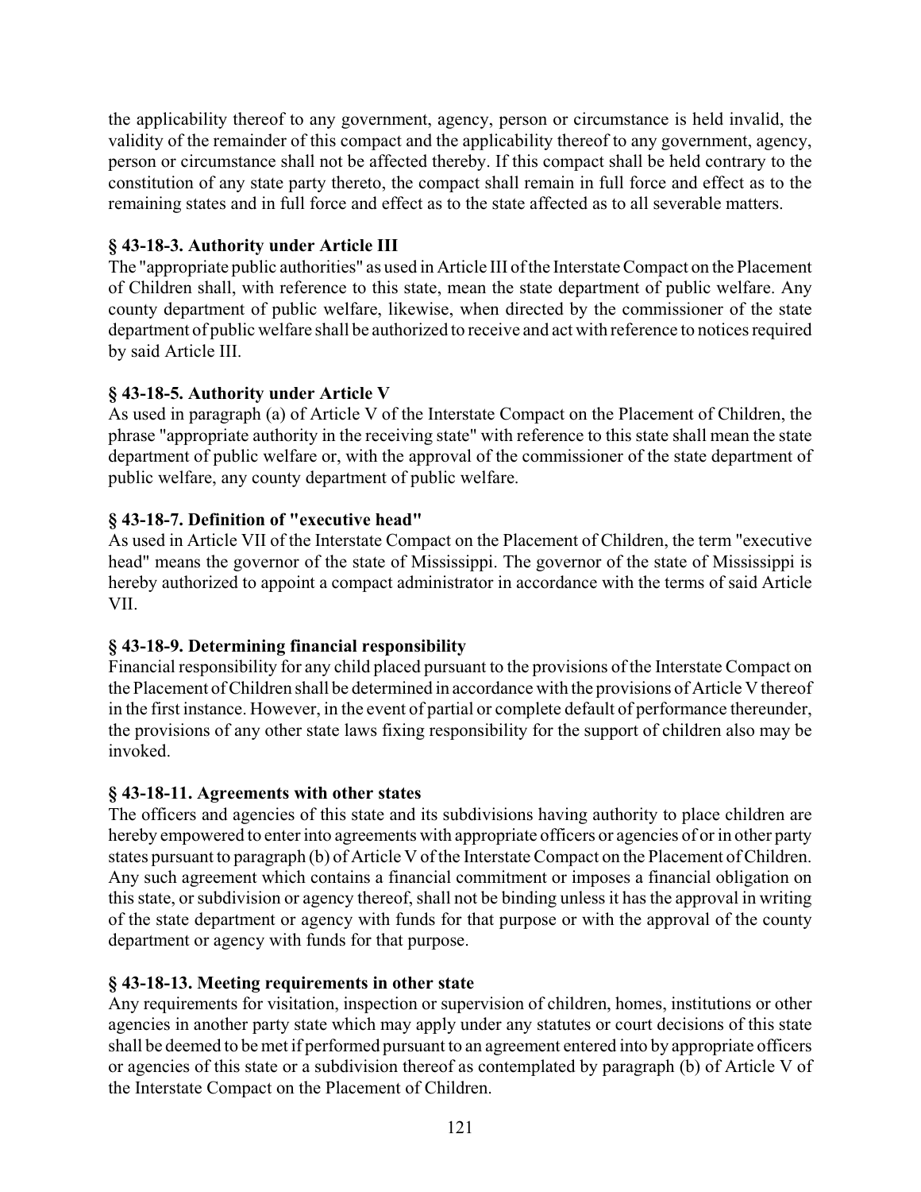the applicability thereof to any government, agency, person or circumstance is held invalid, the validity of the remainder of this compact and the applicability thereof to any government, agency, person or circumstance shall not be affected thereby. If this compact shall be held contrary to the constitution of any state party thereto, the compact shall remain in full force and effect as to the remaining states and in full force and effect as to the state affected as to all severable matters.

### § 43-18-3. Authority under Article III

The "appropriate public authorities" as used in Article III of the Interstate Compact on the Placement of Children shall, with reference to this state, mean the state department of public welfare. Any county department of public welfare, likewise, when directed by the commissioner of the state department of public welfare shall be authorized to receive and act with reference to notices required by said Article III.

### § 43-18-5. Authority under Article V

As used in paragraph (a) of Article V of the Interstate Compact on the Placement of Children, the phrase "appropriate authority in the receiving state" with reference to this state shall mean the state department of public welfare or, with the approval of the commissioner of the state department of public welfare, any county department of public welfare.

### § 43-18-7. Definition of "executive head"

As used in Article VII of the Interstate Compact on the Placement of Children, the term "executive head" means the governor of the state of Mississippi. The governor of the state of Mississippi is hereby authorized to appoint a compact administrator in accordance with the terms of said Article VII.

### § 43-18-9. Determining financial responsibility

Financial responsibility for any child placed pursuant to the provisions of the Interstate Compact on the Placement of Children shall be determined in accordance with the provisions of Article V thereof in the first instance. However, in the event of partial or complete default of performance thereunder, the provisions of any other state laws fixing responsibility for the support of children also may be invoked.

### § 43-18-11. Agreements with other states

The officers and agencies of this state and its subdivisions having authority to place children are hereby empowered to enter into agreements with appropriate officers or agencies of or in other party states pursuant to paragraph (b) of Article V of the Interstate Compact on the Placement of Children. Any such agreement which contains a financial commitment or imposes a financial obligation on this state, or subdivision or agency thereof, shall not be binding unless it has the approval in writing of the state department or agency with funds for that purpose or with the approval of the county department or agency with funds for that purpose.

### § 43-18-13. Meeting requirements in other state

Any requirements for visitation, inspection or supervision of children, homes, institutions or other agencies in another party state which may apply under any statutes or court decisions of this state shall be deemed to be met if performed pursuant to an agreement entered into by appropriate officers or agencies of this state or a subdivision thereof as contemplated by paragraph (b) of Article V of the Interstate Compact on the Placement of Children.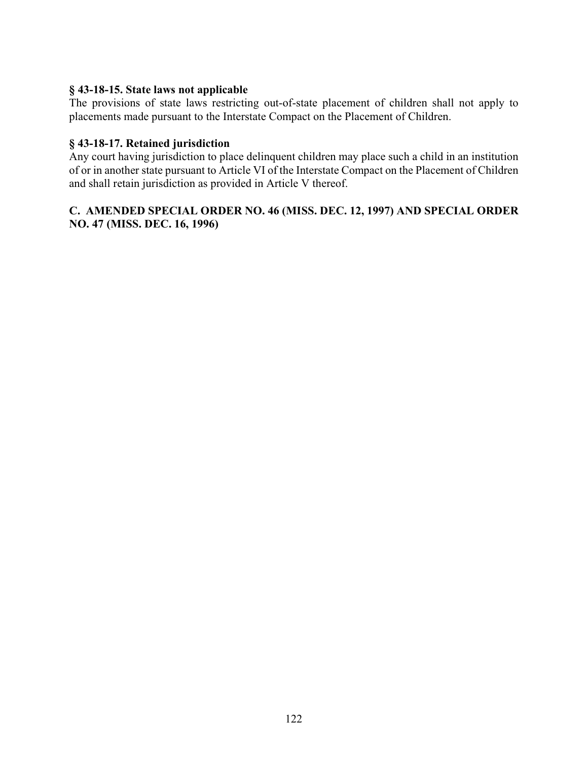**§ 43-18-15. State laws not applicable**

The provisions of state laws restricting out-of-state placement of children shall not apply to placements made pursuant to the Interstate Compact on the Placement of Children.

**§ 43-18-17. Retained jurisdiction**

Any court having jurisdiction to place delinquent children may place such a child in an institution of or in another state pursuant to Article VI of the Interstate Compact on the Placement of Children and shall retain jurisdiction as provided in Article V thereof.

## C. AMENDED SPECIAL ORDER NO. 46 (MISS. DEC. 12, 1997) AND SPECIAL ORDER NO. 47 (MISS. DEC. 16, 1996)